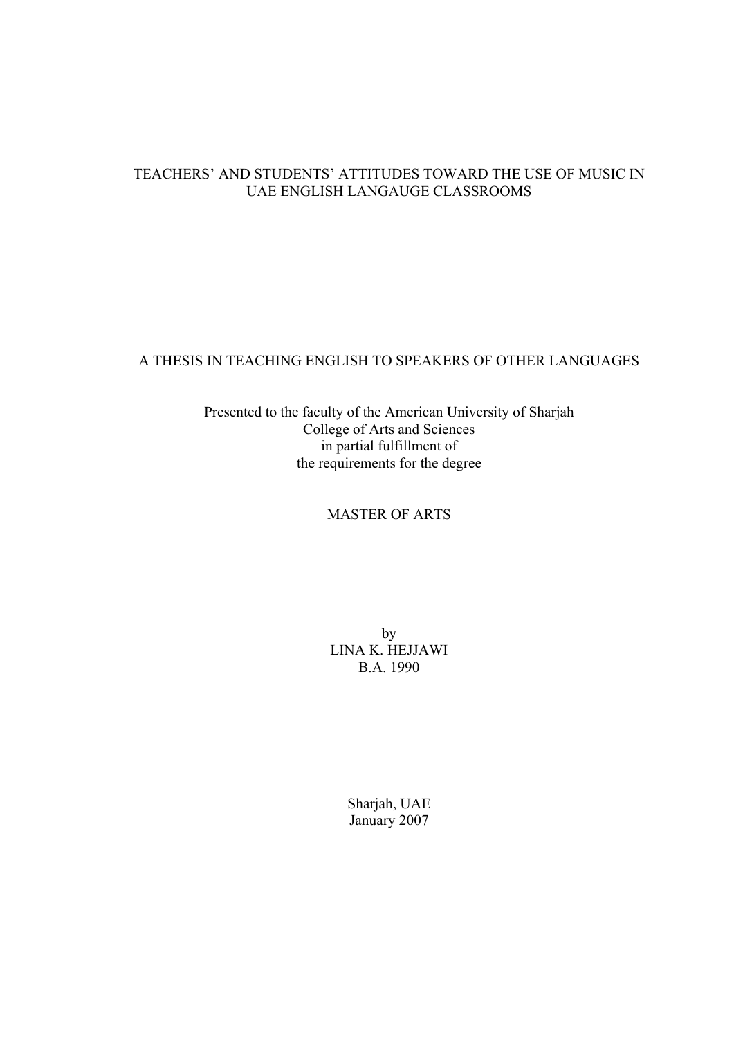# TEACHERS' AND STUDENTS' ATTITUDES TOWARD THE USE OF MUSIC IN UAE ENGLISH LANGAUGE CLASSROOMS

A THESIS IN TEACHING ENGLISH TO SPEAKERS OF OTHER LANGUAGES

Presented to the faculty of the American University of Sharjah
College of Arts and Sciences
in partial fulfillment of
the requirements for the degree

MASTER OF ARTS

by
LINA K. HEJJAWI
B.A. 1990

Sharjah, UAE
January 2007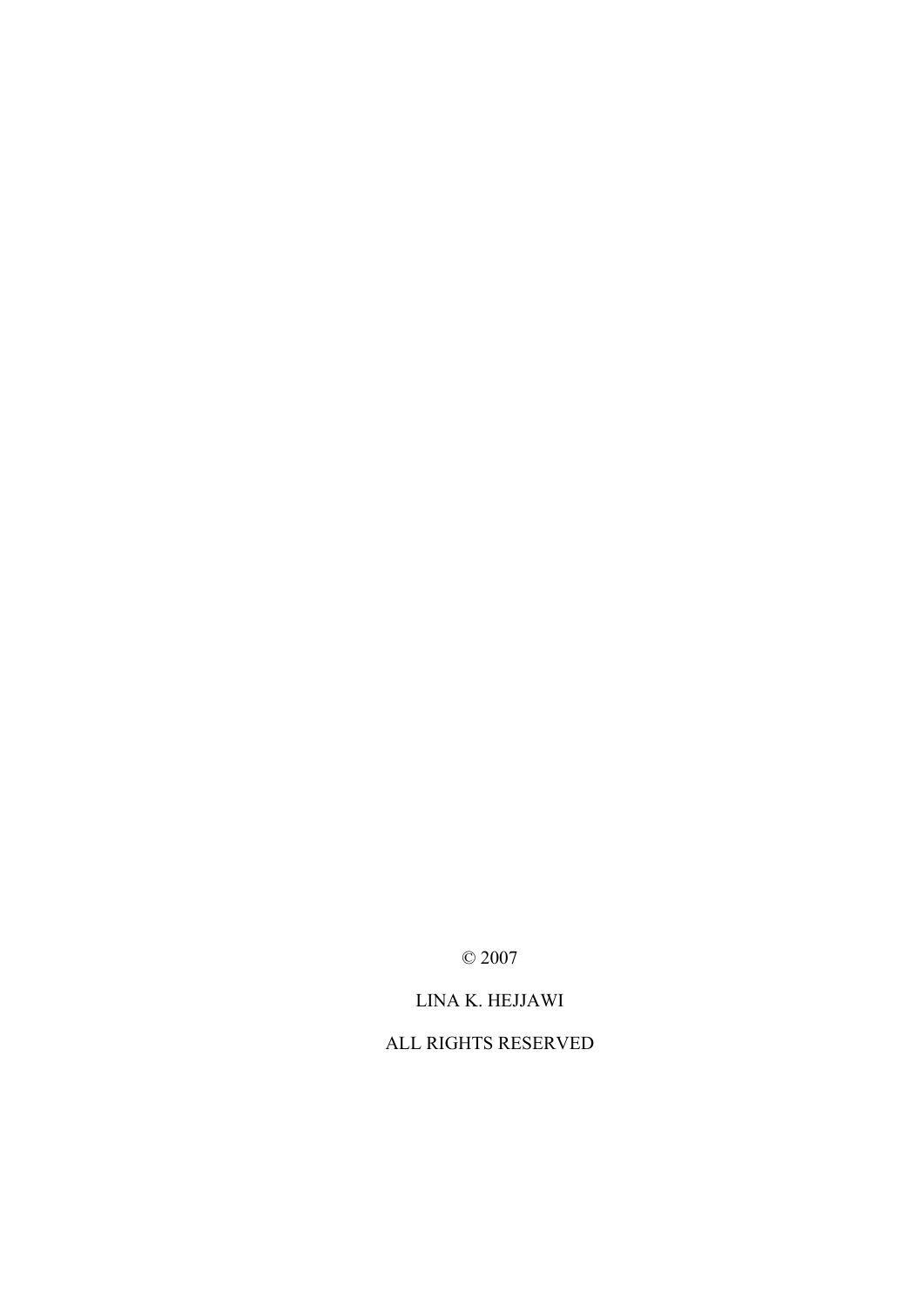© 2007

LINA K. HEJJAWI

ALL RIGHTS RESERVED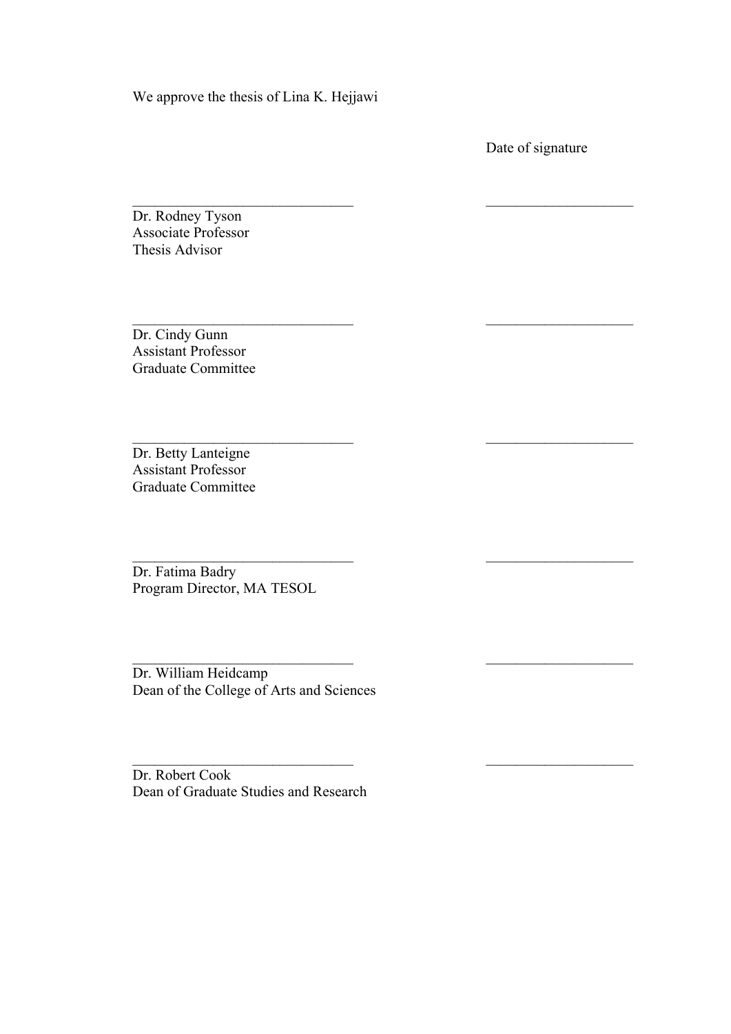We approve the thesis of Lina K. Hejjawi

Date of signature

_____________________________ ___________________

Dr. Rodney Tyson
Associate Professor
Thesis Advisor

_____________________________ ___________________

Dr. Cindy Gunn
Assistant Professor
Graduate Committee

_____________________________ ___________________

Dr. Betty Lanteigne
Assistant Professor
Graduate Committee

_____________________________ ___________________

Dr. Fatima Badry
Program Director, MA TESOL

_____________________________ ___________________

Dr. William Heidcamp
Dean of the College of Arts and Sciences

_____________________________ ___________________

Dr. Robert Cook
Dean of Graduate Studies and Research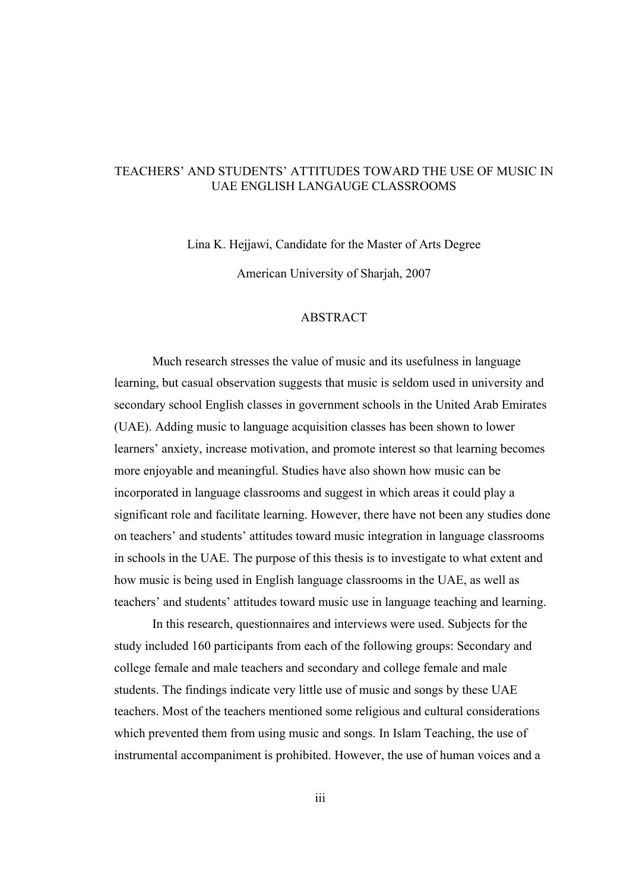TEACHERS' AND STUDENTS' ATTITUDES TOWARD THE USE OF MUSIC IN UAE ENGLISH LANGAUGE CLASSROOMS

Lina K. Hejjawi, Candidate for the Master of Arts Degree

American University of Sharjah, 2007

ABSTRACT

Much research stresses the value of music and its usefulness in language learning, but casual observation suggests that music is seldom used in university and secondary school English classes in government schools in the United Arab Emirates (UAE). Adding music to language acquisition classes has been shown to lower learners' anxiety, increase motivation, and promote interest so that learning becomes more enjoyable and meaningful. Studies have also shown how music can be incorporated in language classrooms and suggest in which areas it could play a significant role and facilitate learning. However, there have not been any studies done on teachers' and students' attitudes toward music integration in language classrooms in schools in the UAE. The purpose of this thesis is to investigate to what extent and how music is being used in English language classrooms in the UAE, as well as teachers' and students' attitudes toward music use in language teaching and learning.

In this research, questionnaires and interviews were used. Subjects for the study included 160 participants from each of the following groups: Secondary and college female and male teachers and secondary and college female and male students. The findings indicate very little use of music and songs by these UAE teachers. Most of the teachers mentioned some religious and cultural considerations which prevented them from using music and songs. In Islam Teaching, the use of instrumental accompaniment is prohibited. However, the use of human voices and a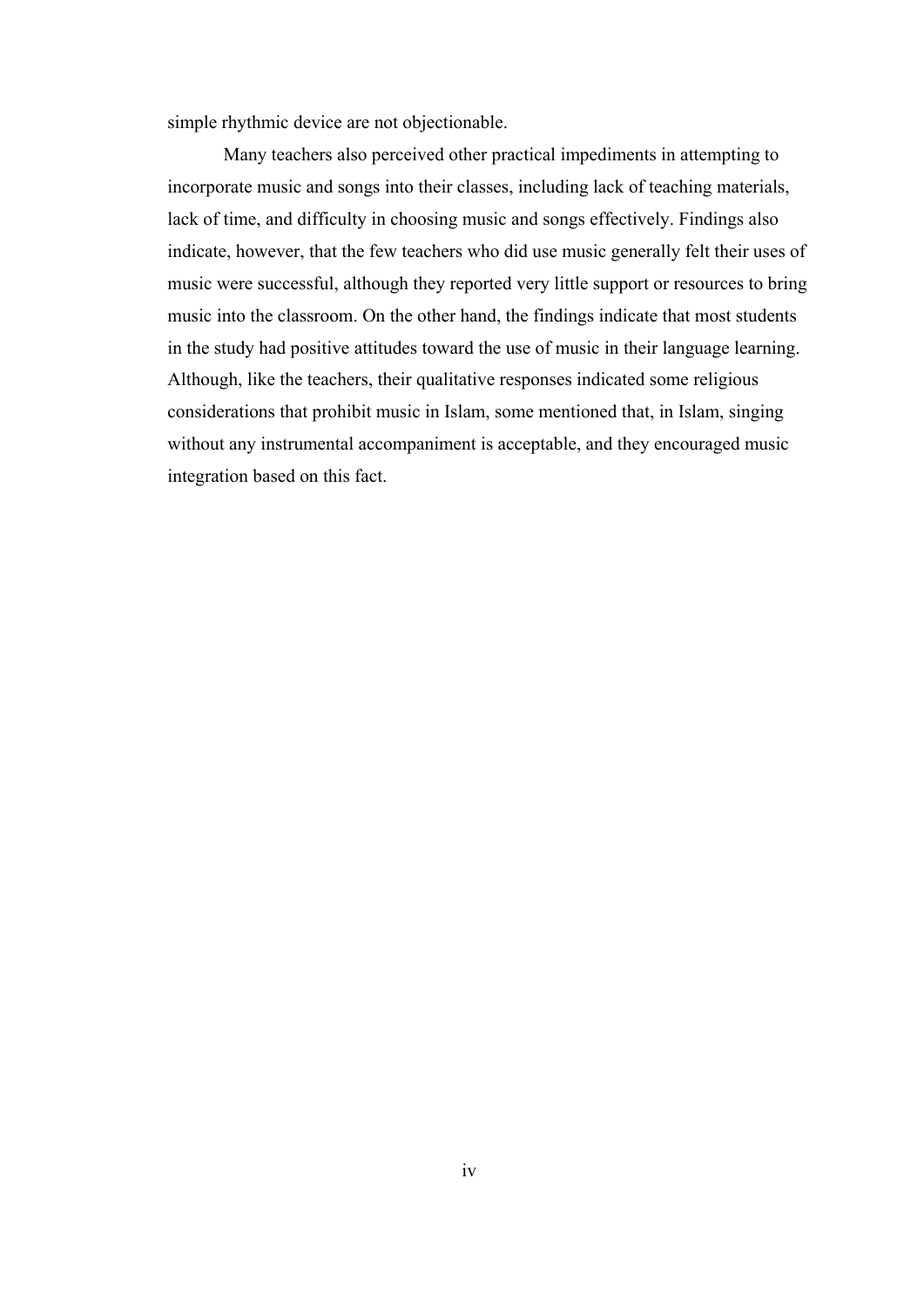simple rhythmic device are not objectionable.

Many teachers also perceived other practical impediments in attempting to incorporate music and songs into their classes, including lack of teaching materials, lack of time, and difficulty in choosing music and songs effectively. Findings also indicate, however, that the few teachers who did use music generally felt their uses of music were successful, although they reported very little support or resources to bring music into the classroom. On the other hand, the findings indicate that most students in the study had positive attitudes toward the use of music in their language learning. Although, like the teachers, their qualitative responses indicated some religious considerations that prohibit music in Islam, some mentioned that, in Islam, singing without any instrumental accompaniment is acceptable, and they encouraged music integration based on this fact.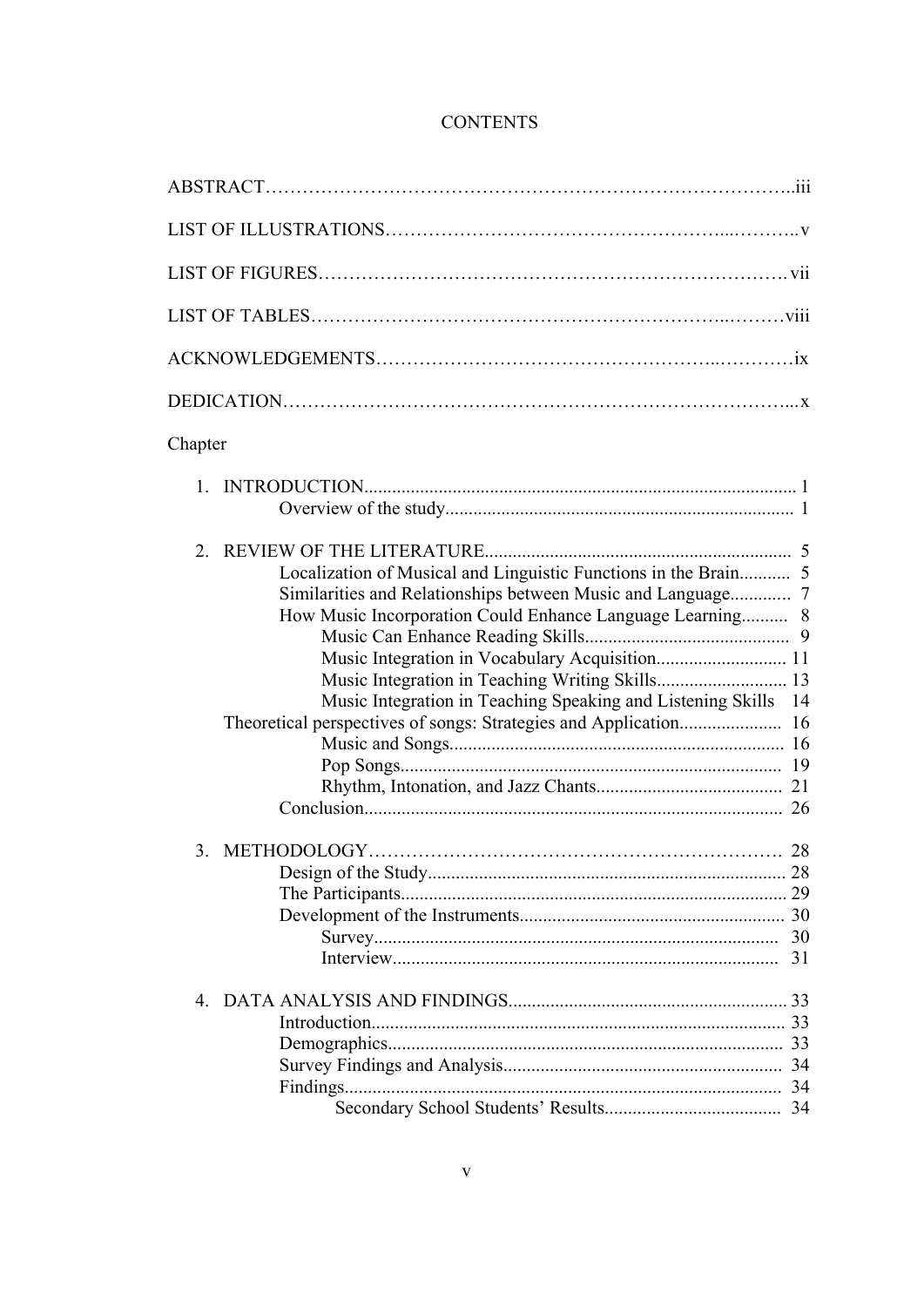# CONTENTS

ABSTRACT……………………………………………………………………………..iii

LIST OF ILLUSTRATIONS……………………………………………...………..v

LIST OF FIGURES………………………………………………………………. vii

LIST OF TABLES…………………………………………………………..………viii

ACKNOWLEDGEMENTS……………………………………………..…………ix

DEDICATION…………………………………………………………………....x

Chapter

1. INTRODUCTION........................................................................................ 1
   - Overview of the study.......................................................................... 1

2. REVIEW OF THE LITERATURE................................................................. 5
   - Localization of Musical and Linguistic Functions in the Brain........... 5
   - Similarities and Relationships between Music and Language............. 7
   - How Music Incorporation Could Enhance Language Learning.......... 8
     - Music Can Enhance Reading Skills............................................ 9
     - Music Integration in Vocabulary Acquisition............................ 11
     - Music Integration in Teaching Writing Skills............................ 13
     - Music Integration in Teaching Speaking and Listening Skills 14
   - Theoretical perspectives of songs: Strategies and Application...................... 16
     - Music and Songs........................................................................ 16
     - Pop Songs.................................................................................. 19
     - Rhythm, Intonation, and Jazz Chants........................................ 21
   - Conclusion........................................................................................ 26

3. METHODOLOGY…………………………………………………………. 28
   - Design of the Study............................................................................ 28
   - The Participants.................................................................................. 29
   - Development of the Instruments........................................................ 30
     - Survey....................................................................................... 30
     - Interview................................................................................... 31

4. DATA ANALYSIS AND FINDINGS............................................................ 33
   - Introduction........................................................................................ 33
   - Demographics.................................................................................... 33
   - Survey Findings and Analysis............................................................ 34
   - Findings............................................................................................. 34
     - Secondary School Students' Results...................................... 34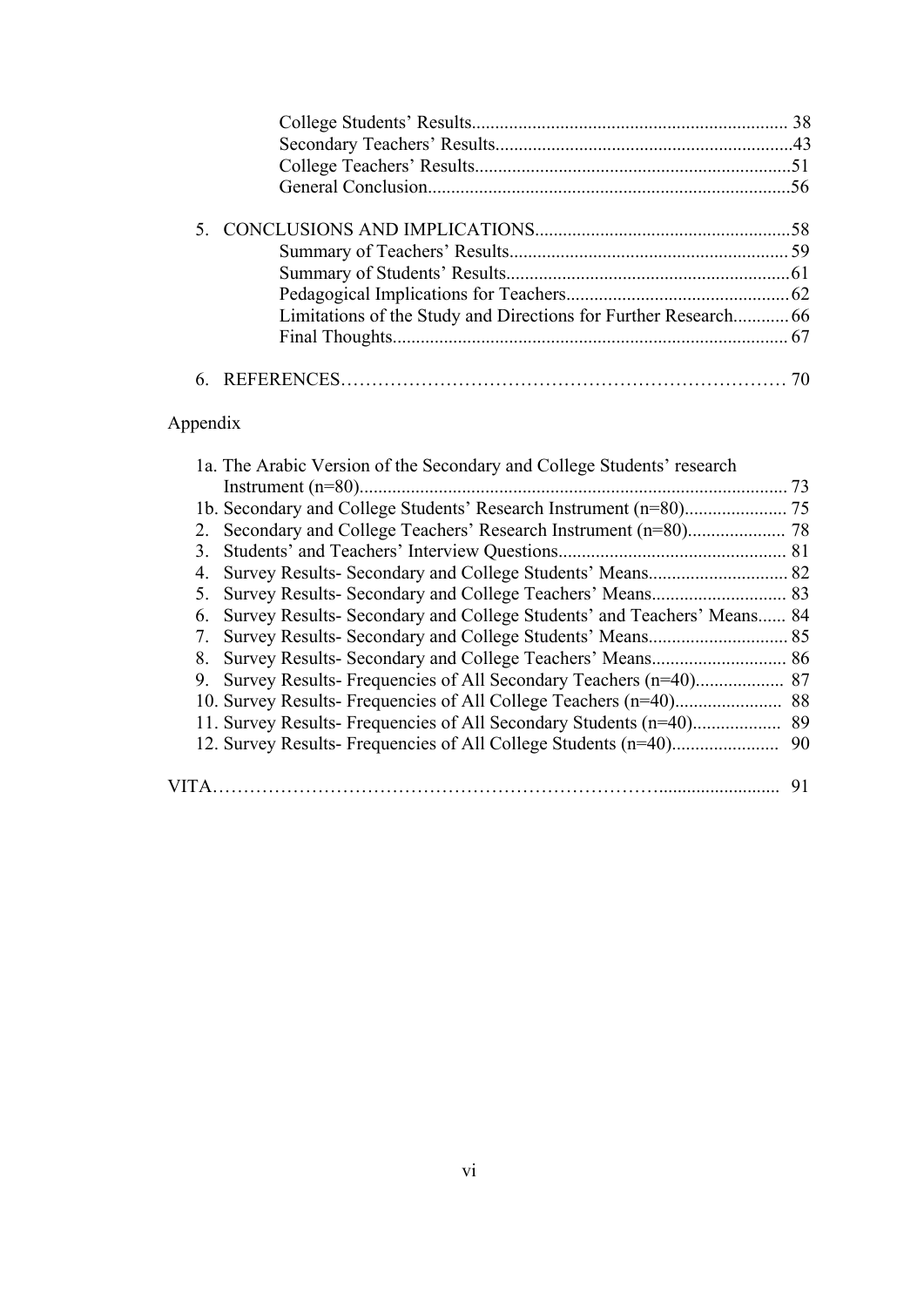College Students' Results................................................................... 38
Secondary Teachers' Results...............................................................43
College Teachers' Results...................................................................51
General Conclusion.............................................................................56

5. CONCLUSIONS AND IMPLICATIONS.......................................................58
   - Summary of Teachers' Results........................................................... 59
   - Summary of Students' Results............................................................61
   - Pedagogical Implications for Teachers............................................... 62
   - Limitations of the Study and Directions for Further Research............ 66
   - Final Thoughts.................................................................................... 67

6. REFERENCES……………………………………………………………… 70

Appendix

1a. The Arabic Version of the Secondary and College Students' research Instrument (n=80)........................................................................................... 73
1b. Secondary and College Students' Research Instrument (n=80)...................... 75
2. Secondary and College Teachers' Research Instrument (n=80)..................... 78
3. Students' and Teachers' Interview Questions................................................ 81
4. Survey Results- Secondary and College Students' Means............................. 82
5. Survey Results- Secondary and College Teachers' Means............................ 83
6. Survey Results- Secondary and College Students' and Teachers' Means...... 84
7. Survey Results- Secondary and College Students' Means............................. 85
8. Survey Results- Secondary and College Teachers' Means............................ 86
9. Survey Results- Frequencies of All Secondary Teachers (n=40)................... 87
10. Survey Results- Frequencies of All College Teachers (n=40)....................... 88
11. Survey Results- Frequencies of All Secondary Students (n=40)................... 89
12. Survey Results- Frequencies of All College Students (n=40)....................... 90

VITA………………………………………………………………......................... 91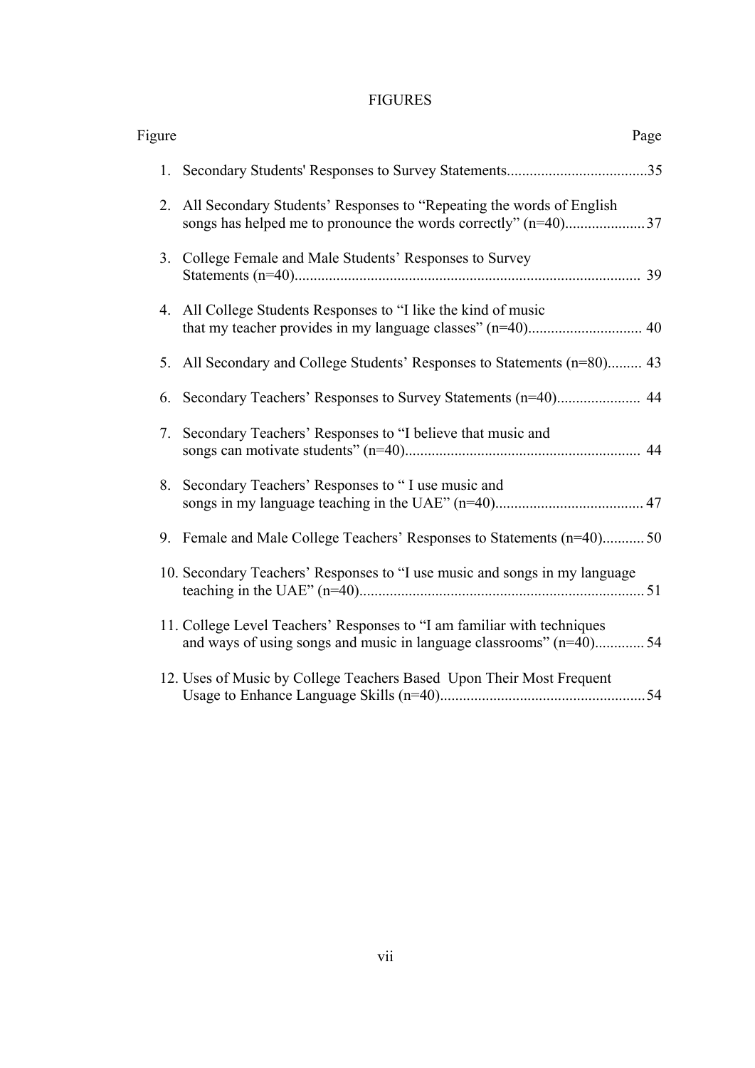# FIGURES

| Figure | Page |
|---|---|
| 1. Secondary Students' Responses to Survey Statements | 35 |
| 2. All Secondary Students' Responses to "Repeating the words of English songs has helped me to pronounce the words correctly" (n=40) | 37 |
| 3. College Female and Male Students' Responses to Survey Statements (n=40) | 39 |
| 4. All College Students Responses to "I like the kind of music that my teacher provides in my language classes" (n=40) | 40 |
| 5. All Secondary and College Students' Responses to Statements (n=80) | 43 |
| 6. Secondary Teachers' Responses to Survey Statements (n=40) | 44 |
| 7. Secondary Teachers' Responses to "I believe that music and songs can motivate students" (n=40) | 44 |
| 8. Secondary Teachers' Responses to " I use music and songs in my language teaching in the UAE" (n=40) | 47 |
| 9. Female and Male College Teachers' Responses to Statements (n=40) | 50 |
| 10. Secondary Teachers' Responses to "I use music and songs in my language teaching in the UAE" (n=40) | 51 |
| 11. College Level Teachers' Responses to "I am familiar with techniques and ways of using songs and music in language classrooms" (n=40) | 54 |
| 12. Uses of Music by College Teachers Based Upon Their Most Frequent Usage to Enhance Language Skills (n=40) | 54 |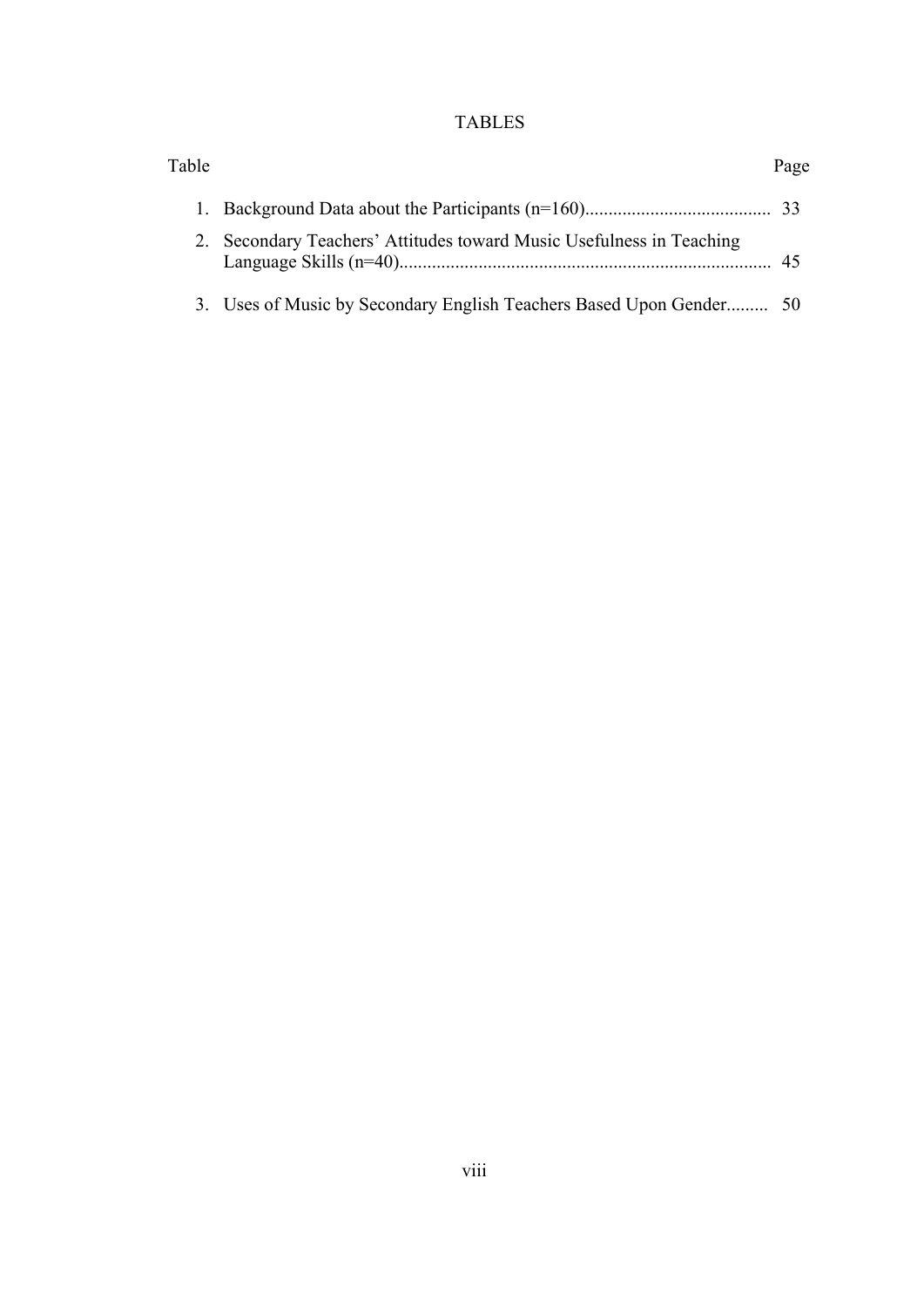# TABLES

| Table | | Page |
|---|---|---|
| 1. | Background Data about the Participants (n=160) | 33 |
| 2. | Secondary Teachers' Attitudes toward Music Usefulness in Teaching Language Skills (n=40) | 45 |
| 3. | Uses of Music by Secondary English Teachers Based Upon Gender | 50 |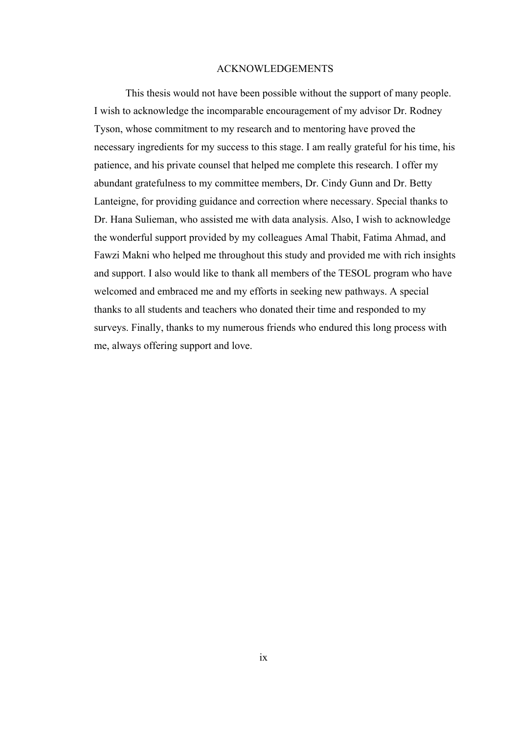# ACKNOWLEDGEMENTS

This thesis would not have been possible without the support of many people. I wish to acknowledge the incomparable encouragement of my advisor Dr. Rodney Tyson, whose commitment to my research and to mentoring have proved the necessary ingredients for my success to this stage. I am really grateful for his time, his patience, and his private counsel that helped me complete this research. I offer my abundant gratefulness to my committee members, Dr. Cindy Gunn and Dr. Betty Lanteigne, for providing guidance and correction where necessary. Special thanks to Dr. Hana Sulieman, who assisted me with data analysis. Also, I wish to acknowledge the wonderful support provided by my colleagues Amal Thabit, Fatima Ahmad, and Fawzi Makni who helped me throughout this study and provided me with rich insights and support. I also would like to thank all members of the TESOL program who have welcomed and embraced me and my efforts in seeking new pathways. A special thanks to all students and teachers who donated their time and responded to my surveys. Finally, thanks to my numerous friends who endured this long process with me, always offering support and love.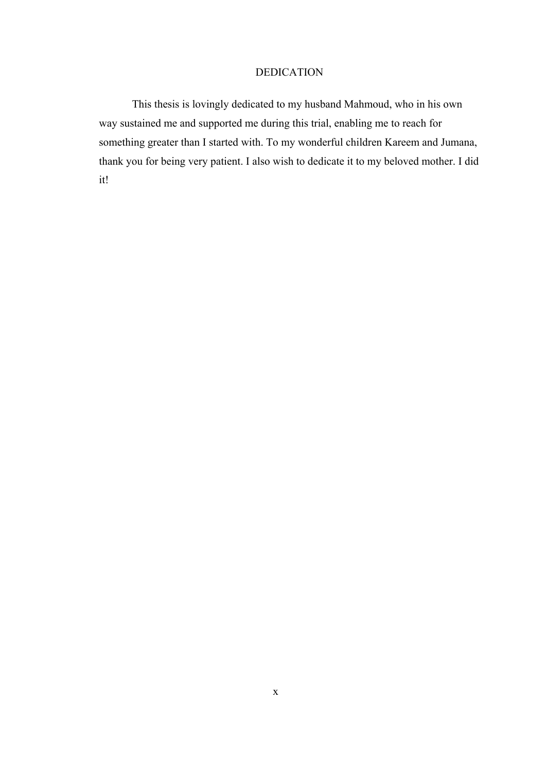# DEDICATION

This thesis is lovingly dedicated to my husband Mahmoud, who in his own way sustained me and supported me during this trial, enabling me to reach for something greater than I started with. To my wonderful children Kareem and Jumana, thank you for being very patient. I also wish to dedicate it to my beloved mother. I did it!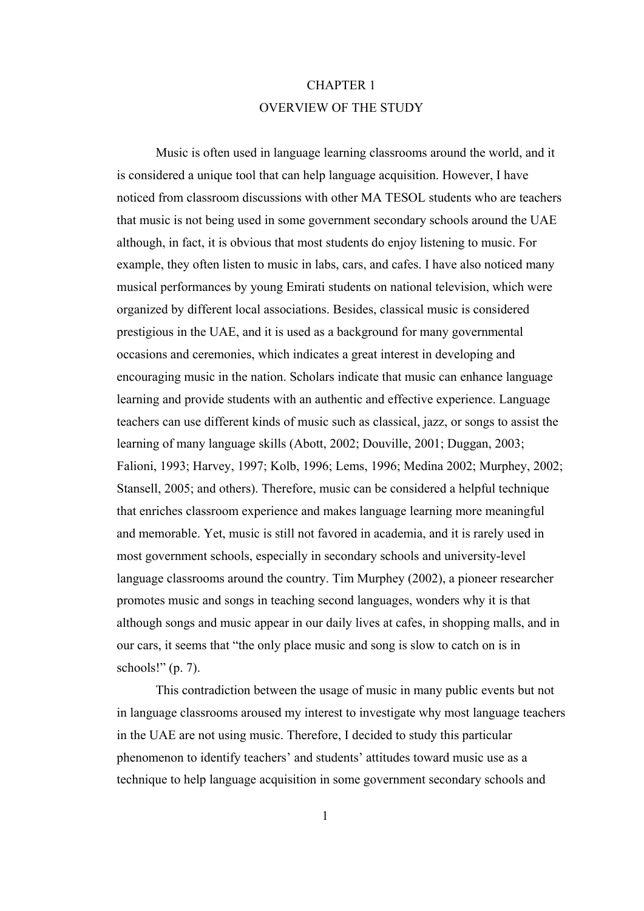# CHAPTER 1
## OVERVIEW OF THE STUDY

Music is often used in language learning classrooms around the world, and it is considered a unique tool that can help language acquisition. However, I have noticed from classroom discussions with other MA TESOL students who are teachers that music is not being used in some government secondary schools around the UAE although, in fact, it is obvious that most students do enjoy listening to music. For example, they often listen to music in labs, cars, and cafes. I have also noticed many musical performances by young Emirati students on national television, which were organized by different local associations. Besides, classical music is considered prestigious in the UAE, and it is used as a background for many governmental occasions and ceremonies, which indicates a great interest in developing and encouraging music in the nation. Scholars indicate that music can enhance language learning and provide students with an authentic and effective experience. Language teachers can use different kinds of music such as classical, jazz, or songs to assist the learning of many language skills (Abott, 2002; Douville, 2001; Duggan, 2003; Falioni, 1993; Harvey, 1997; Kolb, 1996; Lems, 1996; Medina 2002; Murphey, 2002; Stansell, 2005; and others). Therefore, music can be considered a helpful technique that enriches classroom experience and makes language learning more meaningful and memorable. Yet, music is still not favored in academia, and it is rarely used in most government schools, especially in secondary schools and university-level language classrooms around the country. Tim Murphey (2002), a pioneer researcher promotes music and songs in teaching second languages, wonders why it is that although songs and music appear in our daily lives at cafes, in shopping malls, and in our cars, it seems that "the only place music and song is slow to catch on is in schools!" (p. 7).

This contradiction between the usage of music in many public events but not in language classrooms aroused my interest to investigate why most language teachers in the UAE are not using music. Therefore, I decided to study this particular phenomenon to identify teachers' and students' attitudes toward music use as a technique to help language acquisition in some government secondary schools and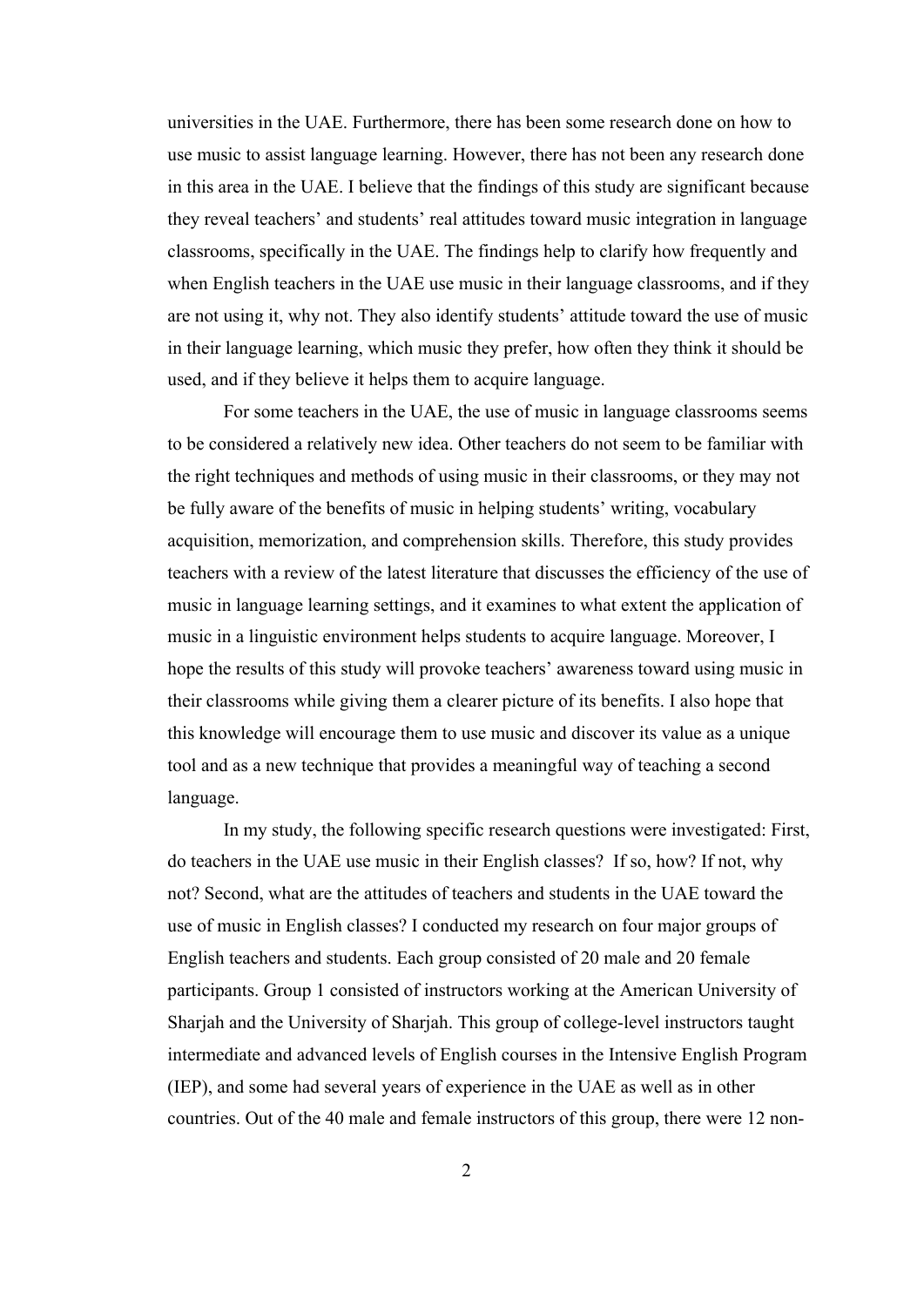universities in the UAE. Furthermore, there has been some research done on how to use music to assist language learning. However, there has not been any research done in this area in the UAE. I believe that the findings of this study are significant because they reveal teachers' and students' real attitudes toward music integration in language classrooms, specifically in the UAE. The findings help to clarify how frequently and when English teachers in the UAE use music in their language classrooms, and if they are not using it, why not. They also identify students' attitude toward the use of music in their language learning, which music they prefer, how often they think it should be used, and if they believe it helps them to acquire language.

For some teachers in the UAE, the use of music in language classrooms seems to be considered a relatively new idea. Other teachers do not seem to be familiar with the right techniques and methods of using music in their classrooms, or they may not be fully aware of the benefits of music in helping students' writing, vocabulary acquisition, memorization, and comprehension skills. Therefore, this study provides teachers with a review of the latest literature that discusses the efficiency of the use of music in language learning settings, and it examines to what extent the application of music in a linguistic environment helps students to acquire language. Moreover, I hope the results of this study will provoke teachers' awareness toward using music in their classrooms while giving them a clearer picture of its benefits. I also hope that this knowledge will encourage them to use music and discover its value as a unique tool and as a new technique that provides a meaningful way of teaching a second language.

In my study, the following specific research questions were investigated: First, do teachers in the UAE use music in their English classes? If so, how? If not, why not? Second, what are the attitudes of teachers and students in the UAE toward the use of music in English classes? I conducted my research on four major groups of English teachers and students. Each group consisted of 20 male and 20 female participants. Group 1 consisted of instructors working at the American University of Sharjah and the University of Sharjah. This group of college-level instructors taught intermediate and advanced levels of English courses in the Intensive English Program (IEP), and some had several years of experience in the UAE as well as in other countries. Out of the 40 male and female instructors of this group, there were 12 non-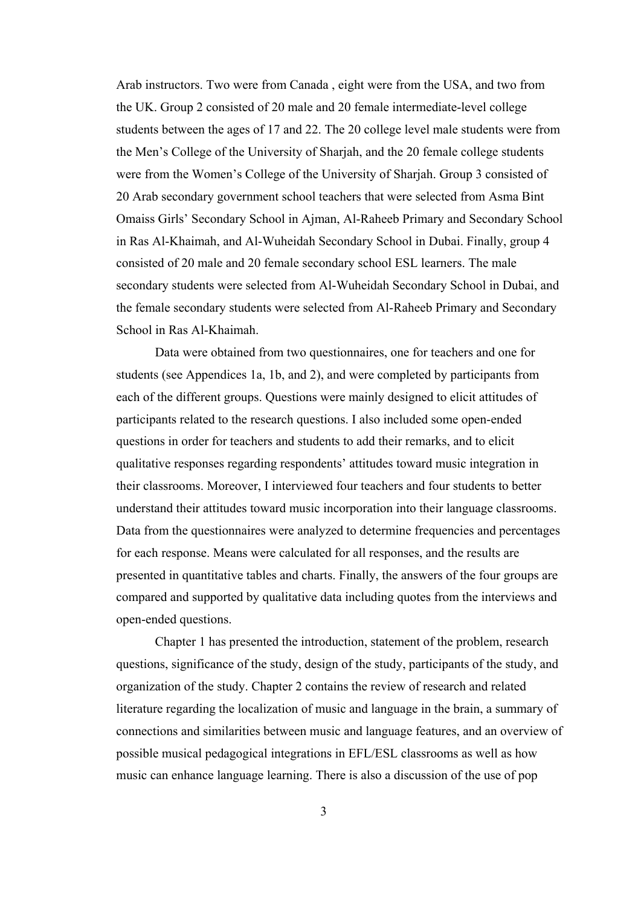Arab instructors. Two were from Canada , eight were from the USA, and two from the UK. Group 2 consisted of 20 male and 20 female intermediate-level college students between the ages of 17 and 22. The 20 college level male students were from the Men's College of the University of Sharjah, and the 20 female college students were from the Women's College of the University of Sharjah. Group 3 consisted of 20 Arab secondary government school teachers that were selected from Asma Bint Omaiss Girls' Secondary School in Ajman, Al-Raheeb Primary and Secondary School in Ras Al-Khaimah, and Al-Wuheidah Secondary School in Dubai. Finally, group 4 consisted of 20 male and 20 female secondary school ESL learners. The male secondary students were selected from Al-Wuheidah Secondary School in Dubai, and the female secondary students were selected from Al-Raheeb Primary and Secondary School in Ras Al-Khaimah.

Data were obtained from two questionnaires, one for teachers and one for students (see Appendices 1a, 1b, and 2), and were completed by participants from each of the different groups. Questions were mainly designed to elicit attitudes of participants related to the research questions. I also included some open-ended questions in order for teachers and students to add their remarks, and to elicit qualitative responses regarding respondents' attitudes toward music integration in their classrooms. Moreover, I interviewed four teachers and four students to better understand their attitudes toward music incorporation into their language classrooms. Data from the questionnaires were analyzed to determine frequencies and percentages for each response. Means were calculated for all responses, and the results are presented in quantitative tables and charts. Finally, the answers of the four groups are compared and supported by qualitative data including quotes from the interviews and open-ended questions.

Chapter 1 has presented the introduction, statement of the problem, research questions, significance of the study, design of the study, participants of the study, and organization of the study. Chapter 2 contains the review of research and related literature regarding the localization of music and language in the brain, a summary of connections and similarities between music and language features, and an overview of possible musical pedagogical integrations in EFL/ESL classrooms as well as how music can enhance language learning. There is also a discussion of the use of pop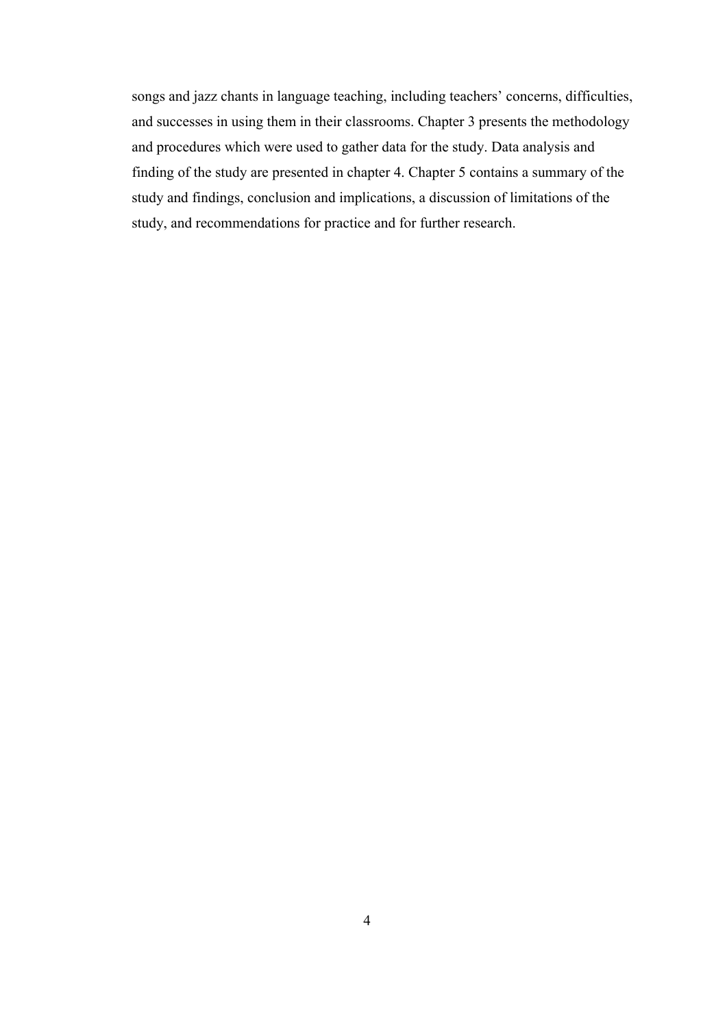songs and jazz chants in language teaching, including teachers' concerns, difficulties, and successes in using them in their classrooms. Chapter 3 presents the methodology and procedures which were used to gather data for the study. Data analysis and finding of the study are presented in chapter 4. Chapter 5 contains a summary of the study and findings, conclusion and implications, a discussion of limitations of the study, and recommendations for practice and for further research.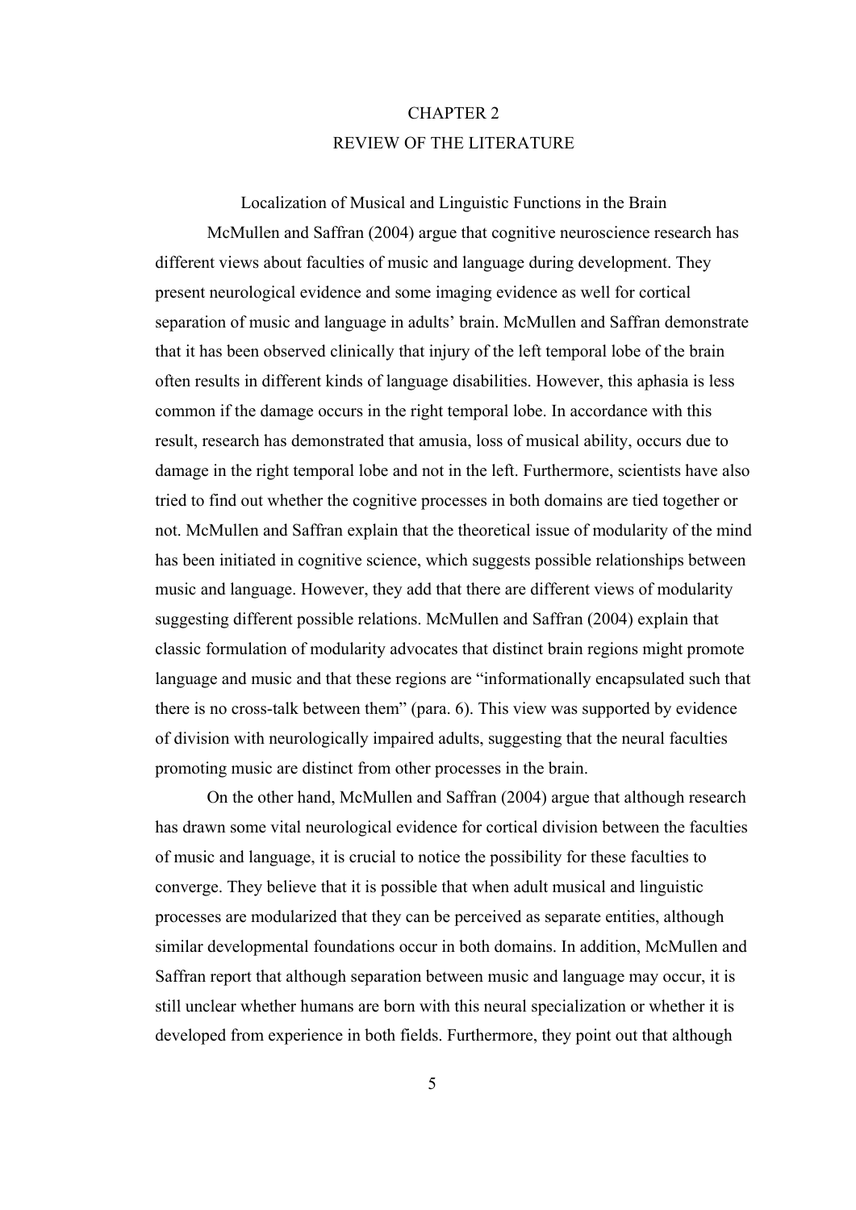# CHAPTER 2

# REVIEW OF THE LITERATURE

## Localization of Musical and Linguistic Functions in the Brain

McMullen and Saffran (2004) argue that cognitive neuroscience research has different views about faculties of music and language during development. They present neurological evidence and some imaging evidence as well for cortical separation of music and language in adults' brain. McMullen and Saffran demonstrate that it has been observed clinically that injury of the left temporal lobe of the brain often results in different kinds of language disabilities. However, this aphasia is less common if the damage occurs in the right temporal lobe. In accordance with this result, research has demonstrated that amusia, loss of musical ability, occurs due to damage in the right temporal lobe and not in the left. Furthermore, scientists have also tried to find out whether the cognitive processes in both domains are tied together or not. McMullen and Saffran explain that the theoretical issue of modularity of the mind has been initiated in cognitive science, which suggests possible relationships between music and language. However, they add that there are different views of modularity suggesting different possible relations. McMullen and Saffran (2004) explain that classic formulation of modularity advocates that distinct brain regions might promote language and music and that these regions are "informationally encapsulated such that there is no cross-talk between them" (para. 6). This view was supported by evidence of division with neurologically impaired adults, suggesting that the neural faculties promoting music are distinct from other processes in the brain.

On the other hand, McMullen and Saffran (2004) argue that although research has drawn some vital neurological evidence for cortical division between the faculties of music and language, it is crucial to notice the possibility for these faculties to converge. They believe that it is possible that when adult musical and linguistic processes are modularized that they can be perceived as separate entities, although similar developmental foundations occur in both domains. In addition, McMullen and Saffran report that although separation between music and language may occur, it is still unclear whether humans are born with this neural specialization or whether it is developed from experience in both fields. Furthermore, they point out that although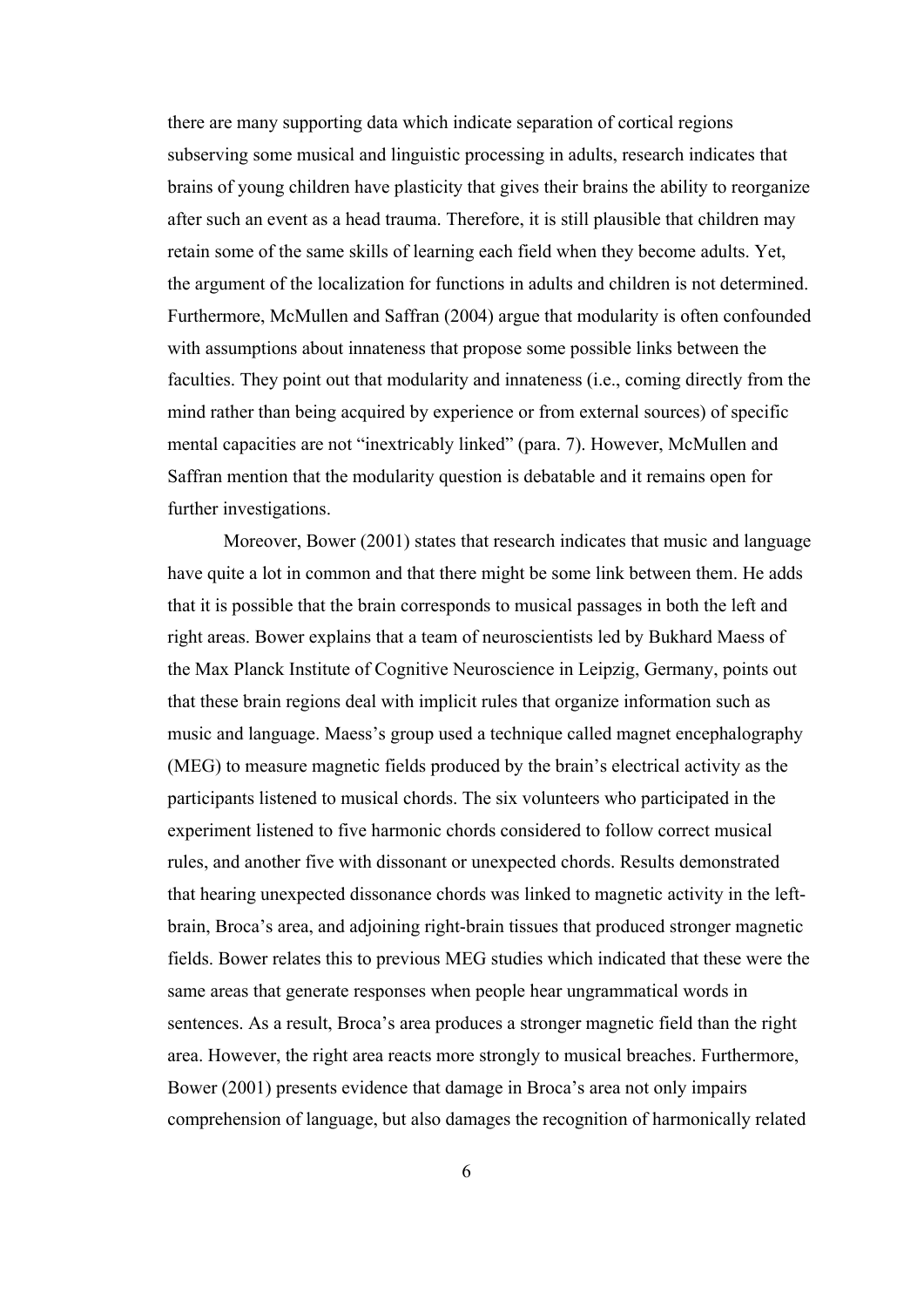there are many supporting data which indicate separation of cortical regions subserving some musical and linguistic processing in adults, research indicates that brains of young children have plasticity that gives their brains the ability to reorganize after such an event as a head trauma. Therefore, it is still plausible that children may retain some of the same skills of learning each field when they become adults. Yet, the argument of the localization for functions in adults and children is not determined. Furthermore, McMullen and Saffran (2004) argue that modularity is often confounded with assumptions about innateness that propose some possible links between the faculties. They point out that modularity and innateness (i.e., coming directly from the mind rather than being acquired by experience or from external sources) of specific mental capacities are not "inextricably linked" (para. 7). However, McMullen and Saffran mention that the modularity question is debatable and it remains open for further investigations.

Moreover, Bower (2001) states that research indicates that music and language have quite a lot in common and that there might be some link between them. He adds that it is possible that the brain corresponds to musical passages in both the left and right areas. Bower explains that a team of neuroscientists led by Bukhard Maess of the Max Planck Institute of Cognitive Neuroscience in Leipzig, Germany, points out that these brain regions deal with implicit rules that organize information such as music and language. Maess's group used a technique called magnet encephalography (MEG) to measure magnetic fields produced by the brain's electrical activity as the participants listened to musical chords. The six volunteers who participated in the experiment listened to five harmonic chords considered to follow correct musical rules, and another five with dissonant or unexpected chords. Results demonstrated that hearing unexpected dissonance chords was linked to magnetic activity in the left-brain, Broca's area, and adjoining right-brain tissues that produced stronger magnetic fields. Bower relates this to previous MEG studies which indicated that these were the same areas that generate responses when people hear ungrammatical words in sentences. As a result, Broca's area produces a stronger magnetic field than the right area. However, the right area reacts more strongly to musical breaches. Furthermore, Bower (2001) presents evidence that damage in Broca's area not only impairs comprehension of language, but also damages the recognition of harmonically related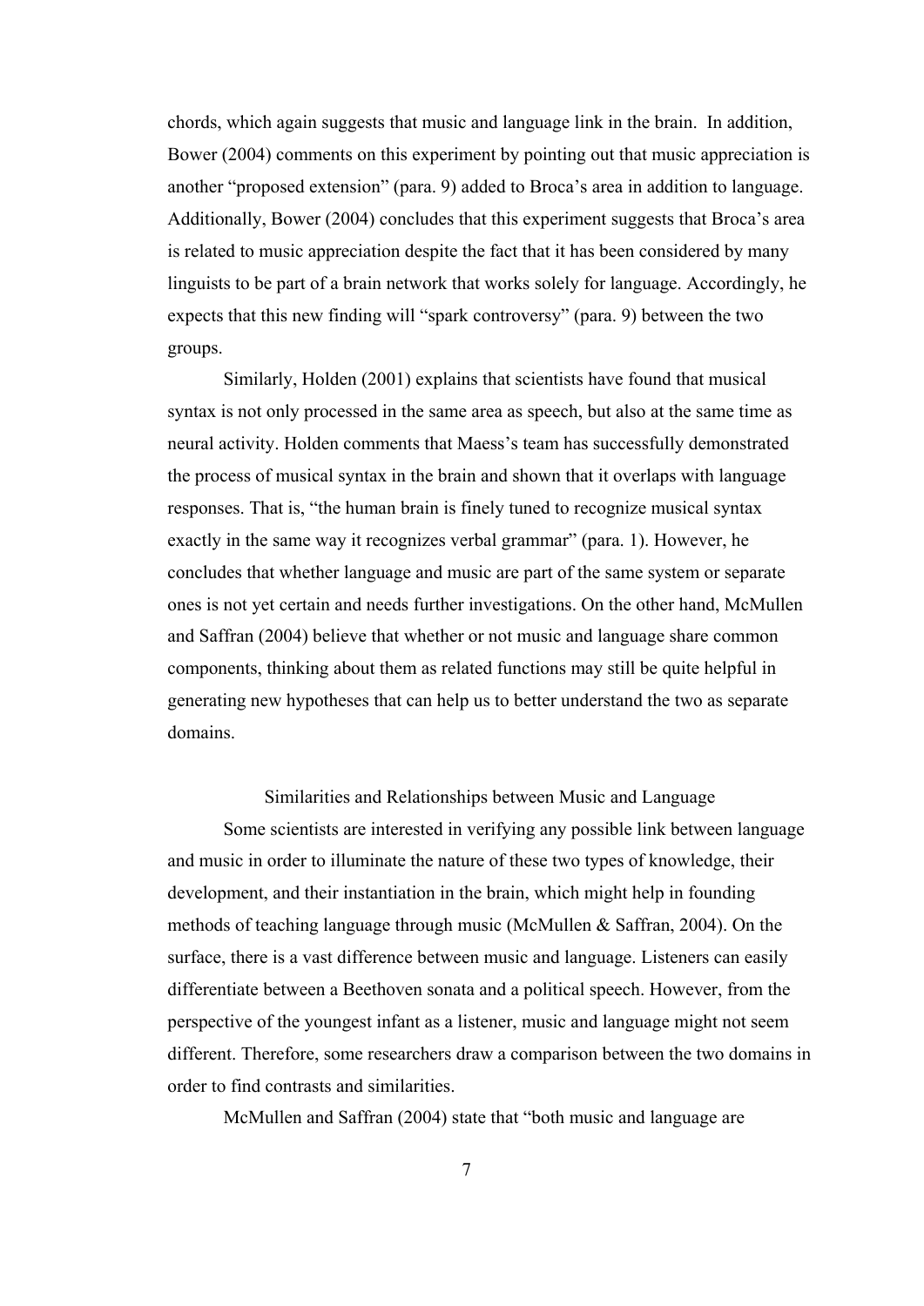chords, which again suggests that music and language link in the brain. In addition, Bower (2004) comments on this experiment by pointing out that music appreciation is another "proposed extension" (para. 9) added to Broca's area in addition to language. Additionally, Bower (2004) concludes that this experiment suggests that Broca's area is related to music appreciation despite the fact that it has been considered by many linguists to be part of a brain network that works solely for language. Accordingly, he expects that this new finding will "spark controversy" (para. 9) between the two groups.

Similarly, Holden (2001) explains that scientists have found that musical syntax is not only processed in the same area as speech, but also at the same time as neural activity. Holden comments that Maess's team has successfully demonstrated the process of musical syntax in the brain and shown that it overlaps with language responses. That is, "the human brain is finely tuned to recognize musical syntax exactly in the same way it recognizes verbal grammar" (para. 1). However, he concludes that whether language and music are part of the same system or separate ones is not yet certain and needs further investigations. On the other hand, McMullen and Saffran (2004) believe that whether or not music and language share common components, thinking about them as related functions may still be quite helpful in generating new hypotheses that can help us to better understand the two as separate domains.

## Similarities and Relationships between Music and Language

Some scientists are interested in verifying any possible link between language and music in order to illuminate the nature of these two types of knowledge, their development, and their instantiation in the brain, which might help in founding methods of teaching language through music (McMullen & Saffran, 2004). On the surface, there is a vast difference between music and language. Listeners can easily differentiate between a Beethoven sonata and a political speech. However, from the perspective of the youngest infant as a listener, music and language might not seem different. Therefore, some researchers draw a comparison between the two domains in order to find contrasts and similarities.

McMullen and Saffran (2004) state that "both music and language are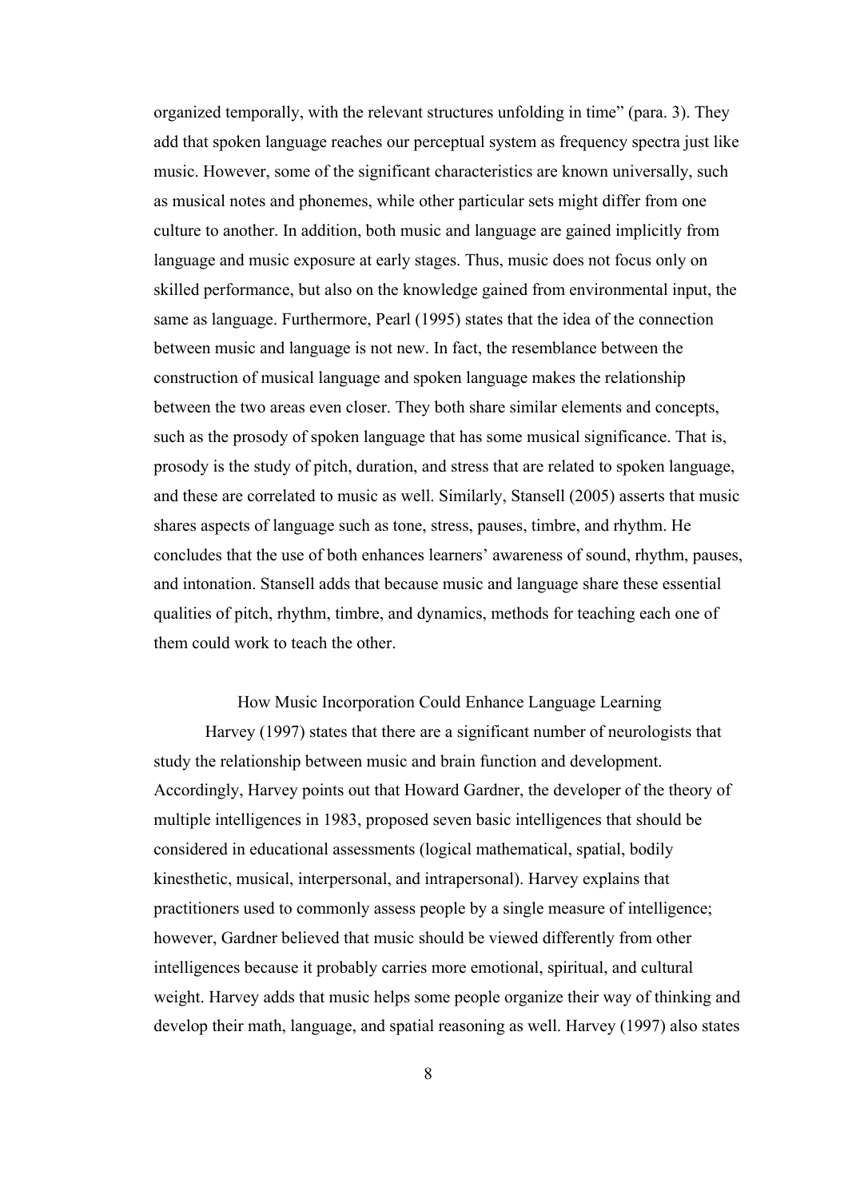organized temporally, with the relevant structures unfolding in time" (para. 3). They add that spoken language reaches our perceptual system as frequency spectra just like music. However, some of the significant characteristics are known universally, such as musical notes and phonemes, while other particular sets might differ from one culture to another. In addition, both music and language are gained implicitly from language and music exposure at early stages. Thus, music does not focus only on skilled performance, but also on the knowledge gained from environmental input, the same as language. Furthermore, Pearl (1995) states that the idea of the connection between music and language is not new. In fact, the resemblance between the construction of musical language and spoken language makes the relationship between the two areas even closer. They both share similar elements and concepts, such as the prosody of spoken language that has some musical significance. That is, prosody is the study of pitch, duration, and stress that are related to spoken language, and these are correlated to music as well. Similarly, Stansell (2005) asserts that music shares aspects of language such as tone, stress, pauses, timbre, and rhythm. He concludes that the use of both enhances learners' awareness of sound, rhythm, pauses, and intonation. Stansell adds that because music and language share these essential qualities of pitch, rhythm, timbre, and dynamics, methods for teaching each one of them could work to teach the other.

## How Music Incorporation Could Enhance Language Learning

Harvey (1997) states that there are a significant number of neurologists that study the relationship between music and brain function and development. Accordingly, Harvey points out that Howard Gardner, the developer of the theory of multiple intelligences in 1983, proposed seven basic intelligences that should be considered in educational assessments (logical mathematical, spatial, bodily kinesthetic, musical, interpersonal, and intrapersonal). Harvey explains that practitioners used to commonly assess people by a single measure of intelligence; however, Gardner believed that music should be viewed differently from other intelligences because it probably carries more emotional, spiritual, and cultural weight. Harvey adds that music helps some people organize their way of thinking and develop their math, language, and spatial reasoning as well. Harvey (1997) also states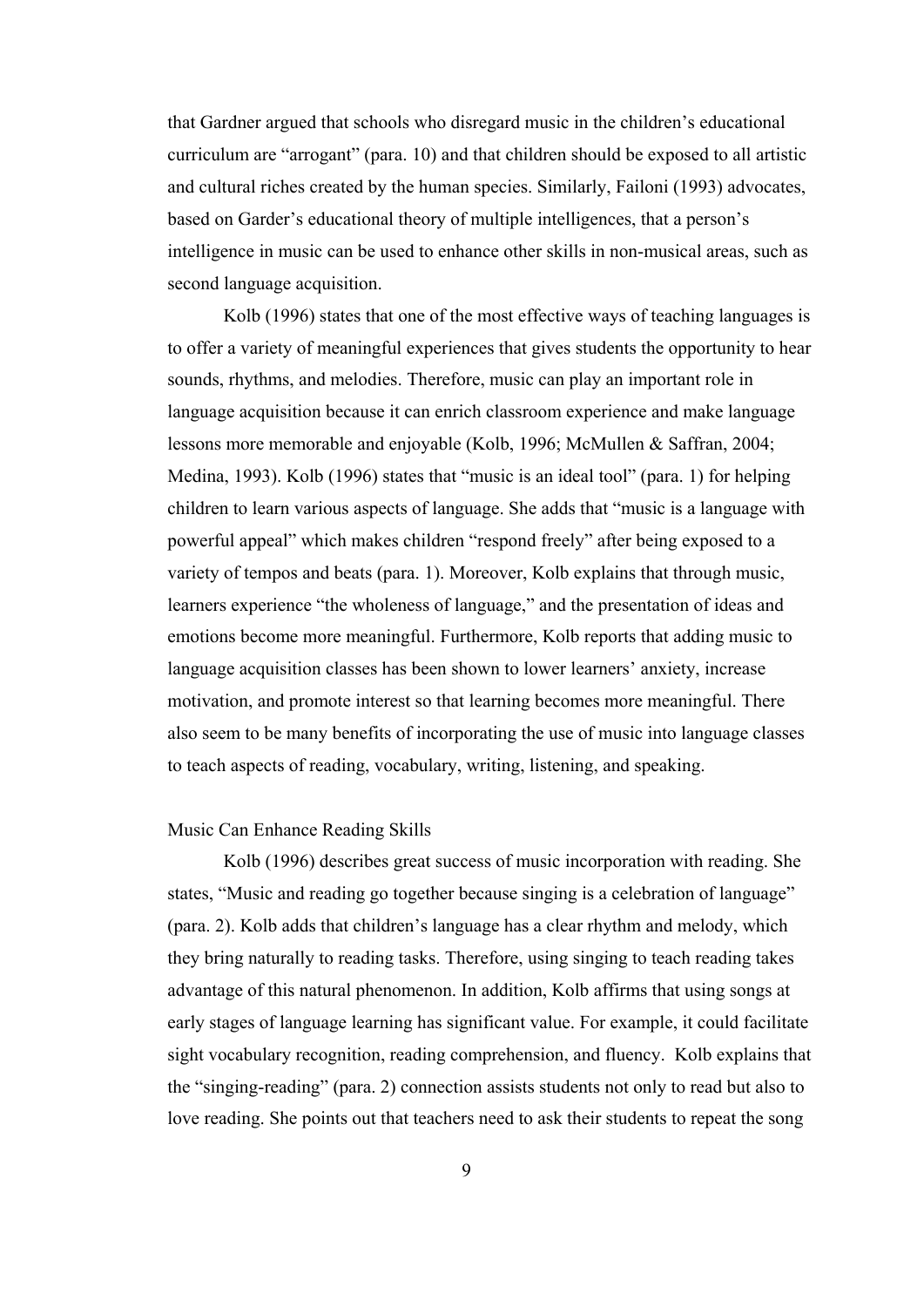that Gardner argued that schools who disregard music in the children's educational curriculum are "arrogant" (para. 10) and that children should be exposed to all artistic and cultural riches created by the human species. Similarly, Failoni (1993) advocates, based on Garder's educational theory of multiple intelligences, that a person's intelligence in music can be used to enhance other skills in non-musical areas, such as second language acquisition.

Kolb (1996) states that one of the most effective ways of teaching languages is to offer a variety of meaningful experiences that gives students the opportunity to hear sounds, rhythms, and melodies. Therefore, music can play an important role in language acquisition because it can enrich classroom experience and make language lessons more memorable and enjoyable (Kolb, 1996; McMullen & Saffran, 2004; Medina, 1993). Kolb (1996) states that "music is an ideal tool" (para. 1) for helping children to learn various aspects of language. She adds that "music is a language with powerful appeal" which makes children "respond freely" after being exposed to a variety of tempos and beats (para. 1). Moreover, Kolb explains that through music, learners experience "the wholeness of language," and the presentation of ideas and emotions become more meaningful. Furthermore, Kolb reports that adding music to language acquisition classes has been shown to lower learners' anxiety, increase motivation, and promote interest so that learning becomes more meaningful. There also seem to be many benefits of incorporating the use of music into language classes to teach aspects of reading, vocabulary, writing, listening, and speaking.

### Music Can Enhance Reading Skills

Kolb (1996) describes great success of music incorporation with reading. She states, "Music and reading go together because singing is a celebration of language" (para. 2). Kolb adds that children's language has a clear rhythm and melody, which they bring naturally to reading tasks. Therefore, using singing to teach reading takes advantage of this natural phenomenon. In addition, Kolb affirms that using songs at early stages of language learning has significant value. For example, it could facilitate sight vocabulary recognition, reading comprehension, and fluency. Kolb explains that the "singing-reading" (para. 2) connection assists students not only to read but also to love reading. She points out that teachers need to ask their students to repeat the song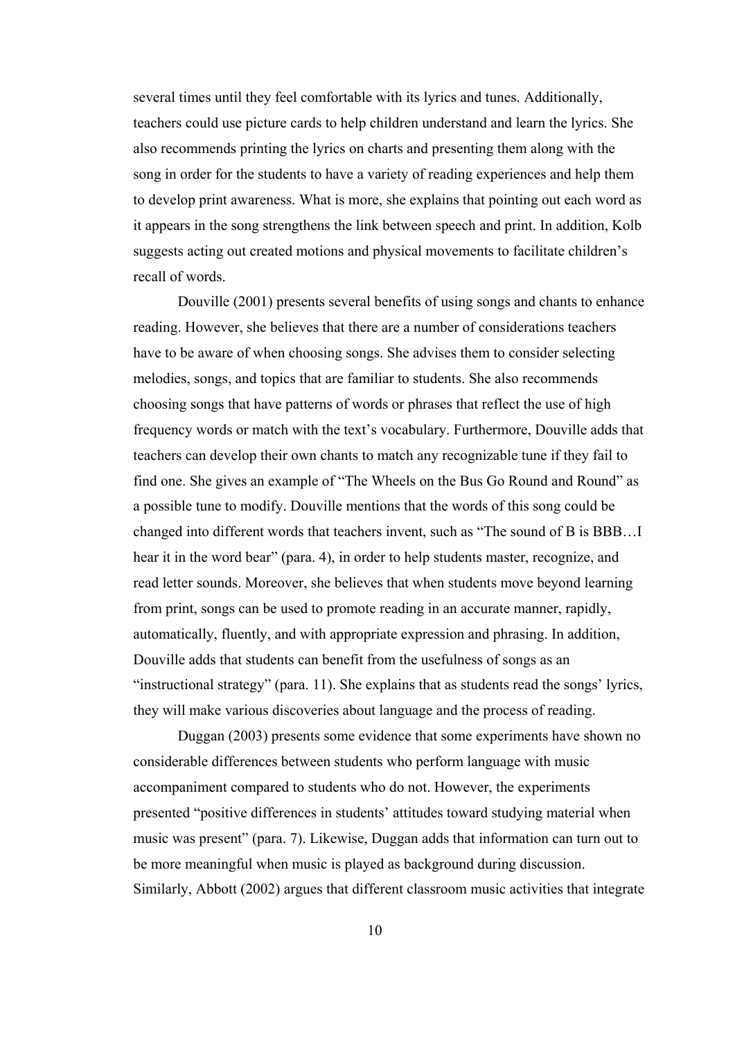several times until they feel comfortable with its lyrics and tunes. Additionally, teachers could use picture cards to help children understand and learn the lyrics. She also recommends printing the lyrics on charts and presenting them along with the song in order for the students to have a variety of reading experiences and help them to develop print awareness. What is more, she explains that pointing out each word as it appears in the song strengthens the link between speech and print. In addition, Kolb suggests acting out created motions and physical movements to facilitate children's recall of words.

Douville (2001) presents several benefits of using songs and chants to enhance reading. However, she believes that there are a number of considerations teachers have to be aware of when choosing songs. She advises them to consider selecting melodies, songs, and topics that are familiar to students. She also recommends choosing songs that have patterns of words or phrases that reflect the use of high frequency words or match with the text's vocabulary. Furthermore, Douville adds that teachers can develop their own chants to match any recognizable tune if they fail to find one. She gives an example of "The Wheels on the Bus Go Round and Round" as a possible tune to modify. Douville mentions that the words of this song could be changed into different words that teachers invent, such as "The sound of B is BBB…I hear it in the word bear" (para. 4), in order to help students master, recognize, and read letter sounds. Moreover, she believes that when students move beyond learning from print, songs can be used to promote reading in an accurate manner, rapidly, automatically, fluently, and with appropriate expression and phrasing. In addition, Douville adds that students can benefit from the usefulness of songs as an "instructional strategy" (para. 11). She explains that as students read the songs' lyrics, they will make various discoveries about language and the process of reading.

Duggan (2003) presents some evidence that some experiments have shown no considerable differences between students who perform language with music accompaniment compared to students who do not. However, the experiments presented "positive differences in students' attitudes toward studying material when music was present" (para. 7). Likewise, Duggan adds that information can turn out to be more meaningful when music is played as background during discussion. Similarly, Abbott (2002) argues that different classroom music activities that integrate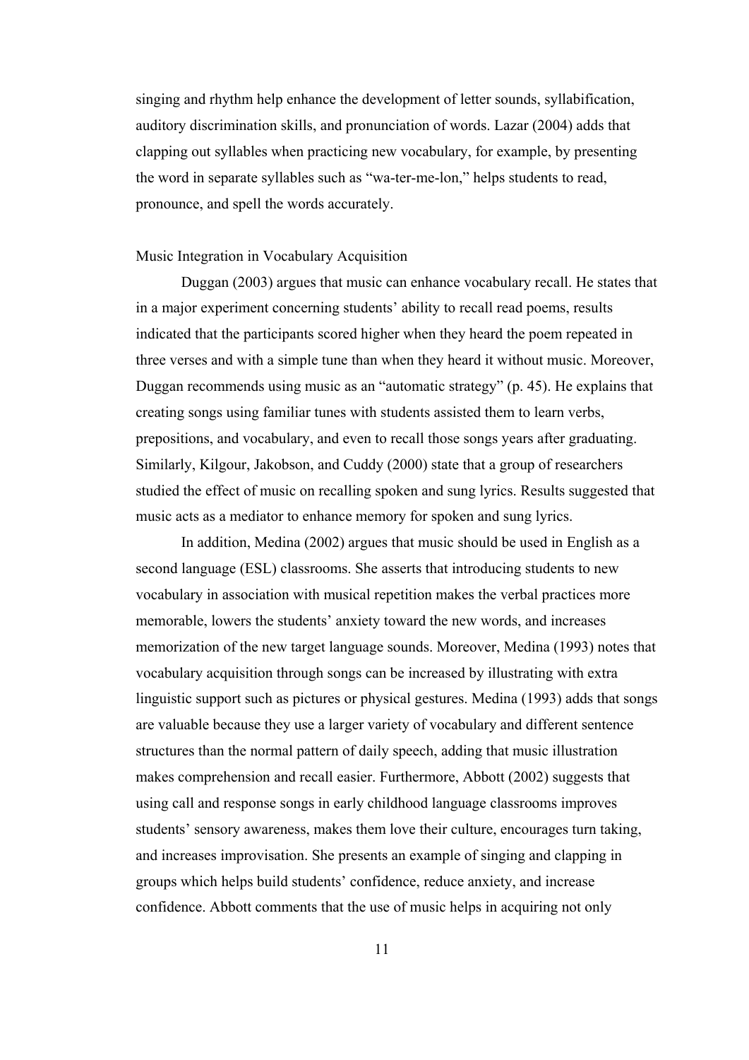singing and rhythm help enhance the development of letter sounds, syllabification, auditory discrimination skills, and pronunciation of words. Lazar (2004) adds that clapping out syllables when practicing new vocabulary, for example, by presenting the word in separate syllables such as "wa-ter-me-lon," helps students to read, pronounce, and spell the words accurately.

### Music Integration in Vocabulary Acquisition

Duggan (2003) argues that music can enhance vocabulary recall. He states that in a major experiment concerning students' ability to recall read poems, results indicated that the participants scored higher when they heard the poem repeated in three verses and with a simple tune than when they heard it without music. Moreover, Duggan recommends using music as an "automatic strategy" (p. 45). He explains that creating songs using familiar tunes with students assisted them to learn verbs, prepositions, and vocabulary, and even to recall those songs years after graduating. Similarly, Kilgour, Jakobson, and Cuddy (2000) state that a group of researchers studied the effect of music on recalling spoken and sung lyrics. Results suggested that music acts as a mediator to enhance memory for spoken and sung lyrics.

In addition, Medina (2002) argues that music should be used in English as a second language (ESL) classrooms. She asserts that introducing students to new vocabulary in association with musical repetition makes the verbal practices more memorable, lowers the students' anxiety toward the new words, and increases memorization of the new target language sounds. Moreover, Medina (1993) notes that vocabulary acquisition through songs can be increased by illustrating with extra linguistic support such as pictures or physical gestures. Medina (1993) adds that songs are valuable because they use a larger variety of vocabulary and different sentence structures than the normal pattern of daily speech, adding that music illustration makes comprehension and recall easier. Furthermore, Abbott (2002) suggests that using call and response songs in early childhood language classrooms improves students' sensory awareness, makes them love their culture, encourages turn taking, and increases improvisation. She presents an example of singing and clapping in groups which helps build students' confidence, reduce anxiety, and increase confidence. Abbott comments that the use of music helps in acquiring not only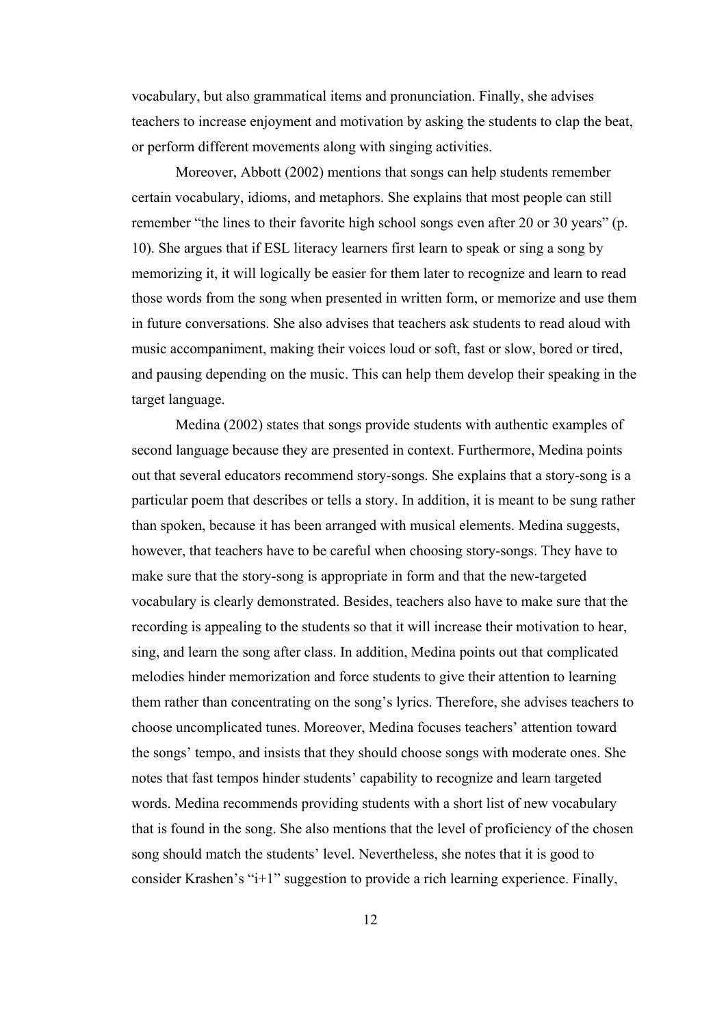vocabulary, but also grammatical items and pronunciation. Finally, she advises teachers to increase enjoyment and motivation by asking the students to clap the beat, or perform different movements along with singing activities.

Moreover, Abbott (2002) mentions that songs can help students remember certain vocabulary, idioms, and metaphors. She explains that most people can still remember "the lines to their favorite high school songs even after 20 or 30 years" (p. 10). She argues that if ESL literacy learners first learn to speak or sing a song by memorizing it, it will logically be easier for them later to recognize and learn to read those words from the song when presented in written form, or memorize and use them in future conversations. She also advises that teachers ask students to read aloud with music accompaniment, making their voices loud or soft, fast or slow, bored or tired, and pausing depending on the music. This can help them develop their speaking in the target language.

Medina (2002) states that songs provide students with authentic examples of second language because they are presented in context. Furthermore, Medina points out that several educators recommend story-songs. She explains that a story-song is a particular poem that describes or tells a story. In addition, it is meant to be sung rather than spoken, because it has been arranged with musical elements. Medina suggests, however, that teachers have to be careful when choosing story-songs. They have to make sure that the story-song is appropriate in form and that the new-targeted vocabulary is clearly demonstrated. Besides, teachers also have to make sure that the recording is appealing to the students so that it will increase their motivation to hear, sing, and learn the song after class. In addition, Medina points out that complicated melodies hinder memorization and force students to give their attention to learning them rather than concentrating on the song's lyrics. Therefore, she advises teachers to choose uncomplicated tunes. Moreover, Medina focuses teachers' attention toward the songs' tempo, and insists that they should choose songs with moderate ones. She notes that fast tempos hinder students' capability to recognize and learn targeted words. Medina recommends providing students with a short list of new vocabulary that is found in the song. She also mentions that the level of proficiency of the chosen song should match the students' level. Nevertheless, she notes that it is good to consider Krashen's "i+1" suggestion to provide a rich learning experience. Finally,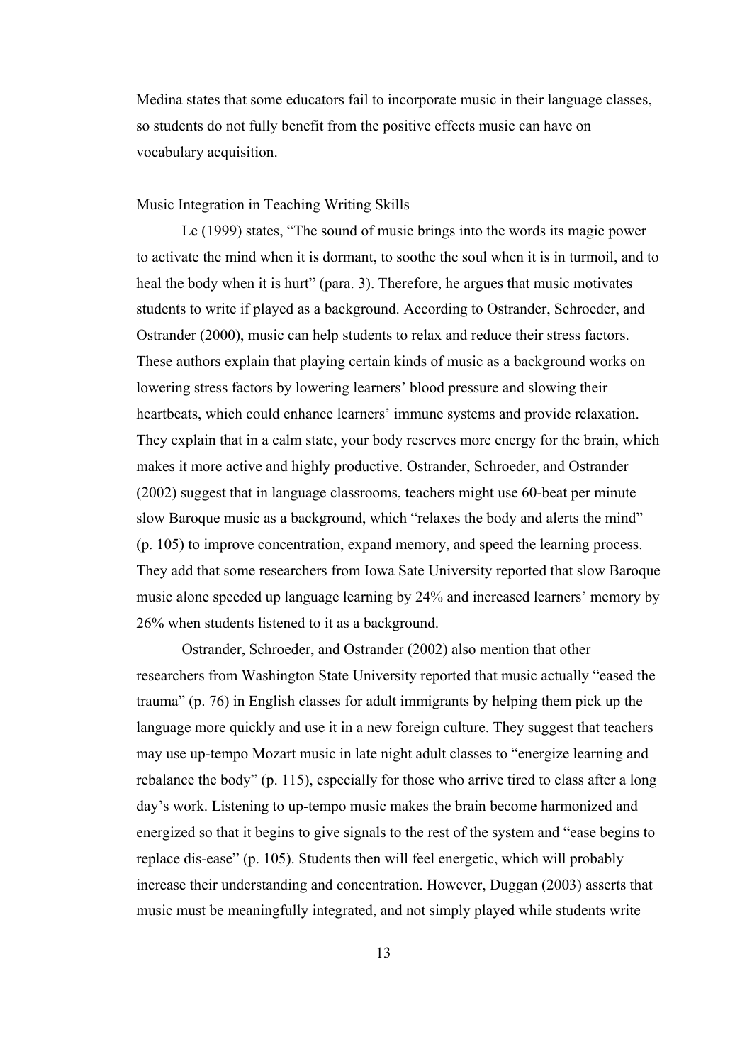Medina states that some educators fail to incorporate music in their language classes, so students do not fully benefit from the positive effects music can have on vocabulary acquisition.

### Music Integration in Teaching Writing Skills

Le (1999) states, "The sound of music brings into the words its magic power to activate the mind when it is dormant, to soothe the soul when it is in turmoil, and to heal the body when it is hurt" (para. 3). Therefore, he argues that music motivates students to write if played as a background. According to Ostrander, Schroeder, and Ostrander (2000), music can help students to relax and reduce their stress factors. These authors explain that playing certain kinds of music as a background works on lowering stress factors by lowering learners' blood pressure and slowing their heartbeats, which could enhance learners' immune systems and provide relaxation. They explain that in a calm state, your body reserves more energy for the brain, which makes it more active and highly productive. Ostrander, Schroeder, and Ostrander (2002) suggest that in language classrooms, teachers might use 60-beat per minute slow Baroque music as a background, which "relaxes the body and alerts the mind" (p. 105) to improve concentration, expand memory, and speed the learning process. They add that some researchers from Iowa Sate University reported that slow Baroque music alone speeded up language learning by 24% and increased learners' memory by 26% when students listened to it as a background.

Ostrander, Schroeder, and Ostrander (2002) also mention that other researchers from Washington State University reported that music actually "eased the trauma" (p. 76) in English classes for adult immigrants by helping them pick up the language more quickly and use it in a new foreign culture. They suggest that teachers may use up-tempo Mozart music in late night adult classes to "energize learning and rebalance the body" (p. 115), especially for those who arrive tired to class after a long day's work. Listening to up-tempo music makes the brain become harmonized and energized so that it begins to give signals to the rest of the system and "ease begins to replace dis-ease" (p. 105). Students then will feel energetic, which will probably increase their understanding and concentration. However, Duggan (2003) asserts that music must be meaningfully integrated, and not simply played while students write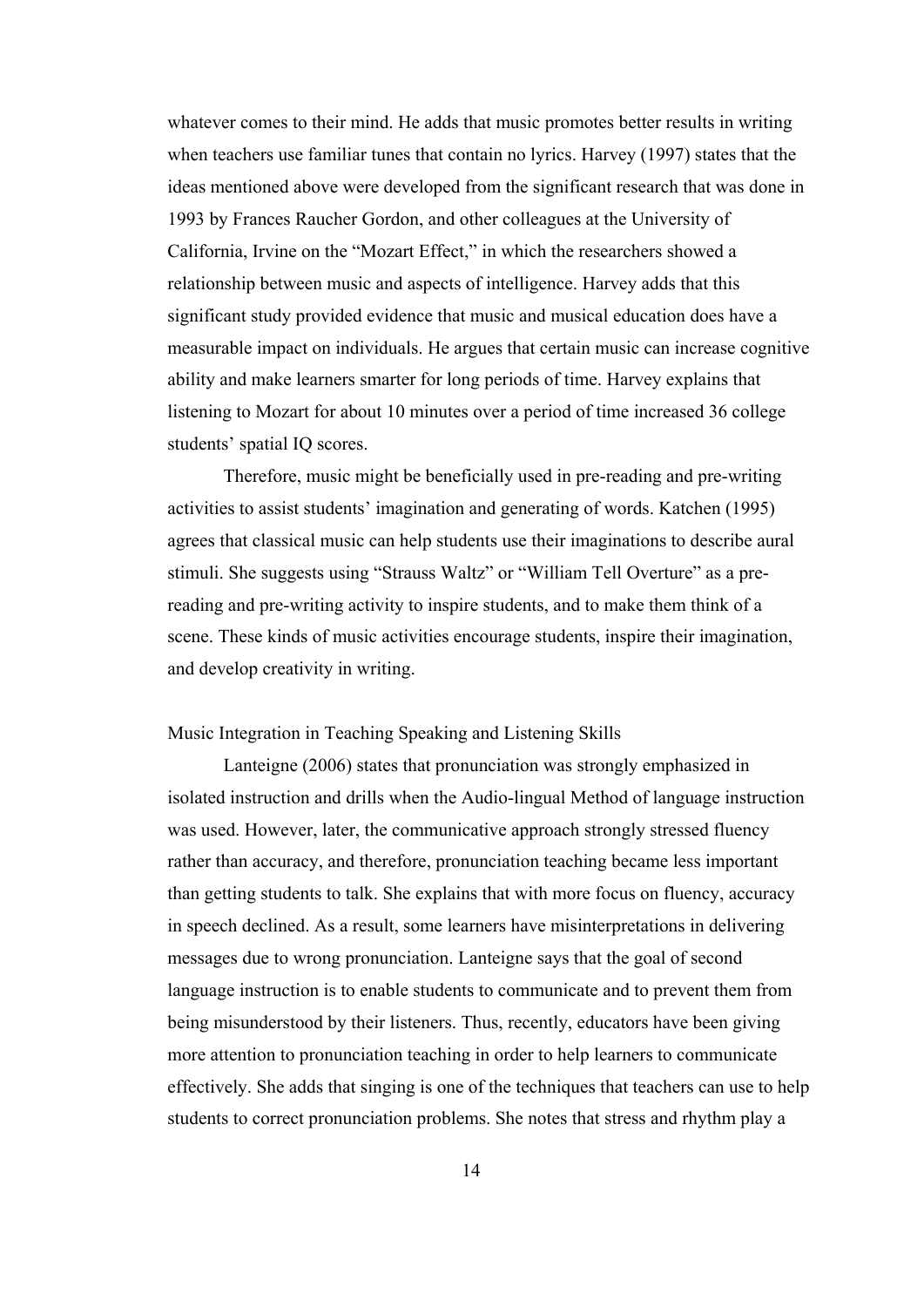whatever comes to their mind. He adds that music promotes better results in writing when teachers use familiar tunes that contain no lyrics. Harvey (1997) states that the ideas mentioned above were developed from the significant research that was done in 1993 by Frances Raucher Gordon, and other colleagues at the University of California, Irvine on the "Mozart Effect," in which the researchers showed a relationship between music and aspects of intelligence. Harvey adds that this significant study provided evidence that music and musical education does have a measurable impact on individuals. He argues that certain music can increase cognitive ability and make learners smarter for long periods of time. Harvey explains that listening to Mozart for about 10 minutes over a period of time increased 36 college students' spatial IQ scores.

Therefore, music might be beneficially used in pre-reading and pre-writing activities to assist students' imagination and generating of words. Katchen (1995) agrees that classical music can help students use their imaginations to describe aural stimuli. She suggests using "Strauss Waltz" or "William Tell Overture" as a pre-reading and pre-writing activity to inspire students, and to make them think of a scene. These kinds of music activities encourage students, inspire their imagination, and develop creativity in writing.

### Music Integration in Teaching Speaking and Listening Skills

Lanteigne (2006) states that pronunciation was strongly emphasized in isolated instruction and drills when the Audio-lingual Method of language instruction was used. However, later, the communicative approach strongly stressed fluency rather than accuracy, and therefore, pronunciation teaching became less important than getting students to talk. She explains that with more focus on fluency, accuracy in speech declined. As a result, some learners have misinterpretations in delivering messages due to wrong pronunciation. Lanteigne says that the goal of second language instruction is to enable students to communicate and to prevent them from being misunderstood by their listeners. Thus, recently, educators have been giving more attention to pronunciation teaching in order to help learners to communicate effectively. She adds that singing is one of the techniques that teachers can use to help students to correct pronunciation problems. She notes that stress and rhythm play a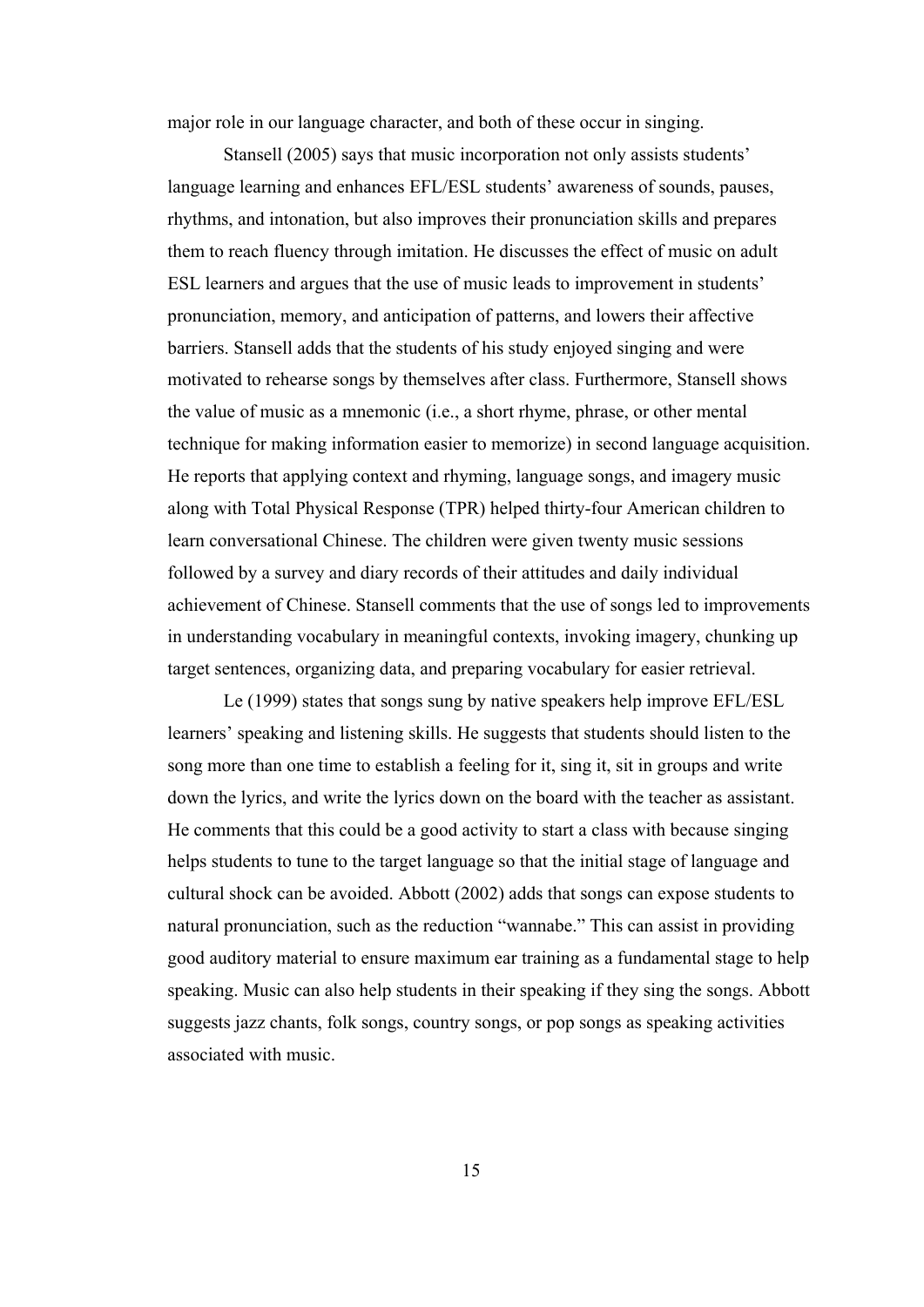major role in our language character, and both of these occur in singing.

Stansell (2005) says that music incorporation not only assists students' language learning and enhances EFL/ESL students' awareness of sounds, pauses, rhythms, and intonation, but also improves their pronunciation skills and prepares them to reach fluency through imitation. He discusses the effect of music on adult ESL learners and argues that the use of music leads to improvement in students' pronunciation, memory, and anticipation of patterns, and lowers their affective barriers. Stansell adds that the students of his study enjoyed singing and were motivated to rehearse songs by themselves after class. Furthermore, Stansell shows the value of music as a mnemonic (i.e., a short rhyme, phrase, or other mental technique for making information easier to memorize) in second language acquisition. He reports that applying context and rhyming, language songs, and imagery music along with Total Physical Response (TPR) helped thirty-four American children to learn conversational Chinese. The children were given twenty music sessions followed by a survey and diary records of their attitudes and daily individual achievement of Chinese. Stansell comments that the use of songs led to improvements in understanding vocabulary in meaningful contexts, invoking imagery, chunking up target sentences, organizing data, and preparing vocabulary for easier retrieval.

Le (1999) states that songs sung by native speakers help improve EFL/ESL learners' speaking and listening skills. He suggests that students should listen to the song more than one time to establish a feeling for it, sing it, sit in groups and write down the lyrics, and write the lyrics down on the board with the teacher as assistant. He comments that this could be a good activity to start a class with because singing helps students to tune to the target language so that the initial stage of language and cultural shock can be avoided. Abbott (2002) adds that songs can expose students to natural pronunciation, such as the reduction "wannabe." This can assist in providing good auditory material to ensure maximum ear training as a fundamental stage to help speaking. Music can also help students in their speaking if they sing the songs. Abbott suggests jazz chants, folk songs, country songs, or pop songs as speaking activities associated with music.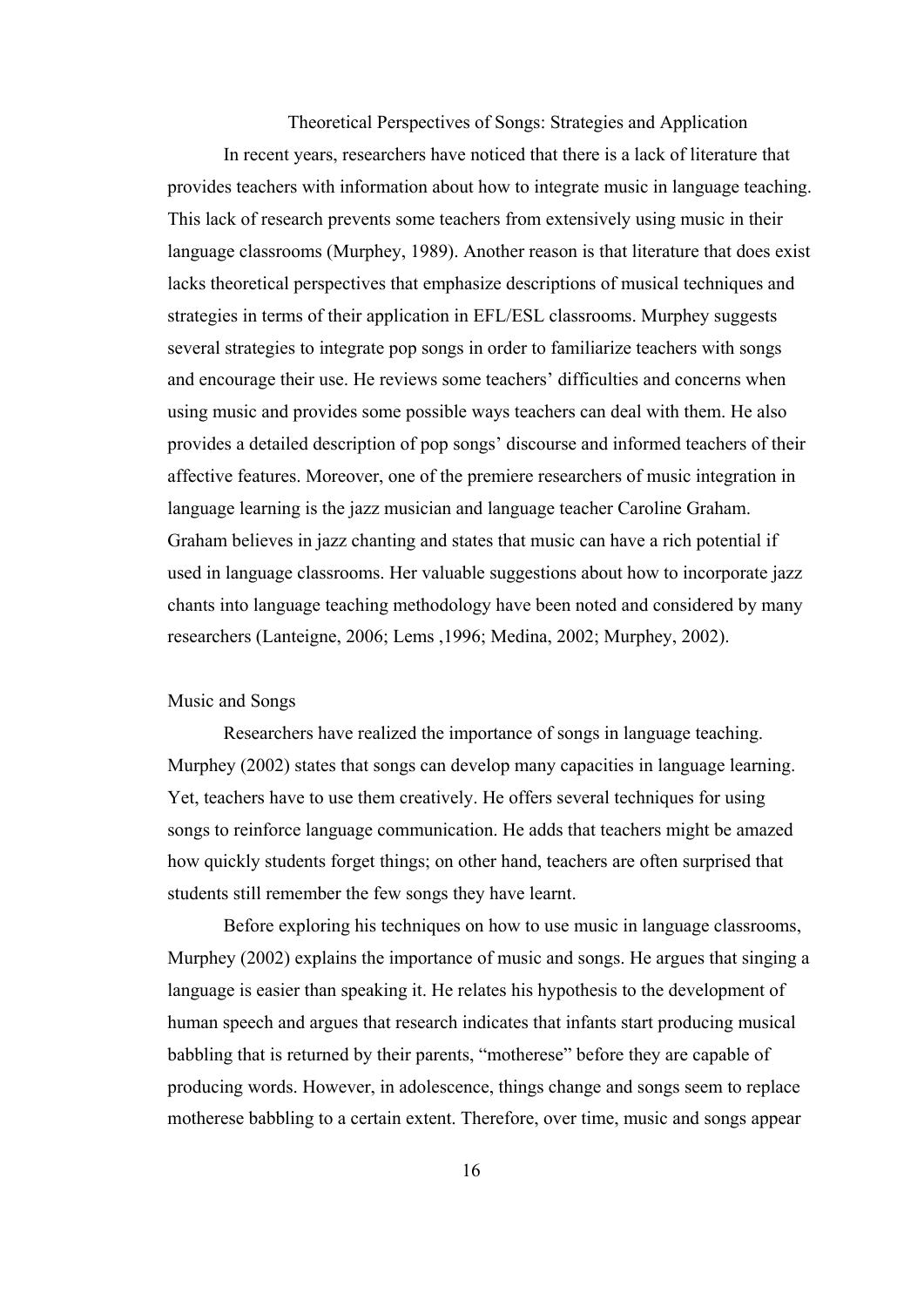## Theoretical Perspectives of Songs: Strategies and Application

In recent years, researchers have noticed that there is a lack of literature that provides teachers with information about how to integrate music in language teaching. This lack of research prevents some teachers from extensively using music in their language classrooms (Murphey, 1989). Another reason is that literature that does exist lacks theoretical perspectives that emphasize descriptions of musical techniques and strategies in terms of their application in EFL/ESL classrooms. Murphey suggests several strategies to integrate pop songs in order to familiarize teachers with songs and encourage their use. He reviews some teachers' difficulties and concerns when using music and provides some possible ways teachers can deal with them. He also provides a detailed description of pop songs' discourse and informed teachers of their affective features. Moreover, one of the premiere researchers of music integration in language learning is the jazz musician and language teacher Caroline Graham. Graham believes in jazz chanting and states that music can have a rich potential if used in language classrooms. Her valuable suggestions about how to incorporate jazz chants into language teaching methodology have been noted and considered by many researchers (Lanteigne, 2006; Lems ,1996; Medina, 2002; Murphey, 2002).

### Music and Songs

Researchers have realized the importance of songs in language teaching. Murphey (2002) states that songs can develop many capacities in language learning. Yet, teachers have to use them creatively. He offers several techniques for using songs to reinforce language communication. He adds that teachers might be amazed how quickly students forget things; on other hand, teachers are often surprised that students still remember the few songs they have learnt.

Before exploring his techniques on how to use music in language classrooms, Murphey (2002) explains the importance of music and songs. He argues that singing a language is easier than speaking it. He relates his hypothesis to the development of human speech and argues that research indicates that infants start producing musical babbling that is returned by their parents, "motherese" before they are capable of producing words. However, in adolescence, things change and songs seem to replace motherese babbling to a certain extent. Therefore, over time, music and songs appear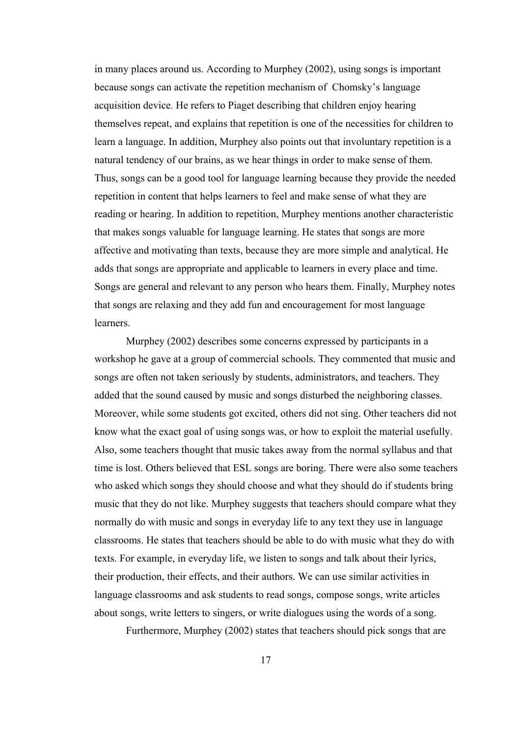in many places around us. According to Murphey (2002), using songs is important because songs can activate the repetition mechanism of  Chomsky's language acquisition device. He refers to Piaget describing that children enjoy hearing themselves repeat, and explains that repetition is one of the necessities for children to learn a language. In addition, Murphey also points out that involuntary repetition is a natural tendency of our brains, as we hear things in order to make sense of them. Thus, songs can be a good tool for language learning because they provide the needed repetition in content that helps learners to feel and make sense of what they are reading or hearing. In addition to repetition, Murphey mentions another characteristic that makes songs valuable for language learning. He states that songs are more affective and motivating than texts, because they are more simple and analytical. He adds that songs are appropriate and applicable to learners in every place and time. Songs are general and relevant to any person who hears them. Finally, Murphey notes that songs are relaxing and they add fun and encouragement for most language learners.

Murphey (2002) describes some concerns expressed by participants in a workshop he gave at a group of commercial schools. They commented that music and songs are often not taken seriously by students, administrators, and teachers. They added that the sound caused by music and songs disturbed the neighboring classes. Moreover, while some students got excited, others did not sing. Other teachers did not know what the exact goal of using songs was, or how to exploit the material usefully. Also, some teachers thought that music takes away from the normal syllabus and that time is lost. Others believed that ESL songs are boring. There were also some teachers who asked which songs they should choose and what they should do if students bring music that they do not like. Murphey suggests that teachers should compare what they normally do with music and songs in everyday life to any text they use in language classrooms. He states that teachers should be able to do with music what they do with texts. For example, in everyday life, we listen to songs and talk about their lyrics, their production, their effects, and their authors. We can use similar activities in language classrooms and ask students to read songs, compose songs, write articles about songs, write letters to singers, or write dialogues using the words of a song.

Furthermore, Murphey (2002) states that teachers should pick songs that are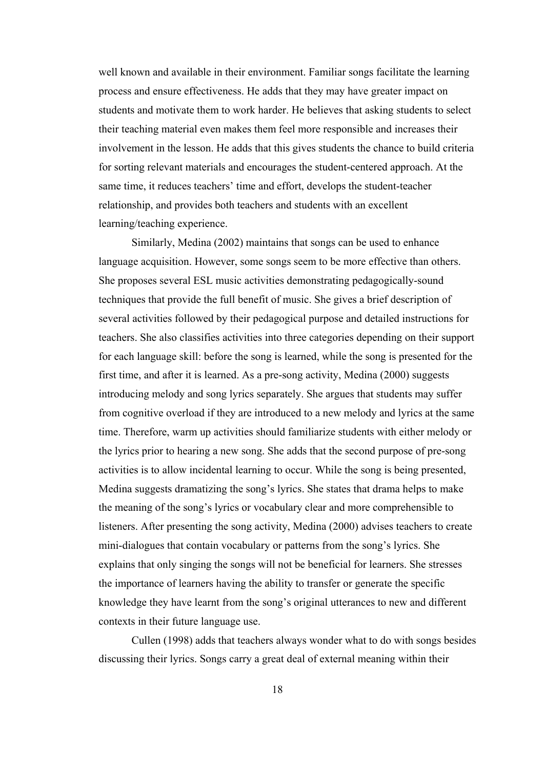well known and available in their environment. Familiar songs facilitate the learning process and ensure effectiveness. He adds that they may have greater impact on students and motivate them to work harder. He believes that asking students to select their teaching material even makes them feel more responsible and increases their involvement in the lesson. He adds that this gives students the chance to build criteria for sorting relevant materials and encourages the student-centered approach. At the same time, it reduces teachers' time and effort, develops the student-teacher relationship, and provides both teachers and students with an excellent learning/teaching experience.

Similarly, Medina (2002) maintains that songs can be used to enhance language acquisition. However, some songs seem to be more effective than others. She proposes several ESL music activities demonstrating pedagogically-sound techniques that provide the full benefit of music. She gives a brief description of several activities followed by their pedagogical purpose and detailed instructions for teachers. She also classifies activities into three categories depending on their support for each language skill: before the song is learned, while the song is presented for the first time, and after it is learned. As a pre-song activity, Medina (2000) suggests introducing melody and song lyrics separately. She argues that students may suffer from cognitive overload if they are introduced to a new melody and lyrics at the same time. Therefore, warm up activities should familiarize students with either melody or the lyrics prior to hearing a new song. She adds that the second purpose of pre-song activities is to allow incidental learning to occur. While the song is being presented, Medina suggests dramatizing the song's lyrics. She states that drama helps to make the meaning of the song's lyrics or vocabulary clear and more comprehensible to listeners. After presenting the song activity, Medina (2000) advises teachers to create mini-dialogues that contain vocabulary or patterns from the song's lyrics. She explains that only singing the songs will not be beneficial for learners. She stresses the importance of learners having the ability to transfer or generate the specific knowledge they have learnt from the song's original utterances to new and different contexts in their future language use.

Cullen (1998) adds that teachers always wonder what to do with songs besides discussing their lyrics. Songs carry a great deal of external meaning within their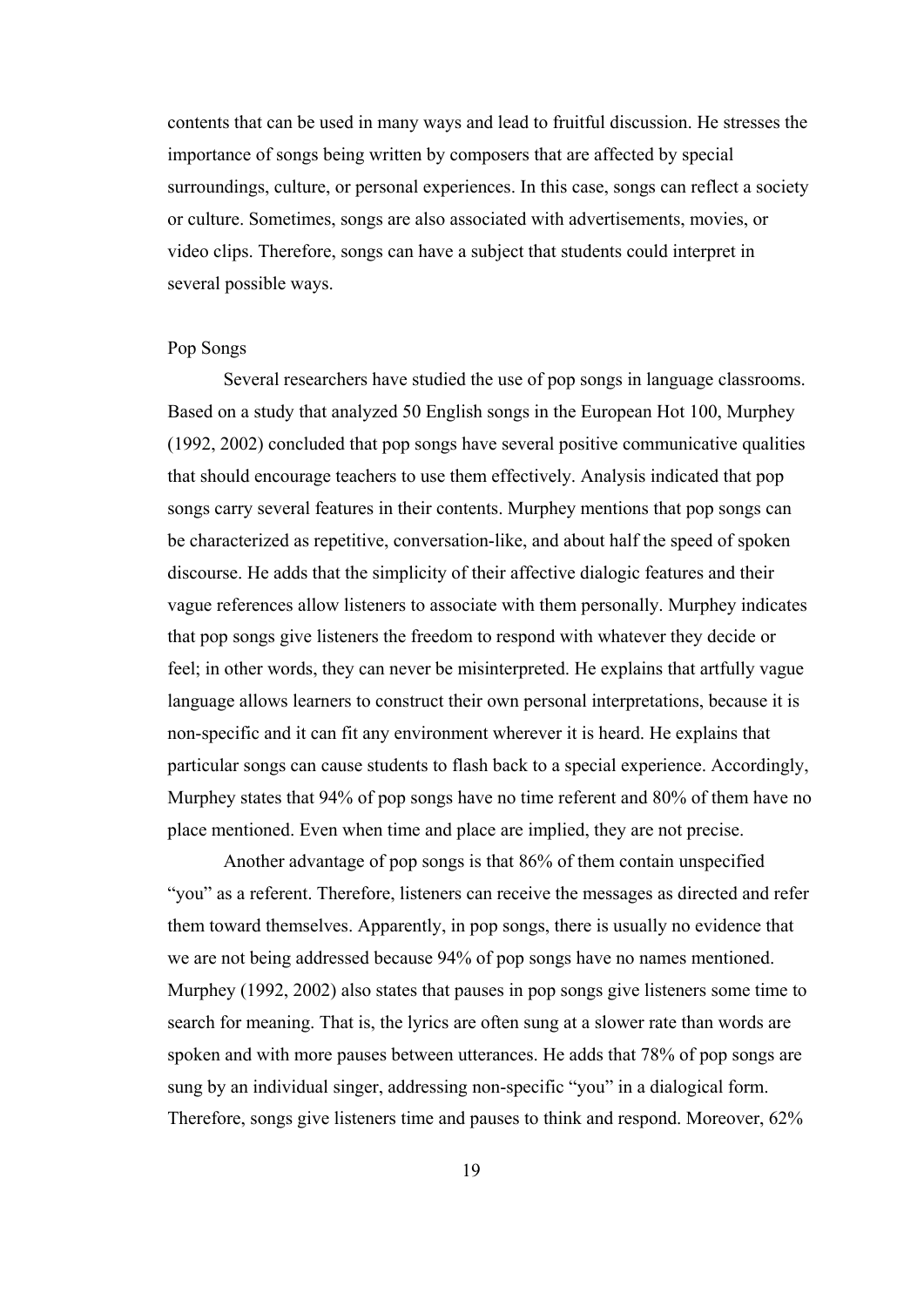contents that can be used in many ways and lead to fruitful discussion. He stresses the importance of songs being written by composers that are affected by special surroundings, culture, or personal experiences. In this case, songs can reflect a society or culture. Sometimes, songs are also associated with advertisements, movies, or video clips. Therefore, songs can have a subject that students could interpret in several possible ways.

## Pop Songs

Several researchers have studied the use of pop songs in language classrooms. Based on a study that analyzed 50 English songs in the European Hot 100, Murphey (1992, 2002) concluded that pop songs have several positive communicative qualities that should encourage teachers to use them effectively. Analysis indicated that pop songs carry several features in their contents. Murphey mentions that pop songs can be characterized as repetitive, conversation-like, and about half the speed of spoken discourse. He adds that the simplicity of their affective dialogic features and their vague references allow listeners to associate with them personally. Murphey indicates that pop songs give listeners the freedom to respond with whatever they decide or feel; in other words, they can never be misinterpreted. He explains that artfully vague language allows learners to construct their own personal interpretations, because it is non-specific and it can fit any environment wherever it is heard. He explains that particular songs can cause students to flash back to a special experience. Accordingly, Murphey states that 94% of pop songs have no time referent and 80% of them have no place mentioned. Even when time and place are implied, they are not precise.

Another advantage of pop songs is that 86% of them contain unspecified "you" as a referent. Therefore, listeners can receive the messages as directed and refer them toward themselves. Apparently, in pop songs, there is usually no evidence that we are not being addressed because 94% of pop songs have no names mentioned. Murphey (1992, 2002) also states that pauses in pop songs give listeners some time to search for meaning. That is, the lyrics are often sung at a slower rate than words are spoken and with more pauses between utterances. He adds that 78% of pop songs are sung by an individual singer, addressing non-specific "you" in a dialogical form. Therefore, songs give listeners time and pauses to think and respond. Moreover, 62%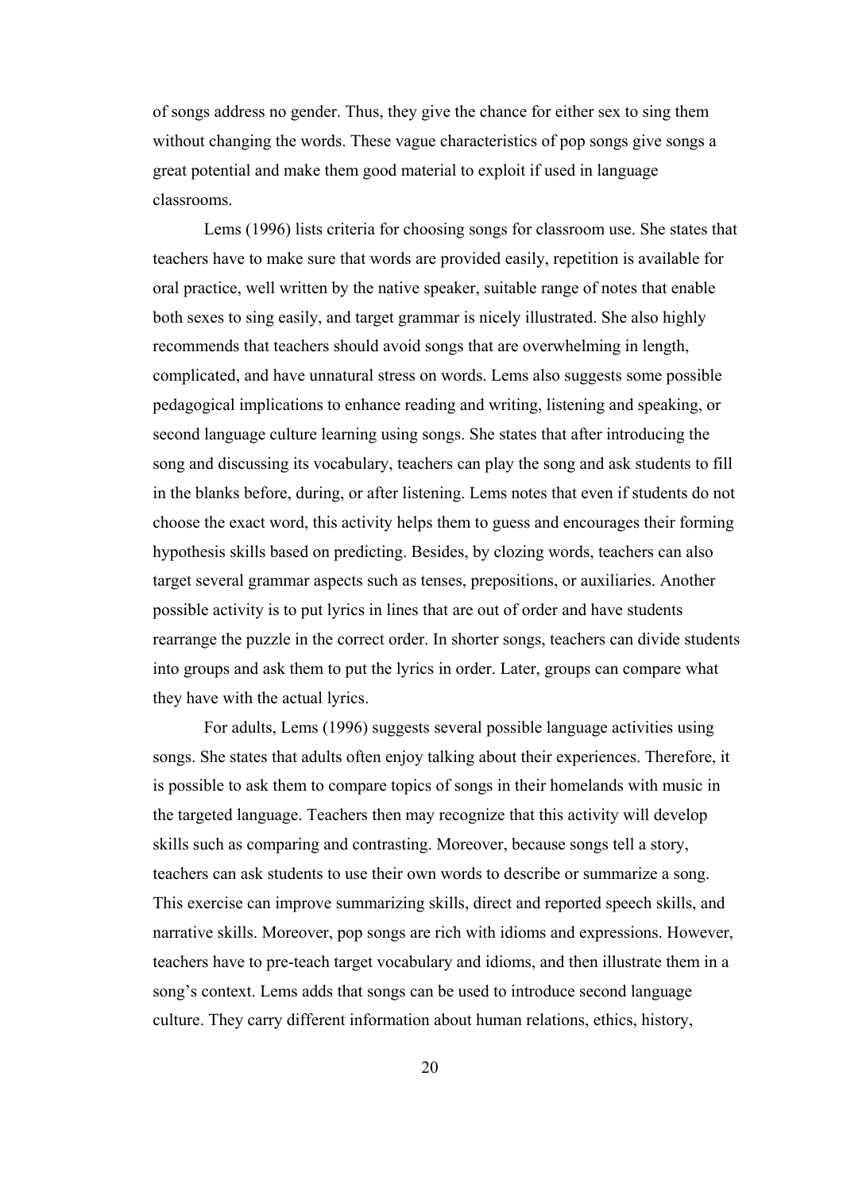of songs address no gender. Thus, they give the chance for either sex to sing them without changing the words. These vague characteristics of pop songs give songs a great potential and make them good material to exploit if used in language classrooms.

Lems (1996) lists criteria for choosing songs for classroom use. She states that teachers have to make sure that words are provided easily, repetition is available for oral practice, well written by the native speaker, suitable range of notes that enable both sexes to sing easily, and target grammar is nicely illustrated. She also highly recommends that teachers should avoid songs that are overwhelming in length, complicated, and have unnatural stress on words. Lems also suggests some possible pedagogical implications to enhance reading and writing, listening and speaking, or second language culture learning using songs. She states that after introducing the song and discussing its vocabulary, teachers can play the song and ask students to fill in the blanks before, during, or after listening. Lems notes that even if students do not choose the exact word, this activity helps them to guess and encourages their forming hypothesis skills based on predicting. Besides, by clozing words, teachers can also target several grammar aspects such as tenses, prepositions, or auxiliaries. Another possible activity is to put lyrics in lines that are out of order and have students rearrange the puzzle in the correct order. In shorter songs, teachers can divide students into groups and ask them to put the lyrics in order. Later, groups can compare what they have with the actual lyrics.

For adults, Lems (1996) suggests several possible language activities using songs. She states that adults often enjoy talking about their experiences. Therefore, it is possible to ask them to compare topics of songs in their homelands with music in the targeted language. Teachers then may recognize that this activity will develop skills such as comparing and contrasting. Moreover, because songs tell a story, teachers can ask students to use their own words to describe or summarize a song. This exercise can improve summarizing skills, direct and reported speech skills, and narrative skills. Moreover, pop songs are rich with idioms and expressions. However, teachers have to pre-teach target vocabulary and idioms, and then illustrate them in a song's context. Lems adds that songs can be used to introduce second language culture. They carry different information about human relations, ethics, history,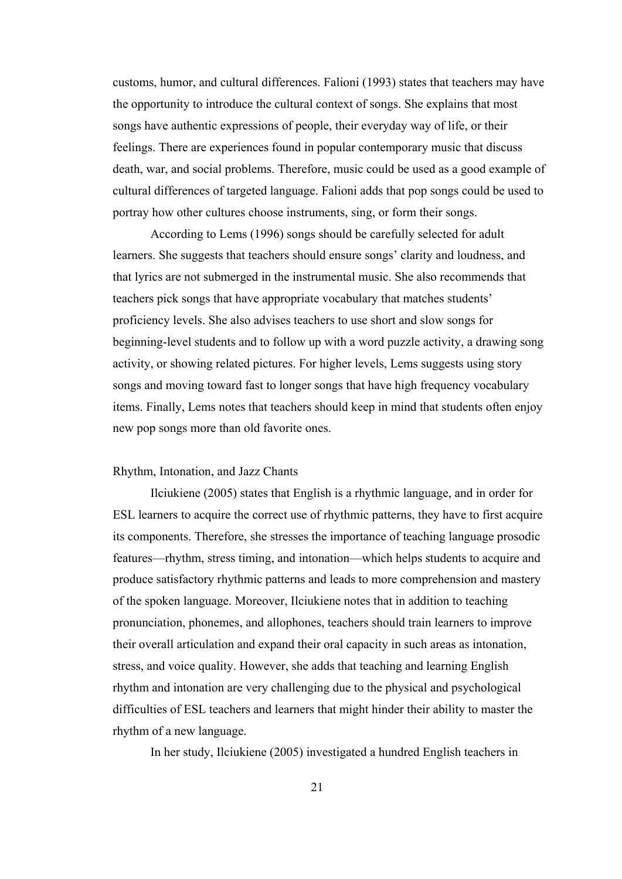customs, humor, and cultural differences. Falioni (1993) states that teachers may have the opportunity to introduce the cultural context of songs. She explains that most songs have authentic expressions of people, their everyday way of life, or their feelings. There are experiences found in popular contemporary music that discuss death, war, and social problems. Therefore, music could be used as a good example of cultural differences of targeted language. Falioni adds that pop songs could be used to portray how other cultures choose instruments, sing, or form their songs.

According to Lems (1996) songs should be carefully selected for adult learners. She suggests that teachers should ensure songs' clarity and loudness, and that lyrics are not submerged in the instrumental music. She also recommends that teachers pick songs that have appropriate vocabulary that matches students' proficiency levels. She also advises teachers to use short and slow songs for beginning-level students and to follow up with a word puzzle activity, a drawing song activity, or showing related pictures. For higher levels, Lems suggests using story songs and moving toward fast to longer songs that have high frequency vocabulary items. Finally, Lems notes that teachers should keep in mind that students often enjoy new pop songs more than old favorite ones.

### Rhythm, Intonation, and Jazz Chants

Ilciukiene (2005) states that English is a rhythmic language, and in order for ESL learners to acquire the correct use of rhythmic patterns, they have to first acquire its components. Therefore, she stresses the importance of teaching language prosodic features—rhythm, stress timing, and intonation—which helps students to acquire and produce satisfactory rhythmic patterns and leads to more comprehension and mastery of the spoken language. Moreover, Ilciukiene notes that in addition to teaching pronunciation, phonemes, and allophones, teachers should train learners to improve their overall articulation and expand their oral capacity in such areas as intonation, stress, and voice quality. However, she adds that teaching and learning English rhythm and intonation are very challenging due to the physical and psychological difficulties of ESL teachers and learners that might hinder their ability to master the rhythm of a new language.

In her study, Ilciukiene (2005) investigated a hundred English teachers in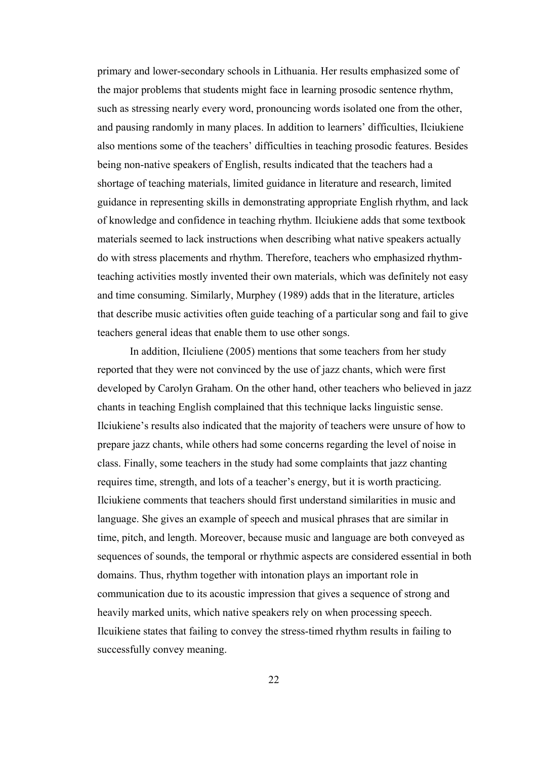primary and lower-secondary schools in Lithuania. Her results emphasized some of the major problems that students might face in learning prosodic sentence rhythm, such as stressing nearly every word, pronouncing words isolated one from the other, and pausing randomly in many places. In addition to learners' difficulties, Ilciukiene also mentions some of the teachers' difficulties in teaching prosodic features. Besides being non-native speakers of English, results indicated that the teachers had a shortage of teaching materials, limited guidance in literature and research, limited guidance in representing skills in demonstrating appropriate English rhythm, and lack of knowledge and confidence in teaching rhythm. Ilciukiene adds that some textbook materials seemed to lack instructions when describing what native speakers actually do with stress placements and rhythm. Therefore, teachers who emphasized rhythm-teaching activities mostly invented their own materials, which was definitely not easy and time consuming. Similarly, Murphey (1989) adds that in the literature, articles that describe music activities often guide teaching of a particular song and fail to give teachers general ideas that enable them to use other songs.

In addition, Ilciuliene (2005) mentions that some teachers from her study reported that they were not convinced by the use of jazz chants, which were first developed by Carolyn Graham. On the other hand, other teachers who believed in jazz chants in teaching English complained that this technique lacks linguistic sense. Ilciukiene's results also indicated that the majority of teachers were unsure of how to prepare jazz chants, while others had some concerns regarding the level of noise in class. Finally, some teachers in the study had some complaints that jazz chanting requires time, strength, and lots of a teacher's energy, but it is worth practicing. Ilciukiene comments that teachers should first understand similarities in music and language. She gives an example of speech and musical phrases that are similar in time, pitch, and length. Moreover, because music and language are both conveyed as sequences of sounds, the temporal or rhythmic aspects are considered essential in both domains. Thus, rhythm together with intonation plays an important role in communication due to its acoustic impression that gives a sequence of strong and heavily marked units, which native speakers rely on when processing speech. Ilcuikiene states that failing to convey the stress-timed rhythm results in failing to successfully convey meaning.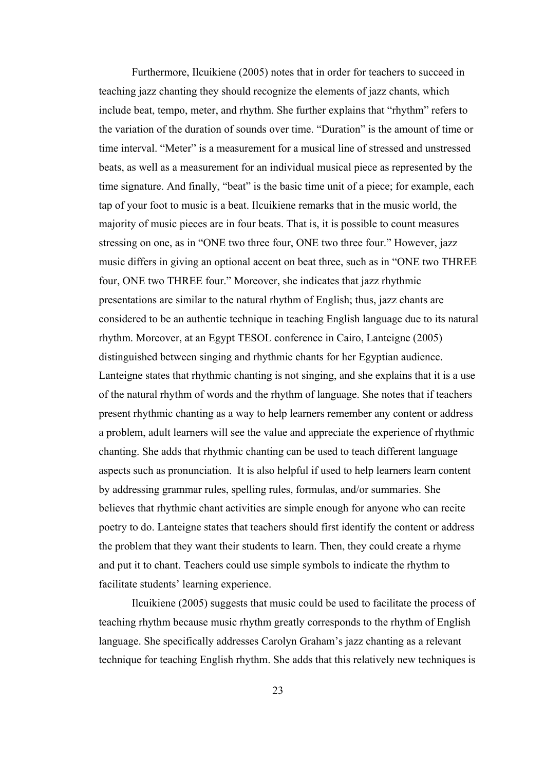Furthermore, Ilcuikiene (2005) notes that in order for teachers to succeed in teaching jazz chanting they should recognize the elements of jazz chants, which include beat, tempo, meter, and rhythm. She further explains that "rhythm" refers to the variation of the duration of sounds over time. "Duration" is the amount of time or time interval. "Meter" is a measurement for a musical line of stressed and unstressed beats, as well as a measurement for an individual musical piece as represented by the time signature. And finally, "beat" is the basic time unit of a piece; for example, each tap of your foot to music is a beat. Ilcuikiene remarks that in the music world, the majority of music pieces are in four beats. That is, it is possible to count measures stressing on one, as in "ONE two three four, ONE two three four." However, jazz music differs in giving an optional accent on beat three, such as in "ONE two THREE four, ONE two THREE four." Moreover, she indicates that jazz rhythmic presentations are similar to the natural rhythm of English; thus, jazz chants are considered to be an authentic technique in teaching English language due to its natural rhythm. Moreover, at an Egypt TESOL conference in Cairo, Lanteigne (2005) distinguished between singing and rhythmic chants for her Egyptian audience. Lanteigne states that rhythmic chanting is not singing, and she explains that it is a use of the natural rhythm of words and the rhythm of language. She notes that if teachers present rhythmic chanting as a way to help learners remember any content or address a problem, adult learners will see the value and appreciate the experience of rhythmic chanting. She adds that rhythmic chanting can be used to teach different language aspects such as pronunciation. It is also helpful if used to help learners learn content by addressing grammar rules, spelling rules, formulas, and/or summaries. She believes that rhythmic chant activities are simple enough for anyone who can recite poetry to do. Lanteigne states that teachers should first identify the content or address the problem that they want their students to learn. Then, they could create a rhyme and put it to chant. Teachers could use simple symbols to indicate the rhythm to facilitate students' learning experience.

Ilcuikiene (2005) suggests that music could be used to facilitate the process of teaching rhythm because music rhythm greatly corresponds to the rhythm of English language. She specifically addresses Carolyn Graham's jazz chanting as a relevant technique for teaching English rhythm. She adds that this relatively new techniques is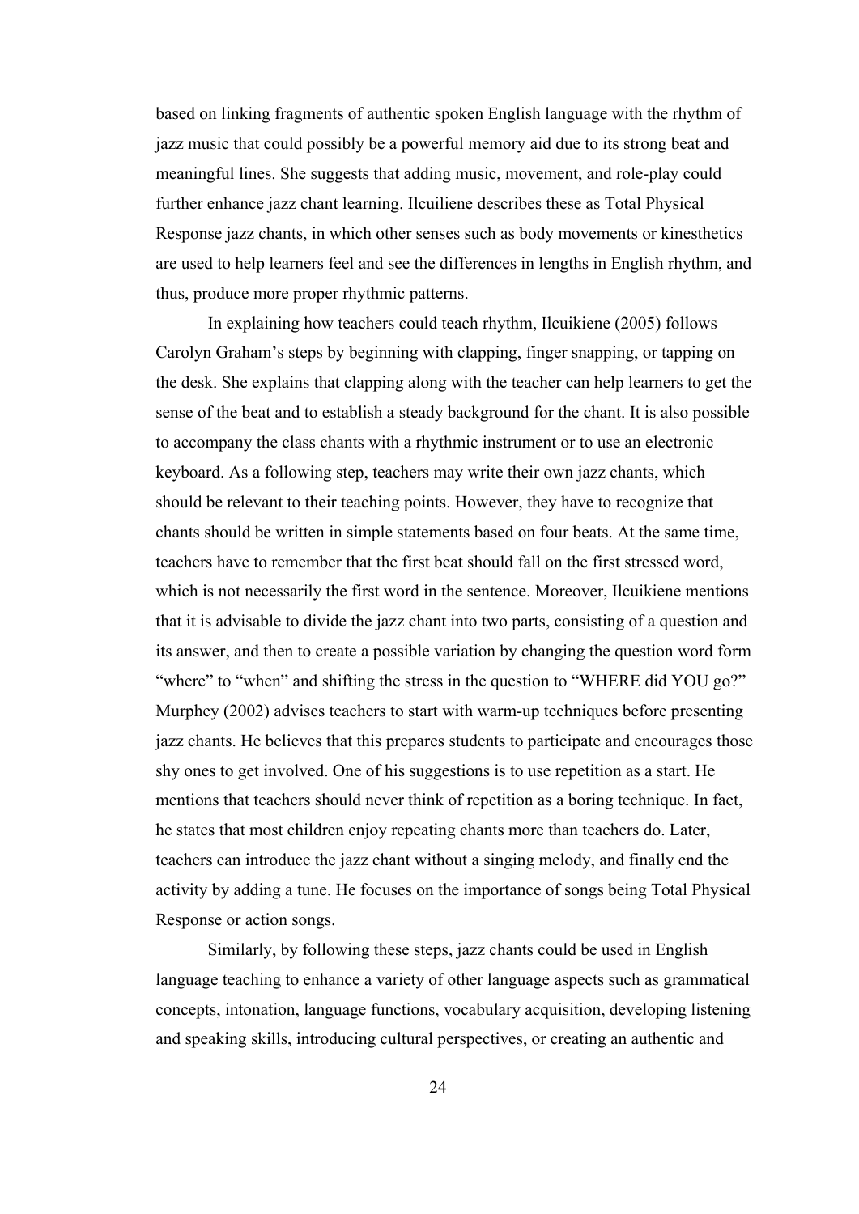based on linking fragments of authentic spoken English language with the rhythm of jazz music that could possibly be a powerful memory aid due to its strong beat and meaningful lines. She suggests that adding music, movement, and role-play could further enhance jazz chant learning. Ilcuiliene describes these as Total Physical Response jazz chants, in which other senses such as body movements or kinesthetics are used to help learners feel and see the differences in lengths in English rhythm, and thus, produce more proper rhythmic patterns.

In explaining how teachers could teach rhythm, Ilcuikiene (2005) follows Carolyn Graham's steps by beginning with clapping, finger snapping, or tapping on the desk. She explains that clapping along with the teacher can help learners to get the sense of the beat and to establish a steady background for the chant. It is also possible to accompany the class chants with a rhythmic instrument or to use an electronic keyboard. As a following step, teachers may write their own jazz chants, which should be relevant to their teaching points. However, they have to recognize that chants should be written in simple statements based on four beats. At the same time, teachers have to remember that the first beat should fall on the first stressed word, which is not necessarily the first word in the sentence. Moreover, Ilcuikiene mentions that it is advisable to divide the jazz chant into two parts, consisting of a question and its answer, and then to create a possible variation by changing the question word form "where" to "when" and shifting the stress in the question to "WHERE did YOU go?" Murphey (2002) advises teachers to start with warm-up techniques before presenting jazz chants. He believes that this prepares students to participate and encourages those shy ones to get involved. One of his suggestions is to use repetition as a start. He mentions that teachers should never think of repetition as a boring technique. In fact, he states that most children enjoy repeating chants more than teachers do. Later, teachers can introduce the jazz chant without a singing melody, and finally end the activity by adding a tune. He focuses on the importance of songs being Total Physical Response or action songs.

Similarly, by following these steps, jazz chants could be used in English language teaching to enhance a variety of other language aspects such as grammatical concepts, intonation, language functions, vocabulary acquisition, developing listening and speaking skills, introducing cultural perspectives, or creating an authentic and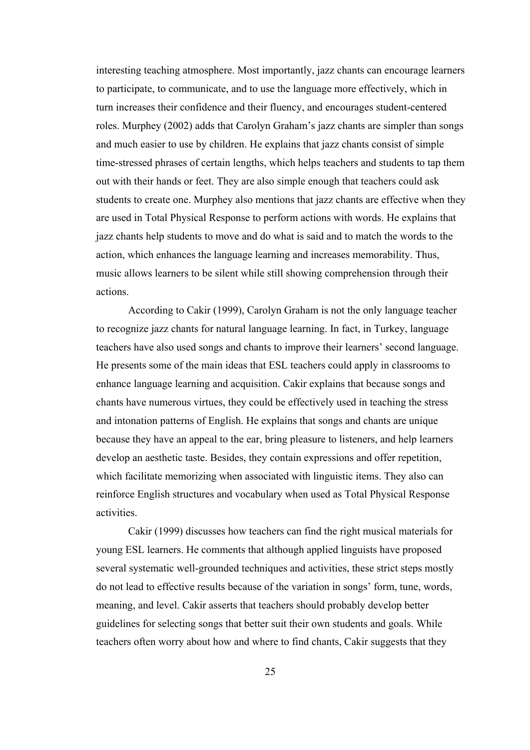interesting teaching atmosphere. Most importantly, jazz chants can encourage learners to participate, to communicate, and to use the language more effectively, which in turn increases their confidence and their fluency, and encourages student-centered roles. Murphey (2002) adds that Carolyn Graham's jazz chants are simpler than songs and much easier to use by children. He explains that jazz chants consist of simple time-stressed phrases of certain lengths, which helps teachers and students to tap them out with their hands or feet. They are also simple enough that teachers could ask students to create one. Murphey also mentions that jazz chants are effective when they are used in Total Physical Response to perform actions with words. He explains that jazz chants help students to move and do what is said and to match the words to the action, which enhances the language learning and increases memorability. Thus, music allows learners to be silent while still showing comprehension through their actions.

According to Cakir (1999), Carolyn Graham is not the only language teacher to recognize jazz chants for natural language learning. In fact, in Turkey, language teachers have also used songs and chants to improve their learners' second language. He presents some of the main ideas that ESL teachers could apply in classrooms to enhance language learning and acquisition. Cakir explains that because songs and chants have numerous virtues, they could be effectively used in teaching the stress and intonation patterns of English. He explains that songs and chants are unique because they have an appeal to the ear, bring pleasure to listeners, and help learners develop an aesthetic taste. Besides, they contain expressions and offer repetition, which facilitate memorizing when associated with linguistic items. They also can reinforce English structures and vocabulary when used as Total Physical Response activities.

Cakir (1999) discusses how teachers can find the right musical materials for young ESL learners. He comments that although applied linguists have proposed several systematic well-grounded techniques and activities, these strict steps mostly do not lead to effective results because of the variation in songs' form, tune, words, meaning, and level. Cakir asserts that teachers should probably develop better guidelines for selecting songs that better suit their own students and goals. While teachers often worry about how and where to find chants, Cakir suggests that they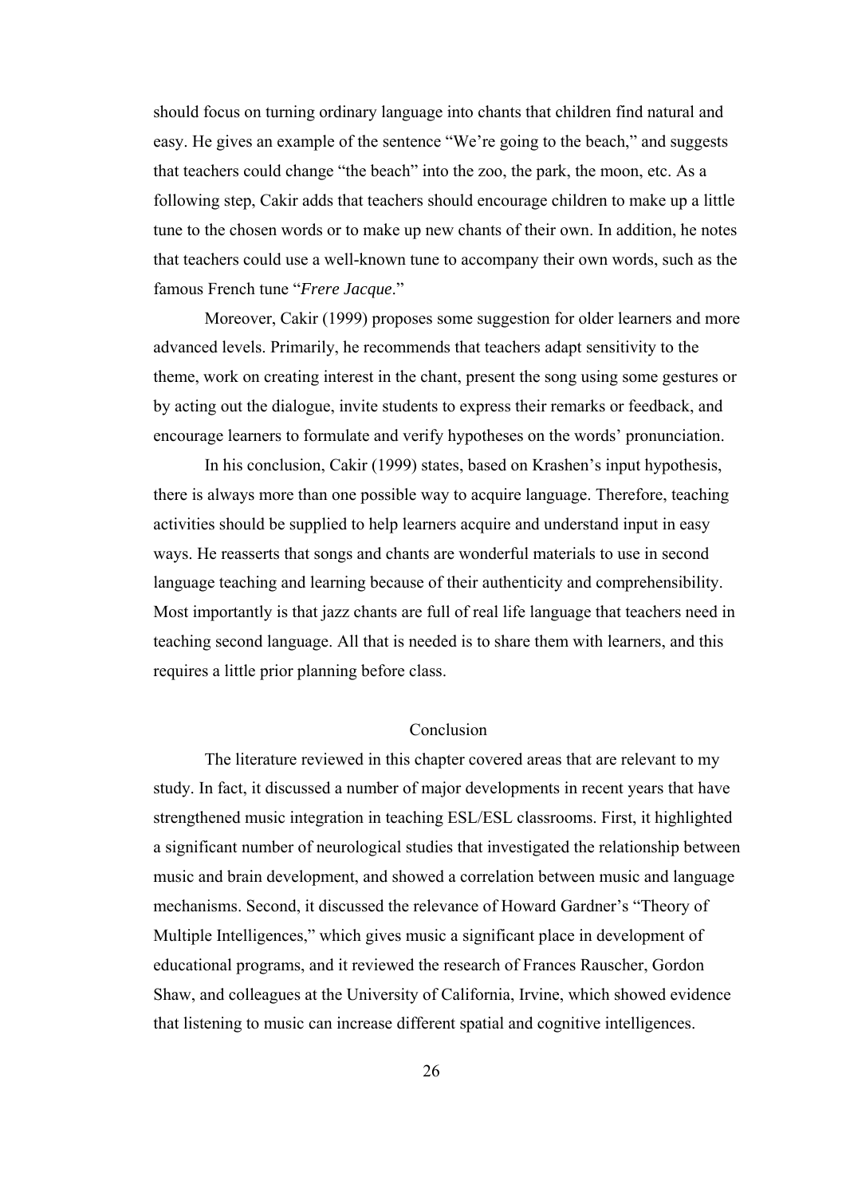should focus on turning ordinary language into chants that children find natural and easy. He gives an example of the sentence "We're going to the beach," and suggests that teachers could change "the beach" into the zoo, the park, the moon, etc. As a following step, Cakir adds that teachers should encourage children to make up a little tune to the chosen words or to make up new chants of their own. In addition, he notes that teachers could use a well-known tune to accompany their own words, such as the famous French tune "*Frere Jacque*."

Moreover, Cakir (1999) proposes some suggestion for older learners and more advanced levels. Primarily, he recommends that teachers adapt sensitivity to the theme, work on creating interest in the chant, present the song using some gestures or by acting out the dialogue, invite students to express their remarks or feedback, and encourage learners to formulate and verify hypotheses on the words' pronunciation.

In his conclusion, Cakir (1999) states, based on Krashen's input hypothesis, there is always more than one possible way to acquire language. Therefore, teaching activities should be supplied to help learners acquire and understand input in easy ways. He reasserts that songs and chants are wonderful materials to use in second language teaching and learning because of their authenticity and comprehensibility. Most importantly is that jazz chants are full of real life language that teachers need in teaching second language. All that is needed is to share them with learners, and this requires a little prior planning before class.

## Conclusion

The literature reviewed in this chapter covered areas that are relevant to my study. In fact, it discussed a number of major developments in recent years that have strengthened music integration in teaching ESL/ESL classrooms. First, it highlighted a significant number of neurological studies that investigated the relationship between music and brain development, and showed a correlation between music and language mechanisms. Second, it discussed the relevance of Howard Gardner's "Theory of Multiple Intelligences," which gives music a significant place in development of educational programs, and it reviewed the research of Frances Rauscher, Gordon Shaw, and colleagues at the University of California, Irvine, which showed evidence that listening to music can increase different spatial and cognitive intelligences.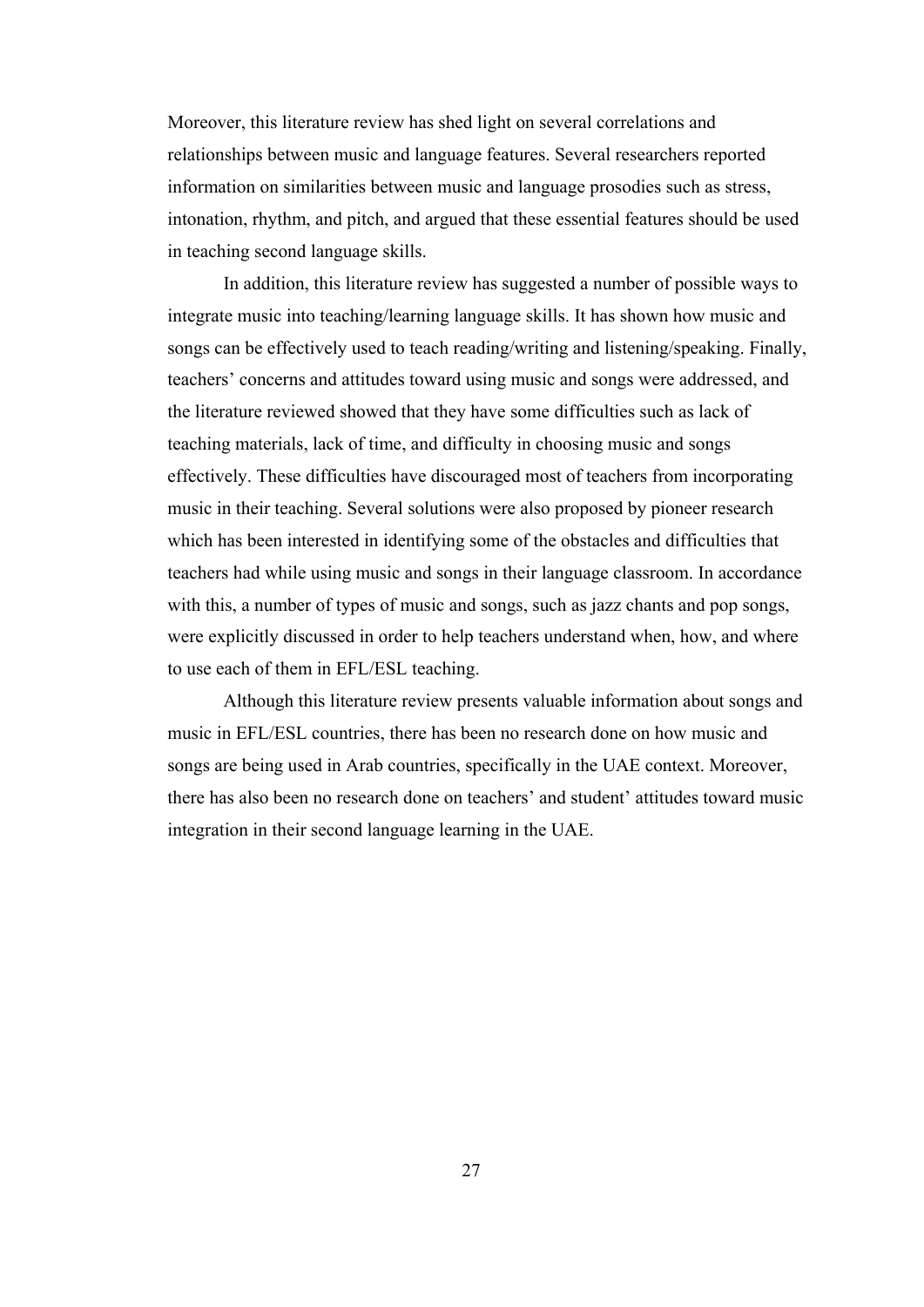Moreover, this literature review has shed light on several correlations and relationships between music and language features. Several researchers reported information on similarities between music and language prosodies such as stress, intonation, rhythm, and pitch, and argued that these essential features should be used in teaching second language skills.

In addition, this literature review has suggested a number of possible ways to integrate music into teaching/learning language skills. It has shown how music and songs can be effectively used to teach reading/writing and listening/speaking. Finally, teachers' concerns and attitudes toward using music and songs were addressed, and the literature reviewed showed that they have some difficulties such as lack of teaching materials, lack of time, and difficulty in choosing music and songs effectively. These difficulties have discouraged most of teachers from incorporating music in their teaching. Several solutions were also proposed by pioneer research which has been interested in identifying some of the obstacles and difficulties that teachers had while using music and songs in their language classroom. In accordance with this, a number of types of music and songs, such as jazz chants and pop songs, were explicitly discussed in order to help teachers understand when, how, and where to use each of them in EFL/ESL teaching.

Although this literature review presents valuable information about songs and music in EFL/ESL countries, there has been no research done on how music and songs are being used in Arab countries, specifically in the UAE context. Moreover, there has also been no research done on teachers' and student' attitudes toward music integration in their second language learning in the UAE.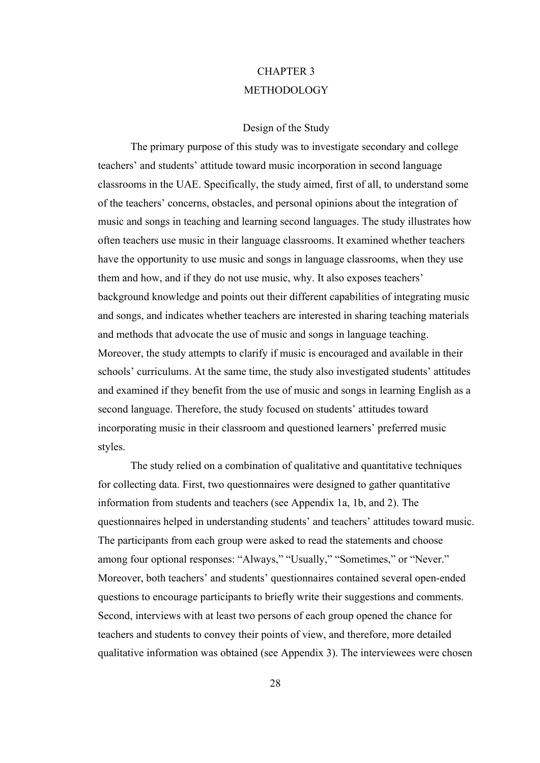# CHAPTER 3
# METHODOLOGY

## Design of the Study

The primary purpose of this study was to investigate secondary and college teachers' and students' attitude toward music incorporation in second language classrooms in the UAE. Specifically, the study aimed, first of all, to understand some of the teachers' concerns, obstacles, and personal opinions about the integration of music and songs in teaching and learning second languages. The study illustrates how often teachers use music in their language classrooms. It examined whether teachers have the opportunity to use music and songs in language classrooms, when they use them and how, and if they do not use music, why. It also exposes teachers' background knowledge and points out their different capabilities of integrating music and songs, and indicates whether teachers are interested in sharing teaching materials and methods that advocate the use of music and songs in language teaching. Moreover, the study attempts to clarify if music is encouraged and available in their schools' curriculums. At the same time, the study also investigated students' attitudes and examined if they benefit from the use of music and songs in learning English as a second language. Therefore, the study focused on students' attitudes toward incorporating music in their classroom and questioned learners' preferred music styles.

The study relied on a combination of qualitative and quantitative techniques for collecting data. First, two questionnaires were designed to gather quantitative information from students and teachers (see Appendix 1a, 1b, and 2). The questionnaires helped in understanding students' and teachers' attitudes toward music. The participants from each group were asked to read the statements and choose among four optional responses: "Always," "Usually," "Sometimes," or "Never." Moreover, both teachers' and students' questionnaires contained several open-ended questions to encourage participants to briefly write their suggestions and comments. Second, interviews with at least two persons of each group opened the chance for teachers and students to convey their points of view, and therefore, more detailed qualitative information was obtained (see Appendix 3). The interviewees were chosen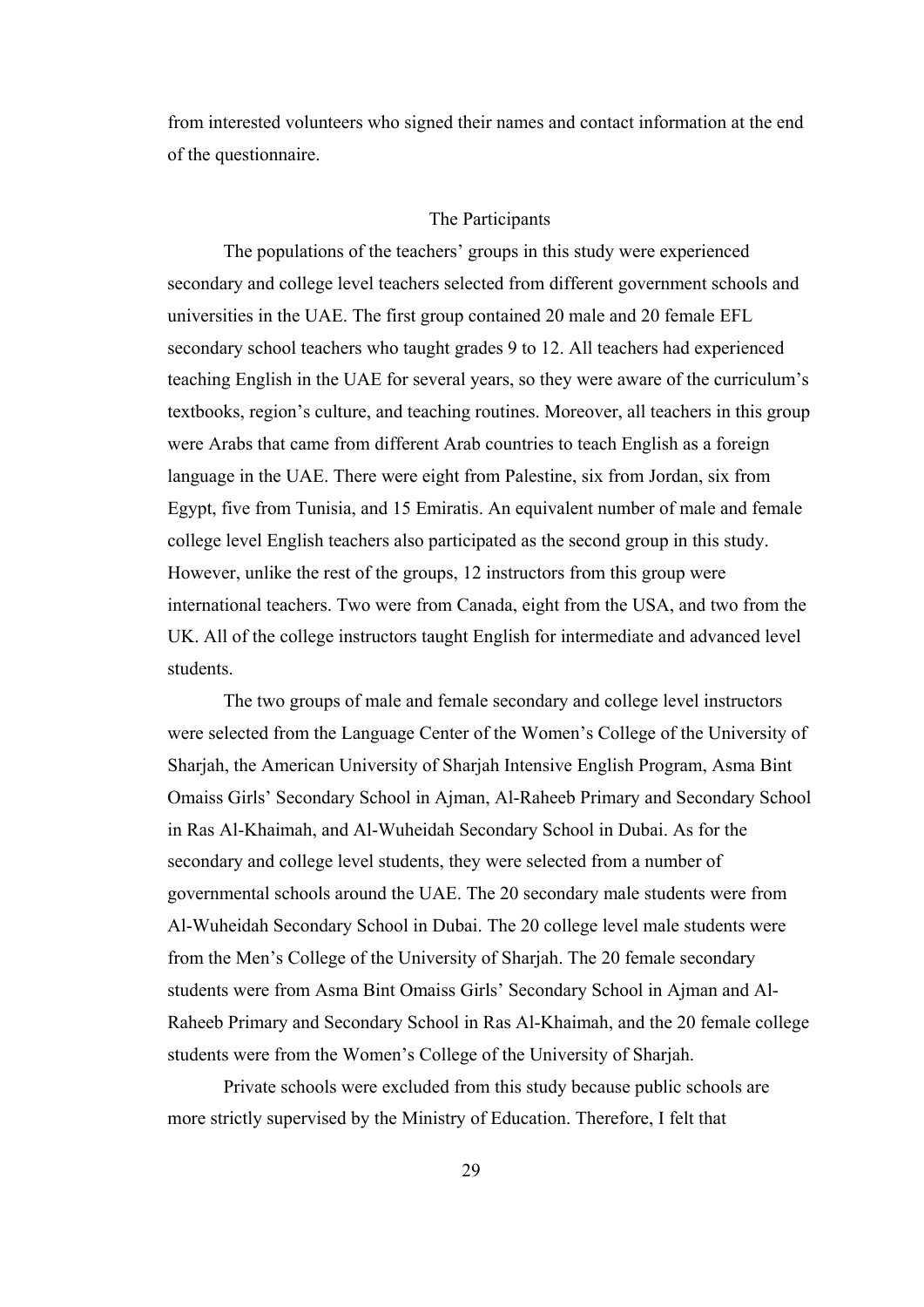from interested volunteers who signed their names and contact information at the end of the questionnaire.

## The Participants

The populations of the teachers' groups in this study were experienced secondary and college level teachers selected from different government schools and universities in the UAE. The first group contained 20 male and 20 female EFL secondary school teachers who taught grades 9 to 12. All teachers had experienced teaching English in the UAE for several years, so they were aware of the curriculum's textbooks, region's culture, and teaching routines. Moreover, all teachers in this group were Arabs that came from different Arab countries to teach English as a foreign language in the UAE. There were eight from Palestine, six from Jordan, six from Egypt, five from Tunisia, and 15 Emiratis. An equivalent number of male and female college level English teachers also participated as the second group in this study. However, unlike the rest of the groups, 12 instructors from this group were international teachers. Two were from Canada, eight from the USA, and two from the UK. All of the college instructors taught English for intermediate and advanced level students.

The two groups of male and female secondary and college level instructors were selected from the Language Center of the Women's College of the University of Sharjah, the American University of Sharjah Intensive English Program, Asma Bint Omaiss Girls' Secondary School in Ajman, Al-Raheeb Primary and Secondary School in Ras Al-Khaimah, and Al-Wuheidah Secondary School in Dubai. As for the secondary and college level students, they were selected from a number of governmental schools around the UAE. The 20 secondary male students were from Al-Wuheidah Secondary School in Dubai. The 20 college level male students were from the Men's College of the University of Sharjah. The 20 female secondary students were from Asma Bint Omaiss Girls' Secondary School in Ajman and Al-Raheeb Primary and Secondary School in Ras Al-Khaimah, and the 20 female college students were from the Women's College of the University of Sharjah.

Private schools were excluded from this study because public schools are more strictly supervised by the Ministry of Education. Therefore, I felt that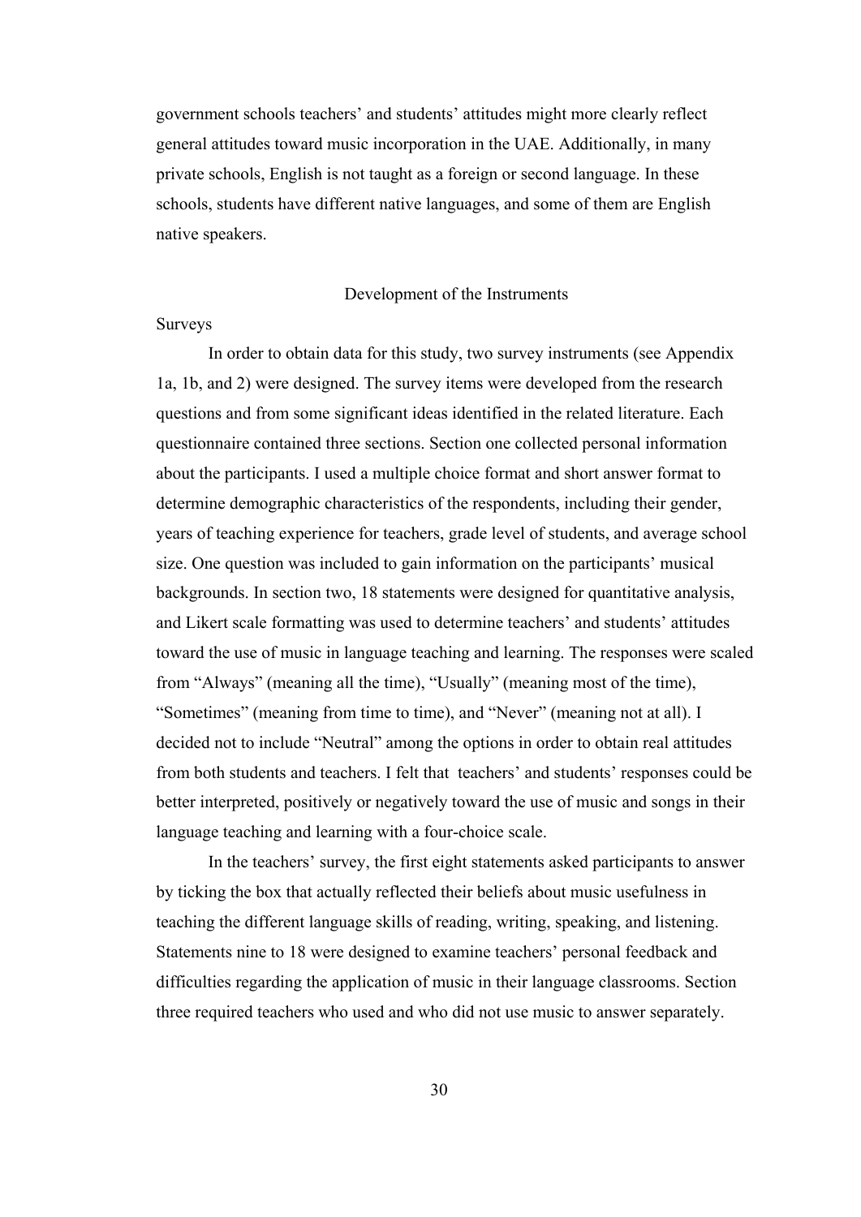government schools teachers' and students' attitudes might more clearly reflect general attitudes toward music incorporation in the UAE. Additionally, in many private schools, English is not taught as a foreign or second language. In these schools, students have different native languages, and some of them are English native speakers.

## Development of the Instruments

### Surveys

In order to obtain data for this study, two survey instruments (see Appendix 1a, 1b, and 2) were designed. The survey items were developed from the research questions and from some significant ideas identified in the related literature. Each questionnaire contained three sections. Section one collected personal information about the participants. I used a multiple choice format and short answer format to determine demographic characteristics of the respondents, including their gender, years of teaching experience for teachers, grade level of students, and average school size. One question was included to gain information on the participants' musical backgrounds. In section two, 18 statements were designed for quantitative analysis, and Likert scale formatting was used to determine teachers' and students' attitudes toward the use of music in language teaching and learning. The responses were scaled from "Always" (meaning all the time), "Usually" (meaning most of the time), "Sometimes" (meaning from time to time), and "Never" (meaning not at all). I decided not to include "Neutral" among the options in order to obtain real attitudes from both students and teachers. I felt that teachers' and students' responses could be better interpreted, positively or negatively toward the use of music and songs in their language teaching and learning with a four-choice scale.

In the teachers' survey, the first eight statements asked participants to answer by ticking the box that actually reflected their beliefs about music usefulness in teaching the different language skills of reading, writing, speaking, and listening. Statements nine to 18 were designed to examine teachers' personal feedback and difficulties regarding the application of music in their language classrooms. Section three required teachers who used and who did not use music to answer separately.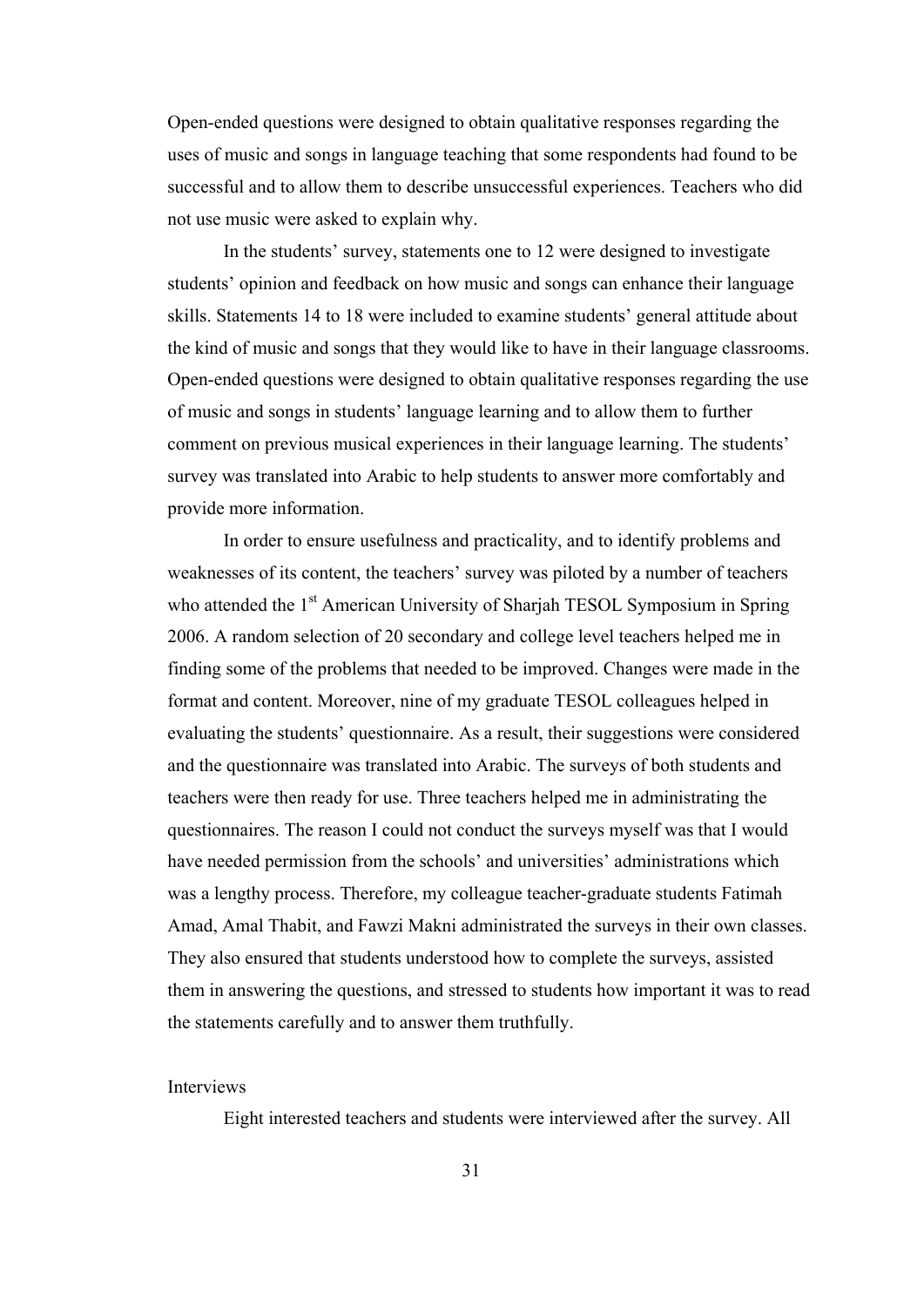Open-ended questions were designed to obtain qualitative responses regarding the uses of music and songs in language teaching that some respondents had found to be successful and to allow them to describe unsuccessful experiences. Teachers who did not use music were asked to explain why.

In the students' survey, statements one to 12 were designed to investigate students' opinion and feedback on how music and songs can enhance their language skills. Statements 14 to 18 were included to examine students' general attitude about the kind of music and songs that they would like to have in their language classrooms. Open-ended questions were designed to obtain qualitative responses regarding the use of music and songs in students' language learning and to allow them to further comment on previous musical experiences in their language learning. The students' survey was translated into Arabic to help students to answer more comfortably and provide more information.

In order to ensure usefulness and practicality, and to identify problems and weaknesses of its content, the teachers' survey was piloted by a number of teachers who attended the 1st American University of Sharjah TESOL Symposium in Spring 2006. A random selection of 20 secondary and college level teachers helped me in finding some of the problems that needed to be improved. Changes were made in the format and content. Moreover, nine of my graduate TESOL colleagues helped in evaluating the students' questionnaire. As a result, their suggestions were considered and the questionnaire was translated into Arabic. The surveys of both students and teachers were then ready for use. Three teachers helped me in administrating the questionnaires. The reason I could not conduct the surveys myself was that I would have needed permission from the schools' and universities' administrations which was a lengthy process. Therefore, my colleague teacher-graduate students Fatimah Amad, Amal Thabit, and Fawzi Makni administrated the surveys in their own classes. They also ensured that students understood how to complete the surveys, assisted them in answering the questions, and stressed to students how important it was to read the statements carefully and to answer them truthfully.

Interviews

Eight interested teachers and students were interviewed after the survey. All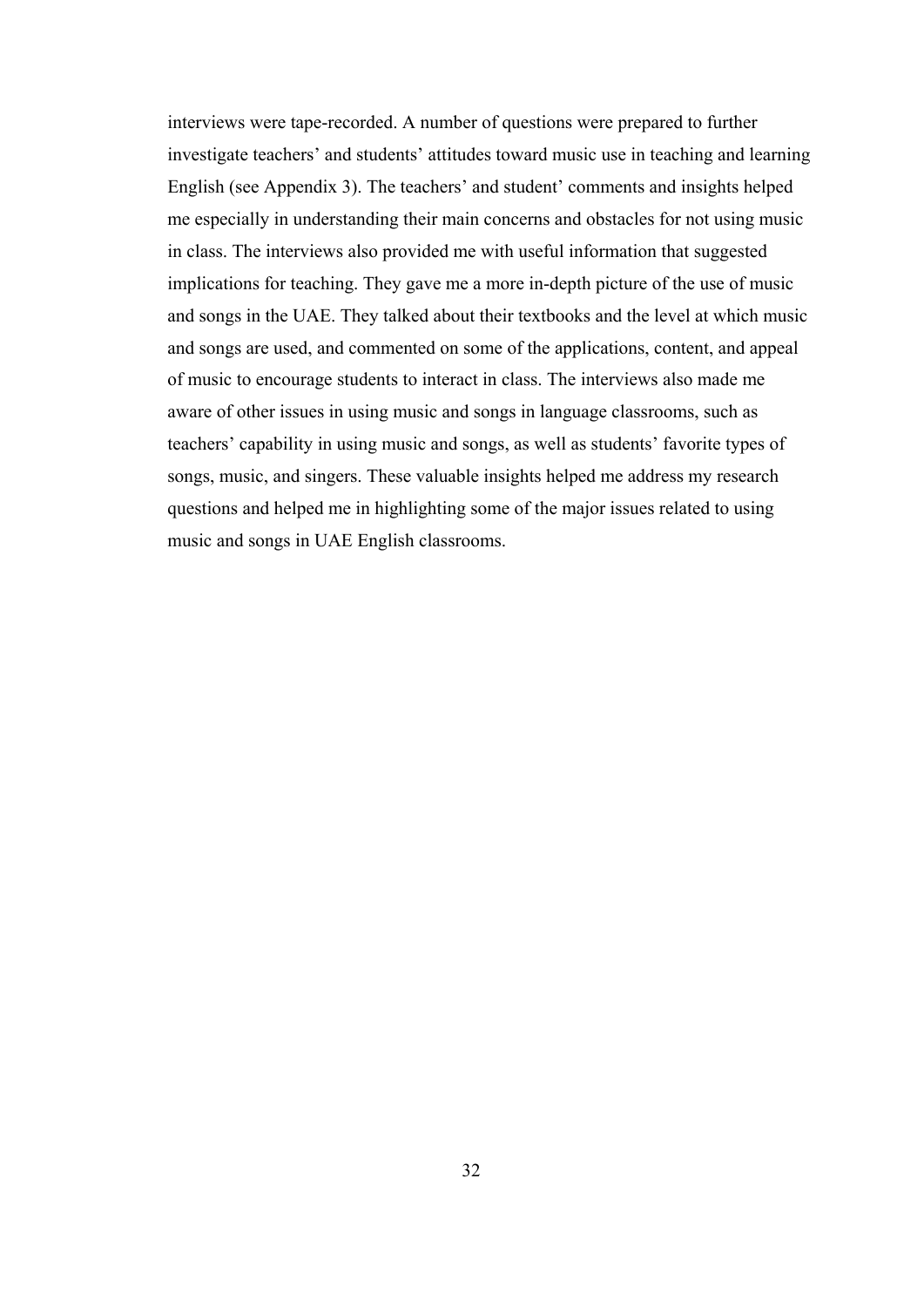interviews were tape-recorded. A number of questions were prepared to further investigate teachers' and students' attitudes toward music use in teaching and learning English (see Appendix 3). The teachers' and student' comments and insights helped me especially in understanding their main concerns and obstacles for not using music in class. The interviews also provided me with useful information that suggested implications for teaching. They gave me a more in-depth picture of the use of music and songs in the UAE. They talked about their textbooks and the level at which music and songs are used, and commented on some of the applications, content, and appeal of music to encourage students to interact in class. The interviews also made me aware of other issues in using music and songs in language classrooms, such as teachers' capability in using music and songs, as well as students' favorite types of songs, music, and singers. These valuable insights helped me address my research questions and helped me in highlighting some of the major issues related to using music and songs in UAE English classrooms.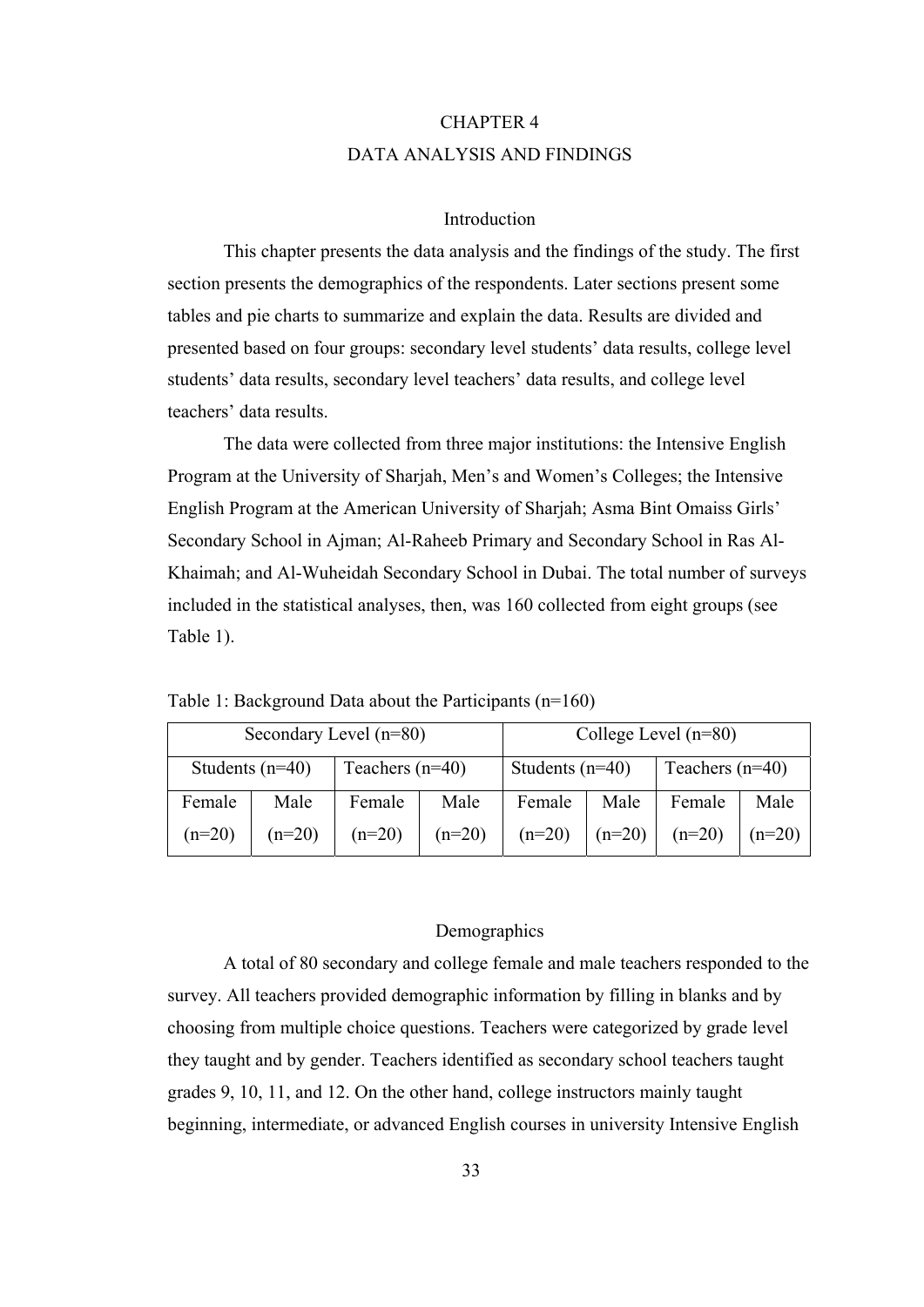# CHAPTER 4

# DATA ANALYSIS AND FINDINGS

## Introduction

This chapter presents the data analysis and the findings of the study. The first section presents the demographics of the respondents. Later sections present some tables and pie charts to summarize and explain the data. Results are divided and presented based on four groups: secondary level students' data results, college level students' data results, secondary level teachers' data results, and college level teachers' data results.

The data were collected from three major institutions: the Intensive English Program at the University of Sharjah, Men's and Women's Colleges; the Intensive English Program at the American University of Sharjah; Asma Bint Omaiss Girls' Secondary School in Ajman; Al-Raheeb Primary and Secondary School in Ras Al-Khaimah; and Al-Wuheidah Secondary School in Dubai. The total number of surveys included in the statistical analyses, then, was 160 collected from eight groups (see Table 1).

Table 1: Background Data about the Participants (n=160)

| Secondary Level (n=80) | | | | College Level (n=80) | | | |
|---|---|---|---|---|---|---|---|
| Students (n=40) | | Teachers (n=40) | | Students (n=40) | | Teachers (n=40) | |
| Female (n=20) | Male (n=20) | Female (n=20) | Male (n=20) | Female (n=20) | Male (n=20) | Female (n=20) | Male (n=20) |

## Demographics

A total of 80 secondary and college female and male teachers responded to the survey. All teachers provided demographic information by filling in blanks and by choosing from multiple choice questions. Teachers were categorized by grade level they taught and by gender. Teachers identified as secondary school teachers taught grades 9, 10, 11, and 12. On the other hand, college instructors mainly taught beginning, intermediate, or advanced English courses in university Intensive English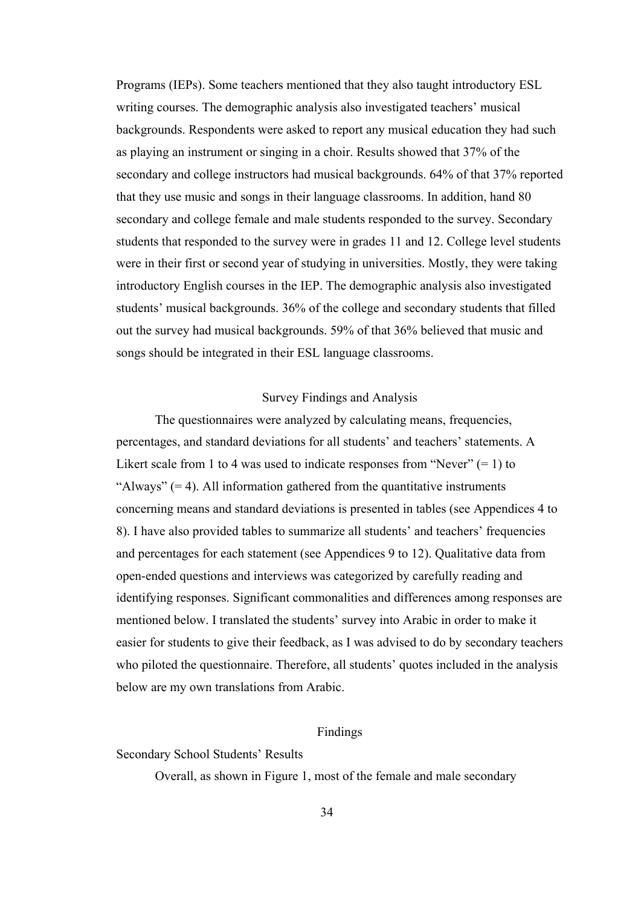Programs (IEPs). Some teachers mentioned that they also taught introductory ESL writing courses. The demographic analysis also investigated teachers' musical backgrounds. Respondents were asked to report any musical education they had such as playing an instrument or singing in a choir. Results showed that 37% of the secondary and college instructors had musical backgrounds. 64% of that 37% reported that they use music and songs in their language classrooms. In addition, hand 80 secondary and college female and male students responded to the survey. Secondary students that responded to the survey were in grades 11 and 12. College level students were in their first or second year of studying in universities. Mostly, they were taking introductory English courses in the IEP. The demographic analysis also investigated students' musical backgrounds. 36% of the college and secondary students that filled out the survey had musical backgrounds. 59% of that 36% believed that music and songs should be integrated in their ESL language classrooms.

## Survey Findings and Analysis

The questionnaires were analyzed by calculating means, frequencies, percentages, and standard deviations for all students' and teachers' statements. A Likert scale from 1 to 4 was used to indicate responses from "Never" (= 1) to "Always" (= 4). All information gathered from the quantitative instruments concerning means and standard deviations is presented in tables (see Appendices 4 to 8). I have also provided tables to summarize all students' and teachers' frequencies and percentages for each statement (see Appendices 9 to 12). Qualitative data from open-ended questions and interviews was categorized by carefully reading and identifying responses. Significant commonalities and differences among responses are mentioned below. I translated the students' survey into Arabic in order to make it easier for students to give their feedback, as I was advised to do by secondary teachers who piloted the questionnaire. Therefore, all students' quotes included in the analysis below are my own translations from Arabic.

## Findings

### Secondary School Students' Results

Overall, as shown in Figure 1, most of the female and male secondary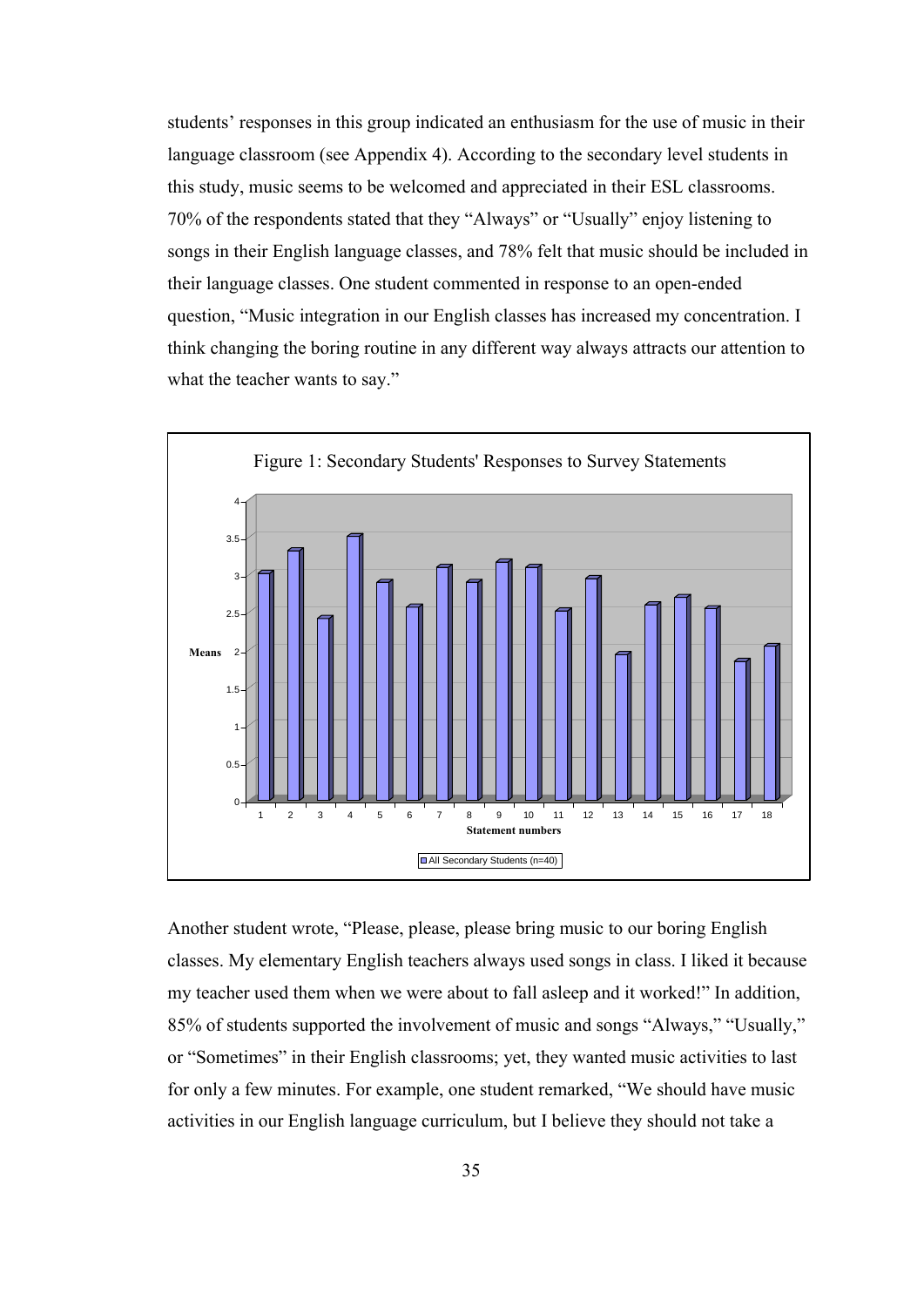students' responses in this group indicated an enthusiasm for the use of music in their language classroom (see Appendix 4). According to the secondary level students in this study, music seems to be welcomed and appreciated in their ESL classrooms. 70% of the respondents stated that they "Always" or "Usually" enjoy listening to songs in their English language classes, and 78% felt that music should be included in their language classes. One student commented in response to an open-ended question, "Music integration in our English classes has increased my concentration. I think changing the boring routine in any different way always attracts our attention to what the teacher wants to say."

Figure 1: Secondary Students' Responses to Survey Statements

Another student wrote, "Please, please, please bring music to our boring English classes. My elementary English teachers always used songs in class. I liked it because my teacher used them when we were about to fall asleep and it worked!" In addition, 85% of students supported the involvement of music and songs "Always," "Usually," or "Sometimes" in their English classrooms; yet, they wanted music activities to last for only a few minutes. For example, one student remarked, "We should have music activities in our English language curriculum, but I believe they should not take a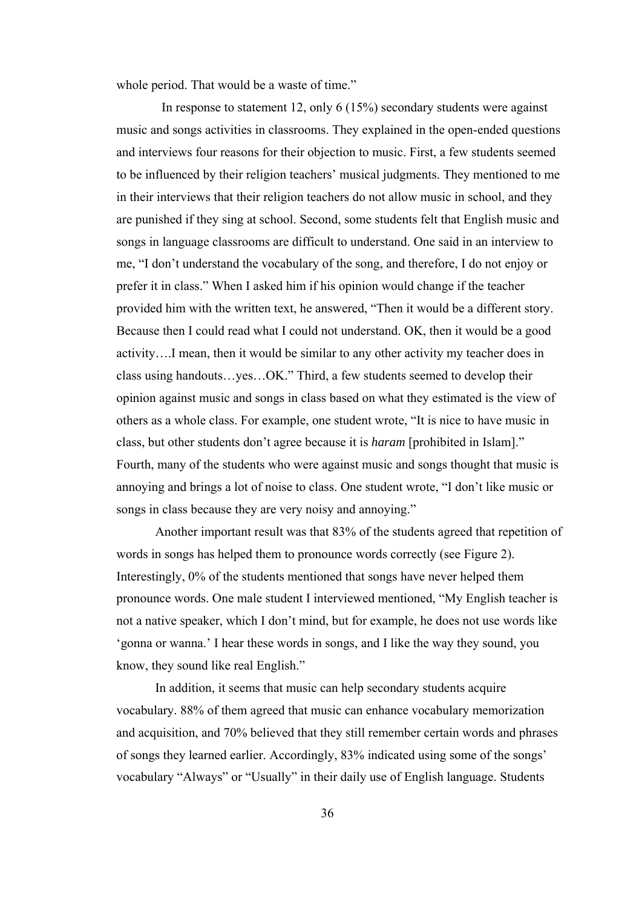whole period. That would be a waste of time."

In response to statement 12, only 6 (15%) secondary students were against music and songs activities in classrooms. They explained in the open-ended questions and interviews four reasons for their objection to music. First, a few students seemed to be influenced by their religion teachers' musical judgments. They mentioned to me in their interviews that their religion teachers do not allow music in school, and they are punished if they sing at school. Second, some students felt that English music and songs in language classrooms are difficult to understand. One said in an interview to me, "I don't understand the vocabulary of the song, and therefore, I do not enjoy or prefer it in class." When I asked him if his opinion would change if the teacher provided him with the written text, he answered, "Then it would be a different story. Because then I could read what I could not understand. OK, then it would be a good activity….I mean, then it would be similar to any other activity my teacher does in class using handouts…yes…OK." Third, a few students seemed to develop their opinion against music and songs in class based on what they estimated is the view of others as a whole class. For example, one student wrote, "It is nice to have music in class, but other students don't agree because it is *haram* [prohibited in Islam]." Fourth, many of the students who were against music and songs thought that music is annoying and brings a lot of noise to class. One student wrote, "I don't like music or songs in class because they are very noisy and annoying."

Another important result was that 83% of the students agreed that repetition of words in songs has helped them to pronounce words correctly (see Figure 2). Interestingly, 0% of the students mentioned that songs have never helped them pronounce words. One male student I interviewed mentioned, "My English teacher is not a native speaker, which I don't mind, but for example, he does not use words like 'gonna or wanna.' I hear these words in songs, and I like the way they sound, you know, they sound like real English."

In addition, it seems that music can help secondary students acquire vocabulary. 88% of them agreed that music can enhance vocabulary memorization and acquisition, and 70% believed that they still remember certain words and phrases of songs they learned earlier. Accordingly, 83% indicated using some of the songs' vocabulary "Always" or "Usually" in their daily use of English language. Students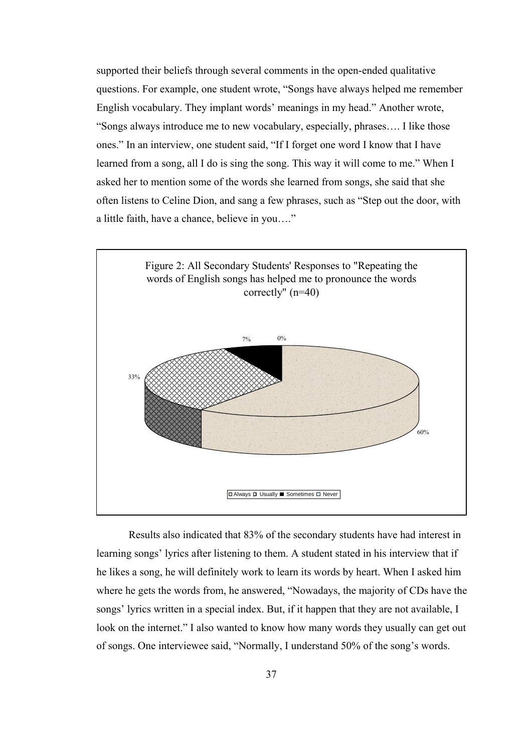supported their beliefs through several comments in the open-ended qualitative questions. For example, one student wrote, "Songs have always helped me remember English vocabulary. They implant words' meanings in my head." Another wrote, "Songs always introduce me to new vocabulary, especially, phrases…. I like those ones." In an interview, one student said, "If I forget one word I know that I have learned from a song, all I do is sing the song. This way it will come to me." When I asked her to mention some of the words she learned from songs, she said that she often listens to Celine Dion, and sang a few phrases, such as "Step out the door, with a little faith, have a chance, believe in you…."

Figure 2: All Secondary Students' Responses to "Repeating the words of English songs has helped me to pronounce the words correctly" (n=40)

| Response | Percentage |
|---|---|
| Always | 60% |
| Usually | 33% |
| Sometimes | 7% |
| Never | 0% |

Results also indicated that 83% of the secondary students have had interest in learning songs' lyrics after listening to them. A student stated in his interview that if he likes a song, he will definitely work to learn its words by heart. When I asked him where he gets the words from, he answered, "Nowadays, the majority of CDs have the songs' lyrics written in a special index. But, if it happen that they are not available, I look on the internet." I also wanted to know how many words they usually can get out of songs. One interviewee said, "Normally, I understand 50% of the song's words.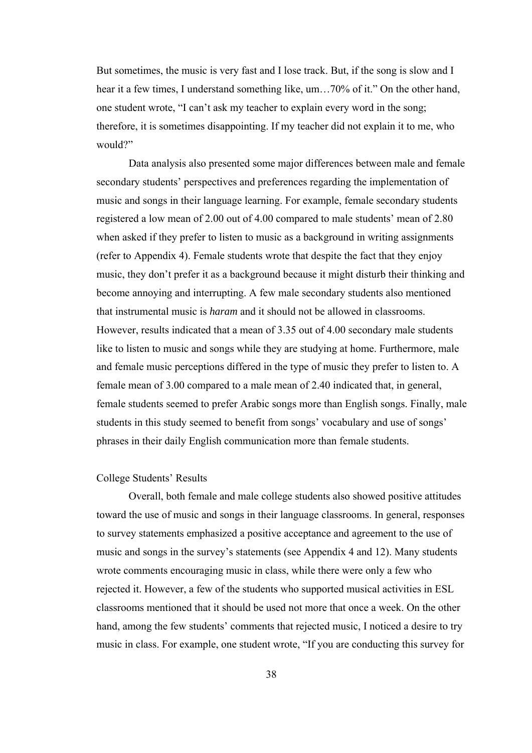But sometimes, the music is very fast and I lose track. But, if the song is slow and I hear it a few times, I understand something like, um…70% of it." On the other hand, one student wrote, "I can't ask my teacher to explain every word in the song; therefore, it is sometimes disappointing. If my teacher did not explain it to me, who would?"

Data analysis also presented some major differences between male and female secondary students' perspectives and preferences regarding the implementation of music and songs in their language learning. For example, female secondary students registered a low mean of 2.00 out of 4.00 compared to male students' mean of 2.80 when asked if they prefer to listen to music as a background in writing assignments (refer to Appendix 4). Female students wrote that despite the fact that they enjoy music, they don't prefer it as a background because it might disturb their thinking and become annoying and interrupting. A few male secondary students also mentioned that instrumental music is *haram* and it should not be allowed in classrooms. However, results indicated that a mean of 3.35 out of 4.00 secondary male students like to listen to music and songs while they are studying at home. Furthermore, male and female music perceptions differed in the type of music they prefer to listen to. A female mean of 3.00 compared to a male mean of 2.40 indicated that, in general, female students seemed to prefer Arabic songs more than English songs. Finally, male students in this study seemed to benefit from songs' vocabulary and use of songs' phrases in their daily English communication more than female students.

## College Students' Results

Overall, both female and male college students also showed positive attitudes toward the use of music and songs in their language classrooms. In general, responses to survey statements emphasized a positive acceptance and agreement to the use of music and songs in the survey's statements (see Appendix 4 and 12). Many students wrote comments encouraging music in class, while there were only a few who rejected it. However, a few of the students who supported musical activities in ESL classrooms mentioned that it should be used not more that once a week. On the other hand, among the few students' comments that rejected music, I noticed a desire to try music in class. For example, one student wrote, "If you are conducting this survey for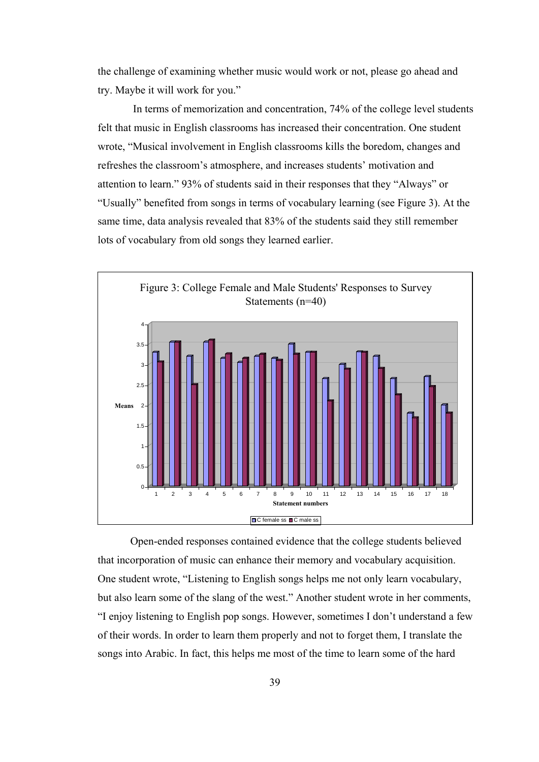the challenge of examining whether music would work or not, please go ahead and try. Maybe it will work for you."

In terms of memorization and concentration, 74% of the college level students felt that music in English classrooms has increased their concentration. One student wrote, "Musical involvement in English classrooms kills the boredom, changes and refreshes the classroom's atmosphere, and increases students' motivation and attention to learn." 93% of students said in their responses that they "Always" or "Usually" benefited from songs in terms of vocabulary learning (see Figure 3). At the same time, data analysis revealed that 83% of the students said they still remember lots of vocabulary from old songs they learned earlier.

Figure 3: College Female and Male Students' Responses to Survey Statements (n=40)

Open-ended responses contained evidence that the college students believed that incorporation of music can enhance their memory and vocabulary acquisition. One student wrote, "Listening to English songs helps me not only learn vocabulary, but also learn some of the slang of the west." Another student wrote in her comments, "I enjoy listening to English pop songs. However, sometimes I don't understand a few of their words. In order to learn them properly and not to forget them, I translate the songs into Arabic. In fact, this helps me most of the time to learn some of the hard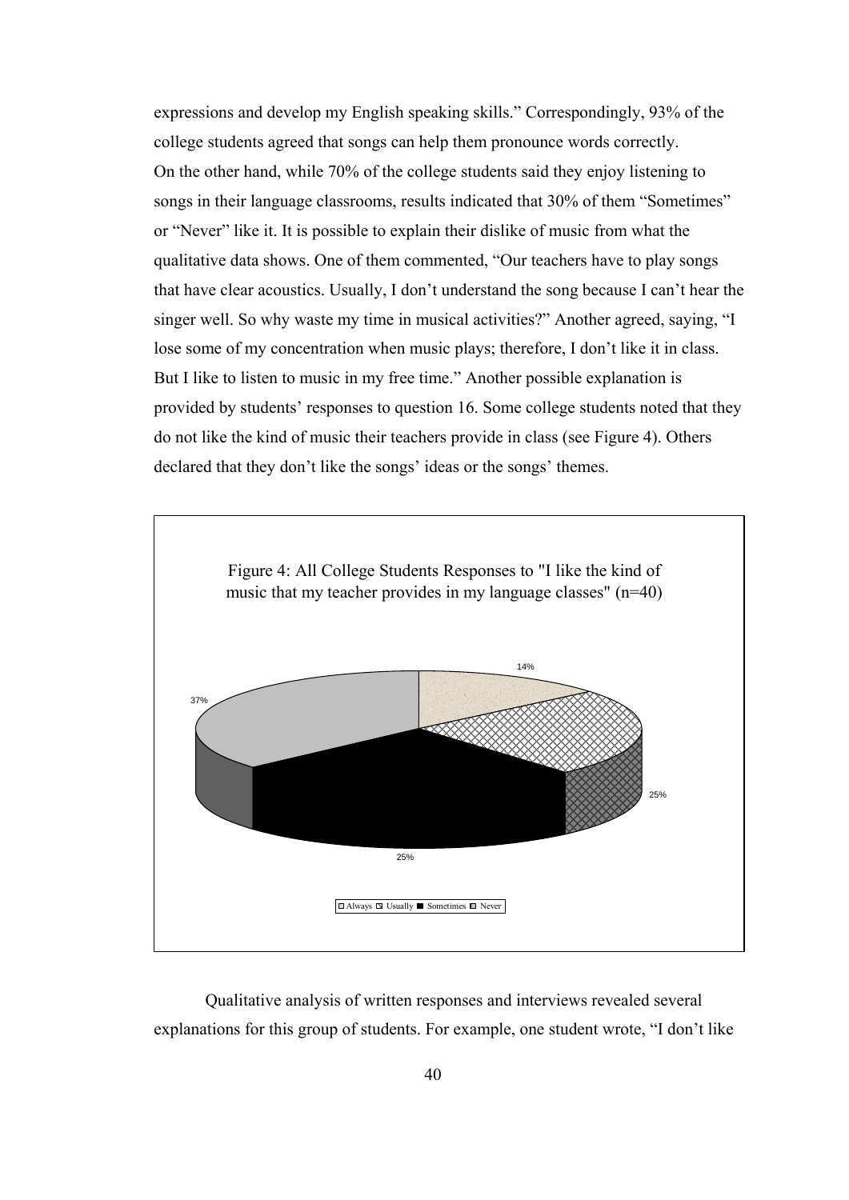expressions and develop my English speaking skills." Correspondingly, 93% of the college students agreed that songs can help them pronounce words correctly.

On the other hand, while 70% of the college students said they enjoy listening to songs in their language classrooms, results indicated that 30% of them "Sometimes" or "Never" like it. It is possible to explain their dislike of music from what the qualitative data shows. One of them commented, "Our teachers have to play songs that have clear acoustics. Usually, I don't understand the song because I can't hear the singer well. So why waste my time in musical activities?" Another agreed, saying, "I lose some of my concentration when music plays; therefore, I don't like it in class. But I like to listen to music in my free time." Another possible explanation is provided by students' responses to question 16. Some college students noted that they do not like the kind of music their teachers provide in class (see Figure 4). Others declared that they don't like the songs' ideas or the songs' themes.

Figure 4: All College Students Responses to "I like the kind of music that my teacher provides in my language classes" (n=40)

14%

37%

25%

25%

Always Usually Sometimes Never

Qualitative analysis of written responses and interviews revealed several explanations for this group of students. For example, one student wrote, "I don't like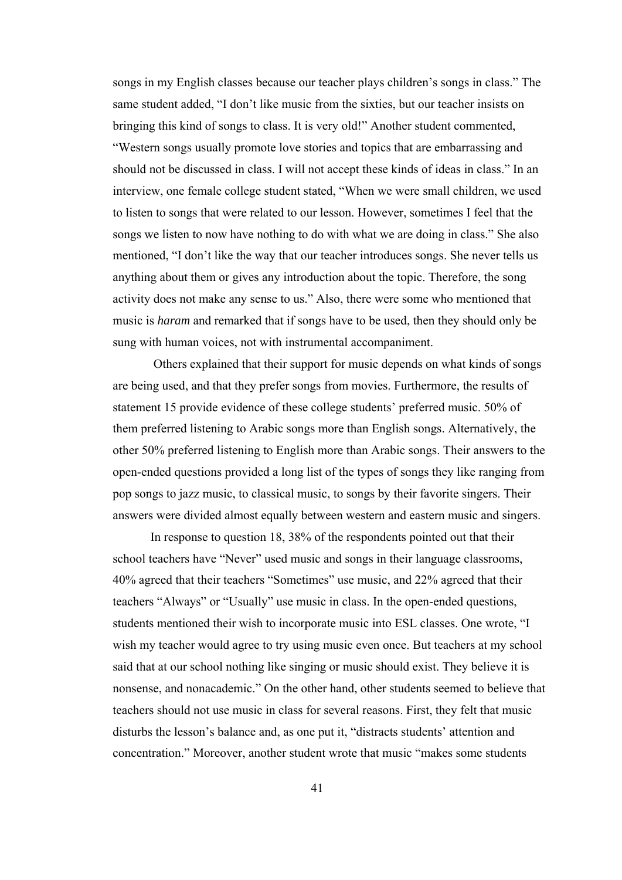songs in my English classes because our teacher plays children's songs in class." The same student added, "I don't like music from the sixties, but our teacher insists on bringing this kind of songs to class. It is very old!" Another student commented, "Western songs usually promote love stories and topics that are embarrassing and should not be discussed in class. I will not accept these kinds of ideas in class." In an interview, one female college student stated, "When we were small children, we used to listen to songs that were related to our lesson. However, sometimes I feel that the songs we listen to now have nothing to do with what we are doing in class." She also mentioned, "I don't like the way that our teacher introduces songs. She never tells us anything about them or gives any introduction about the topic. Therefore, the song activity does not make any sense to us." Also, there were some who mentioned that music is *haram* and remarked that if songs have to be used, then they should only be sung with human voices, not with instrumental accompaniment.

Others explained that their support for music depends on what kinds of songs are being used, and that they prefer songs from movies. Furthermore, the results of statement 15 provide evidence of these college students' preferred music. 50% of them preferred listening to Arabic songs more than English songs. Alternatively, the other 50% preferred listening to English more than Arabic songs. Their answers to the open-ended questions provided a long list of the types of songs they like ranging from pop songs to jazz music, to classical music, to songs by their favorite singers. Their answers were divided almost equally between western and eastern music and singers.

In response to question 18, 38% of the respondents pointed out that their school teachers have "Never" used music and songs in their language classrooms, 40% agreed that their teachers "Sometimes" use music, and 22% agreed that their teachers "Always" or "Usually" use music in class. In the open-ended questions, students mentioned their wish to incorporate music into ESL classes. One wrote, "I wish my teacher would agree to try using music even once. But teachers at my school said that at our school nothing like singing or music should exist. They believe it is nonsense, and nonacademic." On the other hand, other students seemed to believe that teachers should not use music in class for several reasons. First, they felt that music disturbs the lesson's balance and, as one put it, "distracts students' attention and concentration." Moreover, another student wrote that music "makes some students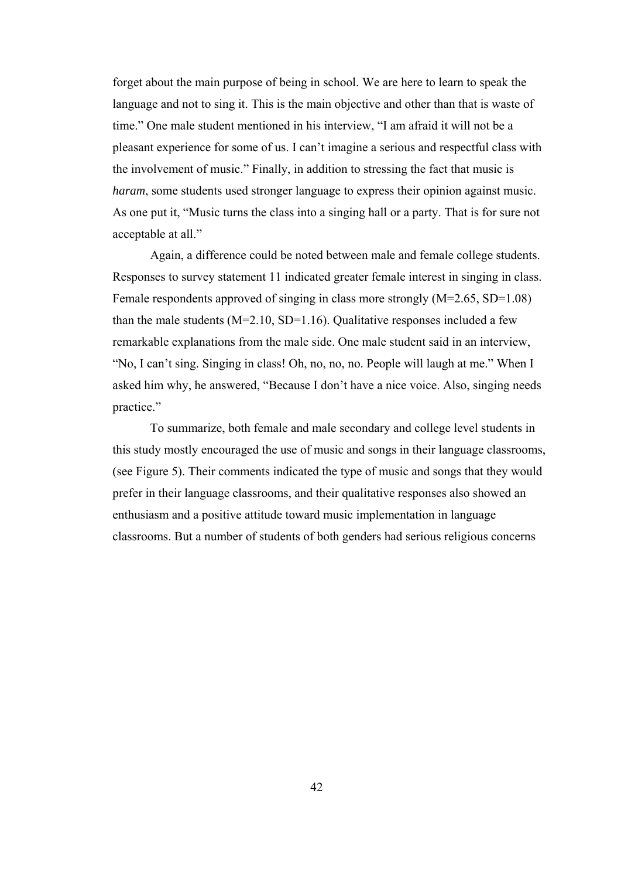forget about the main purpose of being in school. We are here to learn to speak the language and not to sing it. This is the main objective and other than that is waste of time." One male student mentioned in his interview, "I am afraid it will not be a pleasant experience for some of us. I can't imagine a serious and respectful class with the involvement of music." Finally, in addition to stressing the fact that music is *haram*, some students used stronger language to express their opinion against music. As one put it, "Music turns the class into a singing hall or a party. That is for sure not acceptable at all."

Again, a difference could be noted between male and female college students. Responses to survey statement 11 indicated greater female interest in singing in class. Female respondents approved of singing in class more strongly (M=2.65, SD=1.08) than the male students (M=2.10, SD=1.16). Qualitative responses included a few remarkable explanations from the male side. One male student said in an interview, "No, I can't sing. Singing in class! Oh, no, no, no. People will laugh at me." When I asked him why, he answered, "Because I don't have a nice voice. Also, singing needs practice."

To summarize, both female and male secondary and college level students in this study mostly encouraged the use of music and songs in their language classrooms, (see Figure 5). Their comments indicated the type of music and songs that they would prefer in their language classrooms, and their qualitative responses also showed an enthusiasm and a positive attitude toward music implementation in language classrooms. But a number of students of both genders had serious religious concerns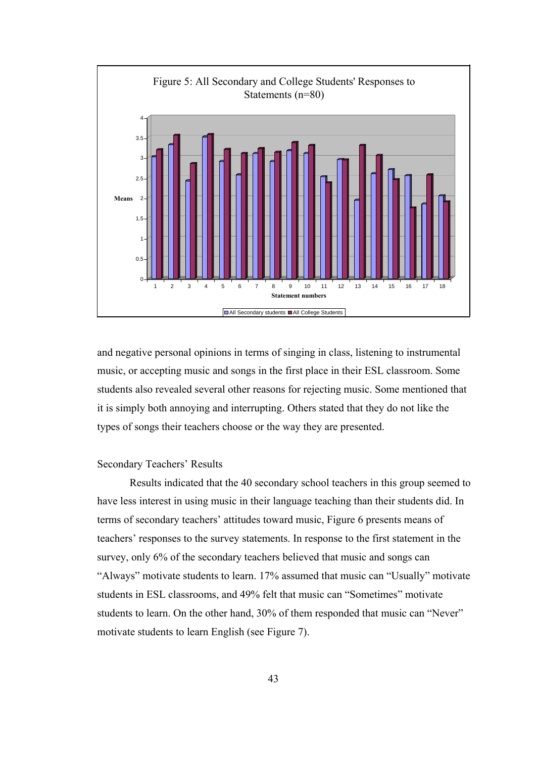Figure 5: All Secondary and College Students' Responses to Statements (n=80)

and negative personal opinions in terms of singing in class, listening to instrumental music, or accepting music and songs in the first place in their ESL classroom. Some students also revealed several other reasons for rejecting music. Some mentioned that it is simply both annoying and interrupting. Others stated that they do not like the types of songs their teachers choose or the way they are presented.

Secondary Teachers' Results

Results indicated that the 40 secondary school teachers in this group seemed to have less interest in using music in their language teaching than their students did. In terms of secondary teachers' attitudes toward music, Figure 6 presents means of teachers' responses to the survey statements. In response to the first statement in the survey, only 6% of the secondary teachers believed that music and songs can "Always" motivate students to learn. 17% assumed that music can "Usually" motivate students in ESL classrooms, and 49% felt that music can "Sometimes" motivate students to learn. On the other hand, 30% of them responded that music can "Never" motivate students to learn English (see Figure 7).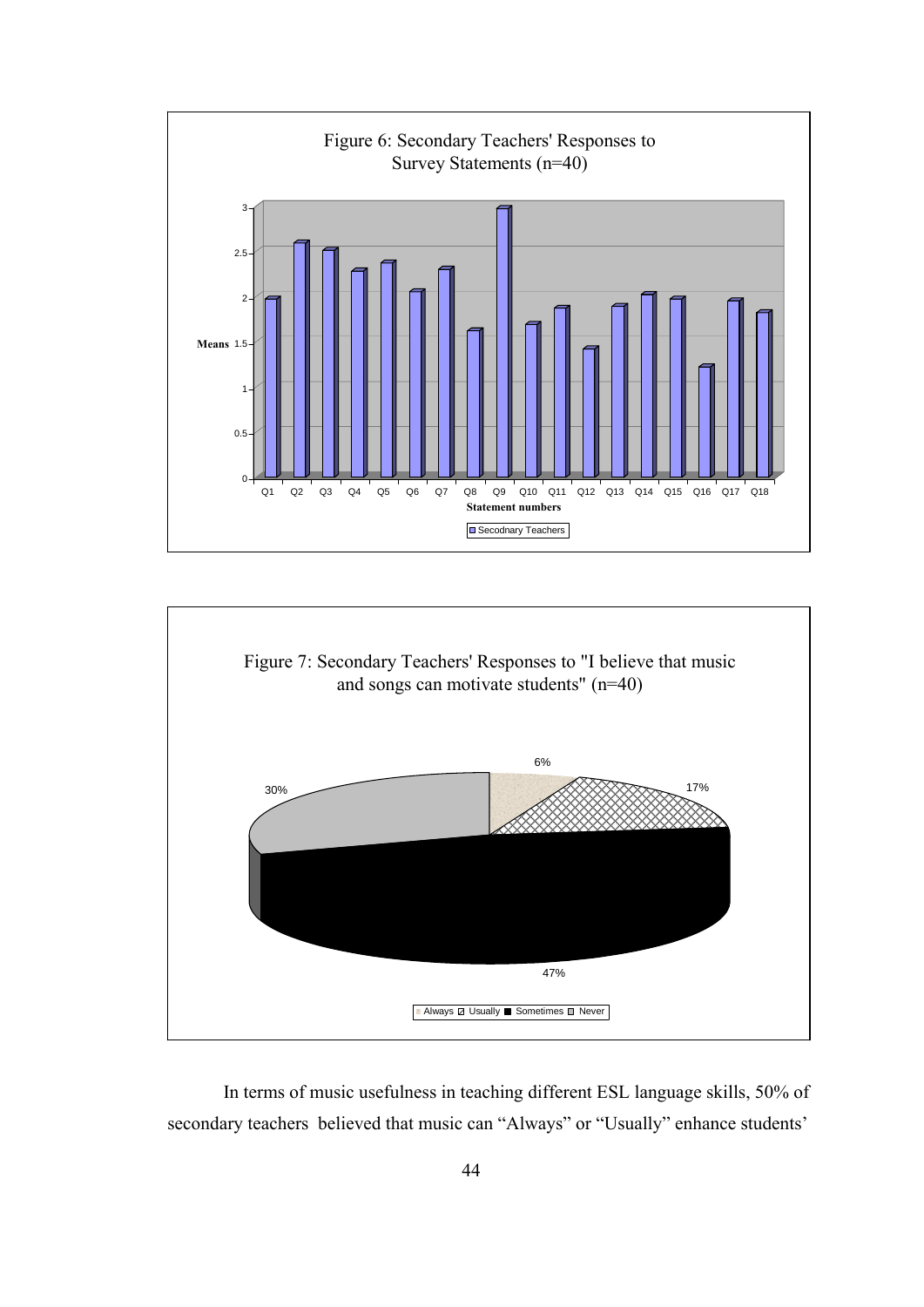Figure 6: Secondary Teachers' Responses to Survey Statements (n=40)

Figure 7: Secondary Teachers' Responses to "I believe that music and songs can motivate students" (n=40)

In terms of music usefulness in teaching different ESL language skills, 50% of secondary teachers believed that music can "Always" or "Usually" enhance students'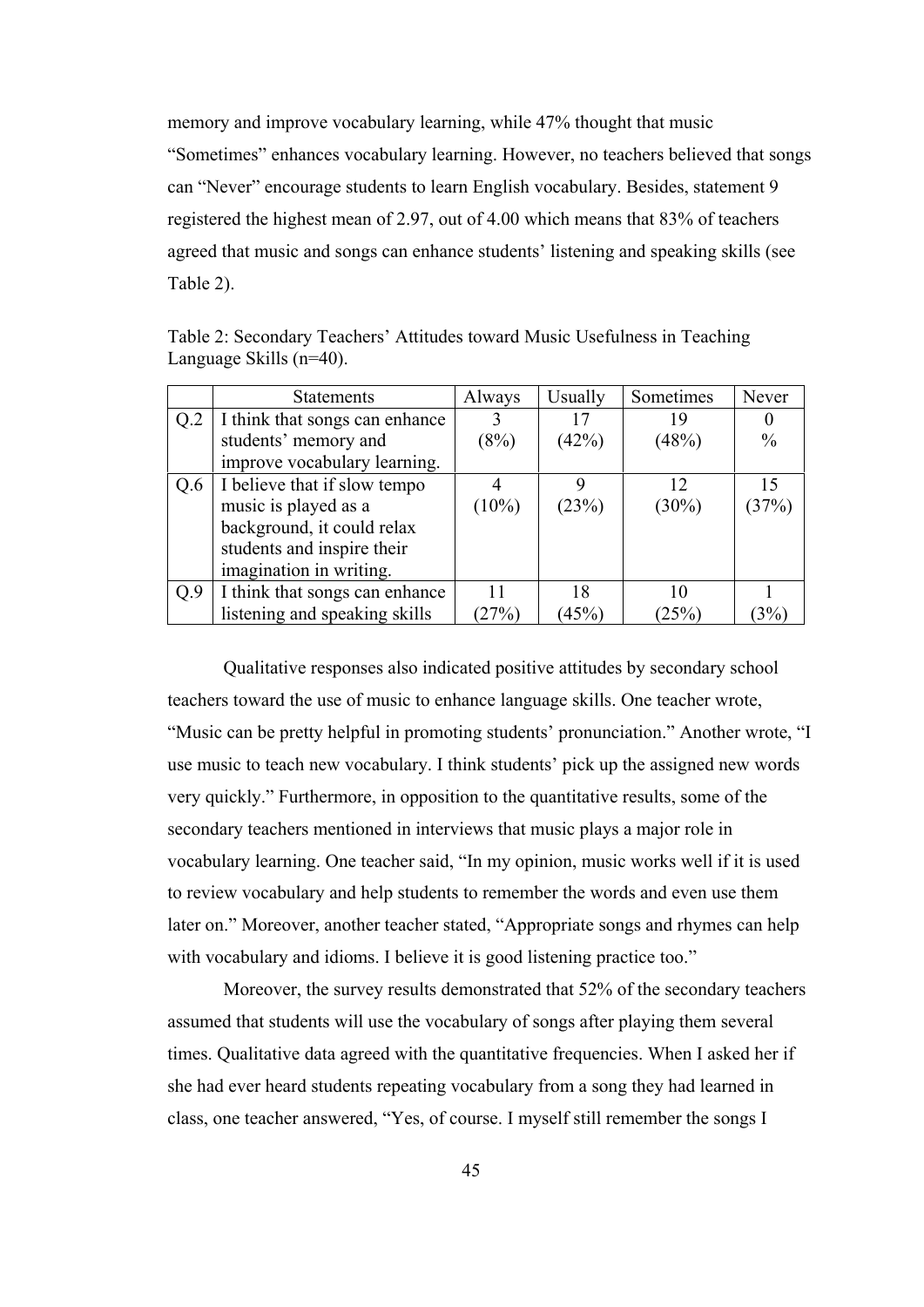memory and improve vocabulary learning, while 47% thought that music "Sometimes" enhances vocabulary learning. However, no teachers believed that songs can "Never" encourage students to learn English vocabulary. Besides, statement 9 registered the highest mean of 2.97, out of 4.00 which means that 83% of teachers agreed that music and songs can enhance students' listening and speaking skills (see Table 2).

Table 2: Secondary Teachers' Attitudes toward Music Usefulness in Teaching Language Skills (n=40).

| | Statements | Always | Usually | Sometimes | Never |
|---|---|---|---|---|---|
| Q.2 | I think that songs can enhance students' memory and improve vocabulary learning. | 3 (8%) | 17 (42%) | 19 (48%) | 0 % |
| Q.6 | I believe that if slow tempo music is played as a background, it could relax students and inspire their imagination in writing. | 4 (10%) | 9 (23%) | 12 (30%) | 15 (37%) |
| Q.9 | I think that songs can enhance listening and speaking skills | 11 (27%) | 18 (45%) | 10 (25%) | 1 (3%) |

Qualitative responses also indicated positive attitudes by secondary school teachers toward the use of music to enhance language skills. One teacher wrote, "Music can be pretty helpful in promoting students' pronunciation." Another wrote, "I use music to teach new vocabulary. I think students' pick up the assigned new words very quickly." Furthermore, in opposition to the quantitative results, some of the secondary teachers mentioned in interviews that music plays a major role in vocabulary learning. One teacher said, "In my opinion, music works well if it is used to review vocabulary and help students to remember the words and even use them later on." Moreover, another teacher stated, "Appropriate songs and rhymes can help with vocabulary and idioms. I believe it is good listening practice too."

Moreover, the survey results demonstrated that 52% of the secondary teachers assumed that students will use the vocabulary of songs after playing them several times. Qualitative data agreed with the quantitative frequencies. When I asked her if she had ever heard students repeating vocabulary from a song they had learned in class, one teacher answered, "Yes, of course. I myself still remember the songs I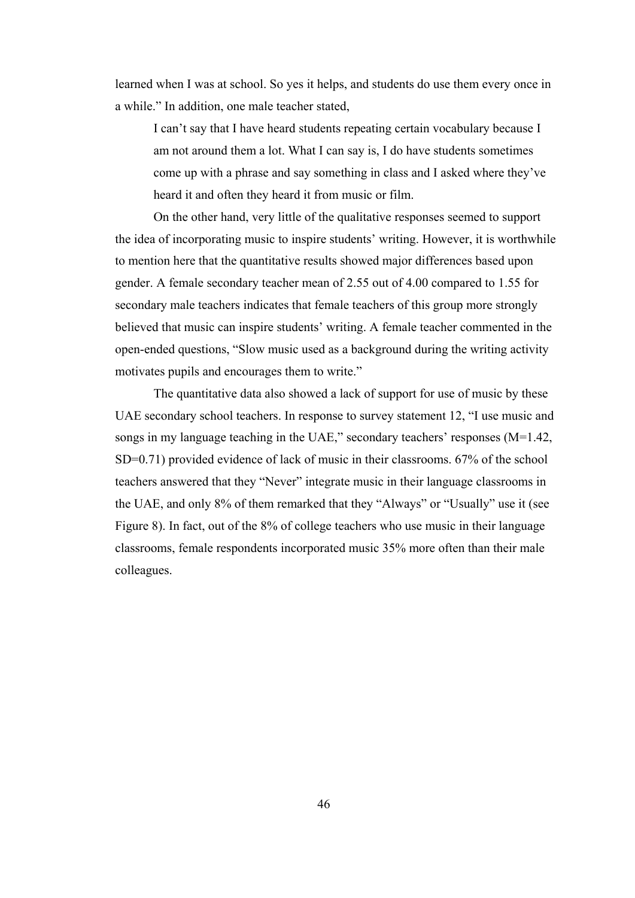learned when I was at school. So yes it helps, and students do use them every once in a while." In addition, one male teacher stated,

> I can't say that I have heard students repeating certain vocabulary because I am not around them a lot. What I can say is, I do have students sometimes come up with a phrase and say something in class and I asked where they've heard it and often they heard it from music or film.

On the other hand, very little of the qualitative responses seemed to support the idea of incorporating music to inspire students' writing. However, it is worthwhile to mention here that the quantitative results showed major differences based upon gender. A female secondary teacher mean of 2.55 out of 4.00 compared to 1.55 for secondary male teachers indicates that female teachers of this group more strongly believed that music can inspire students' writing. A female teacher commented in the open-ended questions, "Slow music used as a background during the writing activity motivates pupils and encourages them to write."

The quantitative data also showed a lack of support for use of music by these UAE secondary school teachers. In response to survey statement 12, "I use music and songs in my language teaching in the UAE," secondary teachers' responses (M=1.42, SD=0.71) provided evidence of lack of music in their classrooms. 67% of the school teachers answered that they "Never" integrate music in their language classrooms in the UAE, and only 8% of them remarked that they "Always" or "Usually" use it (see Figure 8). In fact, out of the 8% of college teachers who use music in their language classrooms, female respondents incorporated music 35% more often than their male colleagues.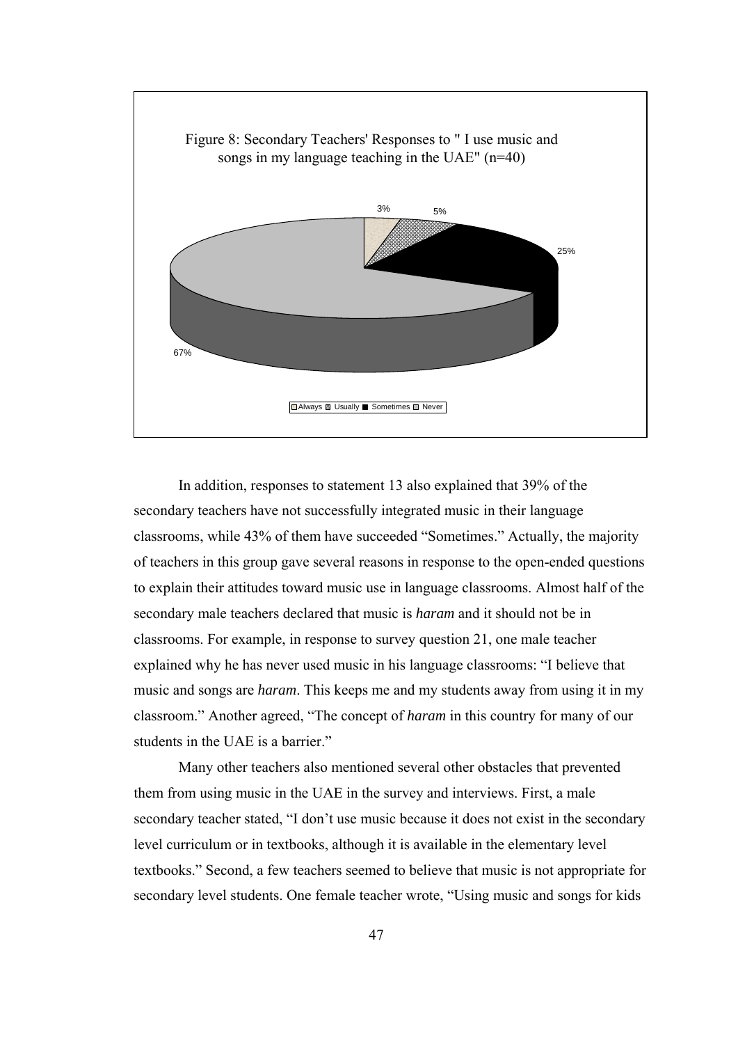Figure 8: Secondary Teachers' Responses to " I use music and songs in my language teaching in the UAE" (n=40)

3%, 5%, 25%, 67%

Always, Usually, Sometimes, Never

In addition, responses to statement 13 also explained that 39% of the secondary teachers have not successfully integrated music in their language classrooms, while 43% of them have succeeded "Sometimes." Actually, the majority of teachers in this group gave several reasons in response to the open-ended questions to explain their attitudes toward music use in language classrooms. Almost half of the secondary male teachers declared that music is *haram* and it should not be in classrooms. For example, in response to survey question 21, one male teacher explained why he has never used music in his language classrooms: "I believe that music and songs are *haram*. This keeps me and my students away from using it in my classroom." Another agreed, "The concept of *haram* in this country for many of our students in the UAE is a barrier."

Many other teachers also mentioned several other obstacles that prevented them from using music in the UAE in the survey and interviews. First, a male secondary teacher stated, "I don't use music because it does not exist in the secondary level curriculum or in textbooks, although it is available in the elementary level textbooks." Second, a few teachers seemed to believe that music is not appropriate for secondary level students. One female teacher wrote, "Using music and songs for kids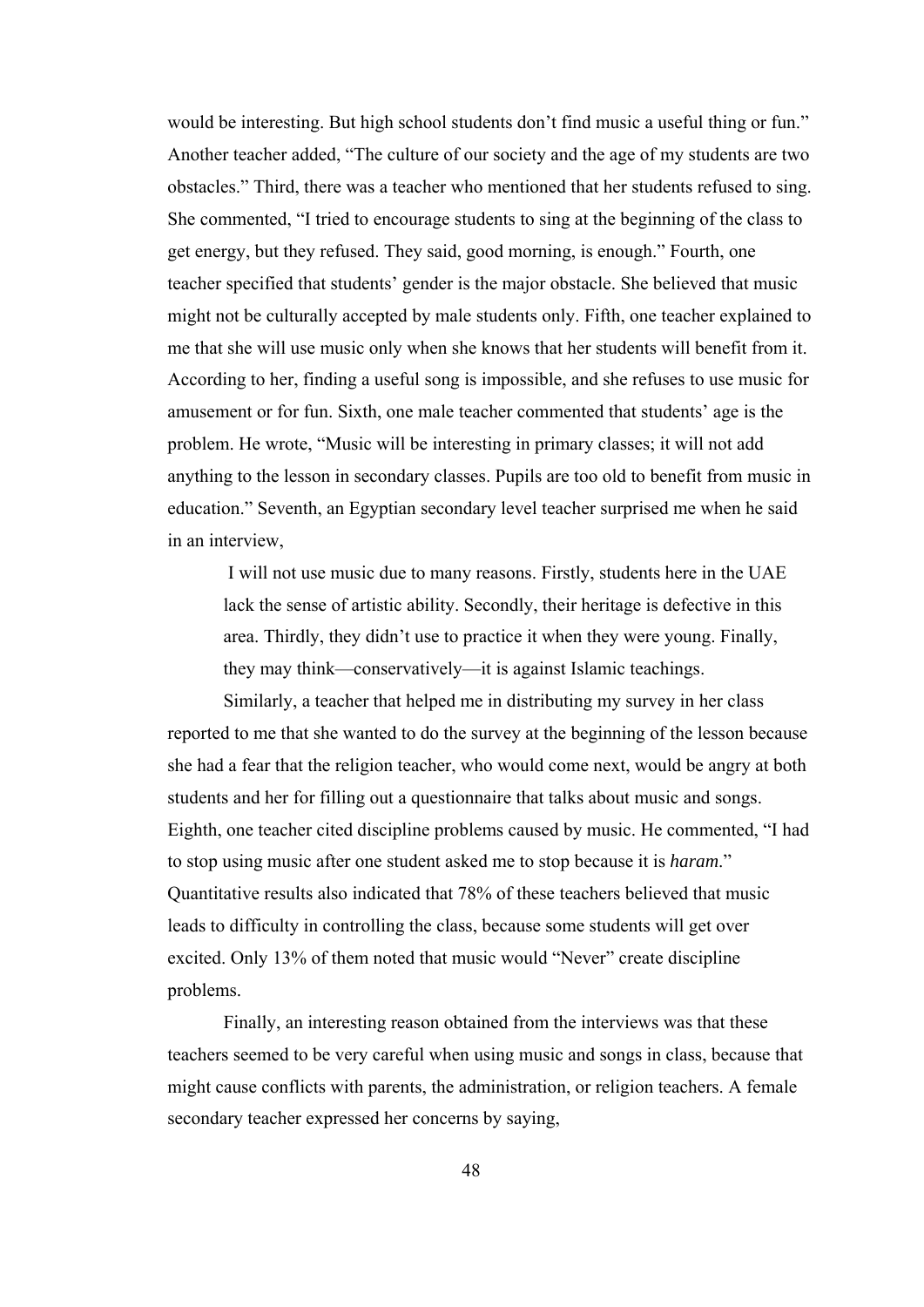would be interesting. But high school students don't find music a useful thing or fun." Another teacher added, "The culture of our society and the age of my students are two obstacles." Third, there was a teacher who mentioned that her students refused to sing. She commented, "I tried to encourage students to sing at the beginning of the class to get energy, but they refused. They said, good morning, is enough." Fourth, one teacher specified that students' gender is the major obstacle. She believed that music might not be culturally accepted by male students only. Fifth, one teacher explained to me that she will use music only when she knows that her students will benefit from it. According to her, finding a useful song is impossible, and she refuses to use music for amusement or for fun. Sixth, one male teacher commented that students' age is the problem. He wrote, "Music will be interesting in primary classes; it will not add anything to the lesson in secondary classes. Pupils are too old to benefit from music in education." Seventh, an Egyptian secondary level teacher surprised me when he said in an interview,

> I will not use music due to many reasons. Firstly, students here in the UAE lack the sense of artistic ability. Secondly, their heritage is defective in this area. Thirdly, they didn't use to practice it when they were young. Finally, they may think—conservatively—it is against Islamic teachings.

Similarly, a teacher that helped me in distributing my survey in her class reported to me that she wanted to do the survey at the beginning of the lesson because she had a fear that the religion teacher, who would come next, would be angry at both students and her for filling out a questionnaire that talks about music and songs. Eighth, one teacher cited discipline problems caused by music. He commented, "I had to stop using music after one student asked me to stop because it is *haram*." Quantitative results also indicated that 78% of these teachers believed that music leads to difficulty in controlling the class, because some students will get over excited. Only 13% of them noted that music would "Never" create discipline problems.

Finally, an interesting reason obtained from the interviews was that these teachers seemed to be very careful when using music and songs in class, because that might cause conflicts with parents, the administration, or religion teachers. A female secondary teacher expressed her concerns by saying,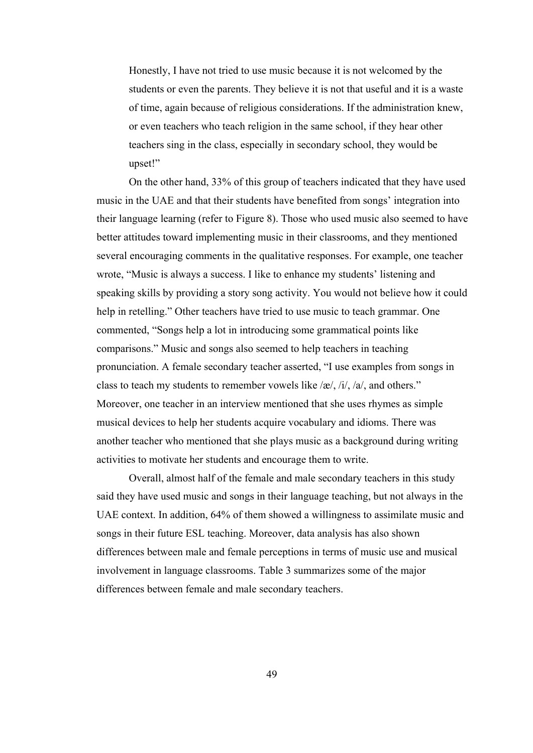> Honestly, I have not tried to use music because it is not welcomed by the students or even the parents. They believe it is not that useful and it is a waste of time, again because of religious considerations. If the administration knew, or even teachers who teach religion in the same school, if they hear other teachers sing in the class, especially in secondary school, they would be upset!"

On the other hand, 33% of this group of teachers indicated that they have used music in the UAE and that their students have benefited from songs' integration into their language learning (refer to Figure 8). Those who used music also seemed to have better attitudes toward implementing music in their classrooms, and they mentioned several encouraging comments in the qualitative responses. For example, one teacher wrote, "Music is always a success. I like to enhance my students' listening and speaking skills by providing a story song activity. You would not believe how it could help in retelling." Other teachers have tried to use music to teach grammar. One commented, "Songs help a lot in introducing some grammatical points like comparisons." Music and songs also seemed to help teachers in teaching pronunciation. A female secondary teacher asserted, "I use examples from songs in class to teach my students to remember vowels like /æ/, /i/, /a/, and others." Moreover, one teacher in an interview mentioned that she uses rhymes as simple musical devices to help her students acquire vocabulary and idioms. There was another teacher who mentioned that she plays music as a background during writing activities to motivate her students and encourage them to write.

Overall, almost half of the female and male secondary teachers in this study said they have used music and songs in their language teaching, but not always in the UAE context. In addition, 64% of them showed a willingness to assimilate music and songs in their future ESL teaching. Moreover, data analysis has also shown differences between male and female perceptions in terms of music use and musical involvement in language classrooms. Table 3 summarizes some of the major differences between female and male secondary teachers.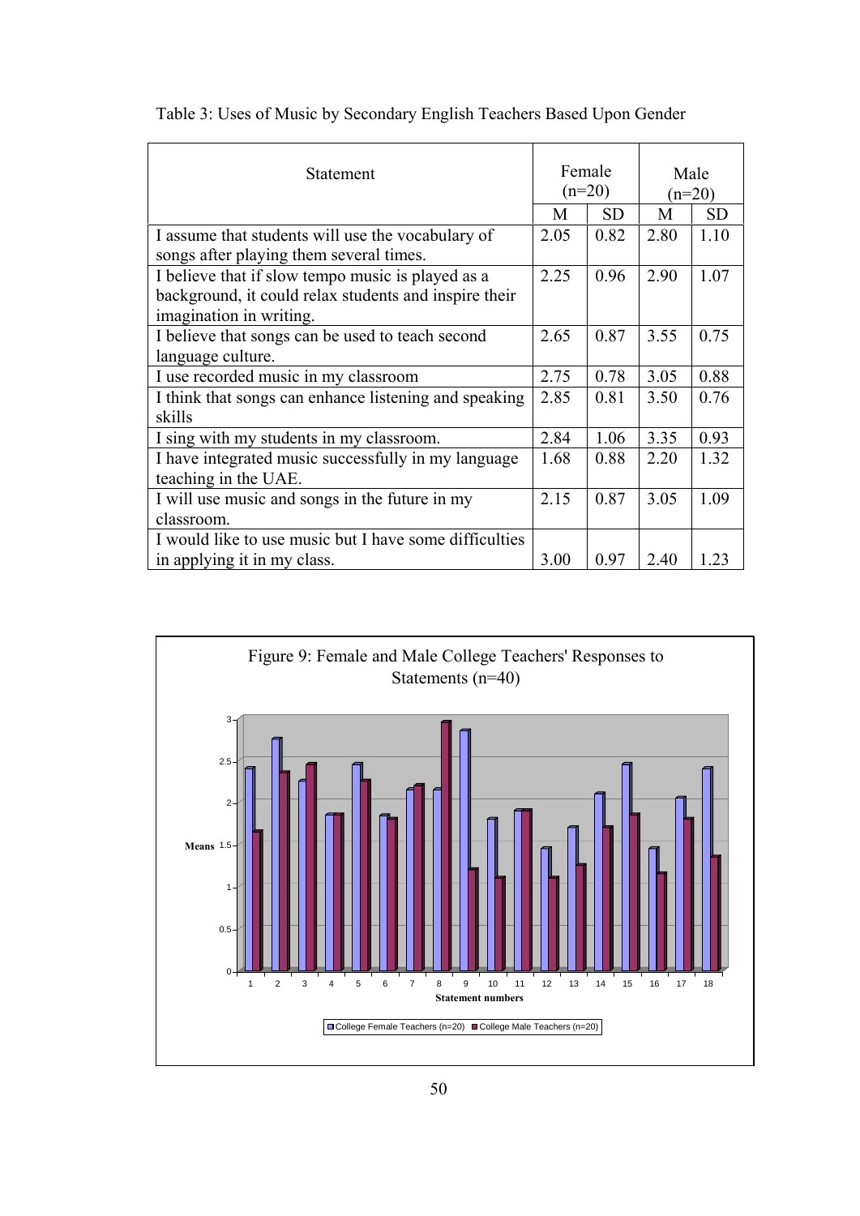Table 3: Uses of Music by Secondary English Teachers Based Upon Gender

| Statement | Female (n=20) | | Male (n=20) | |
|---|---|---|---|---|
| | M | SD | M | SD |
| I assume that students will use the vocabulary of songs after playing them several times. | 2.05 | 0.82 | 2.80 | 1.10 |
| I believe that if slow tempo music is played as a background, it could relax students and inspire their imagination in writing. | 2.25 | 0.96 | 2.90 | 1.07 |
| I believe that songs can be used to teach second language culture. | 2.65 | 0.87 | 3.55 | 0.75 |
| I use recorded music in my classroom | 2.75 | 0.78 | 3.05 | 0.88 |
| I think that songs can enhance listening and speaking skills | 2.85 | 0.81 | 3.50 | 0.76 |
| I sing with my students in my classroom. | 2.84 | 1.06 | 3.35 | 0.93 |
| I have integrated music successfully in my language teaching in the UAE. | 1.68 | 0.88 | 2.20 | 1.32 |
| I will use music and songs in the future in my classroom. | 2.15 | 0.87 | 3.05 | 1.09 |
| I would like to use music but I have some difficulties in applying it in my class. | 3.00 | 0.97 | 2.40 | 1.23 |

Figure 9: Female and Male College Teachers' Responses to Statements (n=40)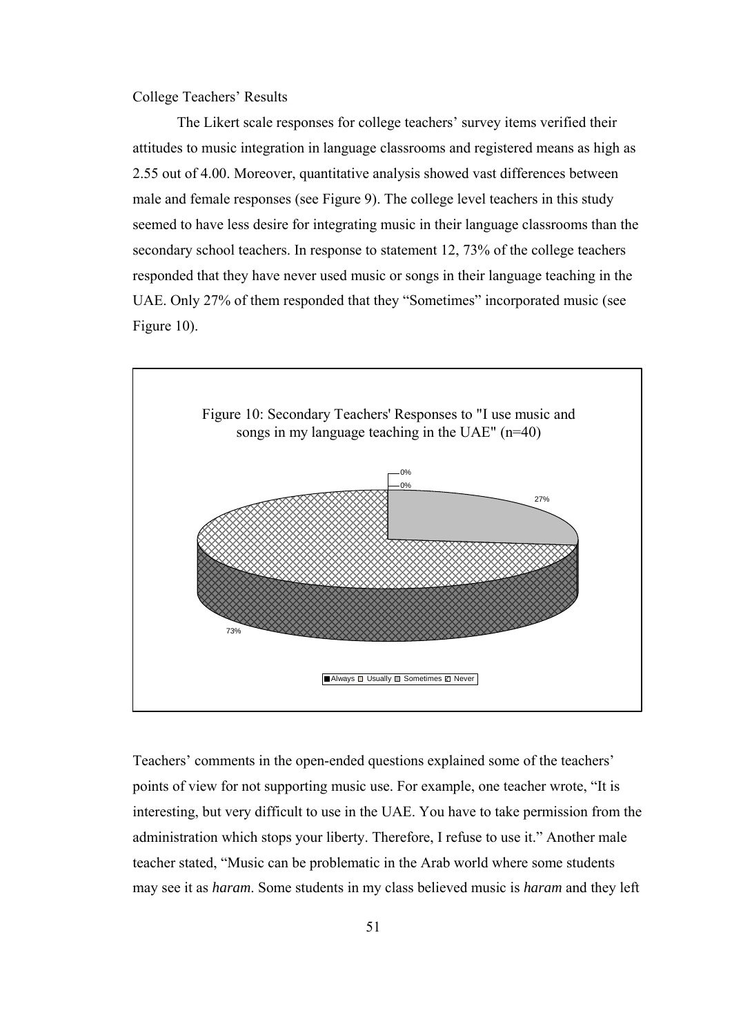College Teachers' Results

The Likert scale responses for college teachers' survey items verified their attitudes to music integration in language classrooms and registered means as high as 2.55 out of 4.00. Moreover, quantitative analysis showed vast differences between male and female responses (see Figure 9). The college level teachers in this study seemed to have less desire for integrating music in their language classrooms than the secondary school teachers. In response to statement 12, 73% of the college teachers responded that they have never used music or songs in their language teaching in the UAE. Only 27% of them responded that they "Sometimes" incorporated music (see Figure 10).

Figure 10: Secondary Teachers' Responses to "I use music and songs in my language teaching in the UAE" (n=40)

| Response | Percentage |
| --- | --- |
| Always | 0% |
| Usually | 0% |
| Sometimes | 27% |
| Never | 73% |

Teachers' comments in the open-ended questions explained some of the teachers' points of view for not supporting music use. For example, one teacher wrote, "It is interesting, but very difficult to use in the UAE. You have to take permission from the administration which stops your liberty. Therefore, I refuse to use it." Another male teacher stated, "Music can be problematic in the Arab world where some students may see it as *haram*. Some students in my class believed music is *haram* and they left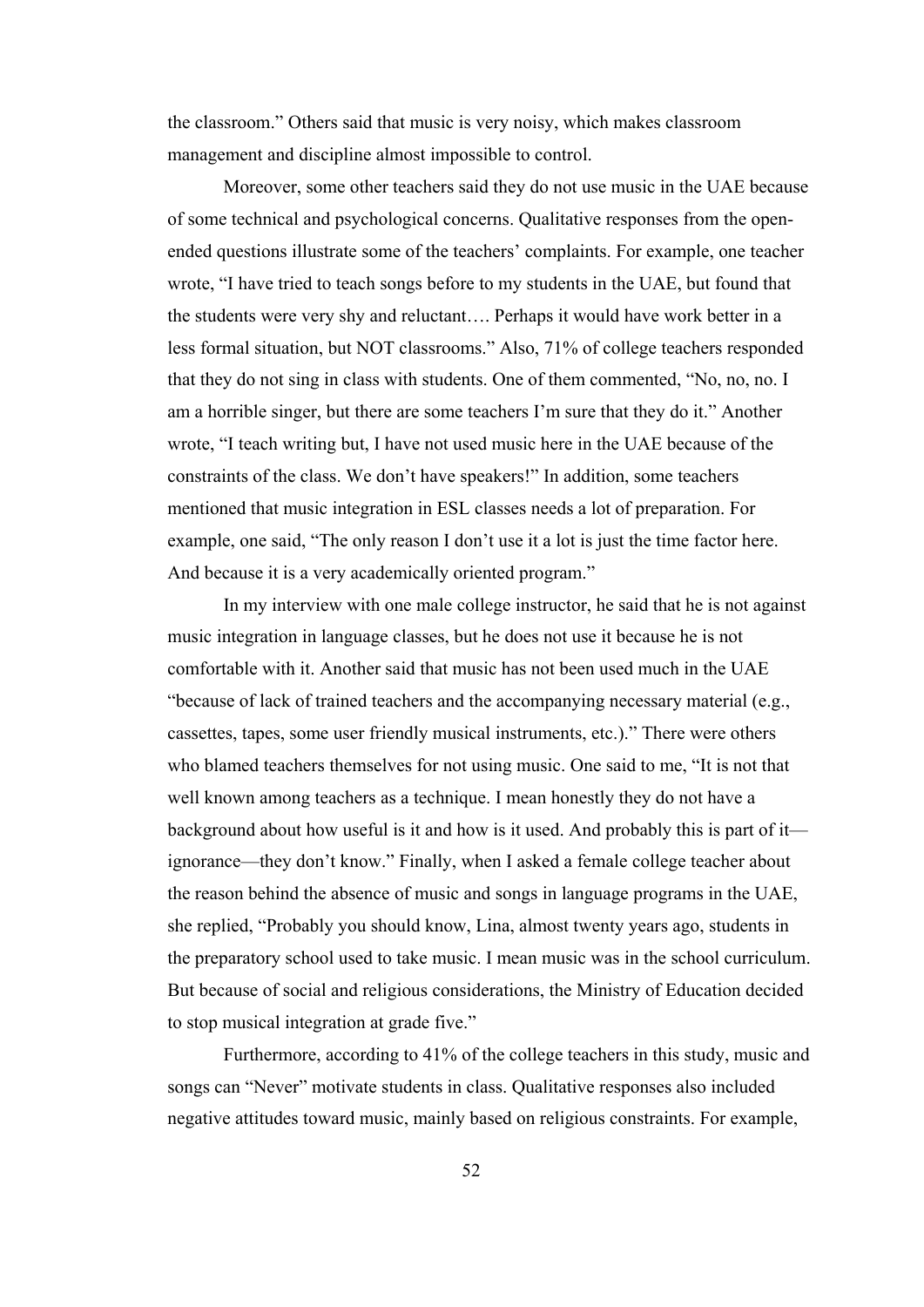the classroom." Others said that music is very noisy, which makes classroom management and discipline almost impossible to control.

Moreover, some other teachers said they do not use music in the UAE because of some technical and psychological concerns. Qualitative responses from the open-ended questions illustrate some of the teachers' complaints. For example, one teacher wrote, "I have tried to teach songs before to my students in the UAE, but found that the students were very shy and reluctant…. Perhaps it would have work better in a less formal situation, but NOT classrooms." Also, 71% of college teachers responded that they do not sing in class with students. One of them commented, "No, no, no. I am a horrible singer, but there are some teachers I'm sure that they do it." Another wrote, "I teach writing but, I have not used music here in the UAE because of the constraints of the class. We don't have speakers!" In addition, some teachers mentioned that music integration in ESL classes needs a lot of preparation. For example, one said, "The only reason I don't use it a lot is just the time factor here. And because it is a very academically oriented program."

In my interview with one male college instructor, he said that he is not against music integration in language classes, but he does not use it because he is not comfortable with it. Another said that music has not been used much in the UAE "because of lack of trained teachers and the accompanying necessary material (e.g., cassettes, tapes, some user friendly musical instruments, etc.)." There were others who blamed teachers themselves for not using music. One said to me, "It is not that well known among teachers as a technique. I mean honestly they do not have a background about how useful is it and how is it used. And probably this is part of it—ignorance—they don't know." Finally, when I asked a female college teacher about the reason behind the absence of music and songs in language programs in the UAE, she replied, "Probably you should know, Lina, almost twenty years ago, students in the preparatory school used to take music. I mean music was in the school curriculum. But because of social and religious considerations, the Ministry of Education decided to stop musical integration at grade five."

Furthermore, according to 41% of the college teachers in this study, music and songs can "Never" motivate students in class. Qualitative responses also included negative attitudes toward music, mainly based on religious constraints. For example,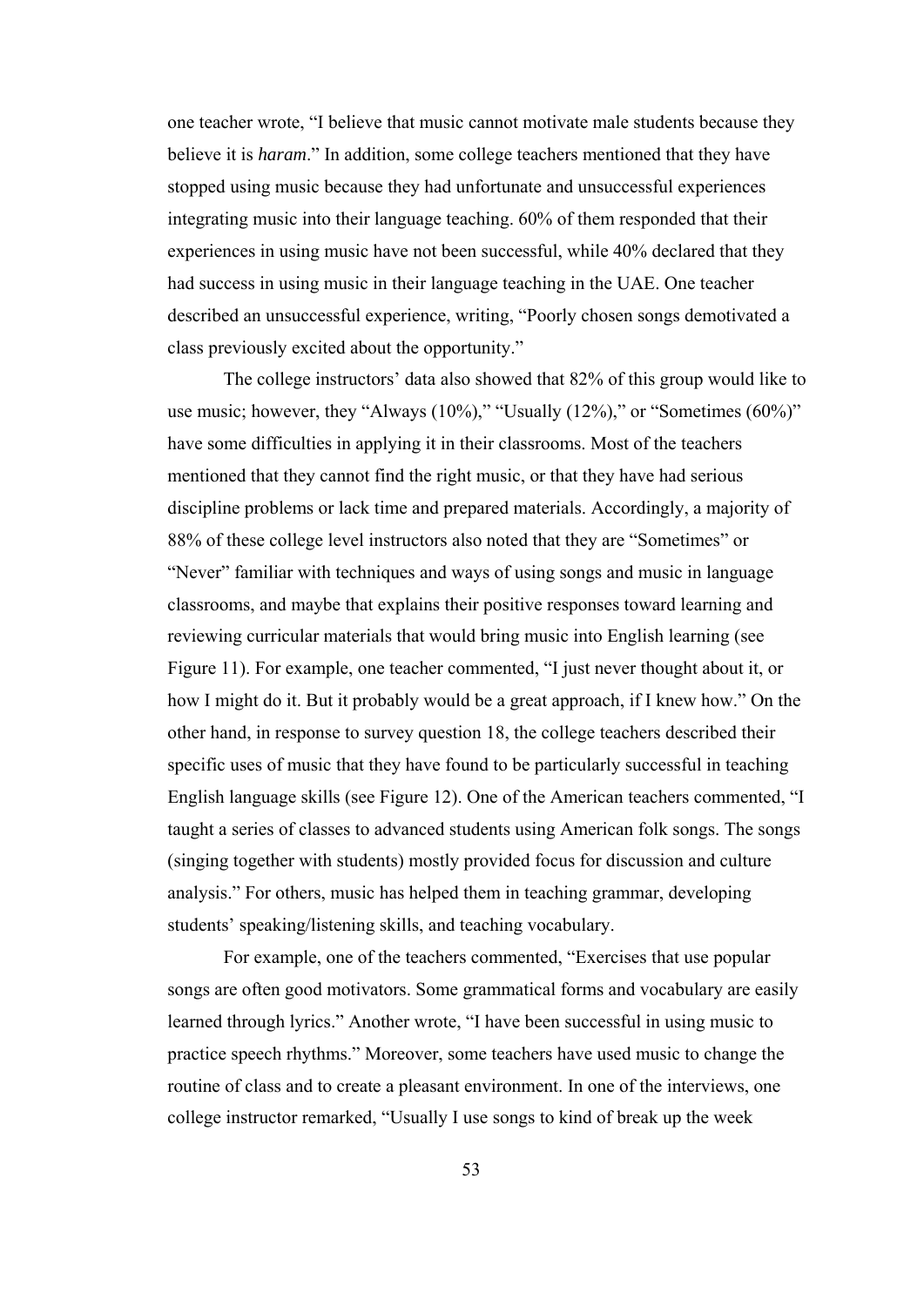one teacher wrote, “I believe that music cannot motivate male students because they believe it is *haram*.” In addition, some college teachers mentioned that they have stopped using music because they had unfortunate and unsuccessful experiences integrating music into their language teaching. 60% of them responded that their experiences in using music have not been successful, while 40% declared that they had success in using music in their language teaching in the UAE. One teacher described an unsuccessful experience, writing, “Poorly chosen songs demotivated a class previously excited about the opportunity.”

The college instructors’ data also showed that 82% of this group would like to use music; however, they “Always (10%),” “Usually (12%),” or “Sometimes (60%)” have some difficulties in applying it in their classrooms. Most of the teachers mentioned that they cannot find the right music, or that they have had serious discipline problems or lack time and prepared materials. Accordingly, a majority of 88% of these college level instructors also noted that they are “Sometimes” or “Never” familiar with techniques and ways of using songs and music in language classrooms, and maybe that explains their positive responses toward learning and reviewing curricular materials that would bring music into English learning (see Figure 11). For example, one teacher commented, “I just never thought about it, or how I might do it. But it probably would be a great approach, if I knew how.” On the other hand, in response to survey question 18, the college teachers described their specific uses of music that they have found to be particularly successful in teaching English language skills (see Figure 12). One of the American teachers commented, “I taught a series of classes to advanced students using American folk songs. The songs (singing together with students) mostly provided focus for discussion and culture analysis.” For others, music has helped them in teaching grammar, developing students’ speaking/listening skills, and teaching vocabulary.

For example, one of the teachers commented, “Exercises that use popular songs are often good motivators. Some grammatical forms and vocabulary are easily learned through lyrics.” Another wrote, “I have been successful in using music to practice speech rhythms.” Moreover, some teachers have used music to change the routine of class and to create a pleasant environment. In one of the interviews, one college instructor remarked, “Usually I use songs to kind of break up the week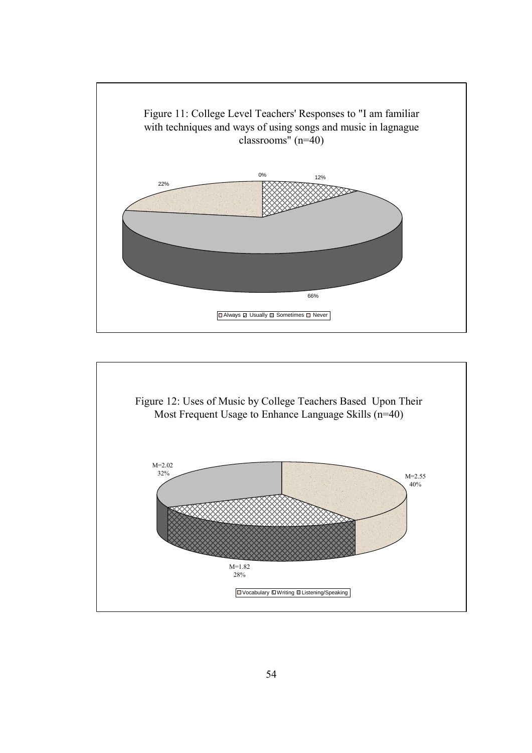Figure 11: College Level Teachers' Responses to "I am familiar with techniques and ways of using songs and music in lagnague classrooms" (n=40)

0%

12%

22%

66%

Always Usually Sometimes Never

Figure 12: Uses of Music by College Teachers Based Upon Their Most Frequent Usage to Enhance Language Skills (n=40)

M=2.02
32%

M=2.55
40%

M=1.82
28%

Vocabulary Writing Listening/Speaking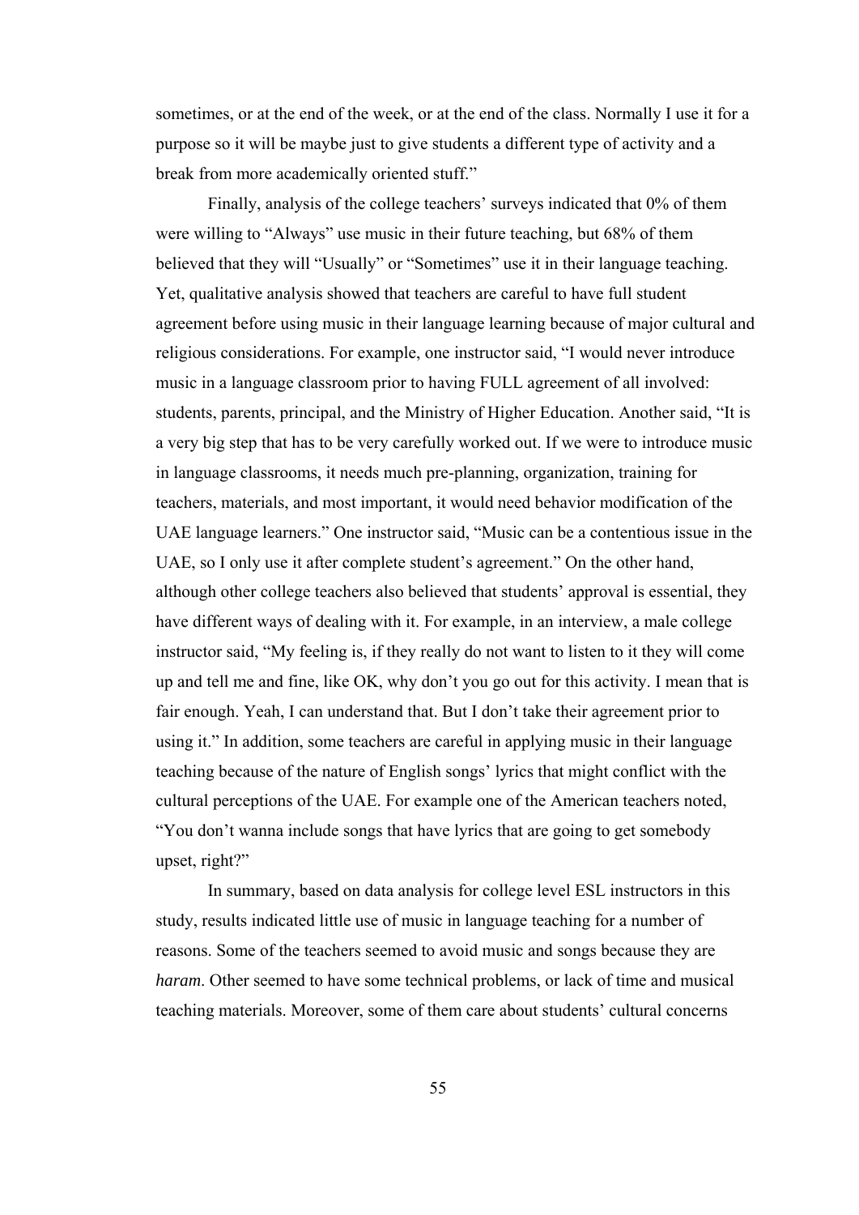sometimes, or at the end of the week, or at the end of the class. Normally I use it for a purpose so it will be maybe just to give students a different type of activity and a break from more academically oriented stuff."

Finally, analysis of the college teachers' surveys indicated that 0% of them were willing to "Always" use music in their future teaching, but 68% of them believed that they will "Usually" or "Sometimes" use it in their language teaching. Yet, qualitative analysis showed that teachers are careful to have full student agreement before using music in their language learning because of major cultural and religious considerations. For example, one instructor said, "I would never introduce music in a language classroom prior to having FULL agreement of all involved: students, parents, principal, and the Ministry of Higher Education. Another said, "It is a very big step that has to be very carefully worked out. If we were to introduce music in language classrooms, it needs much pre-planning, organization, training for teachers, materials, and most important, it would need behavior modification of the UAE language learners." One instructor said, "Music can be a contentious issue in the UAE, so I only use it after complete student's agreement." On the other hand, although other college teachers also believed that students' approval is essential, they have different ways of dealing with it. For example, in an interview, a male college instructor said, "My feeling is, if they really do not want to listen to it they will come up and tell me and fine, like OK, why don't you go out for this activity. I mean that is fair enough. Yeah, I can understand that. But I don't take their agreement prior to using it." In addition, some teachers are careful in applying music in their language teaching because of the nature of English songs' lyrics that might conflict with the cultural perceptions of the UAE. For example one of the American teachers noted, "You don't wanna include songs that have lyrics that are going to get somebody upset, right?"

In summary, based on data analysis for college level ESL instructors in this study, results indicated little use of music in language teaching for a number of reasons. Some of the teachers seemed to avoid music and songs because they are *haram*. Other seemed to have some technical problems, or lack of time and musical teaching materials. Moreover, some of them care about students' cultural concerns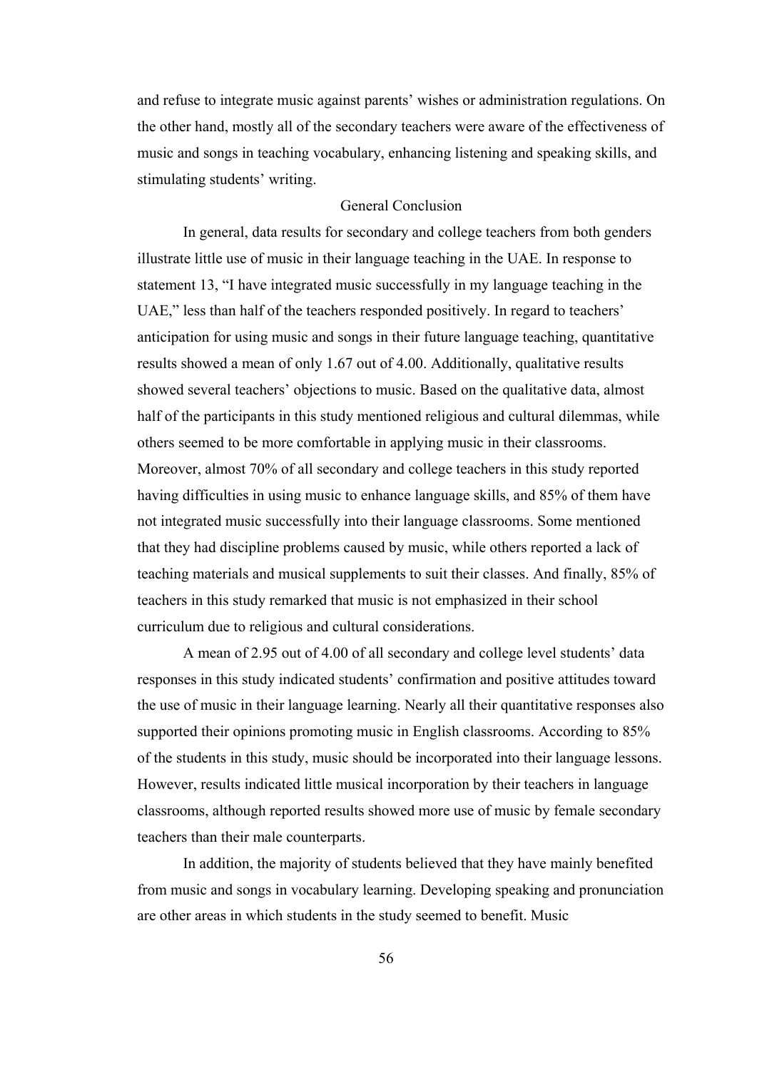and refuse to integrate music against parents' wishes or administration regulations. On the other hand, mostly all of the secondary teachers were aware of the effectiveness of music and songs in teaching vocabulary, enhancing listening and speaking skills, and stimulating students' writing.

## General Conclusion

In general, data results for secondary and college teachers from both genders illustrate little use of music in their language teaching in the UAE. In response to statement 13, "I have integrated music successfully in my language teaching in the UAE," less than half of the teachers responded positively. In regard to teachers' anticipation for using music and songs in their future language teaching, quantitative results showed a mean of only 1.67 out of 4.00. Additionally, qualitative results showed several teachers' objections to music. Based on the qualitative data, almost half of the participants in this study mentioned religious and cultural dilemmas, while others seemed to be more comfortable in applying music in their classrooms. Moreover, almost 70% of all secondary and college teachers in this study reported having difficulties in using music to enhance language skills, and 85% of them have not integrated music successfully into their language classrooms. Some mentioned that they had discipline problems caused by music, while others reported a lack of teaching materials and musical supplements to suit their classes. And finally, 85% of teachers in this study remarked that music is not emphasized in their school curriculum due to religious and cultural considerations.

A mean of 2.95 out of 4.00 of all secondary and college level students' data responses in this study indicated students' confirmation and positive attitudes toward the use of music in their language learning. Nearly all their quantitative responses also supported their opinions promoting music in English classrooms. According to 85% of the students in this study, music should be incorporated into their language lessons. However, results indicated little musical incorporation by their teachers in language classrooms, although reported results showed more use of music by female secondary teachers than their male counterparts.

In addition, the majority of students believed that they have mainly benefited from music and songs in vocabulary learning. Developing speaking and pronunciation are other areas in which students in the study seemed to benefit. Music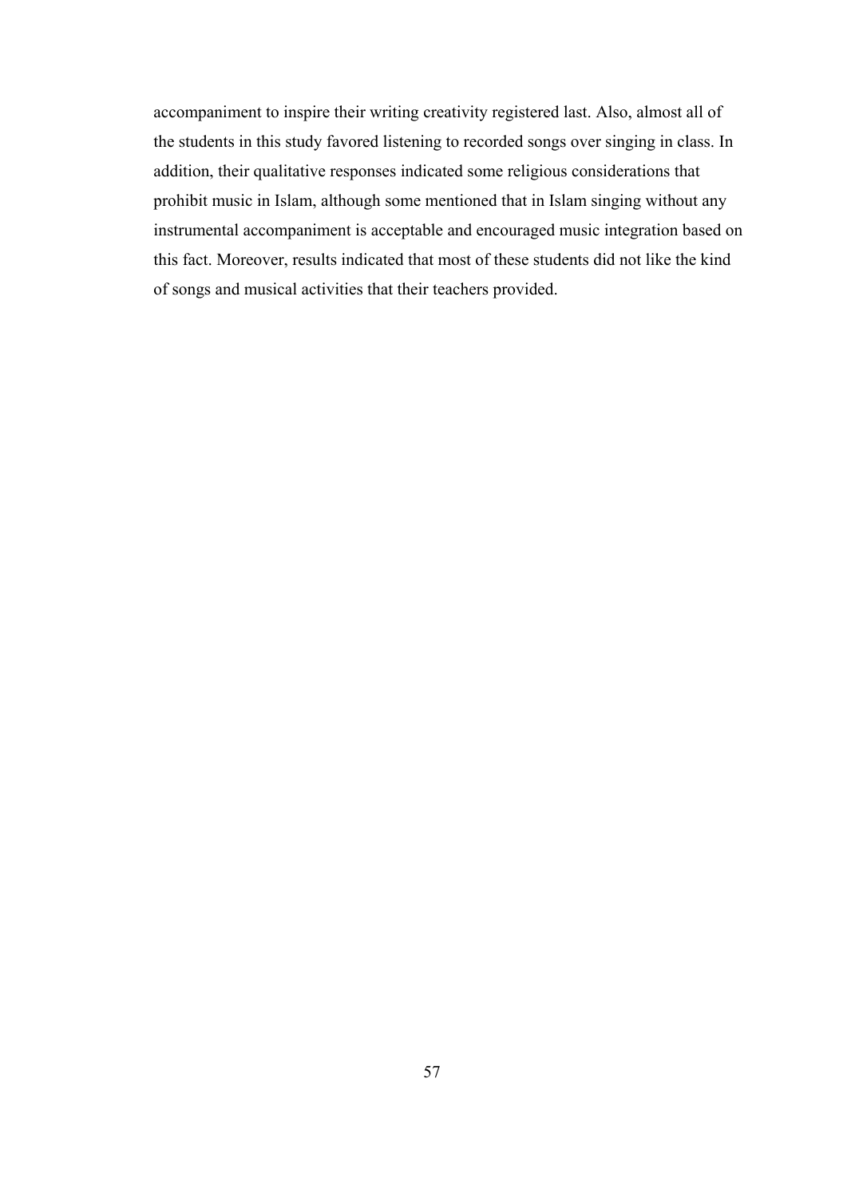accompaniment to inspire their writing creativity registered last. Also, almost all of the students in this study favored listening to recorded songs over singing in class. In addition, their qualitative responses indicated some religious considerations that prohibit music in Islam, although some mentioned that in Islam singing without any instrumental accompaniment is acceptable and encouraged music integration based on this fact. Moreover, results indicated that most of these students did not like the kind of songs and musical activities that their teachers provided.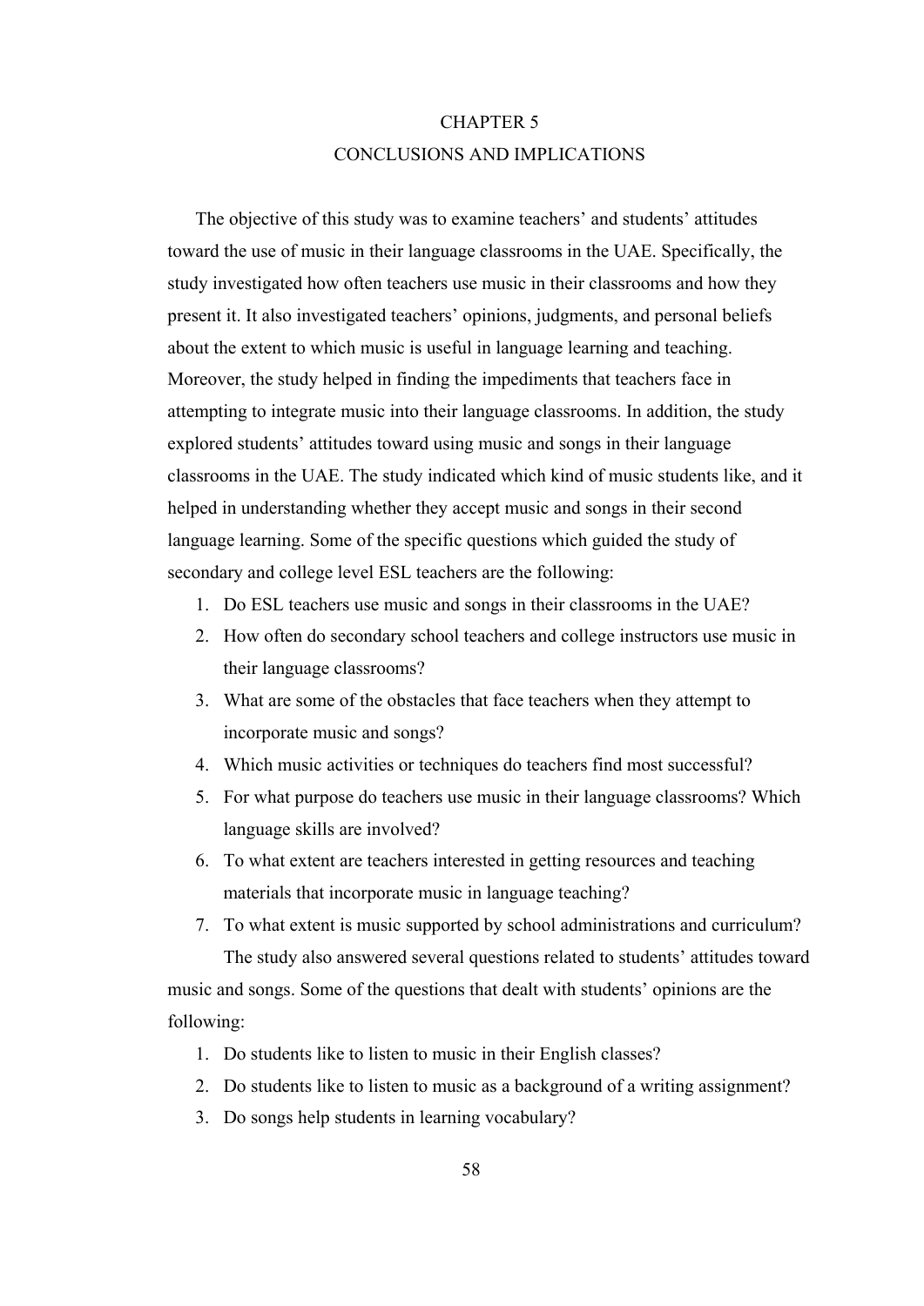# CHAPTER 5
## CONCLUSIONS AND IMPLICATIONS

The objective of this study was to examine teachers' and students' attitudes toward the use of music in their language classrooms in the UAE. Specifically, the study investigated how often teachers use music in their classrooms and how they present it. It also investigated teachers' opinions, judgments, and personal beliefs about the extent to which music is useful in language learning and teaching. Moreover, the study helped in finding the impediments that teachers face in attempting to integrate music into their language classrooms. In addition, the study explored students' attitudes toward using music and songs in their language classrooms in the UAE. The study indicated which kind of music students like, and it helped in understanding whether they accept music and songs in their second language learning. Some of the specific questions which guided the study of secondary and college level ESL teachers are the following:

1. Do ESL teachers use music and songs in their classrooms in the UAE?
2. How often do secondary school teachers and college instructors use music in their language classrooms?
3. What are some of the obstacles that face teachers when they attempt to incorporate music and songs?
4. Which music activities or techniques do teachers find most successful?
5. For what purpose do teachers use music in their language classrooms? Which language skills are involved?
6. To what extent are teachers interested in getting resources and teaching materials that incorporate music in language teaching?
7. To what extent is music supported by school administrations and curriculum?

The study also answered several questions related to students' attitudes toward music and songs. Some of the questions that dealt with students' opinions are the following:

1. Do students like to listen to music in their English classes?
2. Do students like to listen to music as a background of a writing assignment?
3. Do songs help students in learning vocabulary?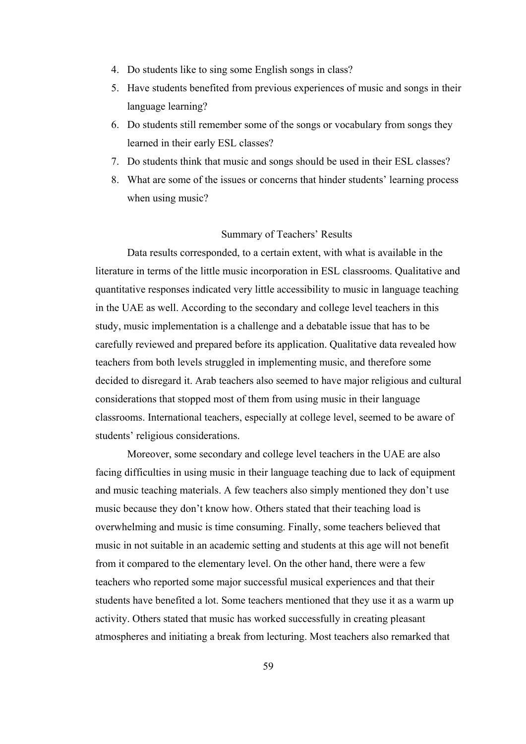4. Do students like to sing some English songs in class?
5. Have students benefited from previous experiences of music and songs in their language learning?
6. Do students still remember some of the songs or vocabulary from songs they learned in their early ESL classes?
7. Do students think that music and songs should be used in their ESL classes?
8. What are some of the issues or concerns that hinder students' learning process when using music?

## Summary of Teachers' Results

Data results corresponded, to a certain extent, with what is available in the literature in terms of the little music incorporation in ESL classrooms. Qualitative and quantitative responses indicated very little accessibility to music in language teaching in the UAE as well. According to the secondary and college level teachers in this study, music implementation is a challenge and a debatable issue that has to be carefully reviewed and prepared before its application. Qualitative data revealed how teachers from both levels struggled in implementing music, and therefore some decided to disregard it. Arab teachers also seemed to have major religious and cultural considerations that stopped most of them from using music in their language classrooms. International teachers, especially at college level, seemed to be aware of students' religious considerations.

Moreover, some secondary and college level teachers in the UAE are also facing difficulties in using music in their language teaching due to lack of equipment and music teaching materials. A few teachers also simply mentioned they don't use music because they don't know how. Others stated that their teaching load is overwhelming and music is time consuming. Finally, some teachers believed that music in not suitable in an academic setting and students at this age will not benefit from it compared to the elementary level. On the other hand, there were a few teachers who reported some major successful musical experiences and that their students have benefited a lot. Some teachers mentioned that they use it as a warm up activity. Others stated that music has worked successfully in creating pleasant atmospheres and initiating a break from lecturing. Most teachers also remarked that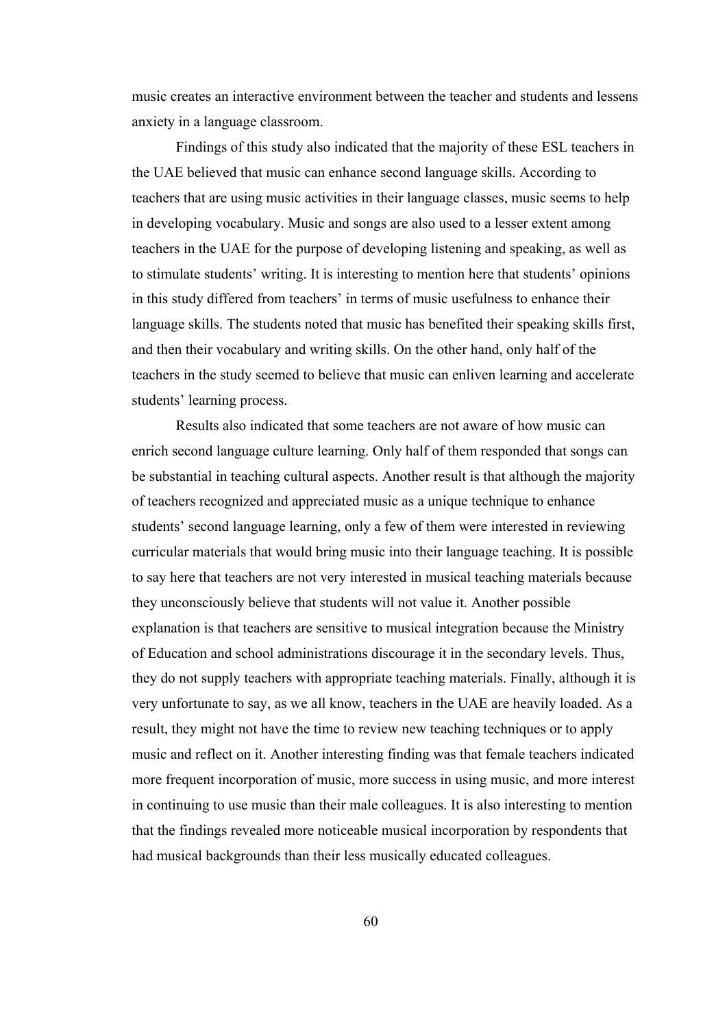music creates an interactive environment between the teacher and students and lessens anxiety in a language classroom.

Findings of this study also indicated that the majority of these ESL teachers in the UAE believed that music can enhance second language skills. According to teachers that are using music activities in their language classes, music seems to help in developing vocabulary. Music and songs are also used to a lesser extent among teachers in the UAE for the purpose of developing listening and speaking, as well as to stimulate students' writing. It is interesting to mention here that students' opinions in this study differed from teachers' in terms of music usefulness to enhance their language skills. The students noted that music has benefited their speaking skills first, and then their vocabulary and writing skills. On the other hand, only half of the teachers in the study seemed to believe that music can enliven learning and accelerate students' learning process.

Results also indicated that some teachers are not aware of how music can enrich second language culture learning. Only half of them responded that songs can be substantial in teaching cultural aspects. Another result is that although the majority of teachers recognized and appreciated music as a unique technique to enhance students' second language learning, only a few of them were interested in reviewing curricular materials that would bring music into their language teaching. It is possible to say here that teachers are not very interested in musical teaching materials because they unconsciously believe that students will not value it. Another possible explanation is that teachers are sensitive to musical integration because the Ministry of Education and school administrations discourage it in the secondary levels. Thus, they do not supply teachers with appropriate teaching materials. Finally, although it is very unfortunate to say, as we all know, teachers in the UAE are heavily loaded. As a result, they might not have the time to review new teaching techniques or to apply music and reflect on it. Another interesting finding was that female teachers indicated more frequent incorporation of music, more success in using music, and more interest in continuing to use music than their male colleagues. It is also interesting to mention that the findings revealed more noticeable musical incorporation by respondents that had musical backgrounds than their less musically educated colleagues.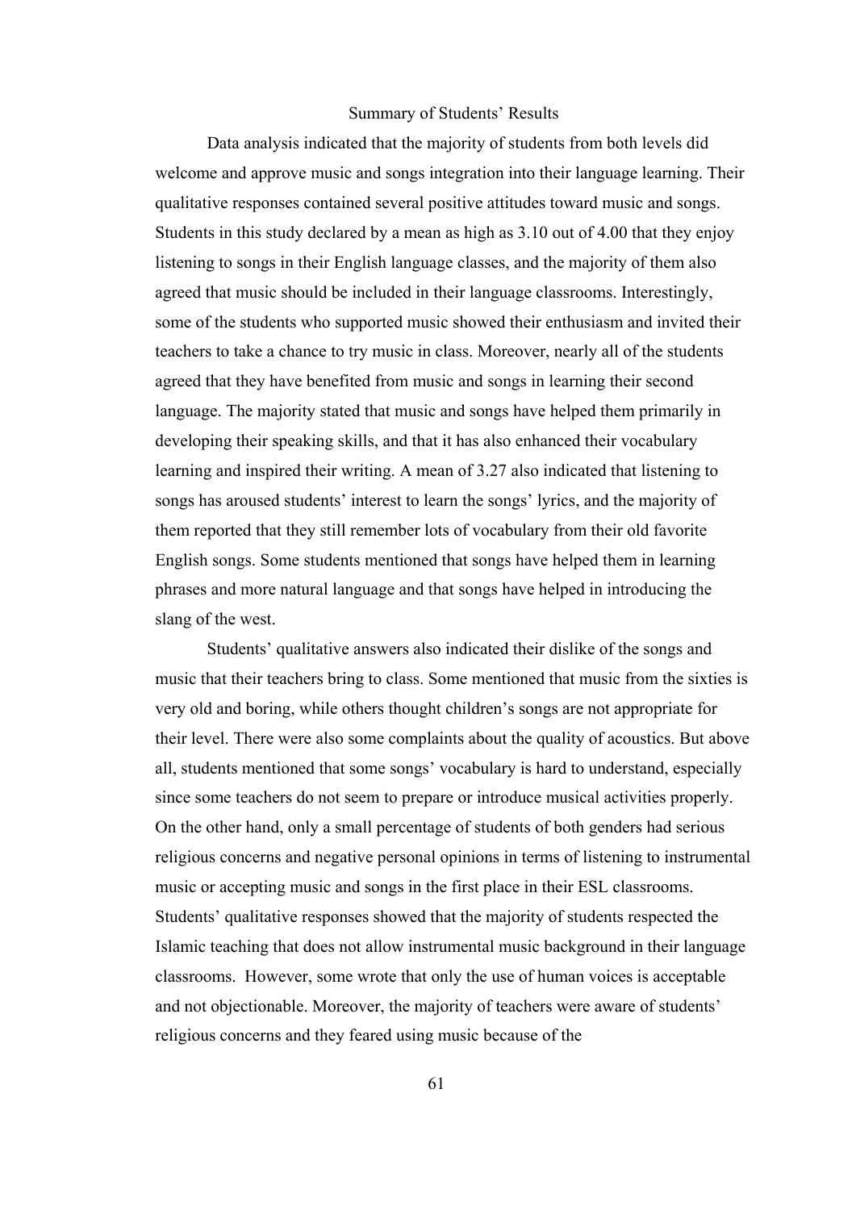## Summary of Students' Results

Data analysis indicated that the majority of students from both levels did welcome and approve music and songs integration into their language learning. Their qualitative responses contained several positive attitudes toward music and songs. Students in this study declared by a mean as high as 3.10 out of 4.00 that they enjoy listening to songs in their English language classes, and the majority of them also agreed that music should be included in their language classrooms. Interestingly, some of the students who supported music showed their enthusiasm and invited their teachers to take a chance to try music in class. Moreover, nearly all of the students agreed that they have benefited from music and songs in learning their second language. The majority stated that music and songs have helped them primarily in developing their speaking skills, and that it has also enhanced their vocabulary learning and inspired their writing. A mean of 3.27 also indicated that listening to songs has aroused students' interest to learn the songs' lyrics, and the majority of them reported that they still remember lots of vocabulary from their old favorite English songs. Some students mentioned that songs have helped them in learning phrases and more natural language and that songs have helped in introducing the slang of the west.

Students' qualitative answers also indicated their dislike of the songs and music that their teachers bring to class. Some mentioned that music from the sixties is very old and boring, while others thought children's songs are not appropriate for their level. There were also some complaints about the quality of acoustics. But above all, students mentioned that some songs' vocabulary is hard to understand, especially since some teachers do not seem to prepare or introduce musical activities properly. On the other hand, only a small percentage of students of both genders had serious religious concerns and negative personal opinions in terms of listening to instrumental music or accepting music and songs in the first place in their ESL classrooms. Students' qualitative responses showed that the majority of students respected the Islamic teaching that does not allow instrumental music background in their language classrooms. However, some wrote that only the use of human voices is acceptable and not objectionable. Moreover, the majority of teachers were aware of students' religious concerns and they feared using music because of the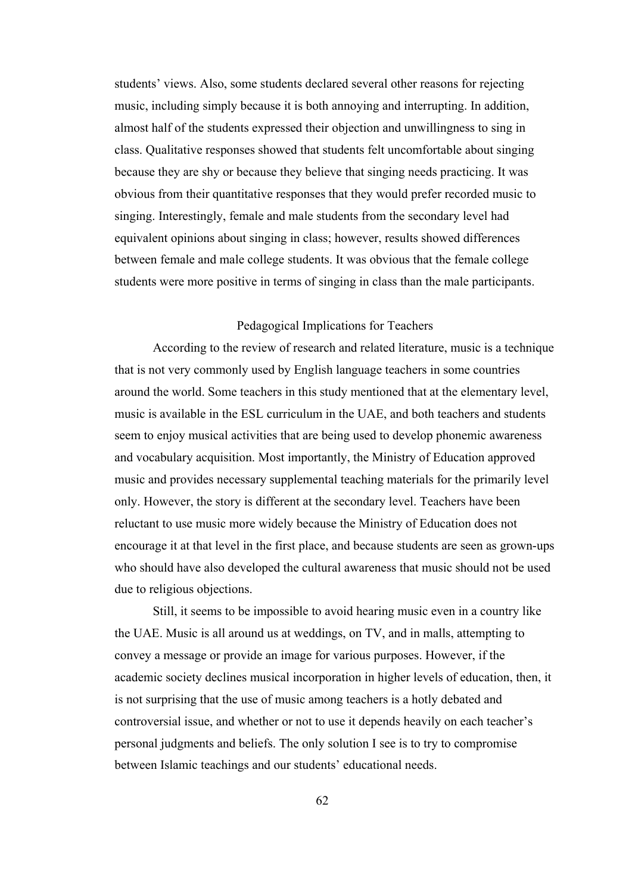students' views. Also, some students declared several other reasons for rejecting music, including simply because it is both annoying and interrupting. In addition, almost half of the students expressed their objection and unwillingness to sing in class. Qualitative responses showed that students felt uncomfortable about singing because they are shy or because they believe that singing needs practicing. It was obvious from their quantitative responses that they would prefer recorded music to singing. Interestingly, female and male students from the secondary level had equivalent opinions about singing in class; however, results showed differences between female and male college students. It was obvious that the female college students were more positive in terms of singing in class than the male participants.

## Pedagogical Implications for Teachers

According to the review of research and related literature, music is a technique that is not very commonly used by English language teachers in some countries around the world. Some teachers in this study mentioned that at the elementary level, music is available in the ESL curriculum in the UAE, and both teachers and students seem to enjoy musical activities that are being used to develop phonemic awareness and vocabulary acquisition. Most importantly, the Ministry of Education approved music and provides necessary supplemental teaching materials for the primarily level only. However, the story is different at the secondary level. Teachers have been reluctant to use music more widely because the Ministry of Education does not encourage it at that level in the first place, and because students are seen as grown-ups who should have also developed the cultural awareness that music should not be used due to religious objections.

Still, it seems to be impossible to avoid hearing music even in a country like the UAE. Music is all around us at weddings, on TV, and in malls, attempting to convey a message or provide an image for various purposes. However, if the academic society declines musical incorporation in higher levels of education, then, it is not surprising that the use of music among teachers is a hotly debated and controversial issue, and whether or not to use it depends heavily on each teacher's personal judgments and beliefs. The only solution I see is to try to compromise between Islamic teachings and our students' educational needs.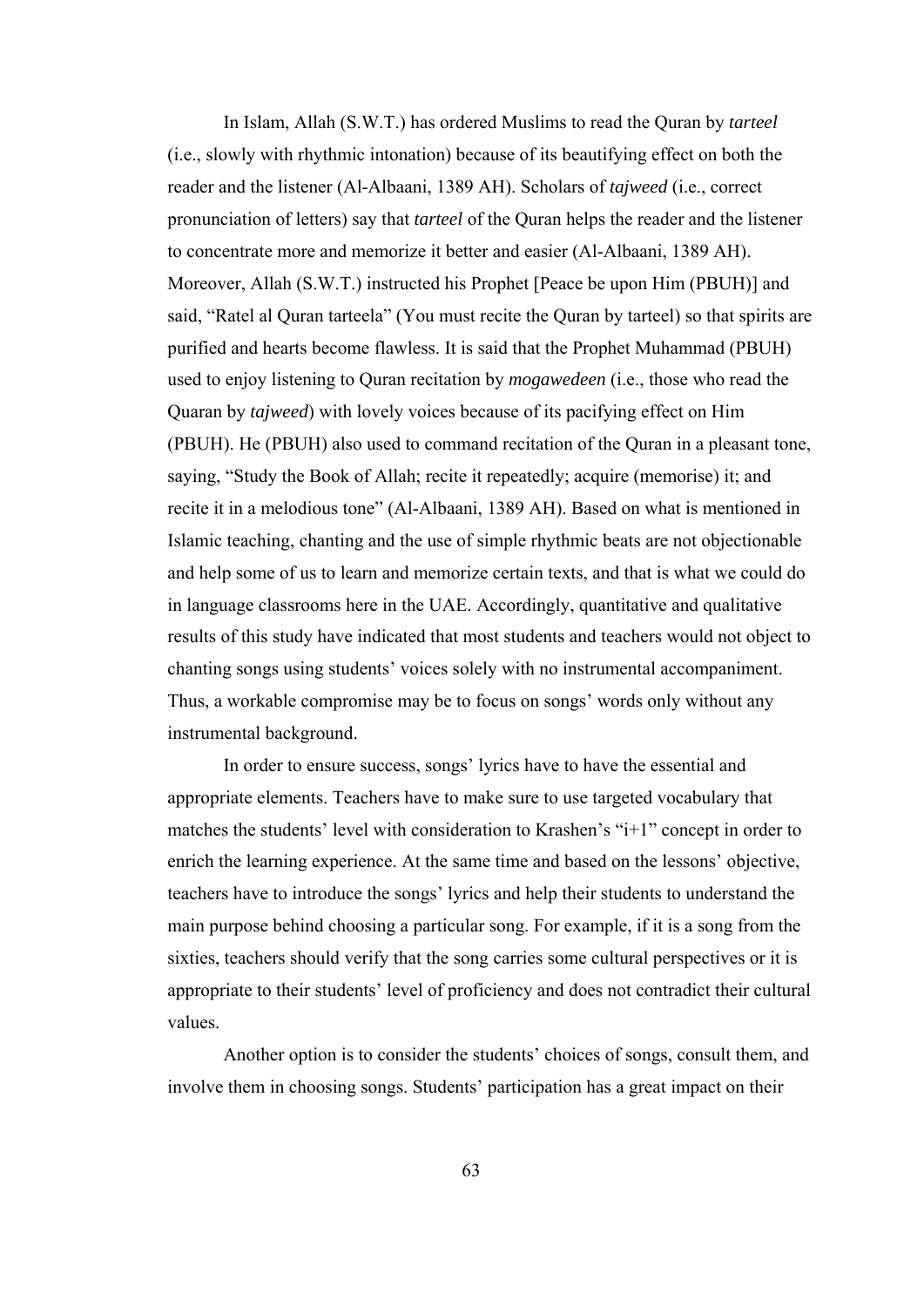In Islam, Allah (S.W.T.) has ordered Muslims to read the Quran by *tarteel* (i.e., slowly with rhythmic intonation) because of its beautifying effect on both the reader and the listener (Al-Albaani, 1389 AH). Scholars of *tajweed* (i.e., correct pronunciation of letters) say that *tarteel* of the Quran helps the reader and the listener to concentrate more and memorize it better and easier (Al-Albaani, 1389 AH). Moreover, Allah (S.W.T.) instructed his Prophet [Peace be upon Him (PBUH)] and said, "Ratel al Quran tarteela" (You must recite the Quran by tarteel) so that spirits are purified and hearts become flawless. It is said that the Prophet Muhammad (PBUH) used to enjoy listening to Quran recitation by *mogawedeen* (i.e., those who read the Quaran by *tajweed*) with lovely voices because of its pacifying effect on Him (PBUH). He (PBUH) also used to command recitation of the Quran in a pleasant tone, saying, "Study the Book of Allah; recite it repeatedly; acquire (memorise) it; and recite it in a melodious tone" (Al-Albaani, 1389 AH). Based on what is mentioned in Islamic teaching, chanting and the use of simple rhythmic beats are not objectionable and help some of us to learn and memorize certain texts, and that is what we could do in language classrooms here in the UAE. Accordingly, quantitative and qualitative results of this study have indicated that most students and teachers would not object to chanting songs using students' voices solely with no instrumental accompaniment. Thus, a workable compromise may be to focus on songs' words only without any instrumental background.

In order to ensure success, songs' lyrics have to have the essential and appropriate elements. Teachers have to make sure to use targeted vocabulary that matches the students' level with consideration to Krashen's "i+1" concept in order to enrich the learning experience. At the same time and based on the lessons' objective, teachers have to introduce the songs' lyrics and help their students to understand the main purpose behind choosing a particular song. For example, if it is a song from the sixties, teachers should verify that the song carries some cultural perspectives or it is appropriate to their students' level of proficiency and does not contradict their cultural values.

Another option is to consider the students' choices of songs, consult them, and involve them in choosing songs. Students' participation has a great impact on their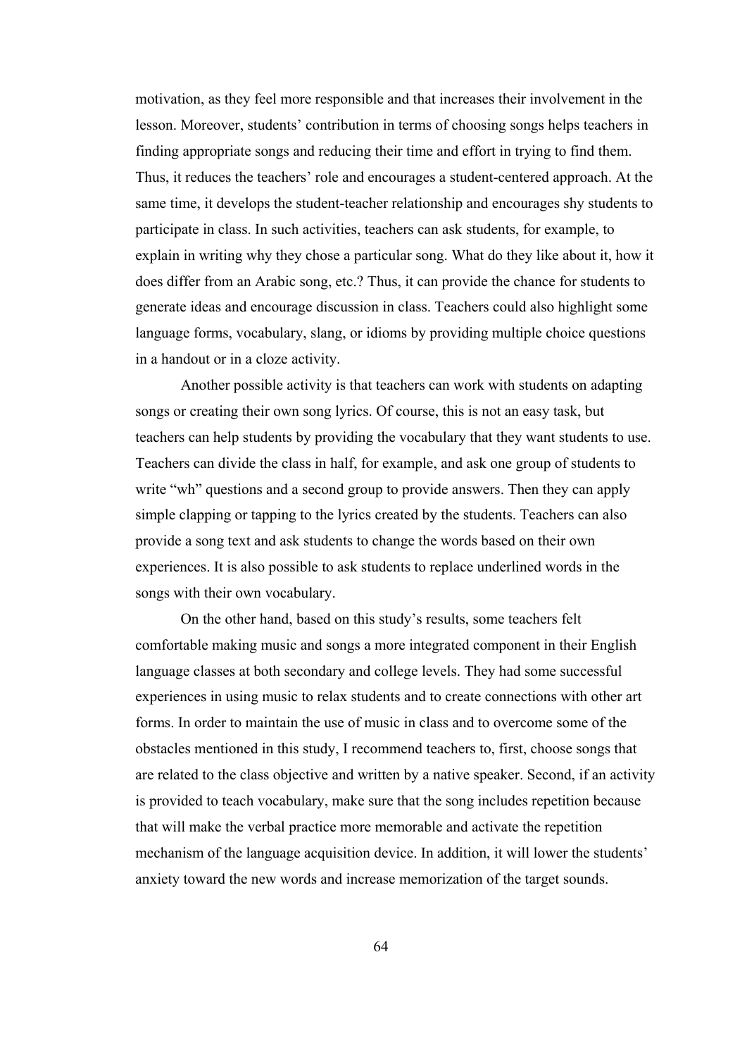motivation, as they feel more responsible and that increases their involvement in the lesson. Moreover, students' contribution in terms of choosing songs helps teachers in finding appropriate songs and reducing their time and effort in trying to find them. Thus, it reduces the teachers' role and encourages a student-centered approach. At the same time, it develops the student-teacher relationship and encourages shy students to participate in class. In such activities, teachers can ask students, for example, to explain in writing why they chose a particular song. What do they like about it, how it does differ from an Arabic song, etc.? Thus, it can provide the chance for students to generate ideas and encourage discussion in class. Teachers could also highlight some language forms, vocabulary, slang, or idioms by providing multiple choice questions in a handout or in a cloze activity.

Another possible activity is that teachers can work with students on adapting songs or creating their own song lyrics. Of course, this is not an easy task, but teachers can help students by providing the vocabulary that they want students to use. Teachers can divide the class in half, for example, and ask one group of students to write "wh" questions and a second group to provide answers. Then they can apply simple clapping or tapping to the lyrics created by the students. Teachers can also provide a song text and ask students to change the words based on their own experiences. It is also possible to ask students to replace underlined words in the songs with their own vocabulary.

On the other hand, based on this study's results, some teachers felt comfortable making music and songs a more integrated component in their English language classes at both secondary and college levels. They had some successful experiences in using music to relax students and to create connections with other art forms. In order to maintain the use of music in class and to overcome some of the obstacles mentioned in this study, I recommend teachers to, first, choose songs that are related to the class objective and written by a native speaker. Second, if an activity is provided to teach vocabulary, make sure that the song includes repetition because that will make the verbal practice more memorable and activate the repetition mechanism of the language acquisition device. In addition, it will lower the students' anxiety toward the new words and increase memorization of the target sounds.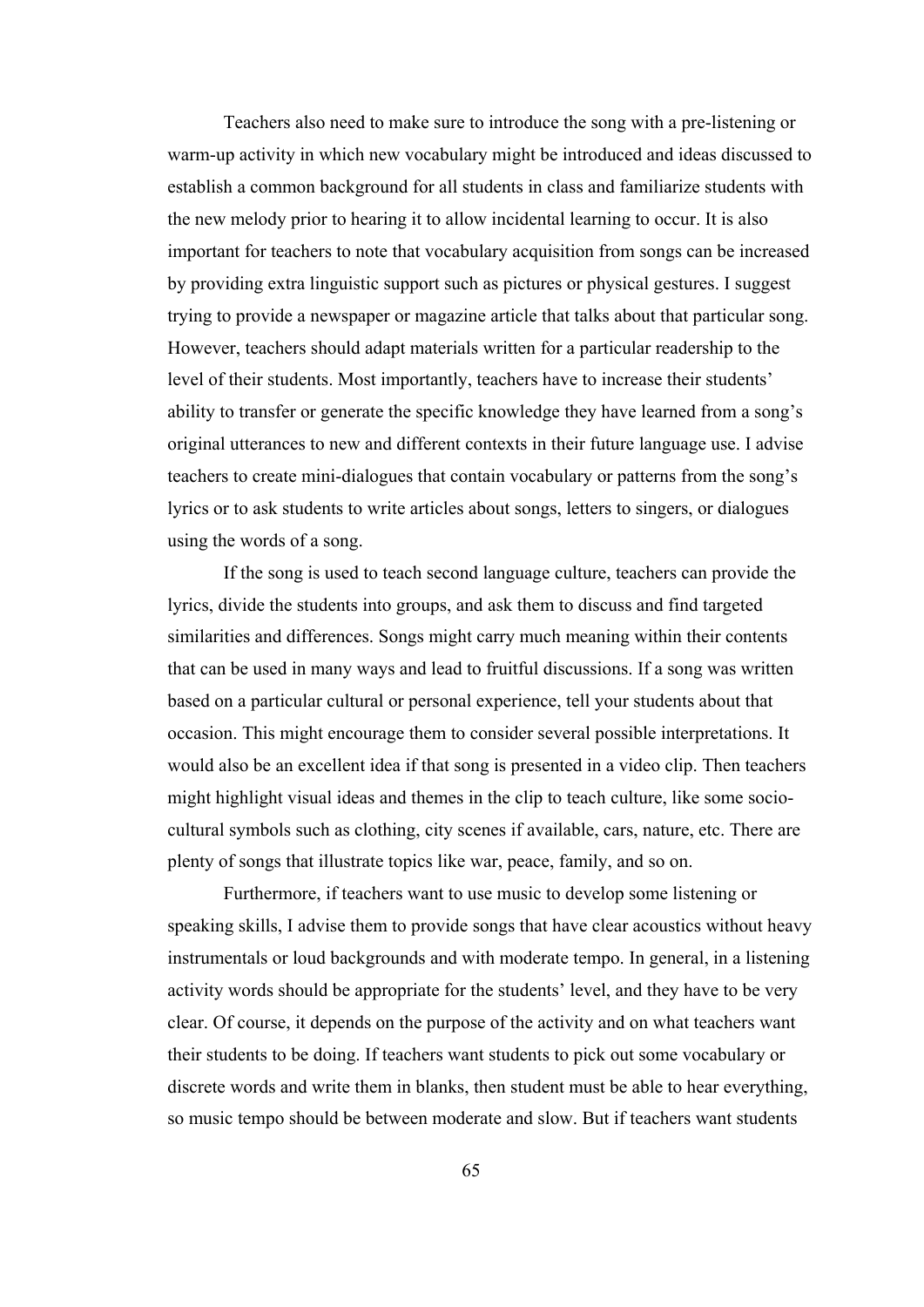Teachers also need to make sure to introduce the song with a pre-listening or warm-up activity in which new vocabulary might be introduced and ideas discussed to establish a common background for all students in class and familiarize students with the new melody prior to hearing it to allow incidental learning to occur. It is also important for teachers to note that vocabulary acquisition from songs can be increased by providing extra linguistic support such as pictures or physical gestures. I suggest trying to provide a newspaper or magazine article that talks about that particular song. However, teachers should adapt materials written for a particular readership to the level of their students. Most importantly, teachers have to increase their students' ability to transfer or generate the specific knowledge they have learned from a song's original utterances to new and different contexts in their future language use. I advise teachers to create mini-dialogues that contain vocabulary or patterns from the song's lyrics or to ask students to write articles about songs, letters to singers, or dialogues using the words of a song.

If the song is used to teach second language culture, teachers can provide the lyrics, divide the students into groups, and ask them to discuss and find targeted similarities and differences. Songs might carry much meaning within their contents that can be used in many ways and lead to fruitful discussions. If a song was written based on a particular cultural or personal experience, tell your students about that occasion. This might encourage them to consider several possible interpretations. It would also be an excellent idea if that song is presented in a video clip. Then teachers might highlight visual ideas and themes in the clip to teach culture, like some socio-cultural symbols such as clothing, city scenes if available, cars, nature, etc. There are plenty of songs that illustrate topics like war, peace, family, and so on.

Furthermore, if teachers want to use music to develop some listening or speaking skills, I advise them to provide songs that have clear acoustics without heavy instrumentals or loud backgrounds and with moderate tempo. In general, in a listening activity words should be appropriate for the students' level, and they have to be very clear. Of course, it depends on the purpose of the activity and on what teachers want their students to be doing. If teachers want students to pick out some vocabulary or discrete words and write them in blanks, then student must be able to hear everything, so music tempo should be between moderate and slow. But if teachers want students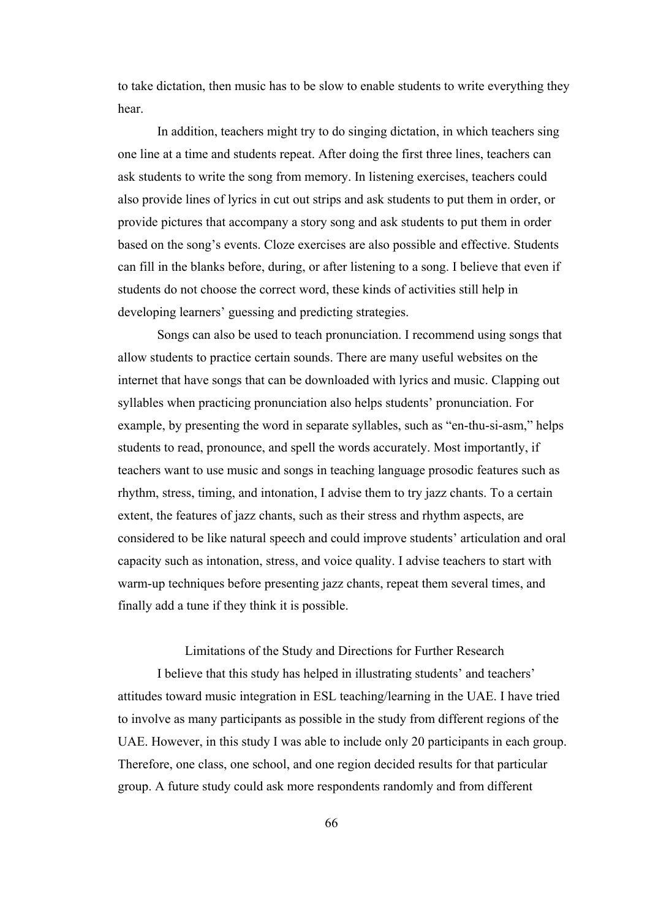to take dictation, then music has to be slow to enable students to write everything they hear.

In addition, teachers might try to do singing dictation, in which teachers sing one line at a time and students repeat. After doing the first three lines, teachers can ask students to write the song from memory. In listening exercises, teachers could also provide lines of lyrics in cut out strips and ask students to put them in order, or provide pictures that accompany a story song and ask students to put them in order based on the song's events. Cloze exercises are also possible and effective. Students can fill in the blanks before, during, or after listening to a song. I believe that even if students do not choose the correct word, these kinds of activities still help in developing learners' guessing and predicting strategies.

Songs can also be used to teach pronunciation. I recommend using songs that allow students to practice certain sounds. There are many useful websites on the internet that have songs that can be downloaded with lyrics and music. Clapping out syllables when practicing pronunciation also helps students' pronunciation. For example, by presenting the word in separate syllables, such as "en-thu-si-asm," helps students to read, pronounce, and spell the words accurately. Most importantly, if teachers want to use music and songs in teaching language prosodic features such as rhythm, stress, timing, and intonation, I advise them to try jazz chants. To a certain extent, the features of jazz chants, such as their stress and rhythm aspects, are considered to be like natural speech and could improve students' articulation and oral capacity such as intonation, stress, and voice quality. I advise teachers to start with warm-up techniques before presenting jazz chants, repeat them several times, and finally add a tune if they think it is possible.

## Limitations of the Study and Directions for Further Research

I believe that this study has helped in illustrating students' and teachers' attitudes toward music integration in ESL teaching/learning in the UAE. I have tried to involve as many participants as possible in the study from different regions of the UAE. However, in this study I was able to include only 20 participants in each group. Therefore, one class, one school, and one region decided results for that particular group. A future study could ask more respondents randomly and from different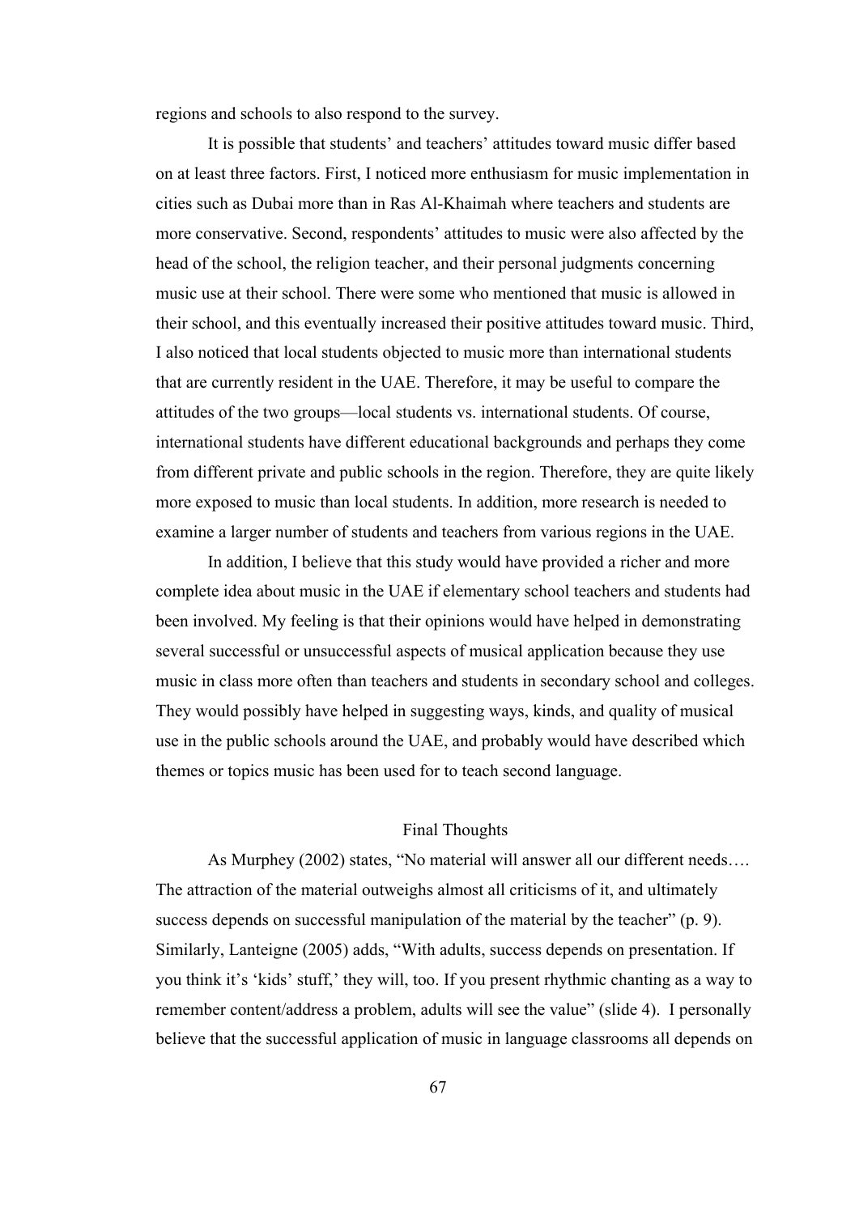regions and schools to also respond to the survey.

It is possible that students' and teachers' attitudes toward music differ based on at least three factors. First, I noticed more enthusiasm for music implementation in cities such as Dubai more than in Ras Al-Khaimah where teachers and students are more conservative. Second, respondents' attitudes to music were also affected by the head of the school, the religion teacher, and their personal judgments concerning music use at their school. There were some who mentioned that music is allowed in their school, and this eventually increased their positive attitudes toward music. Third, I also noticed that local students objected to music more than international students that are currently resident in the UAE. Therefore, it may be useful to compare the attitudes of the two groups—local students vs. international students. Of course, international students have different educational backgrounds and perhaps they come from different private and public schools in the region. Therefore, they are quite likely more exposed to music than local students. In addition, more research is needed to examine a larger number of students and teachers from various regions in the UAE.

In addition, I believe that this study would have provided a richer and more complete idea about music in the UAE if elementary school teachers and students had been involved. My feeling is that their opinions would have helped in demonstrating several successful or unsuccessful aspects of musical application because they use music in class more often than teachers and students in secondary school and colleges. They would possibly have helped in suggesting ways, kinds, and quality of musical use in the public schools around the UAE, and probably would have described which themes or topics music has been used for to teach second language.

## Final Thoughts

As Murphey (2002) states, "No material will answer all our different needs…. The attraction of the material outweighs almost all criticisms of it, and ultimately success depends on successful manipulation of the material by the teacher" (p. 9). Similarly, Lanteigne (2005) adds, "With adults, success depends on presentation. If you think it's 'kids' stuff,' they will, too. If you present rhythmic chanting as a way to remember content/address a problem, adults will see the value" (slide 4). I personally believe that the successful application of music in language classrooms all depends on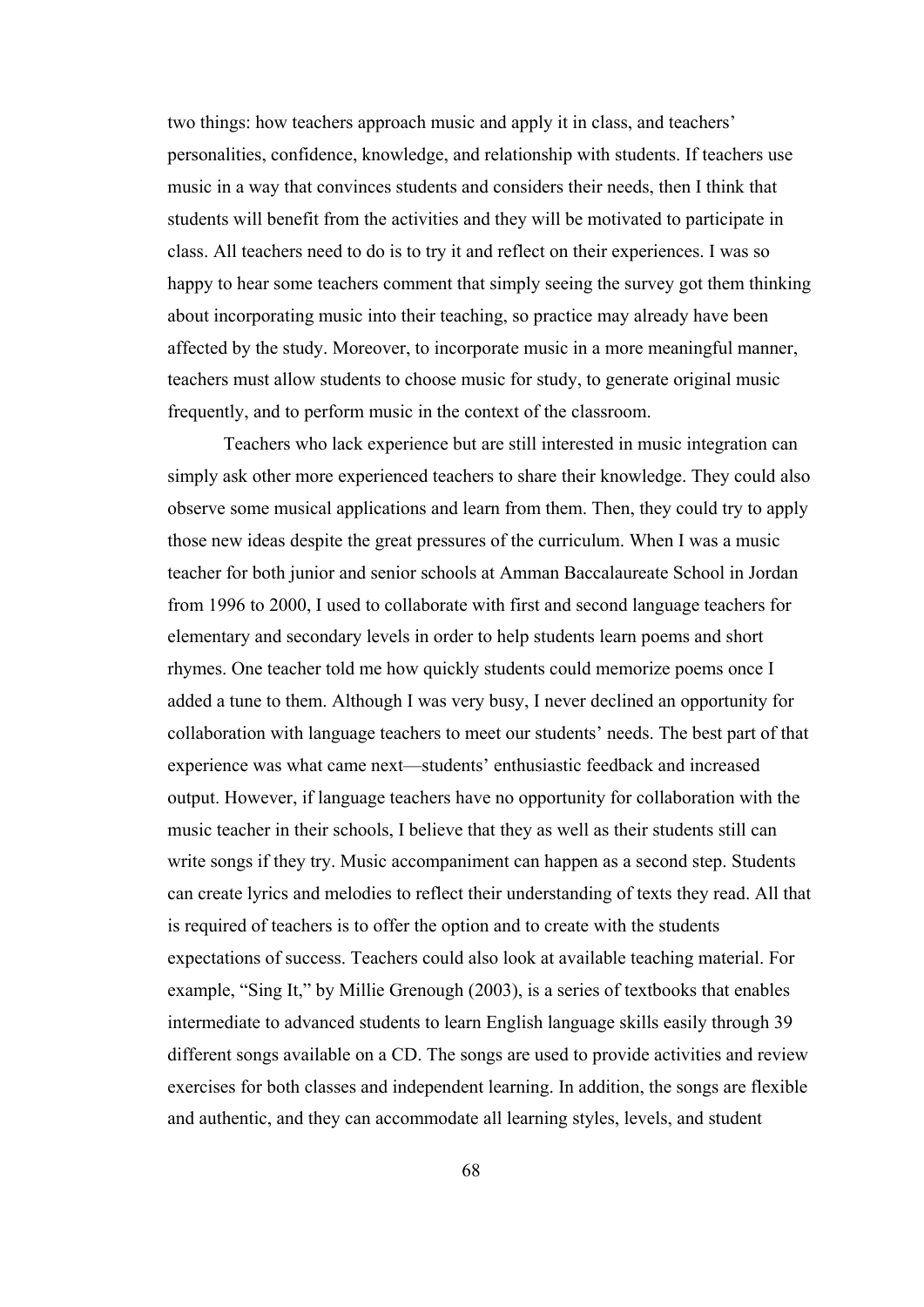two things: how teachers approach music and apply it in class, and teachers' personalities, confidence, knowledge, and relationship with students. If teachers use music in a way that convinces students and considers their needs, then I think that students will benefit from the activities and they will be motivated to participate in class. All teachers need to do is to try it and reflect on their experiences. I was so happy to hear some teachers comment that simply seeing the survey got them thinking about incorporating music into their teaching, so practice may already have been affected by the study. Moreover, to incorporate music in a more meaningful manner, teachers must allow students to choose music for study, to generate original music frequently, and to perform music in the context of the classroom.

Teachers who lack experience but are still interested in music integration can simply ask other more experienced teachers to share their knowledge. They could also observe some musical applications and learn from them. Then, they could try to apply those new ideas despite the great pressures of the curriculum. When I was a music teacher for both junior and senior schools at Amman Baccalaureate School in Jordan from 1996 to 2000, I used to collaborate with first and second language teachers for elementary and secondary levels in order to help students learn poems and short rhymes. One teacher told me how quickly students could memorize poems once I added a tune to them. Although I was very busy, I never declined an opportunity for collaboration with language teachers to meet our students' needs. The best part of that experience was what came next—students' enthusiastic feedback and increased output. However, if language teachers have no opportunity for collaboration with the music teacher in their schools, I believe that they as well as their students still can write songs if they try. Music accompaniment can happen as a second step. Students can create lyrics and melodies to reflect their understanding of texts they read. All that is required of teachers is to offer the option and to create with the students expectations of success. Teachers could also look at available teaching material. For example, "Sing It," by Millie Grenough (2003), is a series of textbooks that enables intermediate to advanced students to learn English language skills easily through 39 different songs available on a CD. The songs are used to provide activities and review exercises for both classes and independent learning. In addition, the songs are flexible and authentic, and they can accommodate all learning styles, levels, and student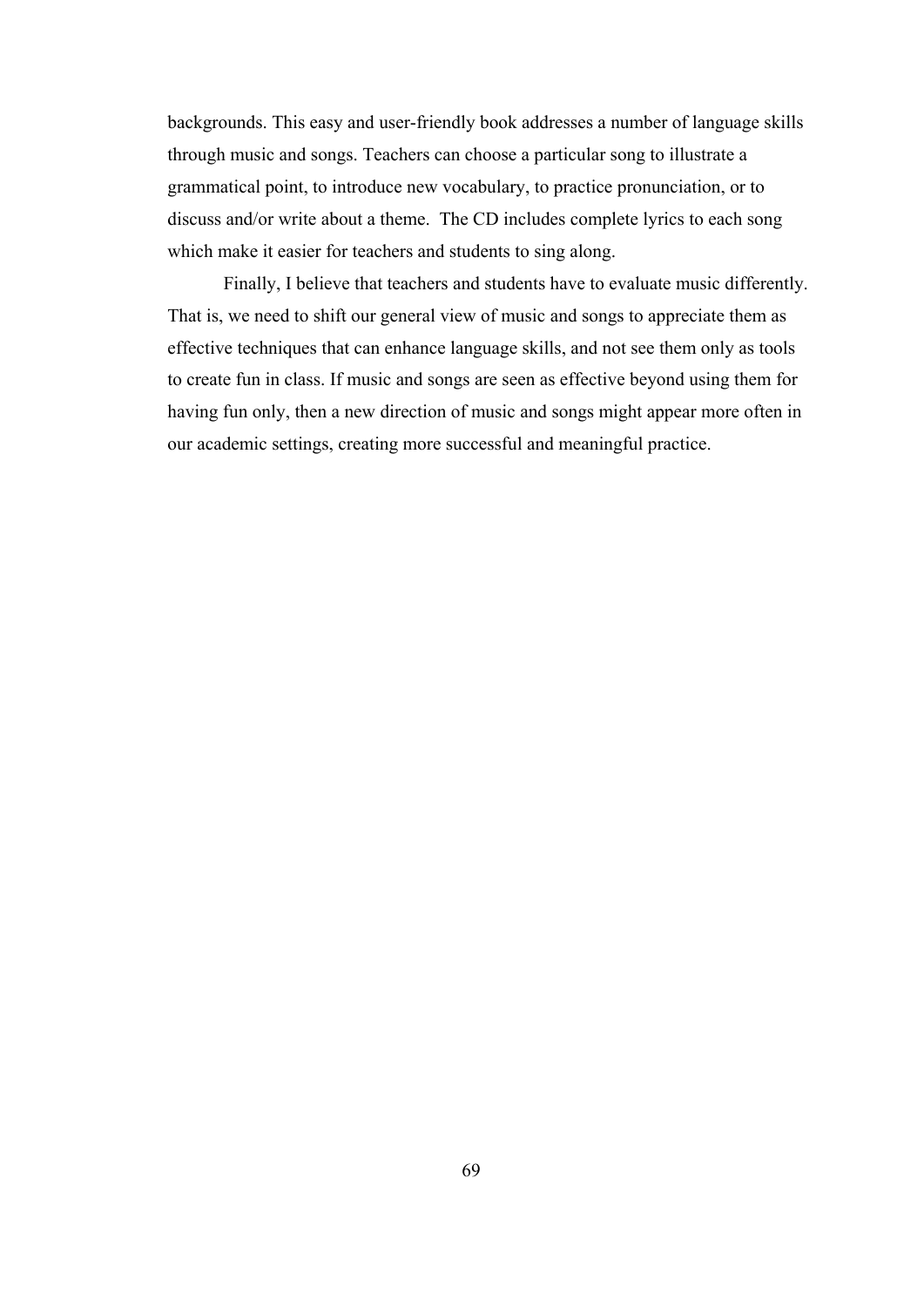backgrounds. This easy and user-friendly book addresses a number of language skills through music and songs. Teachers can choose a particular song to illustrate a grammatical point, to introduce new vocabulary, to practice pronunciation, or to discuss and/or write about a theme. The CD includes complete lyrics to each song which make it easier for teachers and students to sing along.

Finally, I believe that teachers and students have to evaluate music differently. That is, we need to shift our general view of music and songs to appreciate them as effective techniques that can enhance language skills, and not see them only as tools to create fun in class. If music and songs are seen as effective beyond using them for having fun only, then a new direction of music and songs might appear more often in our academic settings, creating more successful and meaningful practice.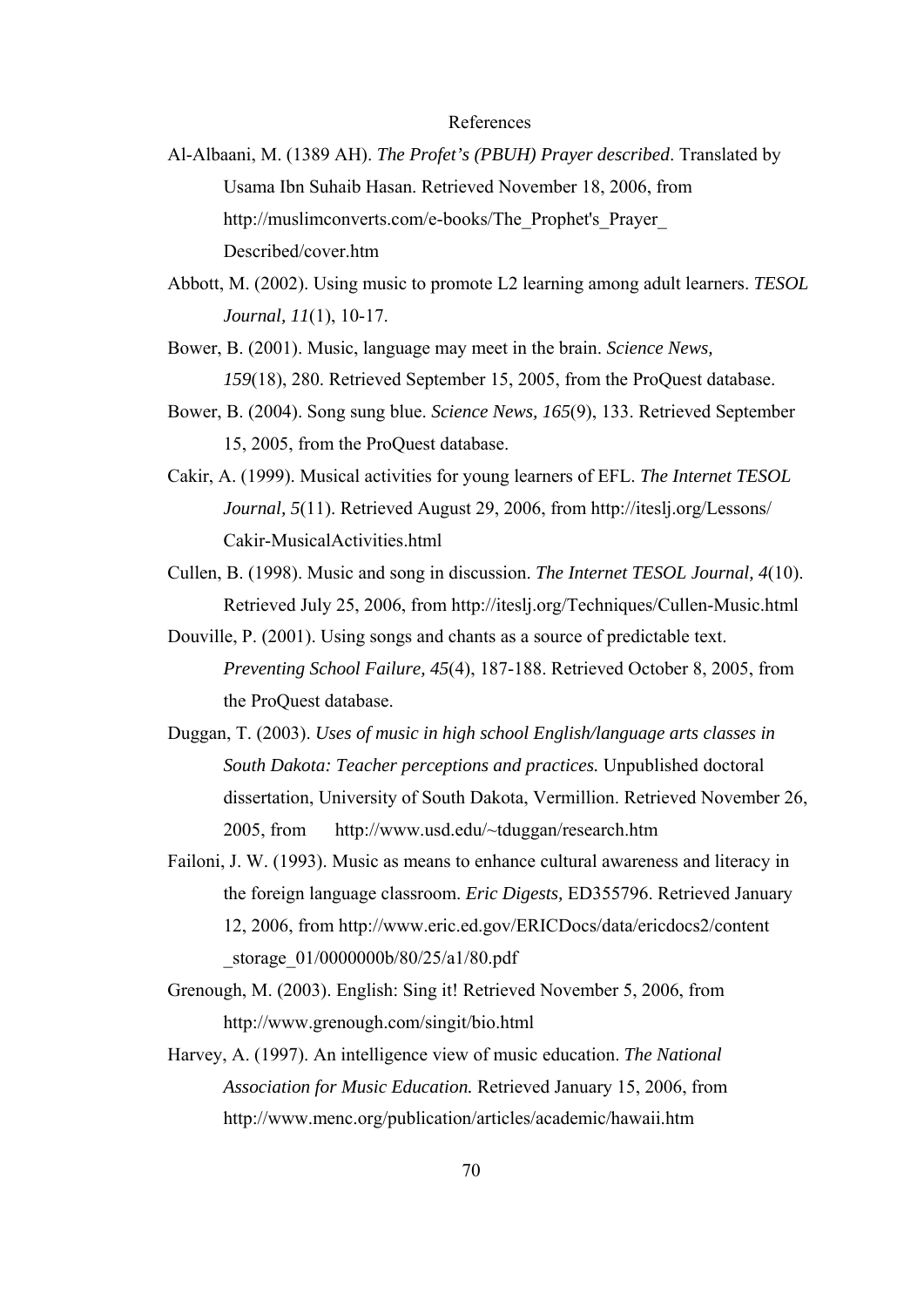# References

Al-Albaani, M. (1389 AH). *The Profet's (PBUH) Prayer described*. Translated by Usama Ibn Suhaib Hasan. Retrieved November 18, 2006, from http://muslimconverts.com/e-books/The_Prophet's_Prayer_Described/cover.htm

Abbott, M. (2002). Using music to promote L2 learning among adult learners. *TESOL Journal, 11*(1), 10-17.

Bower, B. (2001). Music, language may meet in the brain. *Science News, 159*(18), 280. Retrieved September 15, 2005, from the ProQuest database.

Bower, B. (2004). Song sung blue. *Science News, 165*(9), 133. Retrieved September 15, 2005, from the ProQuest database.

Cakir, A. (1999). Musical activities for young learners of EFL. *The Internet TESOL Journal, 5*(11). Retrieved August 29, 2006, from http://iteslj.org/Lessons/Cakir-MusicalActivities.html

Cullen, B. (1998). Music and song in discussion. *The Internet TESOL Journal, 4*(10). Retrieved July 25, 2006, from http://iteslj.org/Techniques/Cullen-Music.html

Douville, P. (2001). Using songs and chants as a source of predictable text. *Preventing School Failure, 45*(4), 187-188. Retrieved October 8, 2005, from the ProQuest database.

Duggan, T. (2003). *Uses of music in high school English/language arts classes in South Dakota: Teacher perceptions and practices.* Unpublished doctoral dissertation, University of South Dakota, Vermillion. Retrieved November 26, 2005, from http://www.usd.edu/~tduggan/research.htm

Failoni, J. W. (1993). Music as means to enhance cultural awareness and literacy in the foreign language classroom. *Eric Digests,* ED355796. Retrieved January 12, 2006, from http://www.eric.ed.gov/ERICDocs/data/ericdocs2/content_storage_01/0000000b/80/25/a1/80.pdf

Grenough, M. (2003). English: Sing it! Retrieved November 5, 2006, from http://www.grenough.com/singit/bio.html

Harvey, A. (1997). An intelligence view of music education. *The National Association for Music Education.* Retrieved January 15, 2006, from http://www.menc.org/publication/articles/academic/hawaii.htm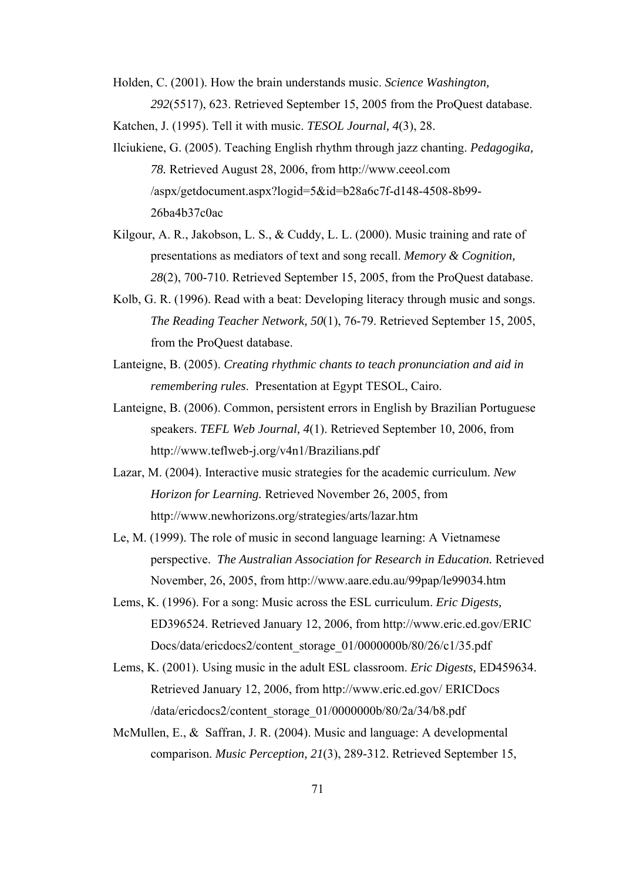Holden, C. (2001). How the brain understands music. *Science Washington, 292*(5517), 623. Retrieved September 15, 2005 from the ProQuest database.

Katchen, J. (1995). Tell it with music. *TESOL Journal, 4*(3), 28.

Ilciukiene, G. (2005). Teaching English rhythm through jazz chanting. *Pedagogika, 78.* Retrieved August 28, 2006, from http://www.ceeol.com /aspx/getdocument.aspx?logid=5&id=b28a6c7f-d148-4508-8b99-26ba4b37c0ac

Kilgour, A. R., Jakobson, L. S., & Cuddy, L. L. (2000). Music training and rate of presentations as mediators of text and song recall. *Memory & Cognition, 28*(2), 700-710. Retrieved September 15, 2005, from the ProQuest database.

Kolb, G. R. (1996). Read with a beat: Developing literacy through music and songs. *The Reading Teacher Network, 50*(1), 76-79. Retrieved September 15, 2005, from the ProQuest database.

Lanteigne, B. (2005). *Creating rhythmic chants to teach pronunciation and aid in remembering rules*. Presentation at Egypt TESOL, Cairo.

Lanteigne, B. (2006). Common, persistent errors in English by Brazilian Portuguese speakers. *TEFL Web Journal, 4*(1). Retrieved September 10, 2006, from http://www.teflweb-j.org/v4n1/Brazilians.pdf

Lazar, M. (2004). Interactive music strategies for the academic curriculum. *New Horizon for Learning.* Retrieved November 26, 2005, from http://www.newhorizons.org/strategies/arts/lazar.htm

Le, M. (1999). The role of music in second language learning: A Vietnamese perspective. *The Australian Association for Research in Education.* Retrieved November, 26, 2005, from http://www.aare.edu.au/99pap/le99034.htm

Lems, K. (1996). For a song: Music across the ESL curriculum. *Eric Digests,* ED396524. Retrieved January 12, 2006, from http://www.eric.ed.gov/ERIC Docs/data/ericdocs2/content_storage_01/0000000b/80/26/c1/35.pdf

Lems, K. (2001). Using music in the adult ESL classroom. *Eric Digests,* ED459634. Retrieved January 12, 2006, from http://www.eric.ed.gov/ ERICDocs /data/ericdocs2/content_storage_01/0000000b/80/2a/34/b8.pdf

McMullen, E., & Saffran, J. R. (2004). Music and language: A developmental comparison. *Music Perception, 21*(3), 289-312. Retrieved September 15,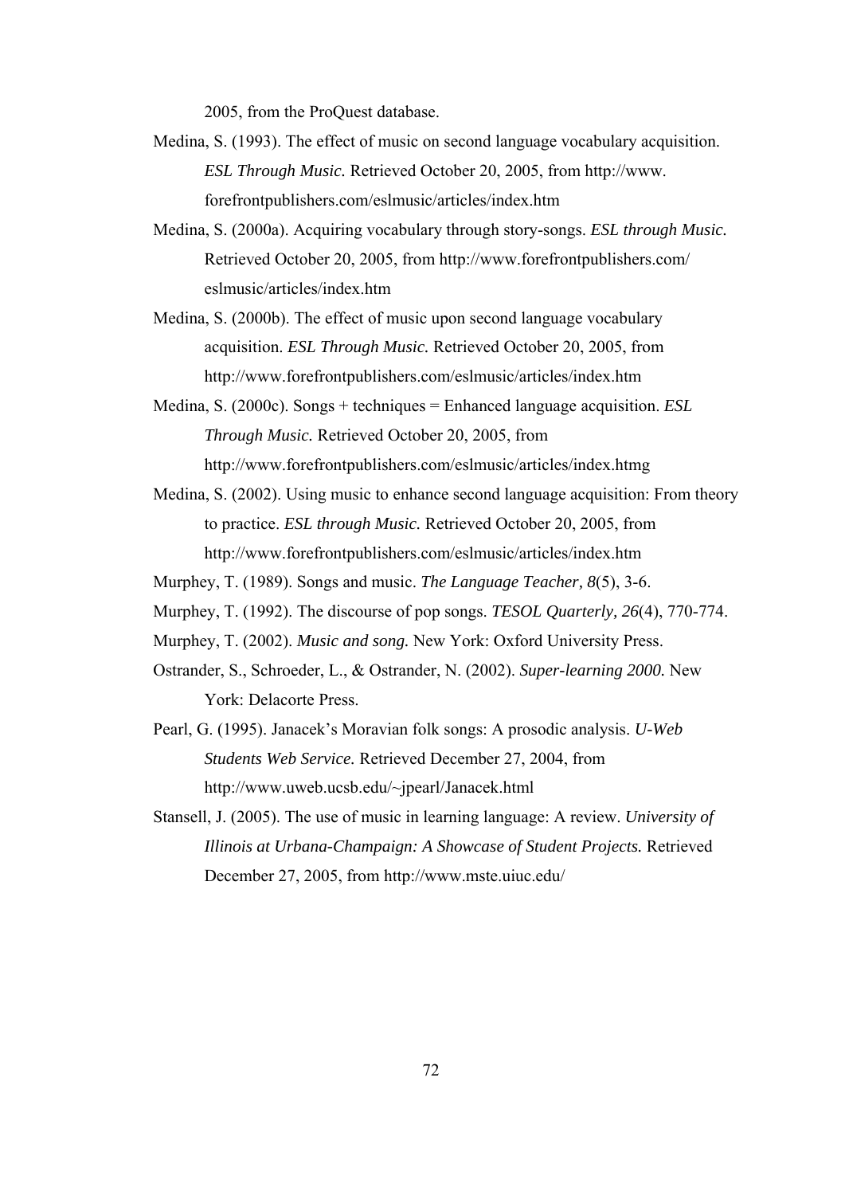2005, from the ProQuest database.

Medina, S. (1993). The effect of music on second language vocabulary acquisition. *ESL Through Music.* Retrieved October 20, 2005, from http://www. forefrontpublishers.com/eslmusic/articles/index.htm

Medina, S. (2000a). Acquiring vocabulary through story-songs. *ESL through Music.* Retrieved October 20, 2005, from http://www.forefrontpublishers.com/ eslmusic/articles/index.htm

Medina, S. (2000b). The effect of music upon second language vocabulary acquisition. *ESL Through Music.* Retrieved October 20, 2005, from http://www.forefrontpublishers.com/eslmusic/articles/index.htm

Medina, S. (2000c). Songs + techniques = Enhanced language acquisition. *ESL Through Music.* Retrieved October 20, 2005, from http://www.forefrontpublishers.com/eslmusic/articles/index.htmg

Medina, S. (2002). Using music to enhance second language acquisition: From theory to practice. *ESL through Music.* Retrieved October 20, 2005, from http://www.forefrontpublishers.com/eslmusic/articles/index.htm

Murphey, T. (1989). Songs and music. *The Language Teacher, 8*(5), 3-6.

Murphey, T. (1992). The discourse of pop songs. *TESOL Quarterly, 26*(4), 770-774.

Murphey, T. (2002). *Music and song.* New York: Oxford University Press.

Ostrander, S., Schroeder, L., & Ostrander, N. (2002). *Super-learning 2000.* New York: Delacorte Press.

Pearl, G. (1995). Janacek's Moravian folk songs: A prosodic analysis. *U-Web Students Web Service.* Retrieved December 27, 2004, from http://www.uweb.ucsb.edu/~jpearl/Janacek.html

Stansell, J. (2005). The use of music in learning language: A review. *University of Illinois at Urbana-Champaign: A Showcase of Student Projects.* Retrieved December 27, 2005, from http://www.mste.uiuc.edu/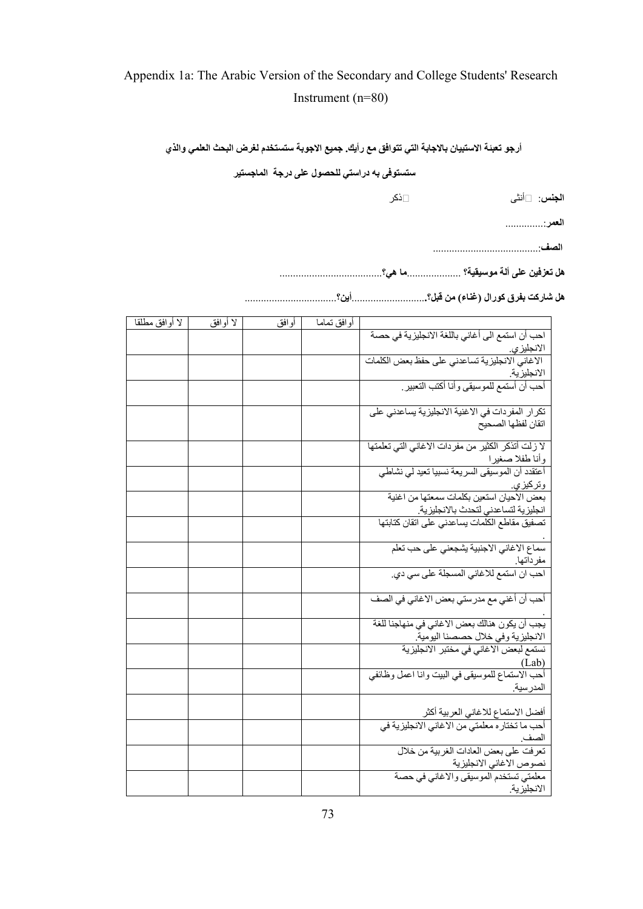Appendix 1a: The Arabic Version of the Secondary and College Students' Research Instrument (n=80)

**أرجو تعبئة الاستبيان بالاجابة التي تتوافق مع رأيك. جميع الاجوبة ستستخدم لغرض البحث العلمي والذي ستستوفى به دراستي للحصول على درجة الماجستير**

**الجنس:** □أنثى □ذكر

**العمر:**..............

**الصف:**.......................................

**هل تعزفين على آلة موسيقية؟** ....................**ما هي؟**.....................................

**هل شاركت بفرق كورال (غناء) من قبل؟**............................**أين؟**..................................

| | أوافق تماما | أوافق | لا أوافق | لا أوافق مطلقا |
|---|---|---|---|---|
| احب أن استمع الى أغاني باللغة الانجليزية في حصة الانجليزي. | | | | |
| الاغاني الانجليزية تساعدني على حفظ بعض الكلمات الانجليزية. | | | | |
| أحب أن أستمع للموسيقى وأنا أكتب التعبير. | | | | |
| تكرار المفردات في الاغنية الانجليزية يساعدني على اتقان لفظها الصحيح | | | | |
| لا زلت أتذكر الكثير من مفردات الاغاني التي تعلمتها وأنا طفلا صغيرا | | | | |
| أعتقد أن الموسيقى السريعة نسبيا تعيد لي نشاطي وتركيزي. | | | | |
| بعض الاحيان استعين بكلمات سمعتها من اغنية انجليزية لتساعدني لتحدث بالانجليزية. | | | | |
| تصفيق مقاطع الكلمات يساعدني على اتقان كتابتها . | | | | |
| سماع الاغاني الاجنبية يشجعني على حب تعلم مفرداتها. | | | | |
| احب ان استمع للاغاني المسجلة على سي دي. | | | | |
| أحب أن أغني مع مدرستي بعض الاغاني في الصف . | | | | |
| يجب أن يكون هنالك بعض الاغاني في منهاجنا للغة الانجليزية وفي خلال حصصنا اليومية. | | | | |
| نستمع لبعض الاغاني في مختبر الانجليزية (Lab) | | | | |
| أحب الاستماع للموسيقى في البيت وانا اعمل وظائفي المدرسية. | | | | |
| أفضل الاستماع للاغاني العربية أكثر | | | | |
| أحب ما تختاره معلمتي من الاغاني الانجليزية في الصف. | | | | |
| تعرفت على بعض العادات الغربية من خلال نصوص الاغاني الانجليزية | | | | |
| معلمتي تستخدم الموسيقى والاغاني في حصة الانجليزية. | | | | |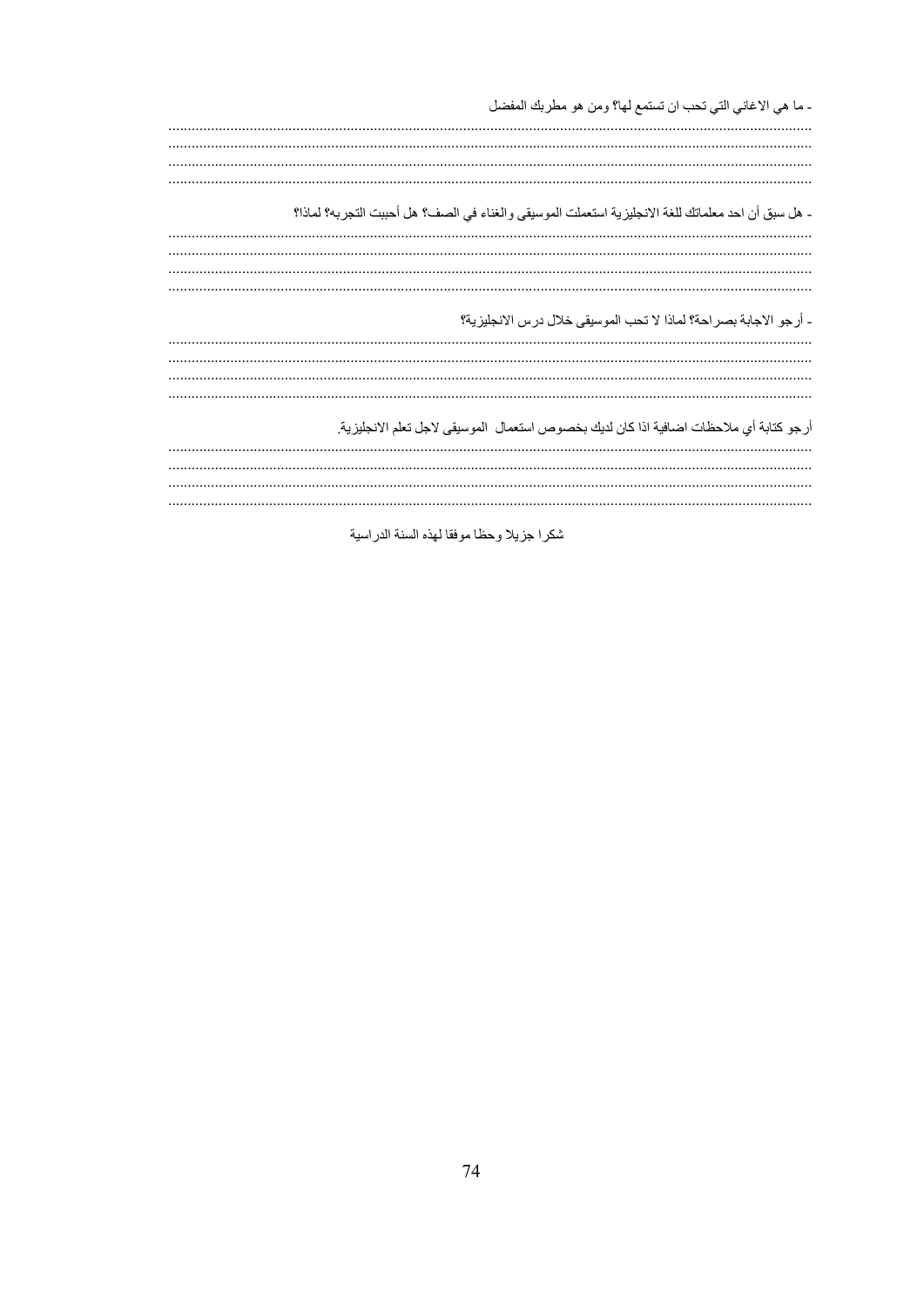- ما هي الاغاني التي تحب ان تستمع لها؟ ومن هو مطربك المفضل

..........................................................................................................................................................
..........................................................................................................................................................
..........................................................................................................................................................
..........................................................................................................................................................

- هل سبق أن احد معلماتك للغة الانجليزية استعملت الموسيقى والغناء في الصف؟ هل أحببت التجربه؟ لماذا؟

..........................................................................................................................................................
..........................................................................................................................................................
..........................................................................................................................................................
..........................................................................................................................................................

- أرجو الاجابة بصراحة؟ لماذا لا تحب الموسيقى خلال درس الانجليزية؟

..........................................................................................................................................................
..........................................................................................................................................................
..........................................................................................................................................................
..........................................................................................................................................................

أرجو كتابة أي ملاحظات اضافية اذا كان لديك بخصوص استعمال الموسيقى لاجل تعلم الانجليزية.

..........................................................................................................................................................
..........................................................................................................................................................
..........................................................................................................................................................
..........................................................................................................................................................

شكرا جزيلا وحظا موفقا لهذه السنة الدراسية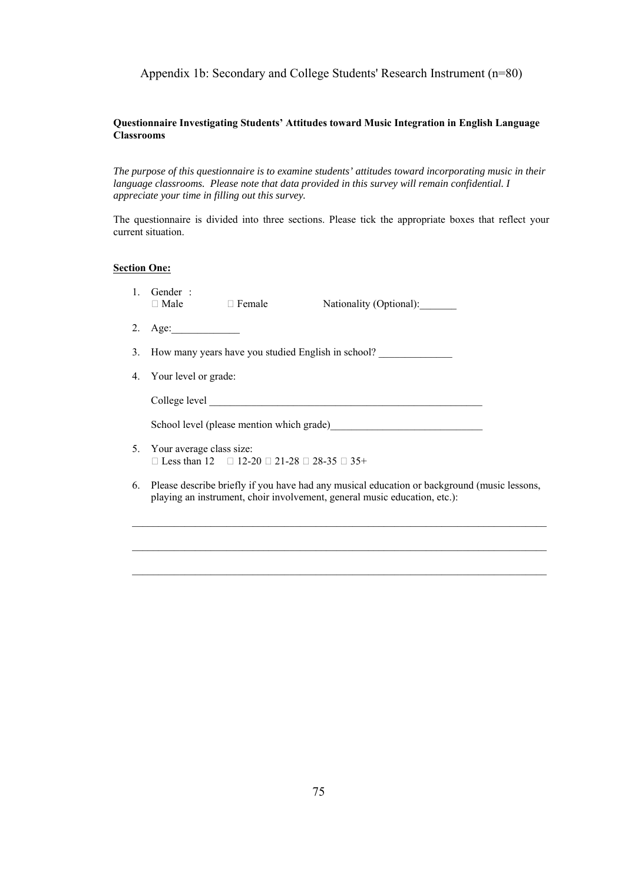Appendix 1b: Secondary and College Students' Research Instrument (n=80)

**Questionnaire Investigating Students' Attitudes toward Music Integration in English Language Classrooms**

*The purpose of this questionnaire is to examine students' attitudes toward incorporating music in their language classrooms. Please note that data provided in this survey will remain confidential. I appreciate your time in filling out this survey.*

The questionnaire is divided into three sections. Please tick the appropriate boxes that reflect your current situation.

**Section One:**

1. Gender :
   □ Male □ Female Nationality (Optional):_______

2. Age:_____________

3. How many years have you studied English in school? ______________

4. Your level or grade:

   College level _____________________________________________________

   School level (please mention which grade)_____________________________

5. Your average class size:
   □ Less than 12 □ 12-20 □ 21-28 □ 28-35 □ 35+

6. Please describe briefly if you have had any musical education or background (music lessons, playing an instrument, choir involvement, general music education, etc.):

________________________________________________________________________________

________________________________________________________________________________

________________________________________________________________________________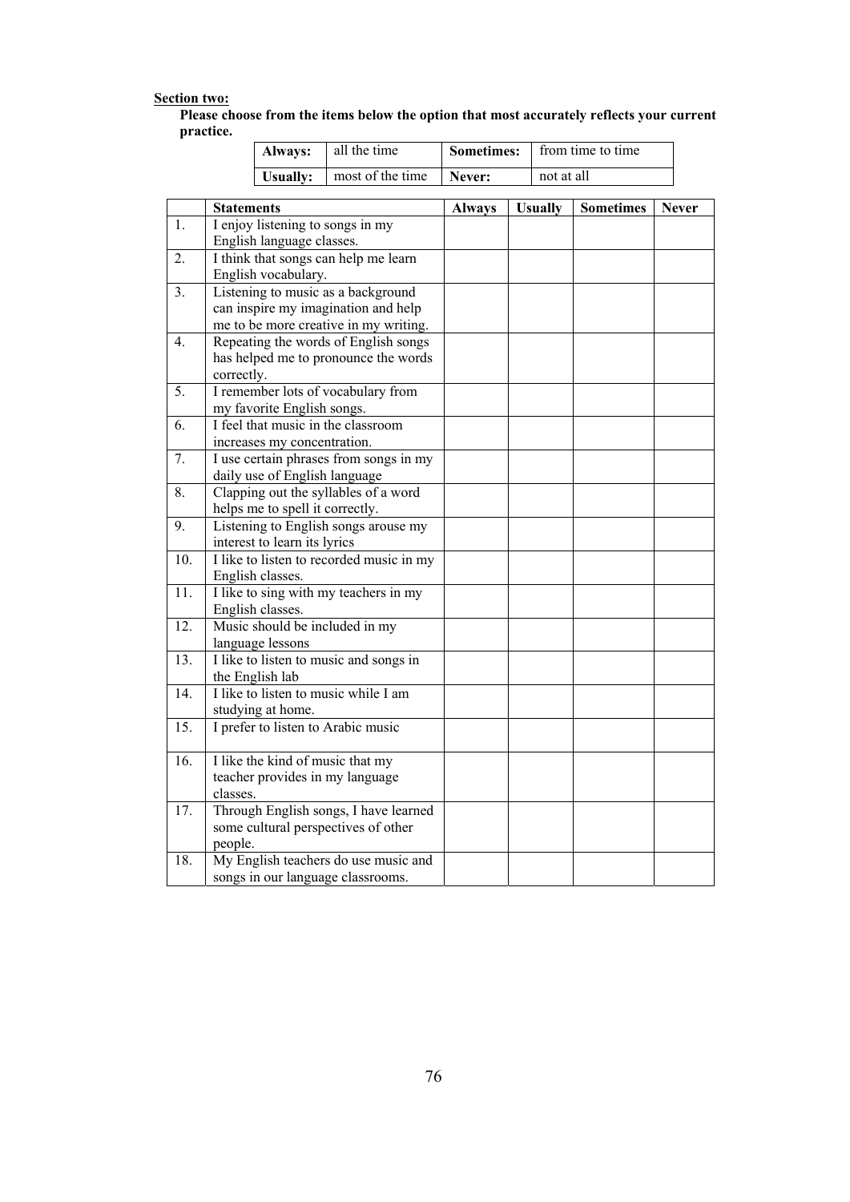**Section two:**

**Please choose from the items below the option that most accurately reflects your current practice.**

| **Always:** | all the time | **Sometimes:** | from time to time |
|---|---|---|---|
| **Usually:** | most of the time | **Never:** | not at all |

| | **Statements** | **Always** | **Usually** | **Sometimes** | **Never** |
|---|---|---|---|---|---|
| 1. | I enjoy listening to songs in my English language classes. | | | | |
| 2. | I think that songs can help me learn English vocabulary. | | | | |
| 3. | Listening to music as a background can inspire my imagination and help me to be more creative in my writing. | | | | |
| 4. | Repeating the words of English songs has helped me to pronounce the words correctly. | | | | |
| 5. | I remember lots of vocabulary from my favorite English songs. | | | | |
| 6. | I feel that music in the classroom increases my concentration. | | | | |
| 7. | I use certain phrases from songs in my daily use of English language | | | | |
| 8. | Clapping out the syllables of a word helps me to spell it correctly. | | | | |
| 9. | Listening to English songs arouse my interest to learn its lyrics | | | | |
| 10. | I like to listen to recorded music in my English classes. | | | | |
| 11. | I like to sing with my teachers in my English classes. | | | | |
| 12. | Music should be included in my language lessons | | | | |
| 13. | I like to listen to music and songs in the English lab | | | | |
| 14. | I like to listen to music while I am studying at home. | | | | |
| 15. | I prefer to listen to Arabic music | | | | |
| 16. | I like the kind of music that my teacher provides in my language classes. | | | | |
| 17. | Through English songs, I have learned some cultural perspectives of other people. | | | | |
| 18. | My English teachers do use music and songs in our language classrooms. | | | | |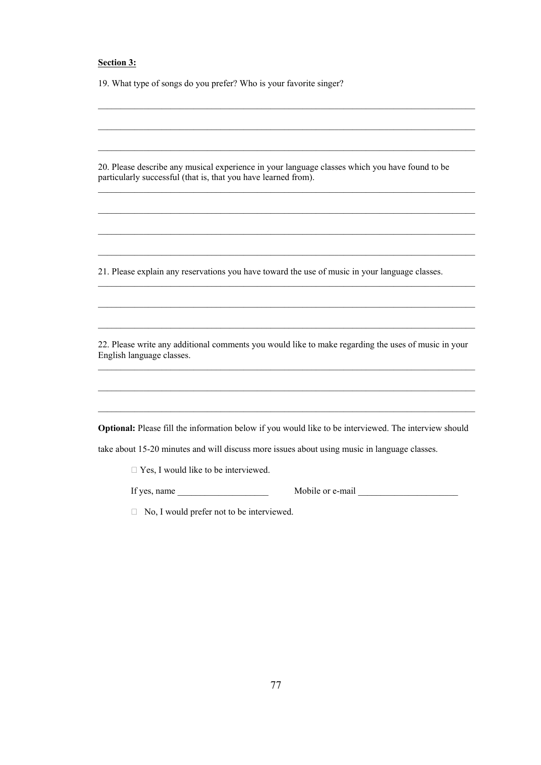**Section 3:**

19. What type of songs do you prefer? Who is your favorite singer?

______________________________________________________________________________

______________________________________________________________________________

______________________________________________________________________________

20. Please describe any musical experience in your language classes which you have found to be particularly successful (that is, that you have learned from).

______________________________________________________________________________

______________________________________________________________________________

______________________________________________________________________________

______________________________________________________________________________

21. Please explain any reservations you have toward the use of music in your language classes.

______________________________________________________________________________

______________________________________________________________________________

______________________________________________________________________________

22. Please write any additional comments you would like to make regarding the uses of music in your English language classes.

______________________________________________________________________________

______________________________________________________________________________

______________________________________________________________________________

**Optional:** Please fill the information below if you would like to be interviewed. The interview should take about 15-20 minutes and will discuss more issues about using music in language classes.

□ Yes, I would like to be interviewed.

If yes, name ____________________ Mobile or e-mail ______________________

□ No, I would prefer not to be interviewed.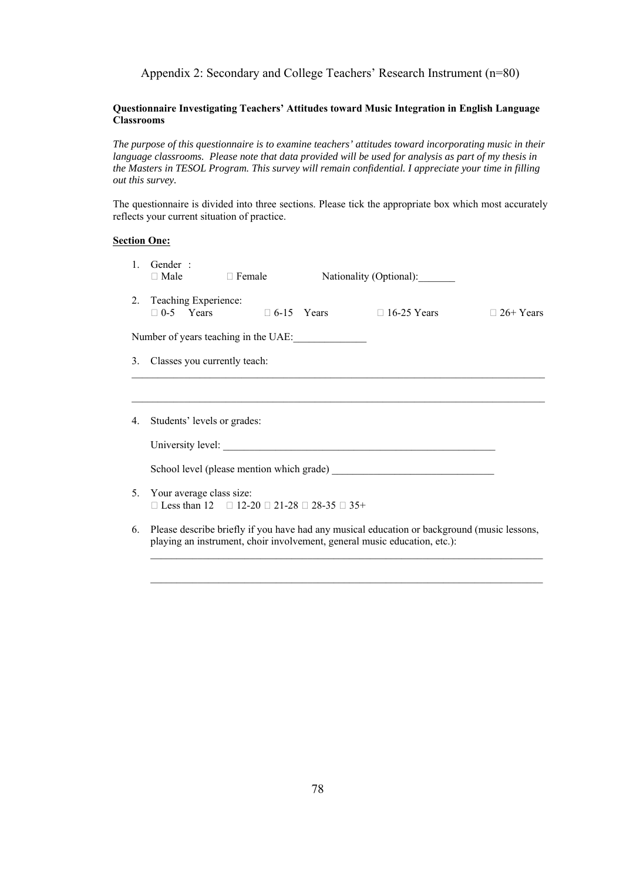## Appendix 2: Secondary and College Teachers' Research Instrument (n=80)

**Questionnaire Investigating Teachers' Attitudes toward Music Integration in English Language Classrooms**

*The purpose of this questionnaire is to examine teachers' attitudes toward incorporating music in their language classrooms. Please note that data provided will be used for analysis as part of my thesis in the Masters in TESOL Program. This survey will remain confidential. I appreciate your time in filling out this survey.*

The questionnaire is divided into three sections. Please tick the appropriate box which most accurately reflects your current situation of practice.

**Section One:**

1. Gender :
   □ Male □ Female Nationality (Optional):_______

2. Teaching Experience:
   □ 0-5 Years □ 6-15 Years □ 16-25 Years □ 26+ Years

   Number of years teaching in the UAE:______________

3. Classes you currently teach:

   ________________________________________________________________________________

   ________________________________________________________________________________

4. Students' levels or grades:

   University level: _____________________________________________________

   School level (please mention which grade) _______________________________

5. Your average class size:
   □ Less than 12 □ 12-20 □ 21-28 □ 28-35 □ 35+

6. Please describe briefly if you have had any musical education or background (music lessons, playing an instrument, choir involvement, general music education, etc.):

   ________________________________________________________________________________

   ________________________________________________________________________________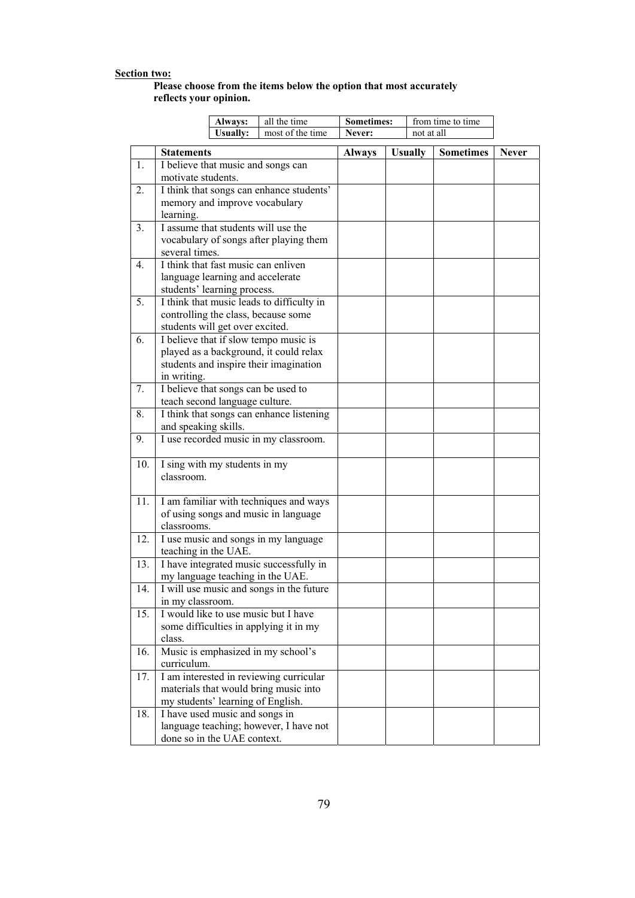**Section two:**

**Please choose from the items below the option that most accurately reflects your opinion.**

| **Always:** | all the time | **Sometimes:** | from time to time |
|---|---|---|---|
| **Usually:** | most of the time | **Never:** | not at all |

| | **Statements** | **Always** | **Usually** | **Sometimes** | **Never** |
|---|---|---|---|---|---|
| 1. | I believe that music and songs can motivate students. | | | | |
| 2. | I think that songs can enhance students' memory and improve vocabulary learning. | | | | |
| 3. | I assume that students will use the vocabulary of songs after playing them several times. | | | | |
| 4. | I think that fast music can enliven language learning and accelerate students' learning process. | | | | |
| 5. | I think that music leads to difficulty in controlling the class, because some students will get over excited. | | | | |
| 6. | I believe that if slow tempo music is played as a background, it could relax students and inspire their imagination in writing. | | | | |
| 7. | I believe that songs can be used to teach second language culture. | | | | |
| 8. | I think that songs can enhance listening and speaking skills. | | | | |
| 9. | I use recorded music in my classroom. | | | | |
| 10. | I sing with my students in my classroom. | | | | |
| 11. | I am familiar with techniques and ways of using songs and music in language classrooms. | | | | |
| 12. | I use music and songs in my language teaching in the UAE. | | | | |
| 13. | I have integrated music successfully in my language teaching in the UAE. | | | | |
| 14. | I will use music and songs in the future in my classroom. | | | | |
| 15. | I would like to use music but I have some difficulties in applying it in my class. | | | | |
| 16. | Music is emphasized in my school's curriculum. | | | | |
| 17. | I am interested in reviewing curricular materials that would bring music into my students' learning of English. | | | | |
| 18. | I have used music and songs in language teaching; however, I have not done so in the UAE context. | | | | |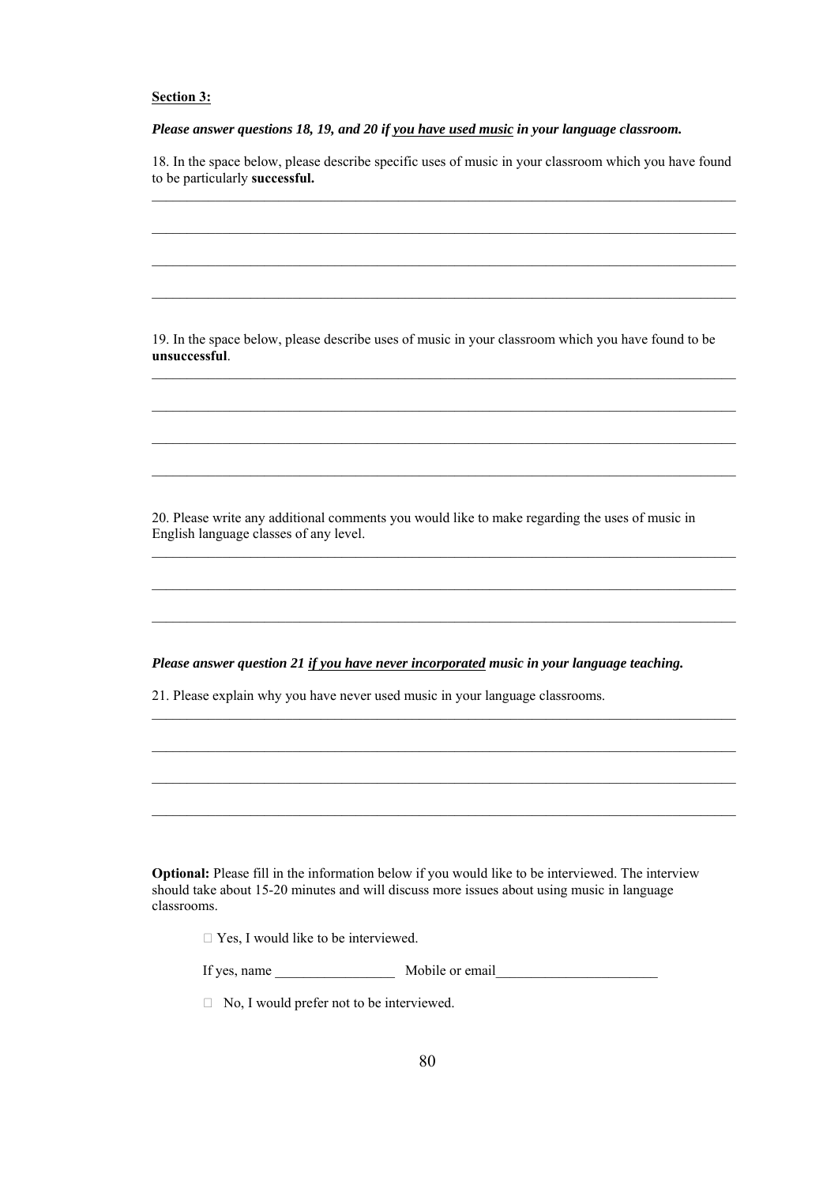**Section 3:**

***Please answer questions 18, 19, and 20 if <u>you have used music</u> in your language classroom.***

18. In the space below, please describe specific uses of music in your classroom which you have found to be particularly **successful.**

_______________________________________________________________________________

_______________________________________________________________________________

_______________________________________________________________________________

_______________________________________________________________________________

19. In the space below, please describe uses of music in your classroom which you have found to be **unsuccessful**.

_______________________________________________________________________________

_______________________________________________________________________________

_______________________________________________________________________________

_______________________________________________________________________________

20. Please write any additional comments you would like to make regarding the uses of music in English language classes of any level.

_______________________________________________________________________________

_______________________________________________________________________________

_______________________________________________________________________________

***Please answer question 21 <u>if you have never incorporated</u> music in your language teaching.***

21. Please explain why you have never used music in your language classrooms.

_______________________________________________________________________________

_______________________________________________________________________________

_______________________________________________________________________________

_______________________________________________________________________________

**Optional:** Please fill in the information below if you would like to be interviewed. The interview should take about 15-20 minutes and will discuss more issues about using music in language classrooms.

☐ Yes, I would like to be interviewed.

If yes, name _________________ Mobile or email_______________________

☐ No, I would prefer not to be interviewed.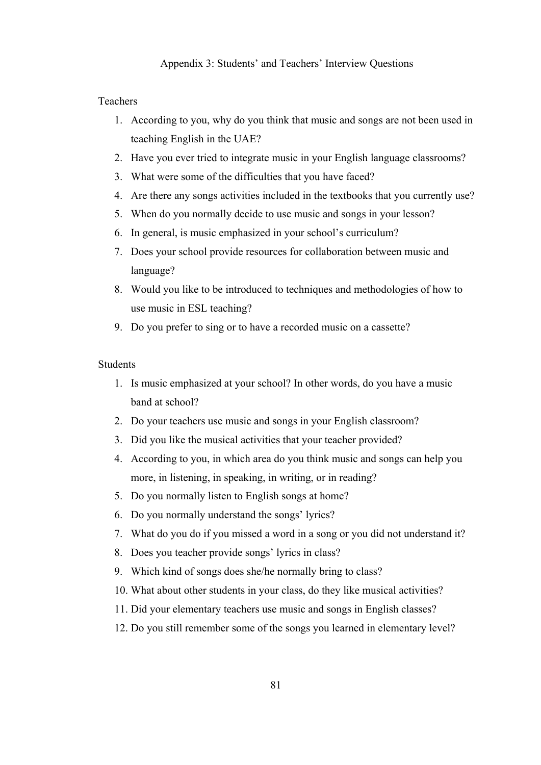# Appendix 3: Students' and Teachers' Interview Questions

Teachers

1. According to you, why do you think that music and songs are not been used in teaching English in the UAE?
2. Have you ever tried to integrate music in your English language classrooms?
3. What were some of the difficulties that you have faced?
4. Are there any songs activities included in the textbooks that you currently use?
5. When do you normally decide to use music and songs in your lesson?
6. In general, is music emphasized in your school's curriculum?
7. Does your school provide resources for collaboration between music and language?
8. Would you like to be introduced to techniques and methodologies of how to use music in ESL teaching?
9. Do you prefer to sing or to have a recorded music on a cassette?

Students

1. Is music emphasized at your school? In other words, do you have a music band at school?
2. Do your teachers use music and songs in your English classroom?
3. Did you like the musical activities that your teacher provided?
4. According to you, in which area do you think music and songs can help you more, in listening, in speaking, in writing, or in reading?
5. Do you normally listen to English songs at home?
6. Do you normally understand the songs' lyrics?
7. What do you do if you missed a word in a song or you did not understand it?
8. Does you teacher provide songs' lyrics in class?
9. Which kind of songs does she/he normally bring to class?
10. What about other students in your class, do they like musical activities?
11. Did your elementary teachers use music and songs in English classes?
12. Do you still remember some of the songs you learned in elementary level?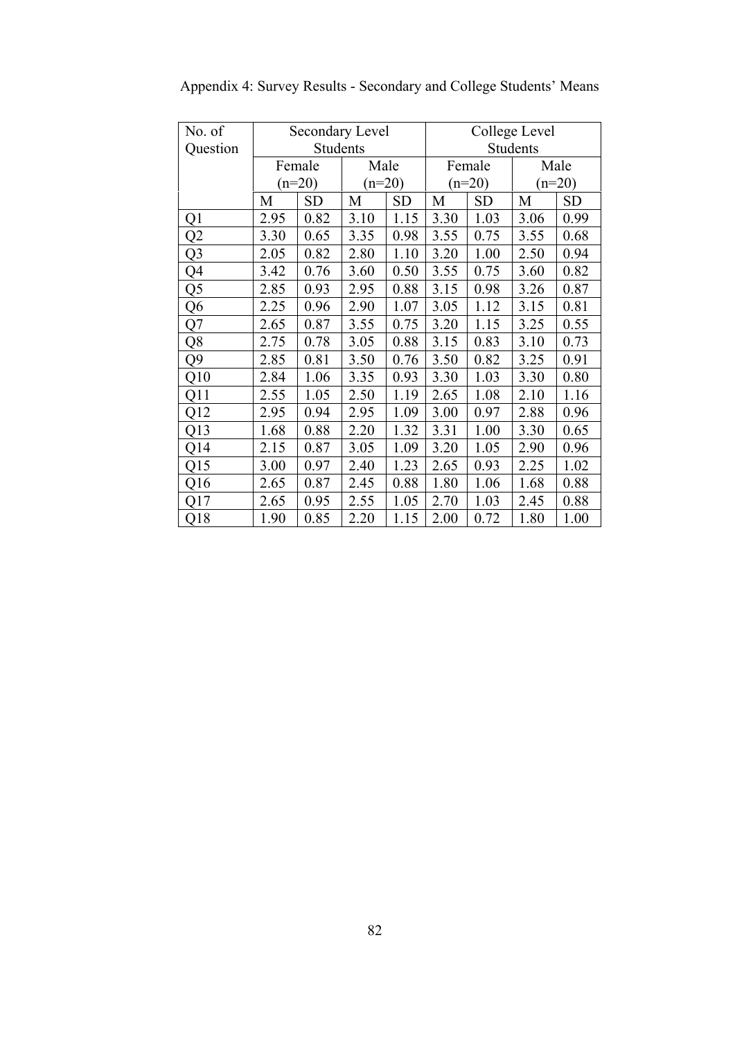Appendix 4: Survey Results - Secondary and College Students' Means

| No. of Question | Secondary Level Students | | | | College Level Students | | | |
|---|---|---|---|---|---|---|---|---|
| | Female (n=20) | | Male (n=20) | | Female (n=20) | | Male (n=20) | |
| | M | SD | M | SD | M | SD | M | SD |
| Q1 | 2.95 | 0.82 | 3.10 | 1.15 | 3.30 | 1.03 | 3.06 | 0.99 |
| Q2 | 3.30 | 0.65 | 3.35 | 0.98 | 3.55 | 0.75 | 3.55 | 0.68 |
| Q3 | 2.05 | 0.82 | 2.80 | 1.10 | 3.20 | 1.00 | 2.50 | 0.94 |
| Q4 | 3.42 | 0.76 | 3.60 | 0.50 | 3.55 | 0.75 | 3.60 | 0.82 |
| Q5 | 2.85 | 0.93 | 2.95 | 0.88 | 3.15 | 0.98 | 3.26 | 0.87 |
| Q6 | 2.25 | 0.96 | 2.90 | 1.07 | 3.05 | 1.12 | 3.15 | 0.81 |
| Q7 | 2.65 | 0.87 | 3.55 | 0.75 | 3.20 | 1.15 | 3.25 | 0.55 |
| Q8 | 2.75 | 0.78 | 3.05 | 0.88 | 3.15 | 0.83 | 3.10 | 0.73 |
| Q9 | 2.85 | 0.81 | 3.50 | 0.76 | 3.50 | 0.82 | 3.25 | 0.91 |
| Q10 | 2.84 | 1.06 | 3.35 | 0.93 | 3.30 | 1.03 | 3.30 | 0.80 |
| Q11 | 2.55 | 1.05 | 2.50 | 1.19 | 2.65 | 1.08 | 2.10 | 1.16 |
| Q12 | 2.95 | 0.94 | 2.95 | 1.09 | 3.00 | 0.97 | 2.88 | 0.96 |
| Q13 | 1.68 | 0.88 | 2.20 | 1.32 | 3.31 | 1.00 | 3.30 | 0.65 |
| Q14 | 2.15 | 0.87 | 3.05 | 1.09 | 3.20 | 1.05 | 2.90 | 0.96 |
| Q15 | 3.00 | 0.97 | 2.40 | 1.23 | 2.65 | 0.93 | 2.25 | 1.02 |
| Q16 | 2.65 | 0.87 | 2.45 | 0.88 | 1.80 | 1.06 | 1.68 | 0.88 |
| Q17 | 2.65 | 0.95 | 2.55 | 1.05 | 2.70 | 1.03 | 2.45 | 0.88 |
| Q18 | 1.90 | 0.85 | 2.20 | 1.15 | 2.00 | 0.72 | 1.80 | 1.00 |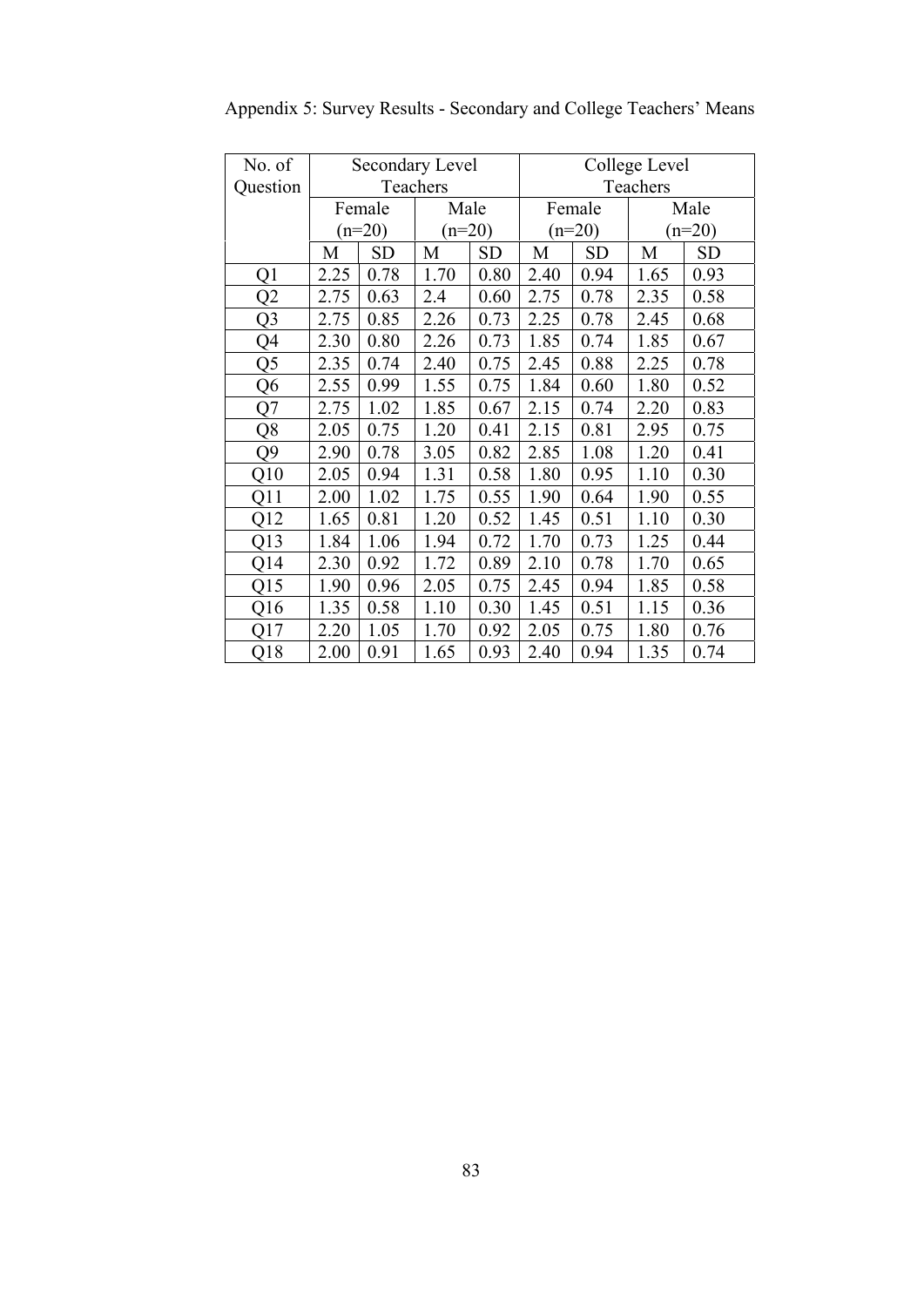Appendix 5: Survey Results - Secondary and College Teachers' Means

| No. of Question | Secondary Level Teachers | | | | College Level Teachers | | | |
|---|---|---|---|---|---|---|---|---|
| | Female (n=20) | | Male (n=20) | | Female (n=20) | | Male (n=20) | |
| | M | SD | M | SD | M | SD | M | SD |
| Q1 | 2.25 | 0.78 | 1.70 | 0.80 | 2.40 | 0.94 | 1.65 | 0.93 |
| Q2 | 2.75 | 0.63 | 2.4 | 0.60 | 2.75 | 0.78 | 2.35 | 0.58 |
| Q3 | 2.75 | 0.85 | 2.26 | 0.73 | 2.25 | 0.78 | 2.45 | 0.68 |
| Q4 | 2.30 | 0.80 | 2.26 | 0.73 | 1.85 | 0.74 | 1.85 | 0.67 |
| Q5 | 2.35 | 0.74 | 2.40 | 0.75 | 2.45 | 0.88 | 2.25 | 0.78 |
| Q6 | 2.55 | 0.99 | 1.55 | 0.75 | 1.84 | 0.60 | 1.80 | 0.52 |
| Q7 | 2.75 | 1.02 | 1.85 | 0.67 | 2.15 | 0.74 | 2.20 | 0.83 |
| Q8 | 2.05 | 0.75 | 1.20 | 0.41 | 2.15 | 0.81 | 2.95 | 0.75 |
| Q9 | 2.90 | 0.78 | 3.05 | 0.82 | 2.85 | 1.08 | 1.20 | 0.41 |
| Q10 | 2.05 | 0.94 | 1.31 | 0.58 | 1.80 | 0.95 | 1.10 | 0.30 |
| Q11 | 2.00 | 1.02 | 1.75 | 0.55 | 1.90 | 0.64 | 1.90 | 0.55 |
| Q12 | 1.65 | 0.81 | 1.20 | 0.52 | 1.45 | 0.51 | 1.10 | 0.30 |
| Q13 | 1.84 | 1.06 | 1.94 | 0.72 | 1.70 | 0.73 | 1.25 | 0.44 |
| Q14 | 2.30 | 0.92 | 1.72 | 0.89 | 2.10 | 0.78 | 1.70 | 0.65 |
| Q15 | 1.90 | 0.96 | 2.05 | 0.75 | 2.45 | 0.94 | 1.85 | 0.58 |
| Q16 | 1.35 | 0.58 | 1.10 | 0.30 | 1.45 | 0.51 | 1.15 | 0.36 |
| Q17 | 2.20 | 1.05 | 1.70 | 0.92 | 2.05 | 0.75 | 1.80 | 0.76 |
| Q18 | 2.00 | 0.91 | 1.65 | 0.93 | 2.40 | 0.94 | 1.35 | 0.74 |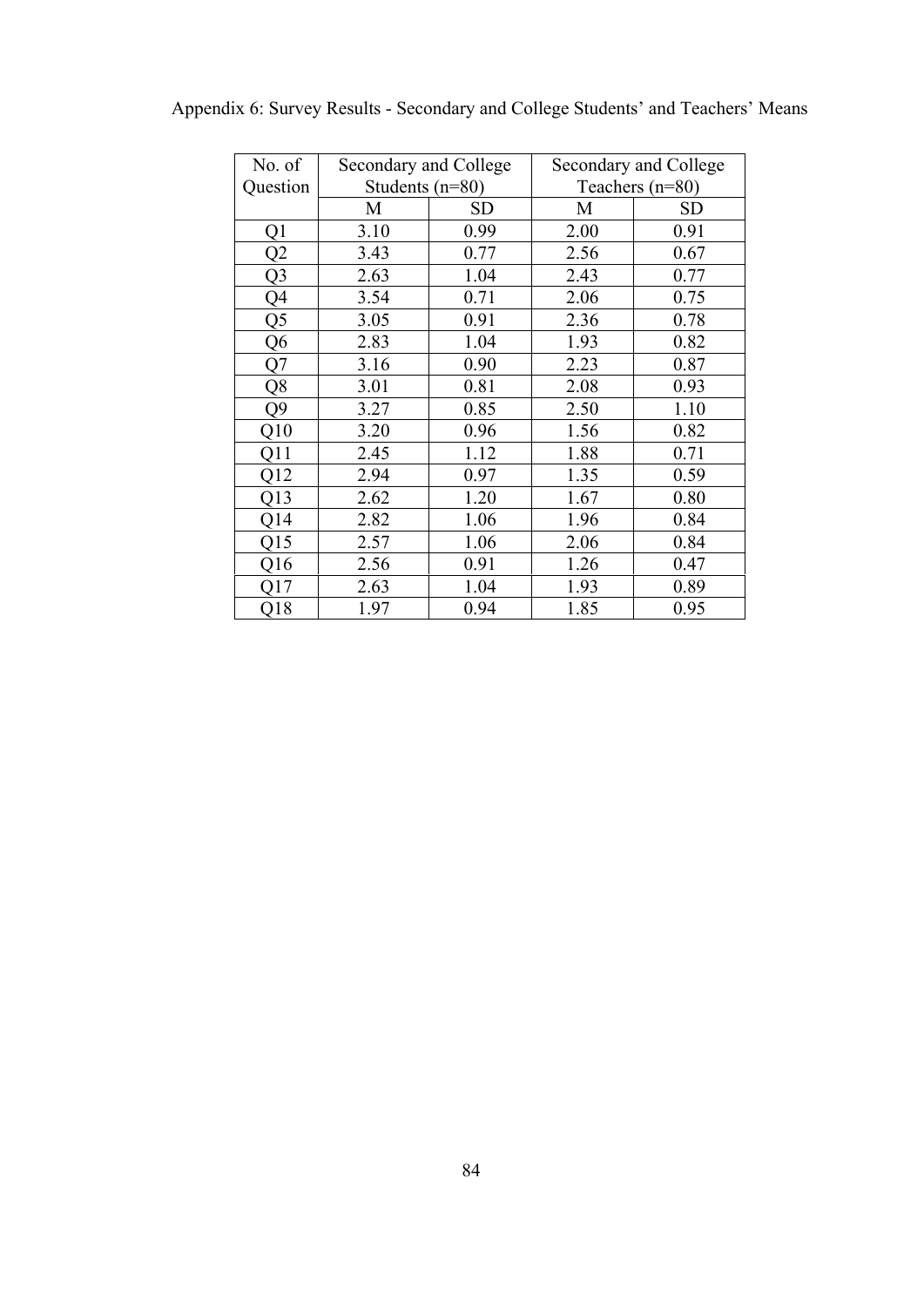Appendix 6: Survey Results - Secondary and College Students' and Teachers' Means

| No. of Question | Secondary and College Students (n=80) | | Secondary and College Teachers (n=80) | |
|---|---|---|---|---|
| | M | SD | M | SD |
| Q1 | 3.10 | 0.99 | 2.00 | 0.91 |
| Q2 | 3.43 | 0.77 | 2.56 | 0.67 |
| Q3 | 2.63 | 1.04 | 2.43 | 0.77 |
| Q4 | 3.54 | 0.71 | 2.06 | 0.75 |
| Q5 | 3.05 | 0.91 | 2.36 | 0.78 |
| Q6 | 2.83 | 1.04 | 1.93 | 0.82 |
| Q7 | 3.16 | 0.90 | 2.23 | 0.87 |
| Q8 | 3.01 | 0.81 | 2.08 | 0.93 |
| Q9 | 3.27 | 0.85 | 2.50 | 1.10 |
| Q10 | 3.20 | 0.96 | 1.56 | 0.82 |
| Q11 | 2.45 | 1.12 | 1.88 | 0.71 |
| Q12 | 2.94 | 0.97 | 1.35 | 0.59 |
| Q13 | 2.62 | 1.20 | 1.67 | 0.80 |
| Q14 | 2.82 | 1.06 | 1.96 | 0.84 |
| Q15 | 2.57 | 1.06 | 2.06 | 0.84 |
| Q16 | 2.56 | 0.91 | 1.26 | 0.47 |
| Q17 | 2.63 | 1.04 | 1.93 | 0.89 |
| Q18 | 1.97 | 0.94 | 1.85 | 0.95 |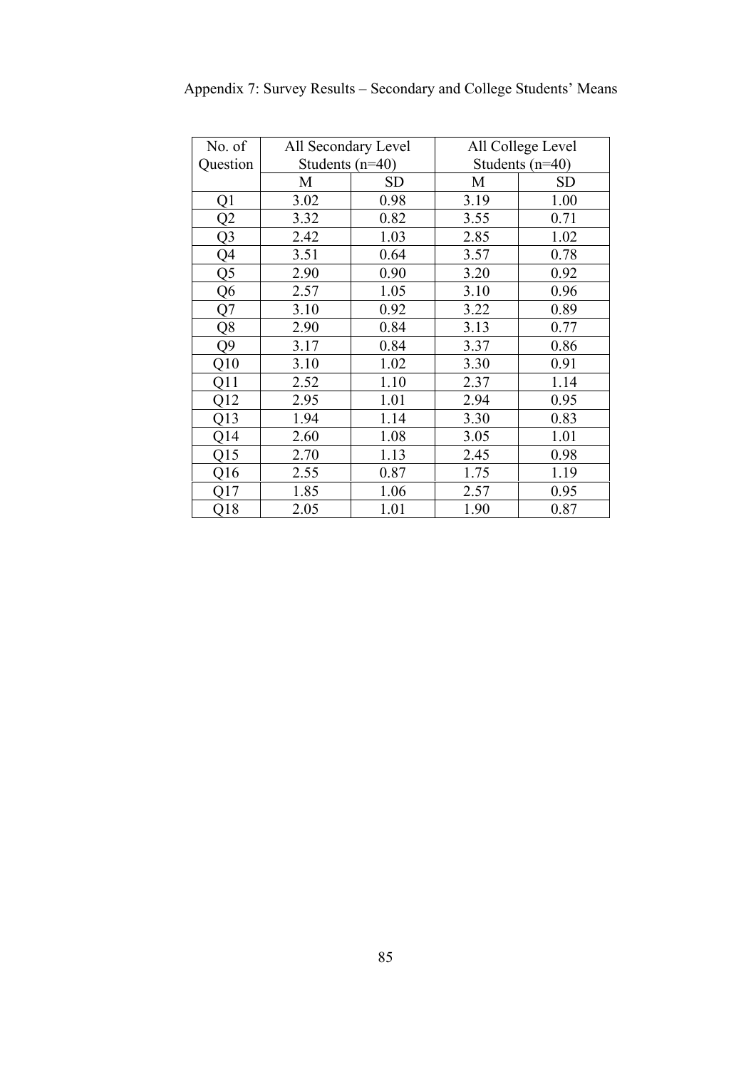Appendix 7: Survey Results – Secondary and College Students' Means

| No. of Question | All Secondary Level Students (n=40) | | All College Level Students (n=40) | |
|---|---|---|---|---|
| | M | SD | M | SD |
| Q1 | 3.02 | 0.98 | 3.19 | 1.00 |
| Q2 | 3.32 | 0.82 | 3.55 | 0.71 |
| Q3 | 2.42 | 1.03 | 2.85 | 1.02 |
| Q4 | 3.51 | 0.64 | 3.57 | 0.78 |
| Q5 | 2.90 | 0.90 | 3.20 | 0.92 |
| Q6 | 2.57 | 1.05 | 3.10 | 0.96 |
| Q7 | 3.10 | 0.92 | 3.22 | 0.89 |
| Q8 | 2.90 | 0.84 | 3.13 | 0.77 |
| Q9 | 3.17 | 0.84 | 3.37 | 0.86 |
| Q10 | 3.10 | 1.02 | 3.30 | 0.91 |
| Q11 | 2.52 | 1.10 | 2.37 | 1.14 |
| Q12 | 2.95 | 1.01 | 2.94 | 0.95 |
| Q13 | 1.94 | 1.14 | 3.30 | 0.83 |
| Q14 | 2.60 | 1.08 | 3.05 | 1.01 |
| Q15 | 2.70 | 1.13 | 2.45 | 0.98 |
| Q16 | 2.55 | 0.87 | 1.75 | 1.19 |
| Q17 | 1.85 | 1.06 | 2.57 | 0.95 |
| Q18 | 2.05 | 1.01 | 1.90 | 0.87 |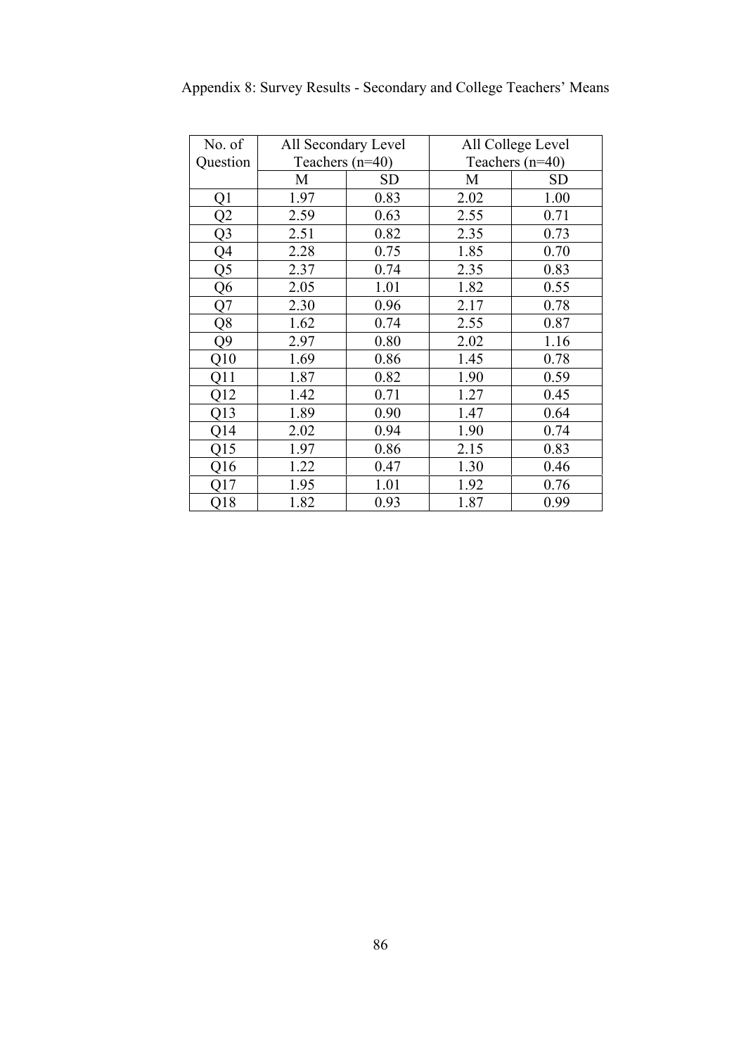Appendix 8: Survey Results - Secondary and College Teachers' Means

| No. of Question | All Secondary Level Teachers (n=40) | | All College Level Teachers (n=40) | |
|---|---|---|---|---|
| | M | SD | M | SD |
| Q1 | 1.97 | 0.83 | 2.02 | 1.00 |
| Q2 | 2.59 | 0.63 | 2.55 | 0.71 |
| Q3 | 2.51 | 0.82 | 2.35 | 0.73 |
| Q4 | 2.28 | 0.75 | 1.85 | 0.70 |
| Q5 | 2.37 | 0.74 | 2.35 | 0.83 |
| Q6 | 2.05 | 1.01 | 1.82 | 0.55 |
| Q7 | 2.30 | 0.96 | 2.17 | 0.78 |
| Q8 | 1.62 | 0.74 | 2.55 | 0.87 |
| Q9 | 2.97 | 0.80 | 2.02 | 1.16 |
| Q10 | 1.69 | 0.86 | 1.45 | 0.78 |
| Q11 | 1.87 | 0.82 | 1.90 | 0.59 |
| Q12 | 1.42 | 0.71 | 1.27 | 0.45 |
| Q13 | 1.89 | 0.90 | 1.47 | 0.64 |
| Q14 | 2.02 | 0.94 | 1.90 | 0.74 |
| Q15 | 1.97 | 0.86 | 2.15 | 0.83 |
| Q16 | 1.22 | 0.47 | 1.30 | 0.46 |
| Q17 | 1.95 | 1.01 | 1.92 | 0.76 |
| Q18 | 1.82 | 0.93 | 1.87 | 0.99 |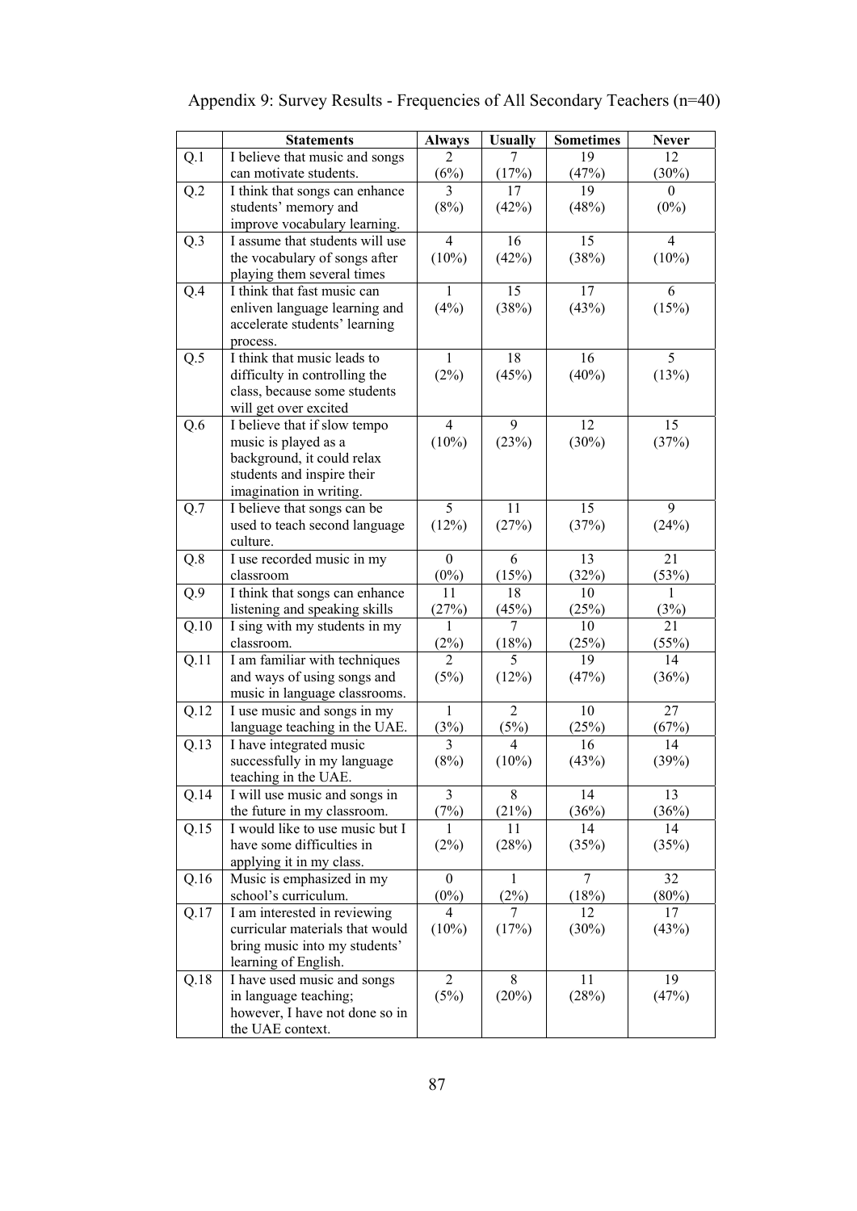Appendix 9: Survey Results - Frequencies of All Secondary Teachers (n=40)

| | Statements | Always | Usually | Sometimes | Never |
|---|---|---|---|---|---|
| Q.1 | I believe that music and songs can motivate students. | 2 (6%) | 7 (17%) | 19 (47%) | 12 (30%) |
| Q.2 | I think that songs can enhance students' memory and improve vocabulary learning. | 3 (8%) | 17 (42%) | 19 (48%) | 0 (0%) |
| Q.3 | I assume that students will use the vocabulary of songs after playing them several times | 4 (10%) | 16 (42%) | 15 (38%) | 4 (10%) |
| Q.4 | I think that fast music can enliven language learning and accelerate students' learning process. | 1 (4%) | 15 (38%) | 17 (43%) | 6 (15%) |
| Q.5 | I think that music leads to difficulty in controlling the class, because some students will get over excited | 1 (2%) | 18 (45%) | 16 (40%) | 5 (13%) |
| Q.6 | I believe that if slow tempo music is played as a background, it could relax students and inspire their imagination in writing. | 4 (10%) | 9 (23%) | 12 (30%) | 15 (37%) |
| Q.7 | I believe that songs can be used to teach second language culture. | 5 (12%) | 11 (27%) | 15 (37%) | 9 (24%) |
| Q.8 | I use recorded music in my classroom | 0 (0%) | 6 (15%) | 13 (32%) | 21 (53%) |
| Q.9 | I think that songs can enhance listening and speaking skills | 11 (27%) | 18 (45%) | 10 (25%) | 1 (3%) |
| Q.10 | I sing with my students in my classroom. | 1 (2%) | 7 (18%) | 10 (25%) | 21 (55%) |
| Q.11 | I am familiar with techniques and ways of using songs and music in language classrooms. | 2 (5%) | 5 (12%) | 19 (47%) | 14 (36%) |
| Q.12 | I use music and songs in my language teaching in the UAE. | 1 (3%) | 2 (5%) | 10 (25%) | 27 (67%) |
| Q.13 | I have integrated music successfully in my language teaching in the UAE. | 3 (8%) | 4 (10%) | 16 (43%) | 14 (39%) |
| Q.14 | I will use music and songs in the future in my classroom. | 3 (7%) | 8 (21%) | 14 (36%) | 13 (36%) |
| Q.15 | I would like to use music but I have some difficulties in applying it in my class. | 1 (2%) | 11 (28%) | 14 (35%) | 14 (35%) |
| Q.16 | Music is emphasized in my school's curriculum. | 0 (0%) | 1 (2%) | 7 (18%) | 32 (80%) |
| Q.17 | I am interested in reviewing curricular materials that would bring music into my students' learning of English. | 4 (10%) | 7 (17%) | 12 (30%) | 17 (43%) |
| Q.18 | I have used music and songs in language teaching; however, I have not done so in the UAE context. | 2 (5%) | 8 (20%) | 11 (28%) | 19 (47%) |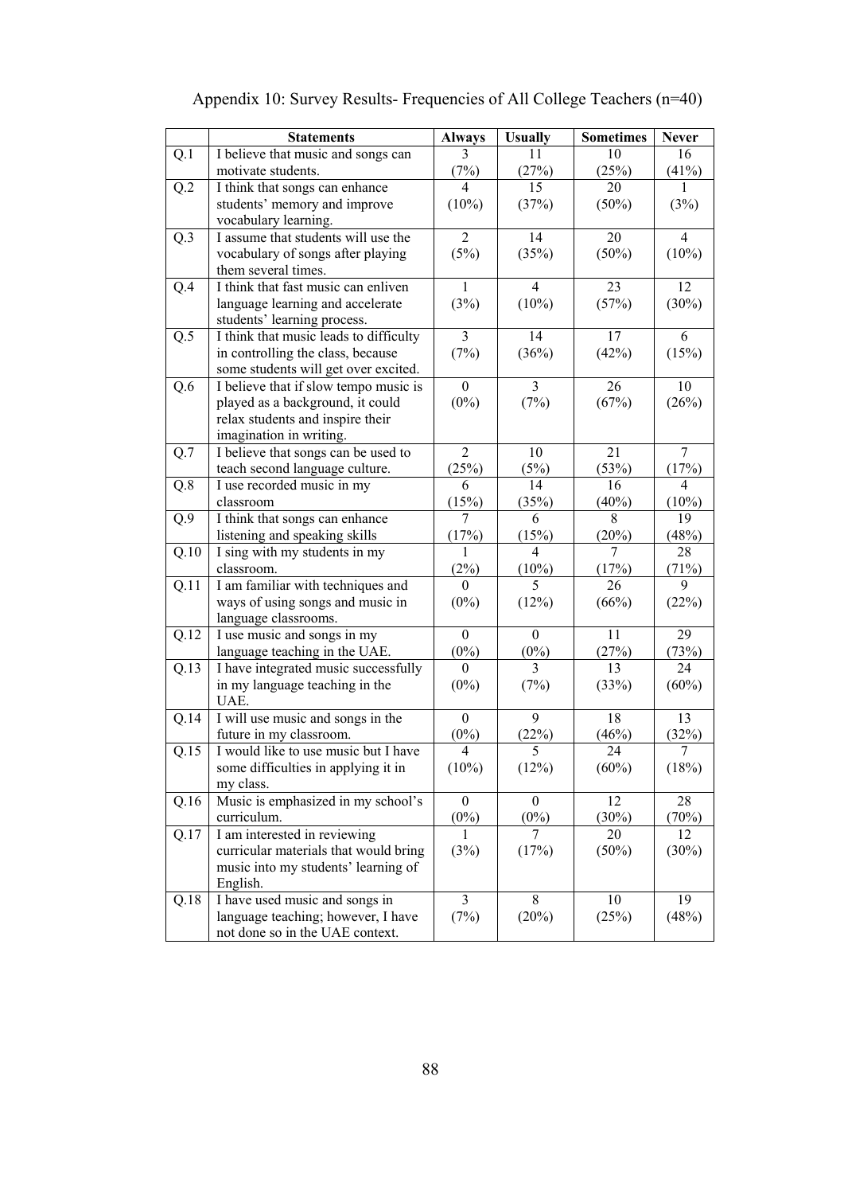Appendix 10: Survey Results- Frequencies of All College Teachers (n=40)

| | Statements | Always | Usually | Sometimes | Never |
|---|---|---|---|---|---|
| Q.1 | I believe that music and songs can motivate students. | 3 (7%) | 11 (27%) | 10 (25%) | 16 (41%) |
| Q.2 | I think that songs can enhance students' memory and improve vocabulary learning. | 4 (10%) | 15 (37%) | 20 (50%) | 1 (3%) |
| Q.3 | I assume that students will use the vocabulary of songs after playing them several times. | 2 (5%) | 14 (35%) | 20 (50%) | 4 (10%) |
| Q.4 | I think that fast music can enliven language learning and accelerate students' learning process. | 1 (3%) | 4 (10%) | 23 (57%) | 12 (30%) |
| Q.5 | I think that music leads to difficulty in controlling the class, because some students will get over excited. | 3 (7%) | 14 (36%) | 17 (42%) | 6 (15%) |
| Q.6 | I believe that if slow tempo music is played as a background, it could relax students and inspire their imagination in writing. | 0 (0%) | 3 (7%) | 26 (67%) | 10 (26%) |
| Q.7 | I believe that songs can be used to teach second language culture. | 2 (25%) | 10 (5%) | 21 (53%) | 7 (17%) |
| Q.8 | I use recorded music in my classroom | 6 (15%) | 14 (35%) | 16 (40%) | 4 (10%) |
| Q.9 | I think that songs can enhance listening and speaking skills | 7 (17%) | 6 (15%) | 8 (20%) | 19 (48%) |
| Q.10 | I sing with my students in my classroom. | 1 (2%) | 4 (10%) | 7 (17%) | 28 (71%) |
| Q.11 | I am familiar with techniques and ways of using songs and music in language classrooms. | 0 (0%) | 5 (12%) | 26 (66%) | 9 (22%) |
| Q.12 | I use music and songs in my language teaching in the UAE. | 0 (0%) | 0 (0%) | 11 (27%) | 29 (73%) |
| Q.13 | I have integrated music successfully in my language teaching in the UAE. | 0 (0%) | 3 (7%) | 13 (33%) | 24 (60%) |
| Q.14 | I will use music and songs in the future in my classroom. | 0 (0%) | 9 (22%) | 18 (46%) | 13 (32%) |
| Q.15 | I would like to use music but I have some difficulties in applying it in my class. | 4 (10%) | 5 (12%) | 24 (60%) | 7 (18%) |
| Q.16 | Music is emphasized in my school's curriculum. | 0 (0%) | 0 (0%) | 12 (30%) | 28 (70%) |
| Q.17 | I am interested in reviewing curricular materials that would bring music into my students' learning of English. | 1 (3%) | 7 (17%) | 20 (50%) | 12 (30%) |
| Q.18 | I have used music and songs in language teaching; however, I have not done so in the UAE context. | 3 (7%) | 8 (20%) | 10 (25%) | 19 (48%) |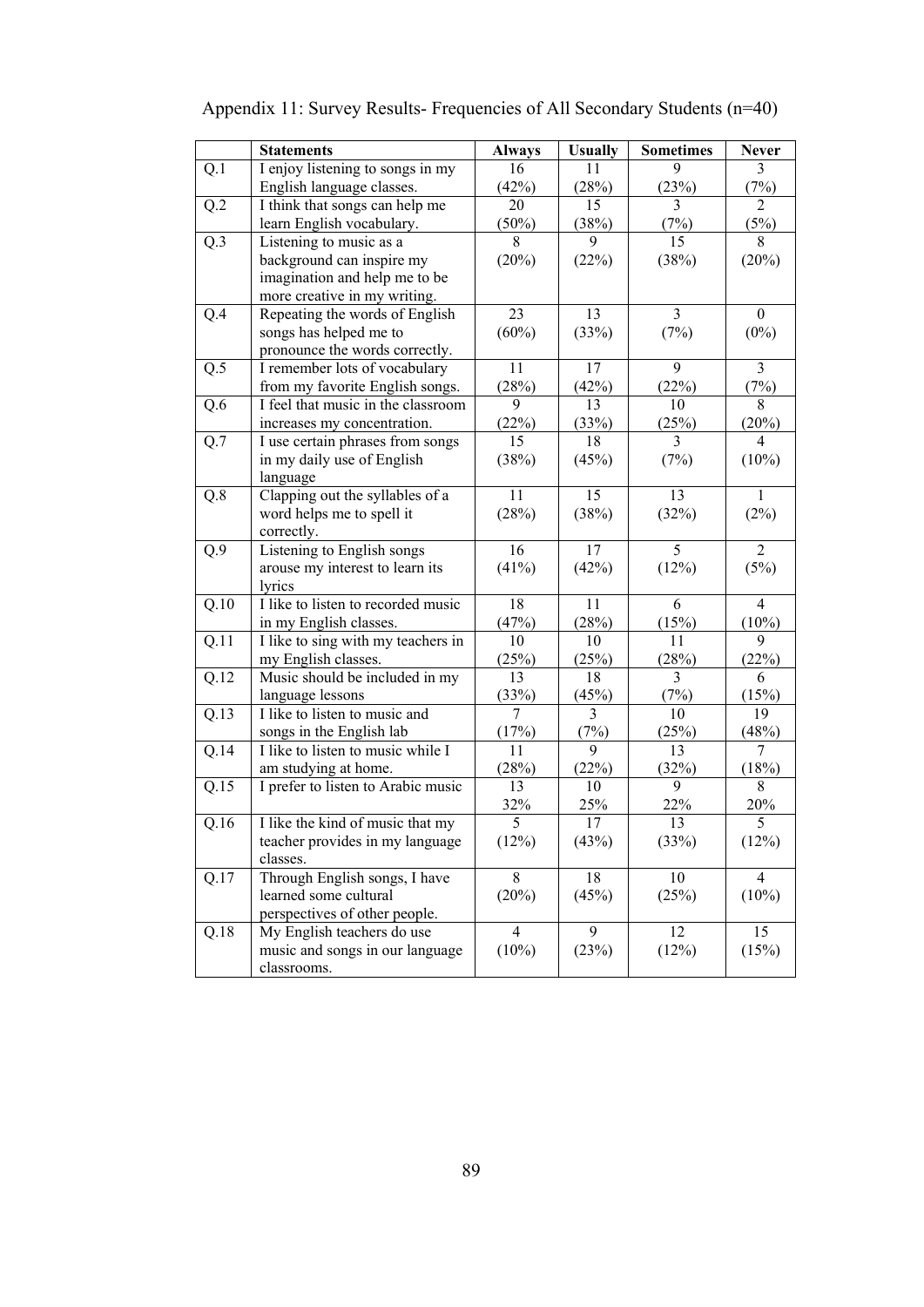Appendix 11: Survey Results- Frequencies of All Secondary Students (n=40)

| | Statements | Always | Usually | Sometimes | Never |
|---|---|---|---|---|---|
| Q.1 | I enjoy listening to songs in my English language classes. | 16 (42%) | 11 (28%) | 9 (23%) | 3 (7%) |
| Q.2 | I think that songs can help me learn English vocabulary. | 20 (50%) | 15 (38%) | 3 (7%) | 2 (5%) |
| Q.3 | Listening to music as a background can inspire my imagination and help me to be more creative in my writing. | 8 (20%) | 9 (22%) | 15 (38%) | 8 (20%) |
| Q.4 | Repeating the words of English songs has helped me to pronounce the words correctly. | 23 (60%) | 13 (33%) | 3 (7%) | 0 (0%) |
| Q.5 | I remember lots of vocabulary from my favorite English songs. | 11 (28%) | 17 (42%) | 9 (22%) | 3 (7%) |
| Q.6 | I feel that music in the classroom increases my concentration. | 9 (22%) | 13 (33%) | 10 (25%) | 8 (20%) |
| Q.7 | I use certain phrases from songs in my daily use of English language | 15 (38%) | 18 (45%) | 3 (7%) | 4 (10%) |
| Q.8 | Clapping out the syllables of a word helps me to spell it correctly. | 11 (28%) | 15 (38%) | 13 (32%) | 1 (2%) |
| Q.9 | Listening to English songs arouse my interest to learn its lyrics | 16 (41%) | 17 (42%) | 5 (12%) | 2 (5%) |
| Q.10 | I like to listen to recorded music in my English classes. | 18 (47%) | 11 (28%) | 6 (15%) | 4 (10%) |
| Q.11 | I like to sing with my teachers in my English classes. | 10 (25%) | 10 (25%) | 11 (28%) | 9 (22%) |
| Q.12 | Music should be included in my language lessons | 13 (33%) | 18 (45%) | 3 (7%) | 6 (15%) |
| Q.13 | I like to listen to music and songs in the English lab | 7 (17%) | 3 (7%) | 10 (25%) | 19 (48%) |
| Q.14 | I like to listen to music while I am studying at home. | 11 (28%) | 9 (22%) | 13 (32%) | 7 (18%) |
| Q.15 | I prefer to listen to Arabic music | 13 32% | 10 25% | 9 22% | 8 20% |
| Q.16 | I like the kind of music that my teacher provides in my language classes. | 5 (12%) | 17 (43%) | 13 (33%) | 5 (12%) |
| Q.17 | Through English songs, I have learned some cultural perspectives of other people. | 8 (20%) | 18 (45%) | 10 (25%) | 4 (10%) |
| Q.18 | My English teachers do use music and songs in our language classrooms. | 4 (10%) | 9 (23%) | 12 (12%) | 15 (15%) |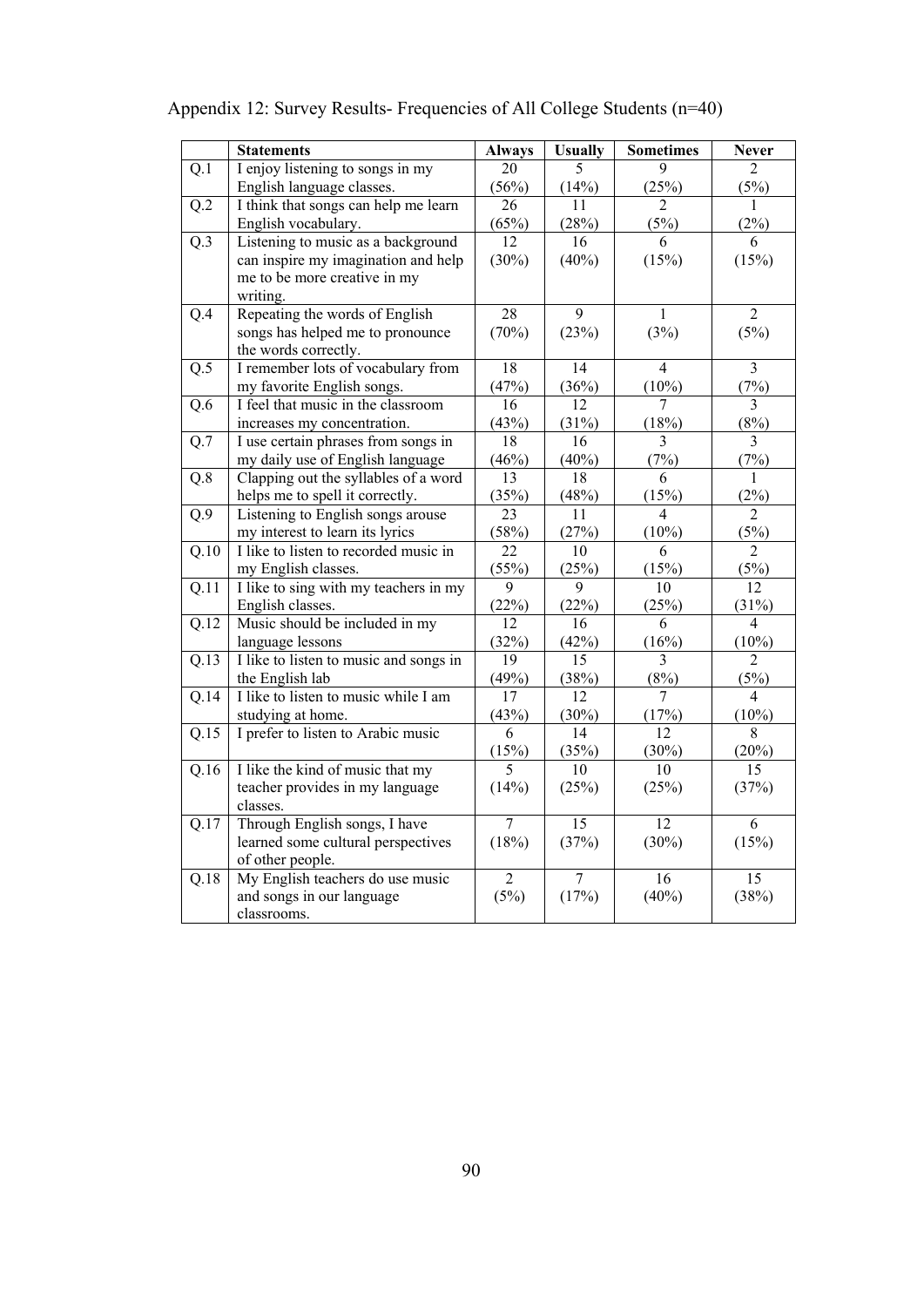Appendix 12: Survey Results- Frequencies of All College Students (n=40)

| | Statements | Always | Usually | Sometimes | Never |
|---|---|---|---|---|---|
| Q.1 | I enjoy listening to songs in my English language classes. | 20 (56%) | 5 (14%) | 9 (25%) | 2 (5%) |
| Q.2 | I think that songs can help me learn English vocabulary. | 26 (65%) | 11 (28%) | 2 (5%) | 1 (2%) |
| Q.3 | Listening to music as a background can inspire my imagination and help me to be more creative in my writing. | 12 (30%) | 16 (40%) | 6 (15%) | 6 (15%) |
| Q.4 | Repeating the words of English songs has helped me to pronounce the words correctly. | 28 (70%) | 9 (23%) | 1 (3%) | 2 (5%) |
| Q.5 | I remember lots of vocabulary from my favorite English songs. | 18 (47%) | 14 (36%) | 4 (10%) | 3 (7%) |
| Q.6 | I feel that music in the classroom increases my concentration. | 16 (43%) | 12 (31%) | 7 (18%) | 3 (8%) |
| Q.7 | I use certain phrases from songs in my daily use of English language | 18 (46%) | 16 (40%) | 3 (7%) | 3 (7%) |
| Q.8 | Clapping out the syllables of a word helps me to spell it correctly. | 13 (35%) | 18 (48%) | 6 (15%) | 1 (2%) |
| Q.9 | Listening to English songs arouse my interest to learn its lyrics | 23 (58%) | 11 (27%) | 4 (10%) | 2 (5%) |
| Q.10 | I like to listen to recorded music in my English classes. | 22 (55%) | 10 (25%) | 6 (15%) | 2 (5%) |
| Q.11 | I like to sing with my teachers in my English classes. | 9 (22%) | 9 (22%) | 10 (25%) | 12 (31%) |
| Q.12 | Music should be included in my language lessons | 12 (32%) | 16 (42%) | 6 (16%) | 4 (10%) |
| Q.13 | I like to listen to music and songs in the English lab | 19 (49%) | 15 (38%) | 3 (8%) | 2 (5%) |
| Q.14 | I like to listen to music while I am studying at home. | 17 (43%) | 12 (30%) | 7 (17%) | 4 (10%) |
| Q.15 | I prefer to listen to Arabic music | 6 (15%) | 14 (35%) | 12 (30%) | 8 (20%) |
| Q.16 | I like the kind of music that my teacher provides in my language classes. | 5 (14%) | 10 (25%) | 10 (25%) | 15 (37%) |
| Q.17 | Through English songs, I have learned some cultural perspectives of other people. | 7 (18%) | 15 (37%) | 12 (30%) | 6 (15%) |
| Q.18 | My English teachers do use music and songs in our language classrooms. | 2 (5%) | 7 (17%) | 16 (40%) | 15 (38%) |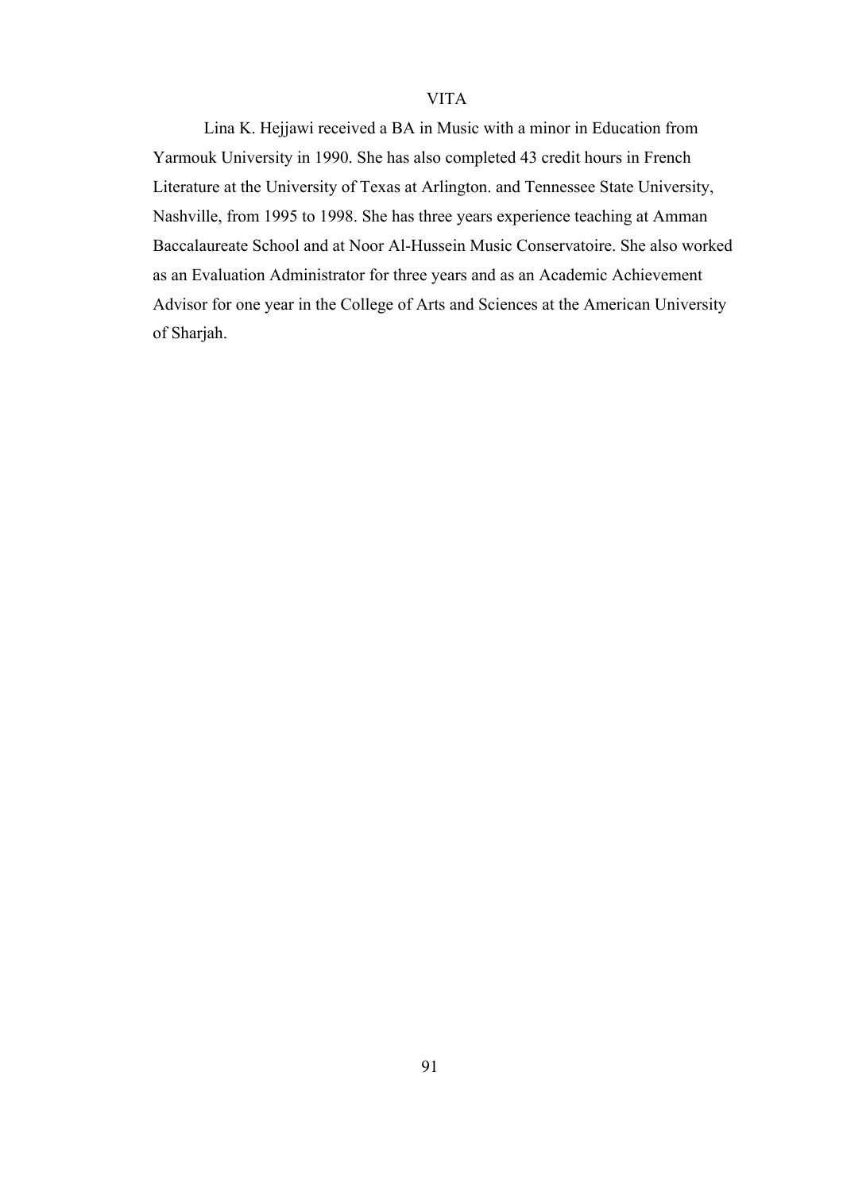# VITA

Lina K. Hejjawi received a BA in Music with a minor in Education from Yarmouk University in 1990. She has also completed 43 credit hours in French Literature at the University of Texas at Arlington. and Tennessee State University, Nashville, from 1995 to 1998. She has three years experience teaching at Amman Baccalaureate School and at Noor Al-Hussein Music Conservatoire. She also worked as an Evaluation Administrator for three years and as an Academic Achievement Advisor for one year in the College of Arts and Sciences at the American University of Sharjah.